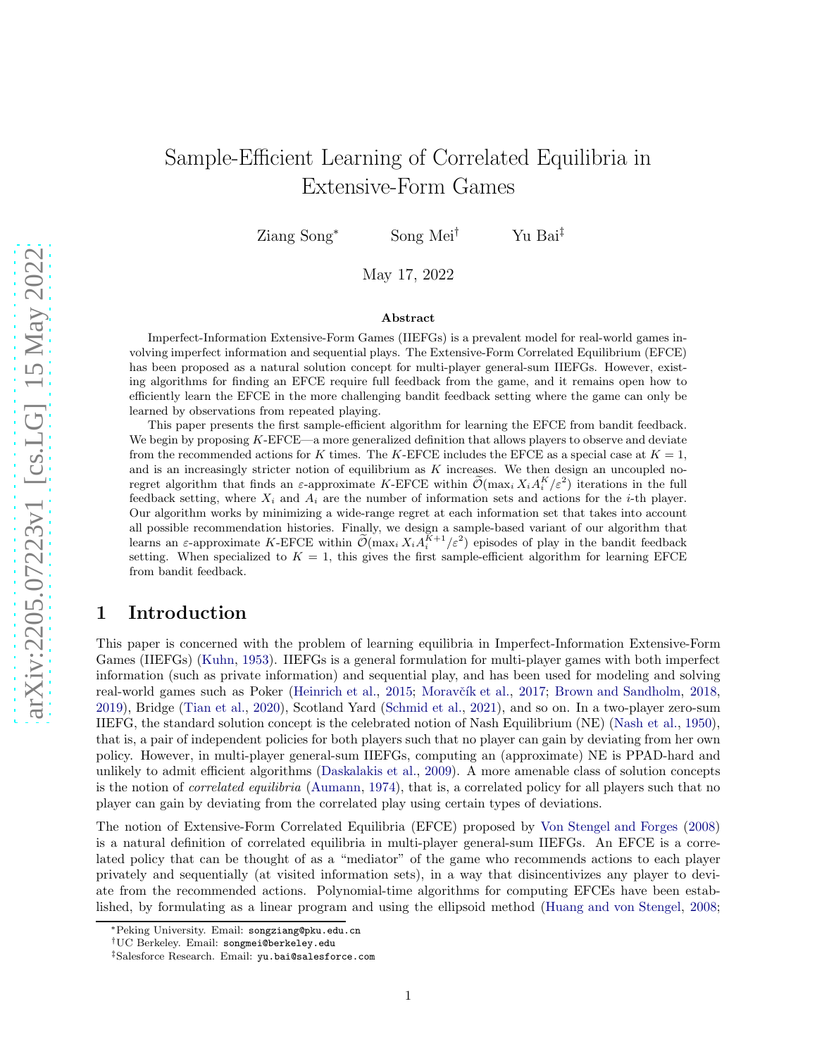# Sample-Efficient Learning of Correlated Equilibria in Extensive-Form Games

Ziang Song[*] Song Mei[†] Yu Bai[‡]

May 17, 2022

### Abstract

Imperfect-Information Extensive-Form Games (IIEFGs) is a prevalent model for real-world games involving imperfect information and sequential plays. The Extensive-Form Correlated Equilibrium (EFCE) has been proposed as a natural solution concept for multi-player general-sum IIEFGs. However, existing algorithms for finding an EFCE require full feedback from the game, and it remains open how to efficiently learn the EFCE in the more challenging bandit feedback setting where the game can only be learned by observations from repeated playing.

This paper presents the first sample-efficient algorithm for learning the EFCE from bandit feedback. We begin by proposing $K$-EFCE—a more generalized definition that allows players to observe and deviate from the recommended actions for $K$ times. The $K$-EFCE includes the EFCE as a special case at $K = 1$, and is an increasingly stricter notion of equilibrium as $K$ increases. We then design an uncoupled no-regret algorithm that finds an $\varepsilon$-approximate $K$-EFCE within $\widetilde{\mathcal{O}}(\max_i X_i A_i^K/\varepsilon^2)$ iterations in the full feedback setting, where $X_i$ and $A_i$ are the number of information sets and actions for the $i$-th player. Our algorithm works by minimizing a wide-range regret at each information set that takes into account all possible recommendation histories. Finally, we design a sample-based variant of our algorithm that learns an $\varepsilon$-approximate $K$-EFCE within $\widetilde{\mathcal{O}}(\max_i X_i A_i^{K+1}/\varepsilon^2)$ episodes of play in the bandit feedback setting. When specialized to $K = 1$, this gives the first sample-efficient algorithm for learning EFCE from bandit feedback.

## 1 Introduction

This paper is concerned with the problem of learning equilibria in Imperfect-Information Extensive-Form Games (IIEFGs) (Kuhn, 1953). IIEFGs is a general formulation for multi-player games with both imperfect information (such as private information) and sequential play, and has been used for modeling and solving real-world games such as Poker (Heinrich et al., 2015; Moravčík et al., 2017; Brown and Sandholm, 2018, 2019), Bridge (Tian et al., 2020), Scotland Yard (Schmid et al., 2021), and so on. In a two-player zero-sum IIEFG, the standard solution concept is the celebrated notion of Nash Equilibrium (NE) (Nash et al., 1950), that is, a pair of independent policies for both players such that no player can gain by deviating from her own policy. However, in multi-player general-sum IIEFGs, computing an (approximate) NE is PPAD-hard and unlikely to admit efficient algorithms (Daskalakis et al., 2009). A more amenable class of solution concepts is the notion of *correlated equilibria* (Aumann, 1974), that is, a correlated policy for all players such that no player can gain by deviating from the correlated play using certain types of deviations.

The notion of Extensive-Form Correlated Equilibria (EFCE) proposed by Von Stengel and Forges (2008) is a natural definition of correlated equilibria in multi-player general-sum IIEFGs. An EFCE is a correlated policy that can be thought of as a "mediator" of the game who recommends actions to each player privately and sequentially (at visited information sets), in a way that disincentivizes any player to deviate from the recommended actions. Polynomial-time algorithms for computing EFCEs have been established, by formulating as a linear program and using the ellipsoid method (Huang and von Stengel, 2008;

[*]Peking University. Email: songziang@pku.edu.cn

[†]UC Berkeley. Email: songmei@berkeley.edu

[‡]Salesforce Research. Email: yu.bai@salesforce.com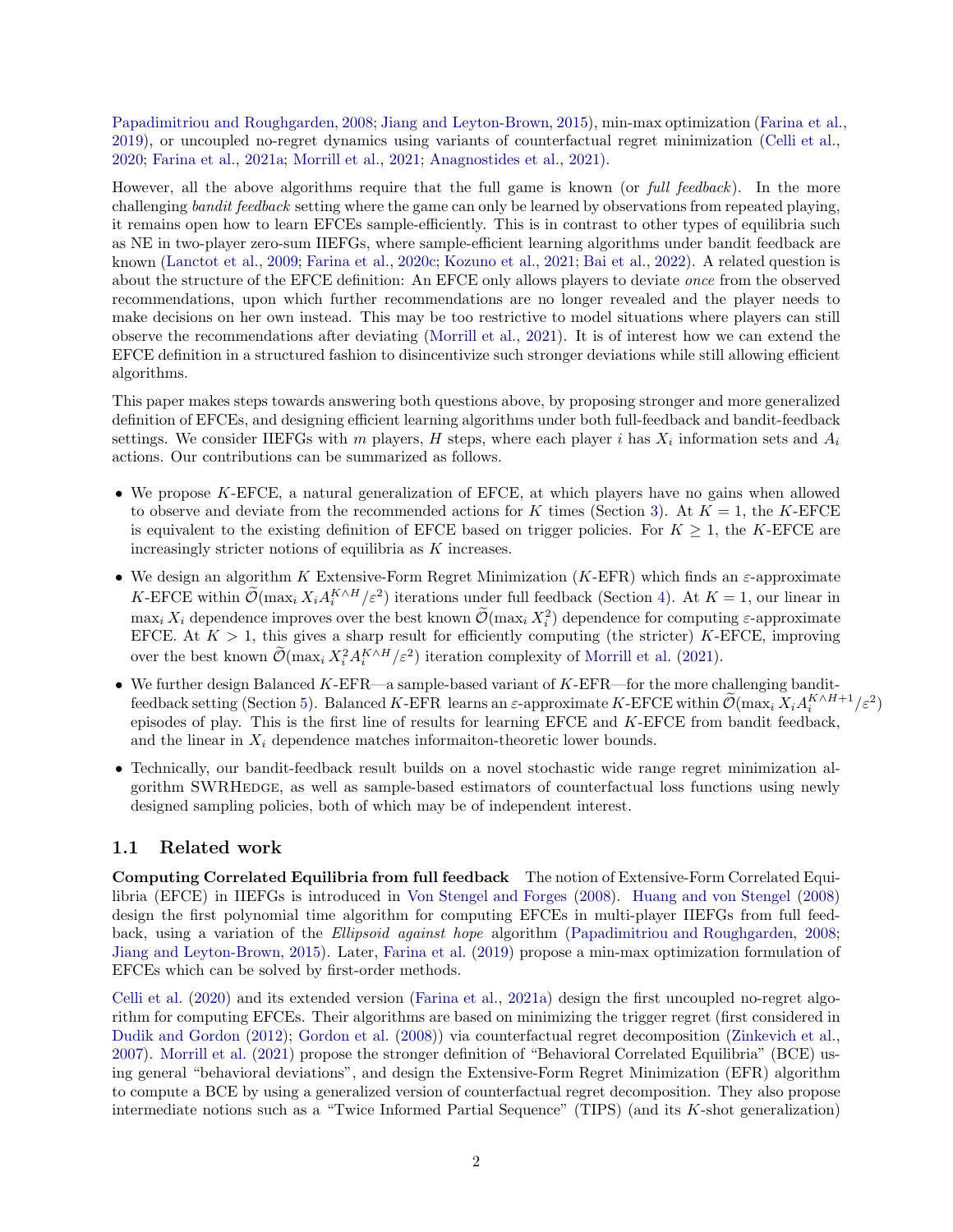Papadimitriou and Roughgarden, 2008; Jiang and Leyton-Brown, 2015), min-max optimization (Farina et al., 2019), or uncoupled no-regret dynamics using variants of counterfactual regret minimization (Celli et al., 2020; Farina et al., 2021a; Morrill et al., 2021; Anagnostides et al., 2021).

However, all the above algorithms require that the full game is known (or *full feedback*). In the more challenging *bandit feedback* setting where the game can only be learned by observations from repeated playing, it remains open how to learn EFCEs sample-efficiently. This is in contrast to other types of equilibria such as NE in two-player zero-sum IIEFGs, where sample-efficient learning algorithms under bandit feedback are known (Lanctot et al., 2009; Farina et al., 2020c; Kozuno et al., 2021; Bai et al., 2022). A related question is about the structure of the EFCE definition: An EFCE only allows players to deviate *once* from the observed recommendations, upon which further recommendations are no longer revealed and the player needs to make decisions on her own instead. This may be too restrictive to model situations where players can still observe the recommendations after deviating (Morrill et al., 2021). It is of interest how we can extend the EFCE definition in a structured fashion to disincentivize such stronger deviations while still allowing efficient algorithms.

This paper makes steps towards answering both questions above, by proposing stronger and more generalized definition of EFCEs, and designing efficient learning algorithms under both full-feedback and bandit-feedback settings. We consider IIEFGs with $m$ players, $H$ steps, where each player $i$ has $X_i$ information sets and $A_i$ actions. Our contributions can be summarized as follows.

- We propose $K$-EFCE, a natural generalization of EFCE, at which players have no gains when allowed to observe and deviate from the recommended actions for $K$ times (Section 3). At $K = 1$, the $K$-EFCE is equivalent to the existing definition of EFCE based on trigger policies. For $K \geq 1$, the $K$-EFCE are increasingly stricter notions of equilibria as $K$ increases.
- We design an algorithm $K$ Extensive-Form Regret Minimization ($K$-EFR) which finds an $\varepsilon$-approximate $K$-EFCE within $\widetilde{\mathcal{O}}(\max_i X_i A_i^{K\wedge H}/\varepsilon^2)$ iterations under full feedback (Section 4). At $K = 1$, our linear in $\max_i X_i$ dependence improves over the best known $\widetilde{\mathcal{O}}(\max_i X_i^2)$ dependence for computing $\varepsilon$-approximate EFCE. At $K > 1$, this gives a sharp result for efficiently computing (the stricter) $K$-EFCE, improving over the best known $\widetilde{\mathcal{O}}(\max_i X_i^2 A_i^{K\wedge H}/\varepsilon^2)$ iteration complexity of Morrill et al. (2021).
- We further design Balanced $K$-EFR—a sample-based variant of $K$-EFR—for the more challenging bandit-feedback setting (Section 5). Balanced $K$-EFR learns an $\varepsilon$-approximate $K$-EFCE within $\widetilde{\mathcal{O}}(\max_i X_i A_i^{K\wedge H+1}/\varepsilon^2)$ episodes of play. This is the first line of results for learning EFCE and $K$-EFCE from bandit feedback, and the linear in $X_i$ dependence matches informaiton-theoretic lower bounds.
- Technically, our bandit-feedback result builds on a novel stochastic wide range regret minimization algorithm SWRHedge, as well as sample-based estimators of counterfactual loss functions using newly designed sampling policies, both of which may be of independent interest.

## 1.1 Related work

**Computing Correlated Equilibria from full feedback** The notion of Extensive-Form Correlated Equilibria (EFCE) in IIEFGs is introduced in Von Stengel and Forges (2008). Huang and von Stengel (2008) design the first polynomial time algorithm for computing EFCEs in multi-player IIEFGs from full feedback, using a variation of the *Ellipsoid against hope* algorithm (Papadimitriou and Roughgarden, 2008; Jiang and Leyton-Brown, 2015). Later, Farina et al. (2019) propose a min-max optimization formulation of EFCEs which can be solved by first-order methods.

Celli et al. (2020) and its extended version (Farina et al., 2021a) design the first uncoupled no-regret algorithm for computing EFCEs. Their algorithms are based on minimizing the trigger regret (first considered in Dudik and Gordon (2012); Gordon et al. (2008)) via counterfactual regret decomposition (Zinkevich et al., 2007). Morrill et al. (2021) propose the stronger definition of "Behavioral Correlated Equilibria" (BCE) using general "behavioral deviations", and design the Extensive-Form Regret Minimization (EFR) algorithm to compute a BCE by using a generalized version of counterfactual regret decomposition. They also propose intermediate notions such as a "Twice Informed Partial Sequence" (TIPS) (and its $K$-shot generalization)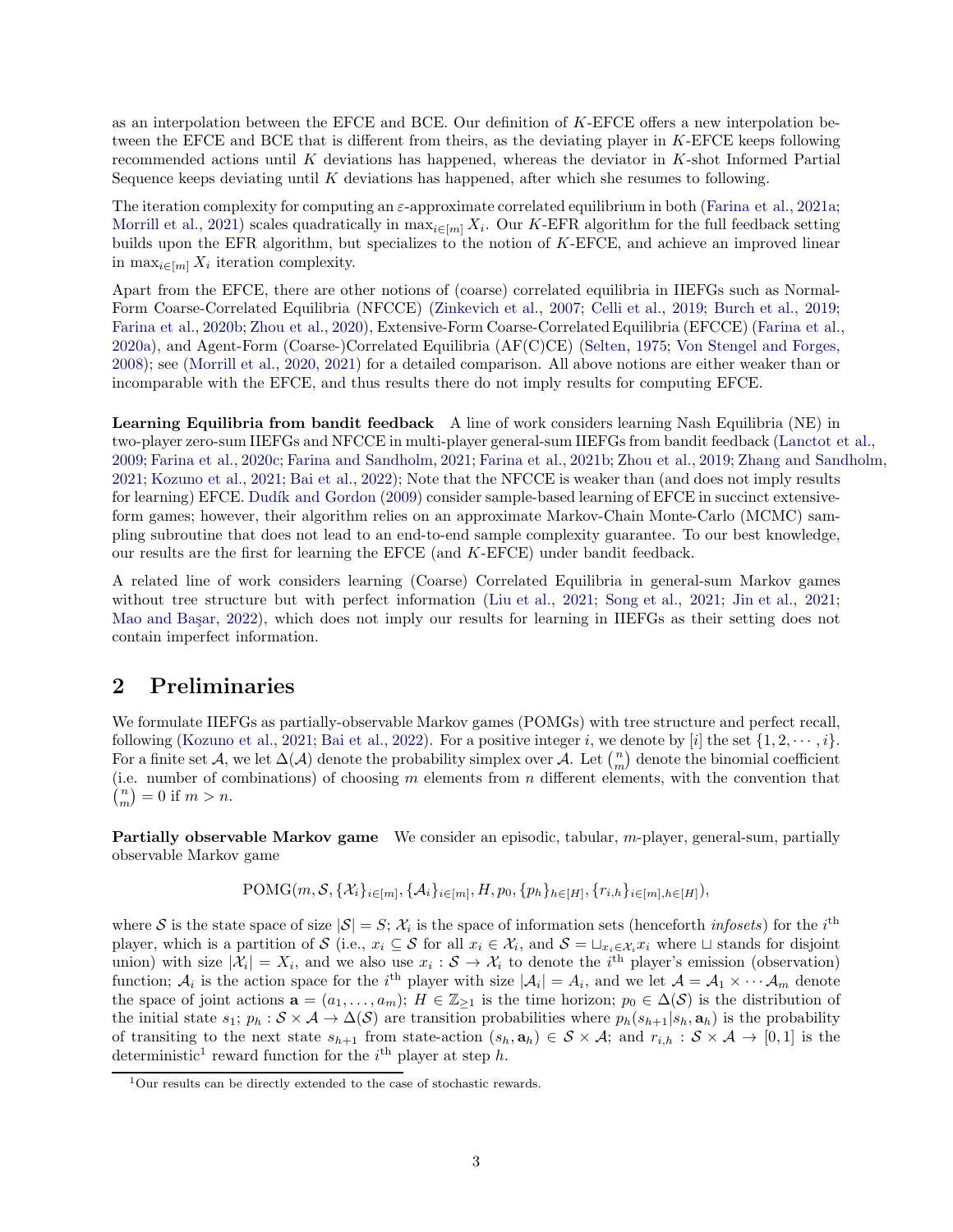as an interpolation between the EFCE and BCE. Our definition of $K$-EFCE offers a new interpolation between the EFCE and BCE that is different from theirs, as the deviating player in $K$-EFCE keeps following recommended actions until $K$ deviations has happened, whereas the deviator in $K$-shot Informed Partial Sequence keeps deviating until $K$ deviations has happened, after which she resumes to following.

The iteration complexity for computing an $\varepsilon$-approximate correlated equilibrium in both (Farina et al., 2021a; Morrill et al., 2021) scales quadratically in $\max_{i\in[m]} X_i$. Our $K$-EFR algorithm for the full feedback setting builds upon the EFR algorithm, but specializes to the notion of $K$-EFCE, and achieve an improved linear in $\max_{i\in[m]} X_i$ iteration complexity.

Apart from the EFCE, there are other notions of (coarse) correlated equilibria in IIEFGs such as Normal-Form Coarse-Correlated Equilibria (NFCCE) (Zinkevich et al., 2007; Celli et al., 2019; Burch et al., 2019; Farina et al., 2020b; Zhou et al., 2020), Extensive-Form Coarse-Correlated Equilibria (EFCCE) (Farina et al., 2020a), and Agent-Form (Coarse-)Correlated Equilibria (AF(C)CE) (Selten, 1975; Von Stengel and Forges, 2008); see (Morrill et al., 2020, 2021) for a detailed comparison. All above notions are either weaker than or incomparable with the EFCE, and thus results there do not imply results for computing EFCE.

**Learning Equilibria from bandit feedback** A line of work considers learning Nash Equilibria (NE) in two-player zero-sum IIEFGs and NFCCE in multi-player general-sum IIEFGs from bandit feedback (Lanctot et al., 2009; Farina et al., 2020c; Farina and Sandholm, 2021; Farina et al., 2021b; Zhou et al., 2019; Zhang and Sandholm, 2021; Kozuno et al., 2021; Bai et al., 2022); Note that the NFCCE is weaker than (and does not imply results for learning) EFCE. Dudík and Gordon (2009) consider sample-based learning of EFCE in succinct extensive-form games; however, their algorithm relies on an approximate Markov-Chain Monte-Carlo (MCMC) sampling subroutine that does not lead to an end-to-end sample complexity guarantee. To our best knowledge, our results are the first for learning the EFCE (and $K$-EFCE) under bandit feedback.

A related line of work considers learning (Coarse) Correlated Equilibria in general-sum Markov games without tree structure but with perfect information (Liu et al., 2021; Song et al., 2021; Jin et al., 2021; Mao and Başar, 2022), which does not imply our results for learning in IIEFGs as their setting does not contain imperfect information.

## 2 Preliminaries

We formulate IIEFGs as partially-observable Markov games (POMGs) with tree structure and perfect recall, following (Kozuno et al., 2021; Bai et al., 2022). For a positive integer $i$, we denote by $[i]$ the set $\{1, 2, \cdots, i\}$. For a finite set $\mathcal{A}$, we let $\Delta(\mathcal{A})$ denote the probability simplex over $\mathcal{A}$. Let $\binom{n}{m}$ denote the binomial coefficient (i.e. number of combinations) of choosing $m$ elements from $n$ different elements, with the convention that $\binom{n}{m} = 0$ if $m > n$.

**Partially observable Markov game** We consider an episodic, tabular, $m$-player, general-sum, partially observable Markov game

$$\mathrm{POMG}(m, \mathcal{S}, \{\mathcal{X}_i\}_{i\in[m]}, \{\mathcal{A}_i\}_{i\in[m]}, H, p_0, \{p_h\}_{h\in[H]}, \{r_{i,h}\}_{i\in[m],h\in[H]}),$$

where $\mathcal{S}$ is the state space of size $|\mathcal{S}| = S$; $\mathcal{X}_i$ is the space of information sets (henceforth *infosets*) for the $i^{\text{th}}$ player, which is a partition of $\mathcal{S}$ (i.e., $x_i \subseteq \mathcal{S}$ for all $x_i \in \mathcal{X}_i$, and $\mathcal{S} = \sqcup_{x_i\in\mathcal{X}_i} x_i$ where $\sqcup$ stands for disjoint union) with size $|\mathcal{X}_i| = X_i$, and we also use $x_i : \mathcal{S} \to \mathcal{X}_i$ to denote the $i^{\text{th}}$ player's emission (observation) function; $\mathcal{A}_i$ is the action space for the $i^{\text{th}}$ player with size $|\mathcal{A}_i| = A_i$, and we let $\mathcal{A} = \mathcal{A}_1 \times \cdots \mathcal{A}_m$ denote the space of joint actions $\mathbf{a} = (a_1, \ldots, a_m)$; $H \in \mathbb{Z}_{\geq 1}$ is the time horizon; $p_0 \in \Delta(\mathcal{S})$ is the distribution of the initial state $s_1$; $p_h : \mathcal{S} \times \mathcal{A} \to \Delta(\mathcal{S})$ are transition probabilities where $p_h(s_{h+1}|s_h, \mathbf{a}_h)$ is the probability of transiting to the next state $s_{h+1}$ from state-action $(s_h, \mathbf{a}_h) \in \mathcal{S} \times \mathcal{A}$; and $r_{i,h} : \mathcal{S} \times \mathcal{A} \to [0, 1]$ is the deterministic[1] reward function for the $i^{\text{th}}$ player at step $h$.

[1] Our results can be directly extended to the case of stochastic rewards.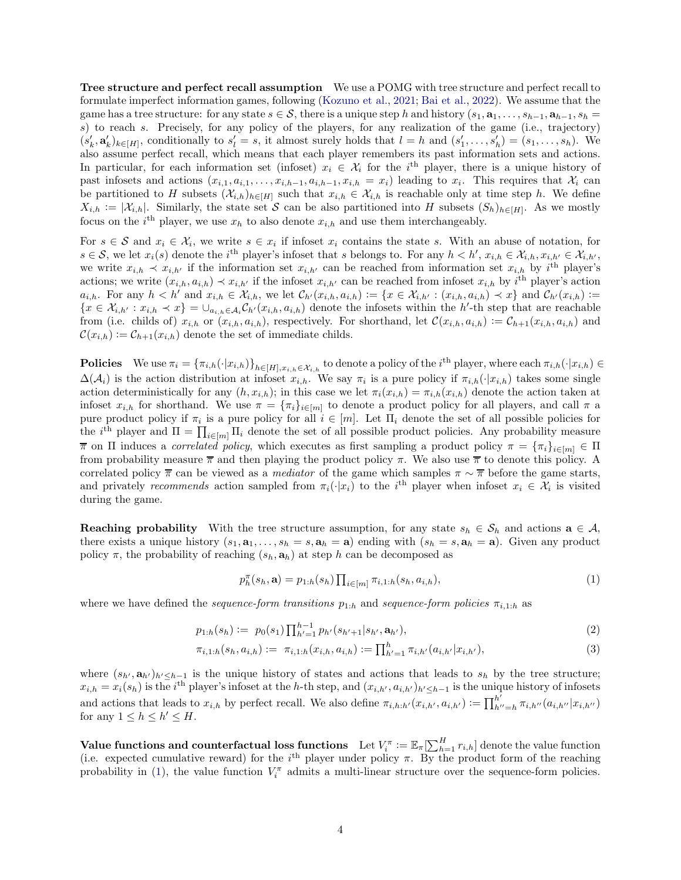**Tree structure and perfect recall assumption** We use a POMG with tree structure and perfect recall to formulate imperfect information games, following (Kozuno et al., 2021; Bai et al., 2022). We assume that the game has a tree structure: for any state $s \in \mathcal{S}$, there is a unique step $h$ and history $(s_1, \mathbf{a}_1, \ldots, s_{h-1}, \mathbf{a}_{h-1}, s_h = s)$ to reach $s$. Precisely, for any policy of the players, for any realization of the game (i.e., trajectory) $(s'_k, \mathbf{a}'_k)_{k \in [H]}$, conditionally to $s'_l = s$, it almost surely holds that $l = h$ and $(s'_1, \ldots, s'_h) = (s_1, \ldots, s_h)$. We also assume perfect recall, which means that each player remembers its past information sets and actions. In particular, for each information set (infoset) $x_i \in \mathcal{X}_i$ for the $i^{\text{th}}$ player, there is a unique history of past infosets and actions $(x_{i,1}, a_{i,1}, \ldots, x_{i,h-1}, a_{i,h-1}, x_{i,h} = x_i)$ leading to $x_i$. This requires that $\mathcal{X}_i$ can be partitioned to $H$ subsets $(\mathcal{X}_{i,h})_{h \in [H]}$ such that $x_{i,h} \in \mathcal{X}_{i,h}$ is reachable only at time step $h$. We define $X_{i,h} := |\mathcal{X}_{i,h}|$. Similarly, the state set $\mathcal{S}$ can be also partitioned into $H$ subsets $(S_h)_{h \in [H]}$. As we mostly focus on the $i^{\text{th}}$ player, we use $x_h$ to also denote $x_{i,h}$ and use them interchangeably.

For $s \in \mathcal{S}$ and $x_i \in \mathcal{X}_i$, we write $s \in x_i$ if infoset $x_i$ contains the state $s$. With an abuse of notation, for $s \in \mathcal{S}$, we let $x_i(s)$ denote the $i^{\text{th}}$ player's infoset that $s$ belongs to. For any $h < h'$, $x_{i,h} \in \mathcal{X}_{i,h}, x_{i,h'} \in \mathcal{X}_{i,h'}$, we write $x_{i,h} \prec x_{i,h'}$ if the information set $x_{i,h'}$ can be reached from information set $x_{i,h}$ by $i^{\text{th}}$ player's actions; we write $(x_{i,h}, a_{i,h}) \prec x_{i,h'}$ if the infoset $x_{i,h'}$ can be reached from infoset $x_{i,h}$ by $i^{\text{th}}$ player's action $a_{i,h}$. For any $h < h'$ and $x_{i,h} \in \mathcal{X}_{i,h}$, we let $\mathcal{C}_{h'}(x_{i,h}, a_{i,h}) := \{x \in \mathcal{X}_{i,h'} : (x_{i,h}, a_{i,h}) \prec x\}$ and $\mathcal{C}_{h'}(x_{i,h}) := \{x \in \mathcal{X}_{i,h'} : x_{i,h} \prec x\} = \cup_{a_{i,h} \in \mathcal{A}_i} \mathcal{C}_{h'}(x_{i,h}, a_{i,h})$ denote the infosets within the $h'$-th step that are reachable from (i.e. childs of) $x_{i,h}$ or $(x_{i,h}, a_{i,h})$, respectively. For shorthand, let $\mathcal{C}(x_{i,h}, a_{i,h}) := \mathcal{C}_{h+1}(x_{i,h}, a_{i,h})$ and $\mathcal{C}(x_{i,h}) := \mathcal{C}_{h+1}(x_{i,h})$ denote the set of immediate childs.

**Policies** We use $\pi_i = \{\pi_{i,h}(\cdot|x_{i,h})\}_{h \in [H], x_{i,h} \in \mathcal{X}_{i,h}}$ to denote a policy of the $i^{\text{th}}$ player, where each $\pi_{i,h}(\cdot|x_{i,h}) \in \Delta(\mathcal{A}_i)$ is the action distribution at infoset $x_{i,h}$. We say $\pi_i$ is a pure policy if $\pi_{i,h}(\cdot|x_{i,h})$ takes some single action deterministically for any $(h, x_{i,h})$; in this case we let $\pi_i(x_{i,h}) = \pi_{i,h}(x_{i,h})$ denote the action taken at infoset $x_{i,h}$ for shorthand. We use $\pi = \{\pi_i\}_{i \in [m]}$ to denote a product policy for all players, and call $\pi$ a pure product policy if $\pi_i$ is a pure policy for all $i \in [m]$. Let $\Pi_i$ denote the set of all possible policies for the $i^{\text{th}}$ player and $\Pi = \prod_{i \in [m]} \Pi_i$ denote the set of all possible product policies. Any probability measure $\overline{\pi}$ on $\Pi$ induces a *correlated policy*, which executes as first sampling a product policy $\pi = \{\pi_i\}_{i \in [m]} \in \Pi$ from probability measure $\overline{\pi}$ and then playing the product policy $\pi$. We also use $\overline{\pi}$ to denote this policy. A correlated policy $\overline{\pi}$ can be viewed as a *mediator* of the game which samples $\pi \sim \overline{\pi}$ before the game starts, and privately *recommends* action sampled from $\pi_i(\cdot|x_i)$ to the $i^{\text{th}}$ player when infoset $x_i \in \mathcal{X}_i$ is visited during the game.

**Reaching probability** With the tree structure assumption, for any state $s_h \in \mathcal{S}_h$ and actions $\mathbf{a} \in \mathcal{A}$, there exists a unique history $(s_1, \mathbf{a}_1, \ldots, s_h = s, \mathbf{a}_h = \mathbf{a})$ ending with $(s_h = s, \mathbf{a}_h = \mathbf{a})$. Given any product policy $\pi$, the probability of reaching $(s_h, \mathbf{a}_h)$ at step $h$ can be decomposed as

$$p_h^{\pi}(s_h, \mathbf{a}) = p_{1:h}(s_h) \prod_{i \in [m]} \pi_{i,1:h}(s_h, a_{i,h}), \tag{1}$$

where we have defined the *sequence-form transitions* $p_{1:h}$ and *sequence-form policies* $\pi_{i,1:h}$ as

$$p_{1:h}(s_h) := \; p_0(s_1) \prod_{h'=1}^{h-1} p_{h'}(s_{h'+1}|s_{h'}, \mathbf{a}_{h'}), \tag{2}$$

$$\pi_{i,1:h}(s_h, a_{i,h}) := \; \pi_{i,1:h}(x_{i,h}, a_{i,h}) := \prod_{h'=1}^{h} \pi_{i,h'}(a_{i,h'}|x_{i,h'}), \tag{3}$$

where $(s_{h'}, \mathbf{a}_{h'})_{h' \le h-1}$ is the unique history of states and actions that leads to $s_h$ by the tree structure; $x_{i,h} = x_i(s_h)$ is the $i^{\text{th}}$ player's infoset at the $h$-th step, and $(x_{i,h'}, a_{i,h'})_{h' \le h-1}$ is the unique history of infosets and actions that leads to $x_{i,h}$ by perfect recall. We also define $\pi_{i,h:h'}(x_{i,h'}, a_{i,h'}) := \prod_{h''=h}^{h'} \pi_{i,h''}(a_{i,h''}|x_{i,h''})$ for any $1 \le h \le h' \le H$.

**Value functions and counterfactual loss functions** Let $V_i^{\pi} := \mathbb{E}_{\pi}[\sum_{h=1}^{H} r_{i,h}]$ denote the value function (i.e. expected cumulative reward) for the $i^{\text{th}}$ player under policy $\pi$. By the product form of the reaching probability in (1), the value function $V_i^{\pi}$ admits a multi-linear structure over the sequence-form policies.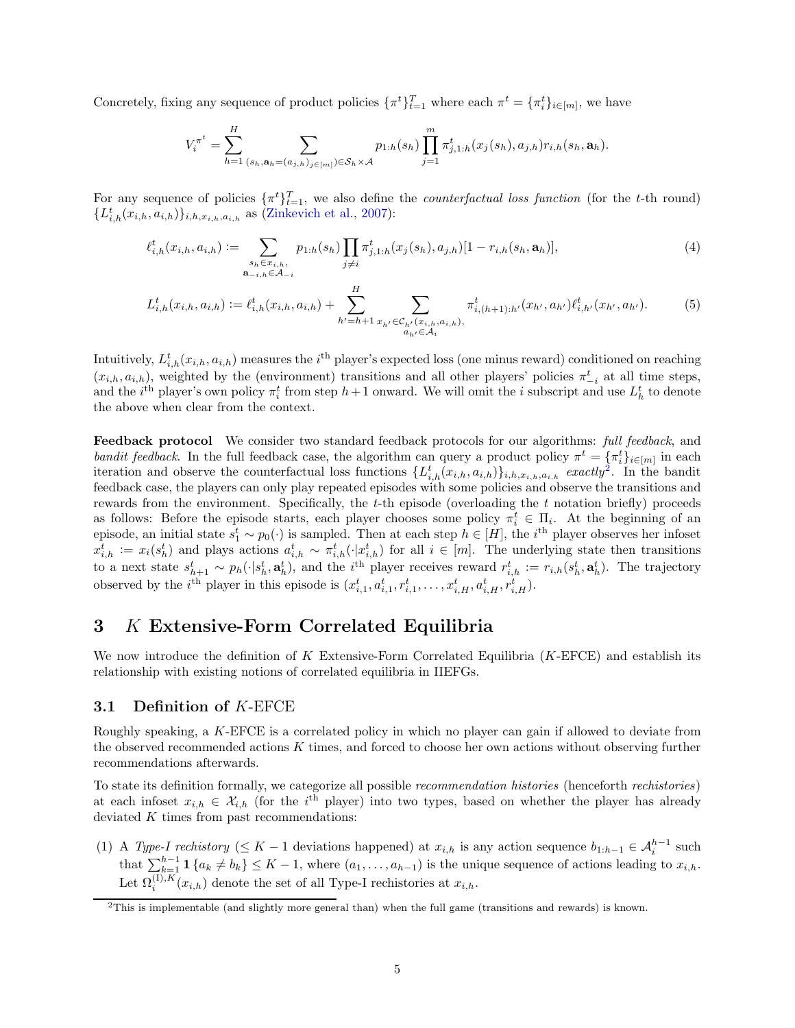Concretely, fixing any sequence of product policies $\{\pi^t\}_{t=1}^T$ where each $\pi^t = \{\pi_i^t\}_{i\in[m]}$, we have

$$V_i^{\pi^t} = \sum_{h=1}^{H} \sum_{(s_h, \mathbf{a}_h = (a_{j,h})_{j\in[m]}) \in \mathcal{S}_h \times \mathcal{A}} p_{1:h}(s_h) \prod_{j=1}^{m} \pi_{j,1:h}^t(x_j(s_h), a_{j,h}) r_{i,h}(s_h, \mathbf{a}_h).$$

For any sequence of policies $\{\pi^t\}_{t=1}^T$, we also define the *counterfactual loss function* (for the $t$-th round) $\{L_{i,h}^t(x_{i,h}, a_{i,h})\}_{i,h,x_{i,h},a_{i,h}}$ as (Zinkevich et al., 2007):

$$\ell_{i,h}^t(x_{i,h}, a_{i,h}) := \sum_{\substack{s_h \in x_{i,h}, \\ \mathbf{a}_{-i,h} \in \mathcal{A}_{-i}}} p_{1:h}(s_h) \prod_{j \neq i} \pi_{j,1:h}^t(x_j(s_h), a_{j,h}) [1 - r_{i,h}(s_h, \mathbf{a}_h)], \tag{4}$$

$$L_{i,h}^t(x_{i,h}, a_{i,h}) := \ell_{i,h}^t(x_{i,h}, a_{i,h}) + \sum_{h'=h+1}^{H} \sum_{\substack{x_{h'} \in \mathcal{C}_{h'}(x_{i,h}, a_{i,h}), \\ a_{h'} \in \mathcal{A}_i}} \pi_{i,(h+1):h'}^t(x_{h'}, a_{h'}) \ell_{i,h'}^t(x_{h'}, a_{h'}). \tag{5}$$

Intuitively, $L_{i,h}^t(x_{i,h}, a_{i,h})$ measures the $i^{\text{th}}$ player's expected loss (one minus reward) conditioned on reaching $(x_{i,h}, a_{i,h})$, weighted by the (environment) transitions and all other players' policies $\pi_{-i}^t$ at all time steps, and the $i^{\text{th}}$ player's own policy $\pi_i^t$ from step $h+1$ onward. We will omit the $i$ subscript and use $L_h^t$ to denote the above when clear from the context.

**Feedback protocol** We consider two standard feedback protocols for our algorithms: *full feedback*, and *bandit feedback*. In the full feedback case, the algorithm can query a product policy $\pi^t = \{\pi_i^t\}_{i\in[m]}$ in each iteration and observe the counterfactual loss functions $\{L_{i,h}^t(x_{i,h}, a_{i,h})\}_{i,h,x_{i,h},a_{i,h}}$ *exactly*[2]. In the bandit feedback case, the players can only play repeated episodes with some policies and observe the transitions and rewards from the environment. Specifically, the $t$-th episode (overloading the $t$ notation briefly) proceeds as follows: Before the episode starts, each player chooses some policy $\pi_i^t \in \Pi_i$. At the beginning of an episode, an initial state $s_1^t \sim p_0(\cdot)$ is sampled. Then at each step $h \in [H]$, the $i^{\text{th}}$ player observes her infoset $x_{i,h}^t := x_i(s_h^t)$ and plays actions $a_{i,h}^t \sim \pi_{i,h}^t(\cdot|x_{i,h}^t)$ for all $i \in [m]$. The underlying state then transitions to a next state $s_{h+1}^t \sim p_h(\cdot|s_h^t, \mathbf{a}_h^t)$, and the $i^{\text{th}}$ player receives reward $r_{i,h}^t := r_{i,h}(s_h^t, \mathbf{a}_h^t)$. The trajectory observed by the $i^{\text{th}}$ player in this episode is $(x_{i,1}^t, a_{i,1}^t, r_{i,1}^t, \ldots, x_{i,H}^t, a_{i,H}^t, r_{i,H}^t)$.

# 3 $K$ Extensive-Form Correlated Equilibria

We now introduce the definition of $K$ Extensive-Form Correlated Equilibria ($K$-EFCE) and establish its relationship with existing notions of correlated equilibria in IIEFGs.

## 3.1 Definition of $K$-EFCE

Roughly speaking, a $K$-EFCE is a correlated policy in which no player can gain if allowed to deviate from the observed recommended actions $K$ times, and forced to choose her own actions without observing further recommendations afterwards.

To state its definition formally, we categorize all possible *recommendation histories* (henceforth *rechistories*) at each infoset $x_{i,h} \in \mathcal{X}_{i,h}$ (for the $i^{\text{th}}$ player) into two types, based on whether the player has already deviated $K$ times from past recommendations:

(1) A *Type-I rechistory* ($\leq K-1$ deviations happened) at $x_{i,h}$ is any action sequence $b_{1:h-1} \in \mathcal{A}_i^{h-1}$ such that $\sum_{k=1}^{h-1} \mathbf{1}\{a_k \neq b_k\} \leq K-1$, where $(a_1, \ldots, a_{h-1})$ is the unique sequence of actions leading to $x_{i,h}$. Let $\Omega_i^{(\mathrm{I}),K}(x_{i,h})$ denote the set of all Type-I rechistories at $x_{i,h}$.

[2] This is implementable (and slightly more general than) when the full game (transitions and rewards) is known.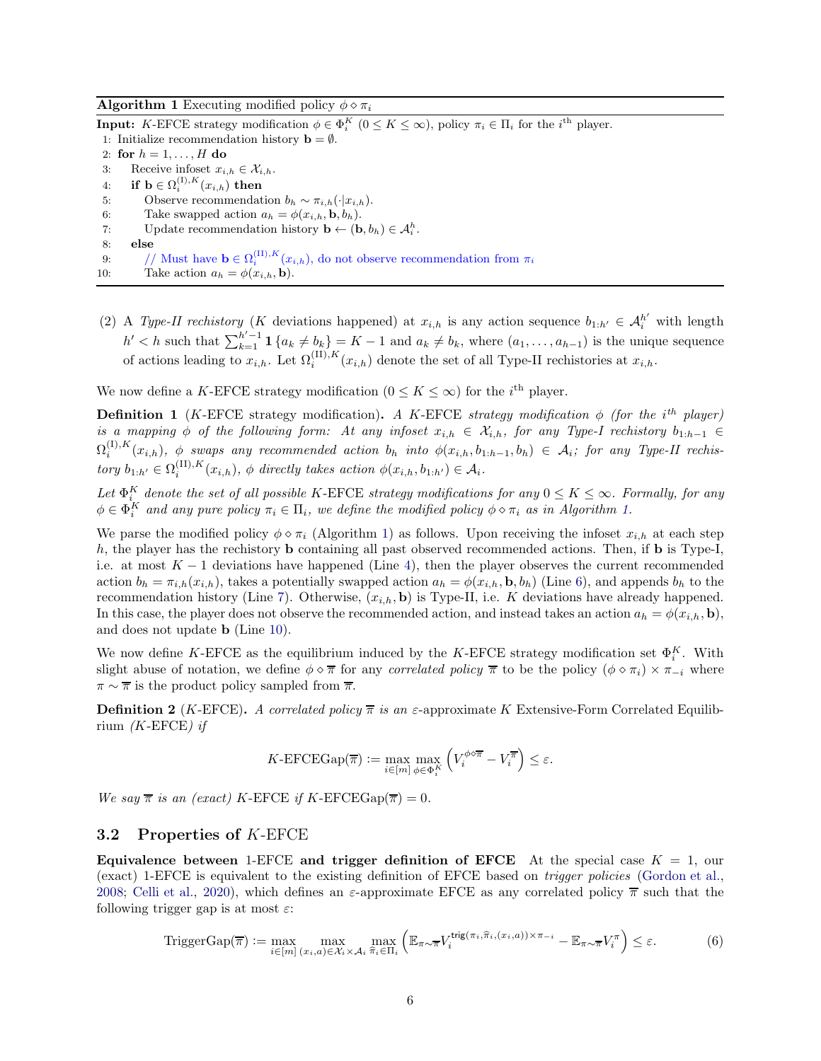**Algorithm 1** Executing modified policy $\phi \diamond \pi_i$

**Input:** $K$-EFCE strategy modification $\phi \in \Phi_i^K$ ($0 \le K \le \infty$), policy $\pi_i \in \Pi_i$ for the $i^{\text{th}}$ player.

```
1: Initialize recommendation history b = ∅.
2: for h = 1, ..., H do
3:     Receive infoset x_{i,h} ∈ X_{i,h}.
4:     if b ∈ Ω_i^{(I),K}(x_{i,h}) then
5:         Observe recommendation b_h ~ π_{i,h}(·|x_{i,h}).
6:         Take swapped action a_h = φ(x_{i,h}, b, b_h).
7:         Update recommendation history b ← (b, b_h) ∈ A_i^h.
8:     else
9:         // Must have b ∈ Ω_i^{(II),K}(x_{i,h}), do not observe recommendation from π_i
10:        Take action a_h = φ(x_{i,h}, b).
```

(2) A *Type-II rechistory* ($K$ deviations happened) at $x_{i,h}$ is any action sequence $b_{1:h'} \in \mathcal{A}_i^{h'}$ with length $h' < h$ such that $\sum_{k=1}^{h'-1} \mathbf{1}\{a_k \neq b_k\} = K - 1$ and $a_k \neq b_k$, where $(a_1, \dots, a_{h-1})$ is the unique sequence of actions leading to $x_{i,h}$. Let $\Omega_i^{(\mathrm{II}),K}(x_{i,h})$ denote the set of all Type-II rechistories at $x_{i,h}$.

We now define a $K$-EFCE strategy modification ($0 \le K \le \infty$) for the $i^{\text{th}}$ player.

**Definition 1** ($K$-EFCE strategy modification)**.** *A $K$-EFCE strategy modification $\phi$ (for the $i^{th}$ player) is a mapping $\phi$ of the following form: At any infoset $x_{i,h} \in \mathcal{X}_{i,h}$, for any Type-I rechistory $b_{1:h-1} \in \Omega_i^{(\mathrm{I}),K}(x_{i,h})$, $\phi$ swaps any recommended action $b_h$ into $\phi(x_{i,h}, b_{1:h-1}, b_h) \in \mathcal{A}_i$; for any Type-II rechistory $b_{1:h'} \in \Omega_i^{(\mathrm{II}),K}(x_{i,h})$, $\phi$ directly takes action $\phi(x_{i,h}, b_{1:h'}) \in \mathcal{A}_i$.*

*Let $\Phi_i^K$ denote the set of all possible $K$-EFCE strategy modifications for any $0 \le K \le \infty$. Formally, for any $\phi \in \Phi_i^K$ and any pure policy $\pi_i \in \Pi_i$, we define the modified policy $\phi \diamond \pi_i$ as in Algorithm 1.*

We parse the modified policy $\phi \diamond \pi_i$ (Algorithm 1) as follows. Upon receiving the infoset $x_{i,h}$ at each step $h$, the player has the rechistory $\mathbf{b}$ containing all past observed recommended actions. Then, if $\mathbf{b}$ is Type-I, i.e. at most $K-1$ deviations have happened (Line 4), then the player observes the current recommended action $b_h = \pi_{i,h}(x_{i,h})$, takes a potentially swapped action $a_h = \phi(x_{i,h}, \mathbf{b}, b_h)$ (Line 6), and appends $b_h$ to the recommendation history (Line 7). Otherwise, $(x_{i,h}, \mathbf{b})$ is Type-II, i.e. $K$ deviations have already happened. In this case, the player does not observe the recommended action, and instead takes an action $a_h = \phi(x_{i,h}, \mathbf{b})$, and does not update $\mathbf{b}$ (Line 10).

We now define $K$-EFCE as the equilibrium induced by the $K$-EFCE strategy modification set $\Phi_i^K$. With slight abuse of notation, we define $\phi \diamond \overline{\pi}$ for any *correlated policy* $\overline{\pi}$ to be the policy $(\phi \diamond \pi_i) \times \pi_{-i}$ where $\pi \sim \overline{\pi}$ is the product policy sampled from $\overline{\pi}$.

**Definition 2** ($K$-EFCE)**.** *A correlated policy $\overline{\pi}$ is an $\varepsilon$-approximate $K$ Extensive-Form Correlated Equilibrium ($K$-EFCE) if*

$$K\text{-EFCEGap}(\overline{\pi}) := \max_{i \in [m]} \max_{\phi \in \Phi_i^K} \left( V_i^{\phi \diamond \overline{\pi}} - V_i^{\overline{\pi}} \right) \le \varepsilon.$$

*We say $\overline{\pi}$ is an (exact) $K$-EFCE if $K$-EFCEGap$(\overline{\pi}) = 0$.*

### 3.2 Properties of $K$-EFCE

**Equivalence between 1-EFCE and trigger definition of EFCE** At the special case $K = 1$, our (exact) 1-EFCE is equivalent to the existing definition of EFCE based on *trigger policies* (Gordon et al., 2008; Celli et al., 2020), which defines an $\varepsilon$-approximate EFCE as any correlated policy $\overline{\pi}$ such that the following trigger gap is at most $\varepsilon$:

$$\text{TriggerGap}(\overline{\pi}) := \max_{i \in [m]} \max_{(x_i, a) \in \mathcal{X}_i \times \mathcal{A}_i} \max_{\widehat{\pi}_i \in \Pi_i} \left( \mathbb{E}_{\pi \sim \overline{\pi}} V_i^{\mathsf{trig}(\pi_i, \widehat{\pi}_i, (x_i, a)) \times \pi_{-i}} - \mathbb{E}_{\pi \sim \overline{\pi}} V_i^{\pi} \right) \le \varepsilon. \tag{6}$$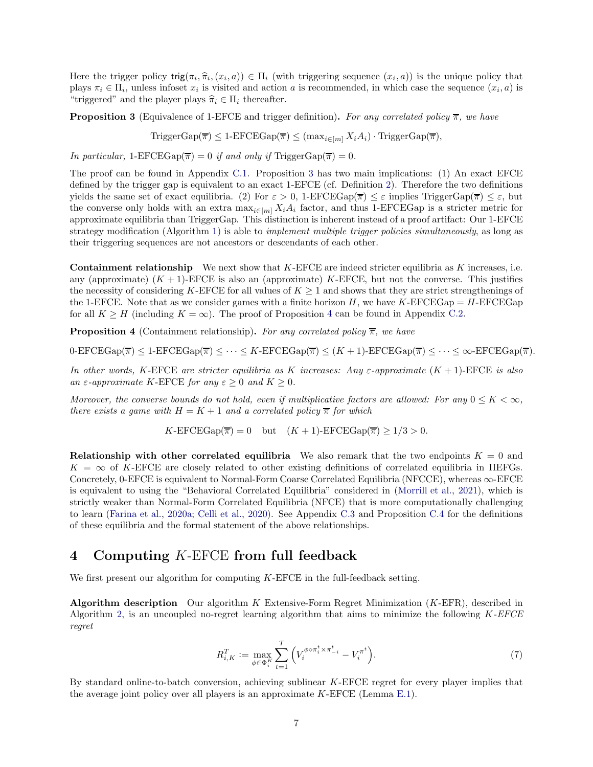Here the trigger policy $\mathsf{trig}(\pi_i, \widehat{\pi}_i, (x_i, a)) \in \Pi_i$ (with triggering sequence $(x_i, a)$) is the unique policy that plays $\pi_i \in \Pi_i$, unless infoset $x_i$ is visited and action $a$ is recommended, in which case the sequence $(x_i, a)$ is "triggered" and the player plays $\widehat{\pi}_i \in \Pi_i$ thereafter.

**Proposition 3** (Equivalence of 1-EFCE and trigger definition)**.** *For any correlated policy $\overline{\pi}$, we have*

$$\text{TriggerGap}(\overline{\pi}) \le \text{1-EFCEGap}(\overline{\pi}) \le (\max_{i\in[m]} X_i A_i) \cdot \text{TriggerGap}(\overline{\pi}),$$

*In particular,* 1-EFCEGap$(\overline{\pi}) = 0$ *if and only if* TriggerGap$(\overline{\pi}) = 0$.

The proof can be found in Appendix C.1. Proposition 3 has two main implications: (1) An exact EFCE defined by the trigger gap is equivalent to an exact 1-EFCE (cf. Definition 2). Therefore the two definitions yields the same set of exact equilibria. (2) For $\varepsilon > 0$, 1-EFCEGap$(\overline{\pi}) \le \varepsilon$ implies TriggerGap$(\overline{\pi}) \le \varepsilon$, but the converse only holds with an extra $\max_{i\in[m]} X_i A_i$ factor, and thus 1-EFCEGap is a stricter metric for approximate equilibria than TriggerGap. This distinction is inherent instead of a proof artifact: Our 1-EFCE strategy modification (Algorithm 1) is able to *implement multiple trigger policies simultaneously*, as long as their triggering sequences are not ancestors or descendants of each other.

**Containment relationship** We next show that $K$-EFCE are indeed stricter equilibria as $K$ increases, i.e. any (approximate) $(K+1)$-EFCE is also an (approximate) $K$-EFCE, but not the converse. This justifies the necessity of considering $K$-EFCE for all values of $K \ge 1$ and shows that they are strict strengthenings of the 1-EFCE. Note that as we consider games with a finite horizon $H$, we have $K$-EFCEGap $=$ $H$-EFCEGap for all $K \ge H$ (including $K = \infty$). The proof of Proposition 4 can be found in Appendix C.2.

**Proposition 4** (Containment relationship)**.** *For any correlated policy $\overline{\pi}$, we have*

$$\text{0-EFCEGap}(\overline{\pi}) \le \text{1-EFCEGap}(\overline{\pi}) \le \cdots \le K\text{-EFCEGap}(\overline{\pi}) \le (K+1)\text{-EFCEGap}(\overline{\pi}) \le \cdots \le \infty\text{-EFCEGap}(\overline{\pi}).$$

*In other words, $K$-EFCE are stricter equilibria as $K$ increases: Any $\varepsilon$-approximate $(K+1)$-EFCE is also an $\varepsilon$-approximate $K$-EFCE for any $\varepsilon \ge 0$ and $K \ge 0$.*

*Moreover, the converse bounds do not hold, even if multiplicative factors are allowed: For any $0 \le K < \infty$, there exists a game with $H = K+1$ and a correlated policy $\overline{\pi}$ for which*

$$K\text{-EFCEGap}(\overline{\pi}) = 0 \quad \text{but} \quad (K+1)\text{-EFCEGap}(\overline{\pi}) \ge 1/3 > 0.$$

**Relationship with other correlated equilibria** We also remark that the two endpoints $K = 0$ and $K = \infty$ of $K$-EFCE are closely related to other existing definitions of correlated equilibria in IIEFGs. Concretely, 0-EFCE is equivalent to Normal-Form Coarse Correlated Equilibria (NFCCE), whereas $\infty$-EFCE is equivalent to using the "Behavioral Correlated Equilibria" considered in (Morrill et al., 2021), which is strictly weaker than Normal-Form Correlated Equilibria (NFCE) that is more computationally challenging to learn (Farina et al., 2020a; Celli et al., 2020). See Appendix C.3 and Proposition C.4 for the definitions of these equilibria and the formal statement of the above relationships.

# 4 Computing $K$-EFCE from full feedback

We first present our algorithm for computing $K$-EFCE in the full-feedback setting.

**Algorithm description** Our algorithm $K$ Extensive-Form Regret Minimization ($K$-EFR), described in Algorithm 2, is an uncoupled no-regret learning algorithm that aims to minimize the following *$K$-EFCE regret*

$$R^T_{i,K} := \max_{\phi \in \Phi^K_i} \sum_{t=1}^{T} \Big( V_i^{\phi \diamond \pi_i^t \times \pi_{-i}^t} - V_i^{\pi^t} \Big). \tag{7}$$

By standard online-to-batch conversion, achieving sublinear $K$-EFCE regret for every player implies that the average joint policy over all players is an approximate $K$-EFCE (Lemma E.1).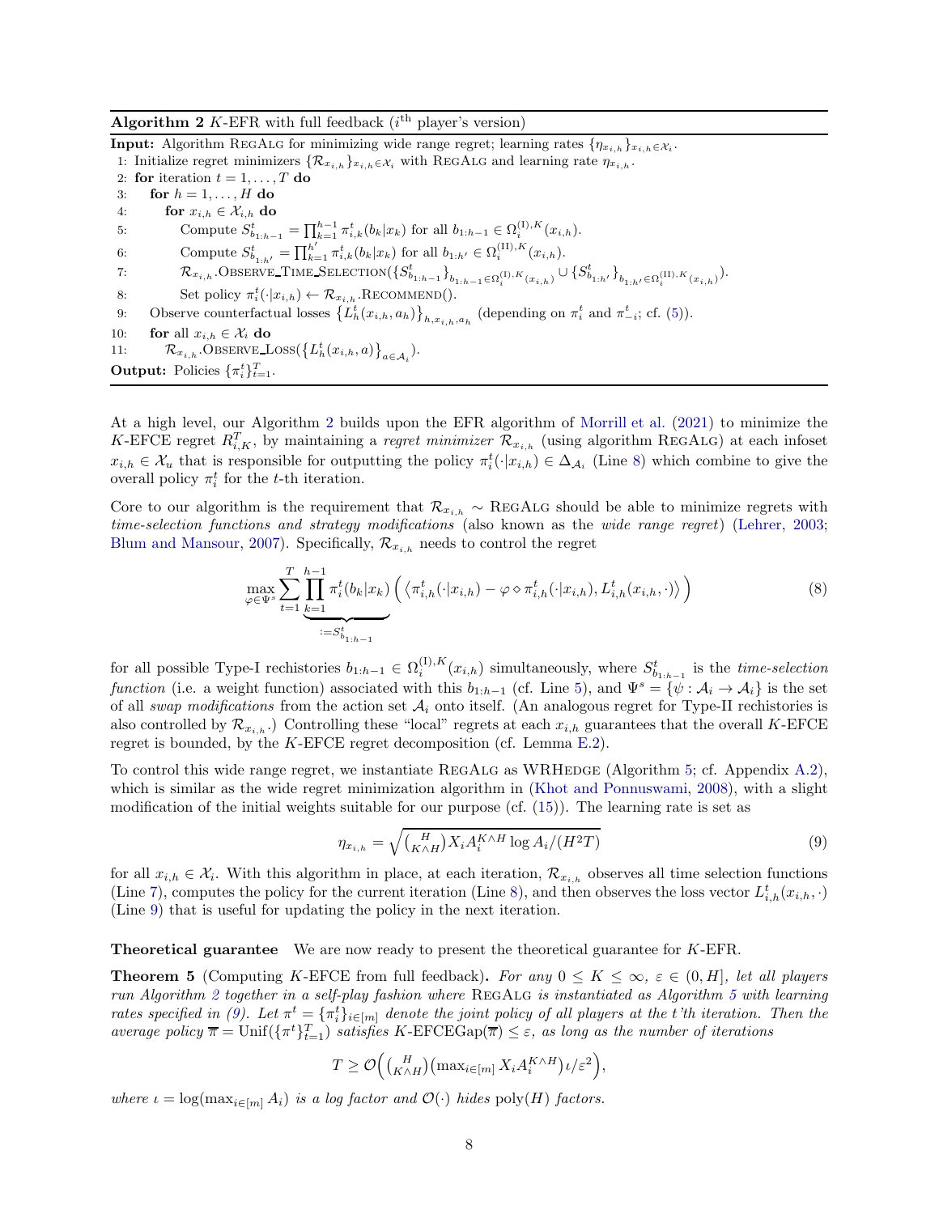**Algorithm 2** $K$-EFR with full feedback ($i^{\text{th}}$ player's version)

**Input:** Algorithm RegAlg for minimizing wide range regret; learning rates $\{\eta_{x_{i,h}}\}_{x_{i,h}\in\mathcal{X}_i}$.

1: Initialize regret minimizers $\{\mathcal{R}_{x_{i,h}}\}_{x_{i,h}\in\mathcal{X}_i}$ with RegAlg and learning rate $\eta_{x_{i,h}}$.
2: **for** iteration $t = 1, \dots, T$ **do**
3: &nbsp;&nbsp;&nbsp;&nbsp;**for** $h = 1, \dots, H$ **do**
4: &nbsp;&nbsp;&nbsp;&nbsp;&nbsp;&nbsp;&nbsp;&nbsp;**for** $x_{i,h} \in \mathcal{X}_{i,h}$ **do**
5: &nbsp;&nbsp;&nbsp;&nbsp;&nbsp;&nbsp;&nbsp;&nbsp;&nbsp;&nbsp;&nbsp;&nbsp;Compute $S^t_{b_{1:h-1}} = \prod_{k=1}^{h-1} \pi^t_{i,k}(b_k|x_k)$ for all $b_{1:h-1} \in \Omega_i^{(\mathrm{I}),K}(x_{i,h})$.
6: &nbsp;&nbsp;&nbsp;&nbsp;&nbsp;&nbsp;&nbsp;&nbsp;&nbsp;&nbsp;&nbsp;&nbsp;Compute $S^t_{b_{1:h'}} = \prod_{k=1}^{h'} \pi^t_{i,k}(b_k|x_k)$ for all $b_{1:h'} \in \Omega_i^{(\mathrm{II}),K}(x_{i,h})$.
7: &nbsp;&nbsp;&nbsp;&nbsp;&nbsp;&nbsp;&nbsp;&nbsp;&nbsp;&nbsp;&nbsp;&nbsp;$\mathcal{R}_{x_{i,h}}$.Observe_Time_Selection($\{S^t_{b_{1:h-1}}\}_{b_{1:h-1}\in\Omega_i^{(\mathrm{I}),K}(x_{i,h})} \cup \{S^t_{b_{1:h'}}\}_{b_{1:h'}\in\Omega_i^{(\mathrm{II}),K}(x_{i,h})}$).
8: &nbsp;&nbsp;&nbsp;&nbsp;&nbsp;&nbsp;&nbsp;&nbsp;&nbsp;&nbsp;&nbsp;&nbsp;Set policy $\pi^t_i(\cdot|x_{i,h}) \leftarrow \mathcal{R}_{x_{i,h}}$.Recommend().
9: &nbsp;&nbsp;&nbsp;&nbsp;Observe counterfactual losses $\{L^t_h(x_{i,h}, a_h)\}_{h,x_{i,h},a_h}$ (depending on $\pi^t_i$ and $\pi^t_{-i}$; cf. (5)).
10: &nbsp;&nbsp;&nbsp;&nbsp;**for** all $x_{i,h} \in \mathcal{X}_i$ **do**
11: &nbsp;&nbsp;&nbsp;&nbsp;&nbsp;&nbsp;&nbsp;&nbsp;$\mathcal{R}_{x_{i,h}}$.Observe_Loss($\{L^t_h(x_{i,h}, a)\}_{a\in\mathcal{A}_i}$).

**Output:** Policies $\{\pi^t_i\}_{t=1}^T$.

At a high level, our Algorithm 2 builds upon the EFR algorithm of Morrill et al. (2021) to minimize the $K$-EFCE regret $R^T_{i,K}$, by maintaining a *regret minimizer* $\mathcal{R}_{x_{i,h}}$ (using algorithm RegAlg) at each infoset $x_{i,h} \in \mathcal{X}_u$ that is responsible for outputting the policy $\pi^t_i(\cdot|x_{i,h}) \in \Delta_{\mathcal{A}_i}$ (Line 8) which combine to give the overall policy $\pi^t_i$ for the $t$-th iteration.

Core to our algorithm is the requirement that $\mathcal{R}_{x_{i,h}} \sim$ RegAlg should be able to minimize regrets with *time-selection functions and strategy modifications* (also known as the *wide range regret*) (Lehrer, 2003; Blum and Mansour, 2007). Specifically, $\mathcal{R}_{x_{i,h}}$ needs to control the regret

$$\max_{\varphi\in\Psi^s} \sum_{t=1}^T \underbrace{\prod_{k=1}^{h-1} \pi^t_i(b_k|x_k)}_{:=S^t_{b_{1:h-1}}} \Big( \big\langle \pi^t_{i,h}(\cdot|x_{i,h}) - \varphi \diamond \pi^t_{i,h}(\cdot|x_{i,h}), L^t_{i,h}(x_{i,h}, \cdot) \big\rangle \Big) \tag{8}$$

for all possible Type-I rechistories $b_{1:h-1} \in \Omega_i^{(\mathrm{I}),K}(x_{i,h})$ simultaneously, where $S^t_{b_{1:h-1}}$ is the *time-selection function* (i.e. a weight function) associated with this $b_{1:h-1}$ (cf. Line 5), and $\Psi^s = \{\psi : \mathcal{A}_i \to \mathcal{A}_i\}$ is the set of all *swap modifications* from the action set $\mathcal{A}_i$ onto itself. (An analogous regret for Type-II rechistories is also controlled by $\mathcal{R}_{x_{i,h}}$.) Controlling these "local" regrets at each $x_{i,h}$ guarantees that the overall $K$-EFCE regret is bounded, by the $K$-EFCE regret decomposition (cf. Lemma E.2).

To control this wide range regret, we instantiate RegAlg as WRHedge (Algorithm 5; cf. Appendix A.2), which is similar as the wide regret minimization algorithm in (Khot and Ponnuswami, 2008), with a slight modification of the initial weights suitable for our purpose (cf. (15)). The learning rate is set as

$$\eta_{x_{i,h}} = \sqrt{\tbinom{H}{K\wedge H} X_i A_i^{K\wedge H} \log A_i / (H^2 T)} \tag{9}$$

for all $x_{i,h} \in \mathcal{X}_i$. With this algorithm in place, at each iteration, $\mathcal{R}_{x_{i,h}}$ observes all time selection functions (Line 7), computes the policy for the current iteration (Line 8), and then observes the loss vector $L^t_{i,h}(x_{i,h}, \cdot)$ (Line 9) that is useful for updating the policy in the next iteration.

**Theoretical guarantee** We are now ready to present the theoretical guarantee for $K$-EFR.

**Theorem 5** (Computing $K$-EFCE from full feedback)**.** *For any $0 \le K \le \infty$, $\varepsilon \in (0, H]$, let all players run Algorithm 2 together in a self-play fashion where* RegAlg *is instantiated as Algorithm 5 with learning rates specified in (9). Let $\pi^t = \{\pi^t_i\}_{i\in[m]}$ denote the joint policy of all players at the $t$'th iteration. Then the average policy $\overline{\pi} = \mathrm{Unif}(\{\pi^t\}_{t=1}^T)$ satisfies $K$-EFCEGap$(\overline{\pi}) \le \varepsilon$, as long as the number of iterations*

$$T \ge \mathcal{O}\Big(\tbinom{H}{K\wedge H}\big(\max_{i\in[m]} X_i A_i^{K\wedge H}\big)\iota/\varepsilon^2\Big),$$

*where $\iota = \log(\max_{i\in[m]} A_i)$ is a log factor and $\mathcal{O}(\cdot)$ hides $\mathrm{poly}(H)$ factors.*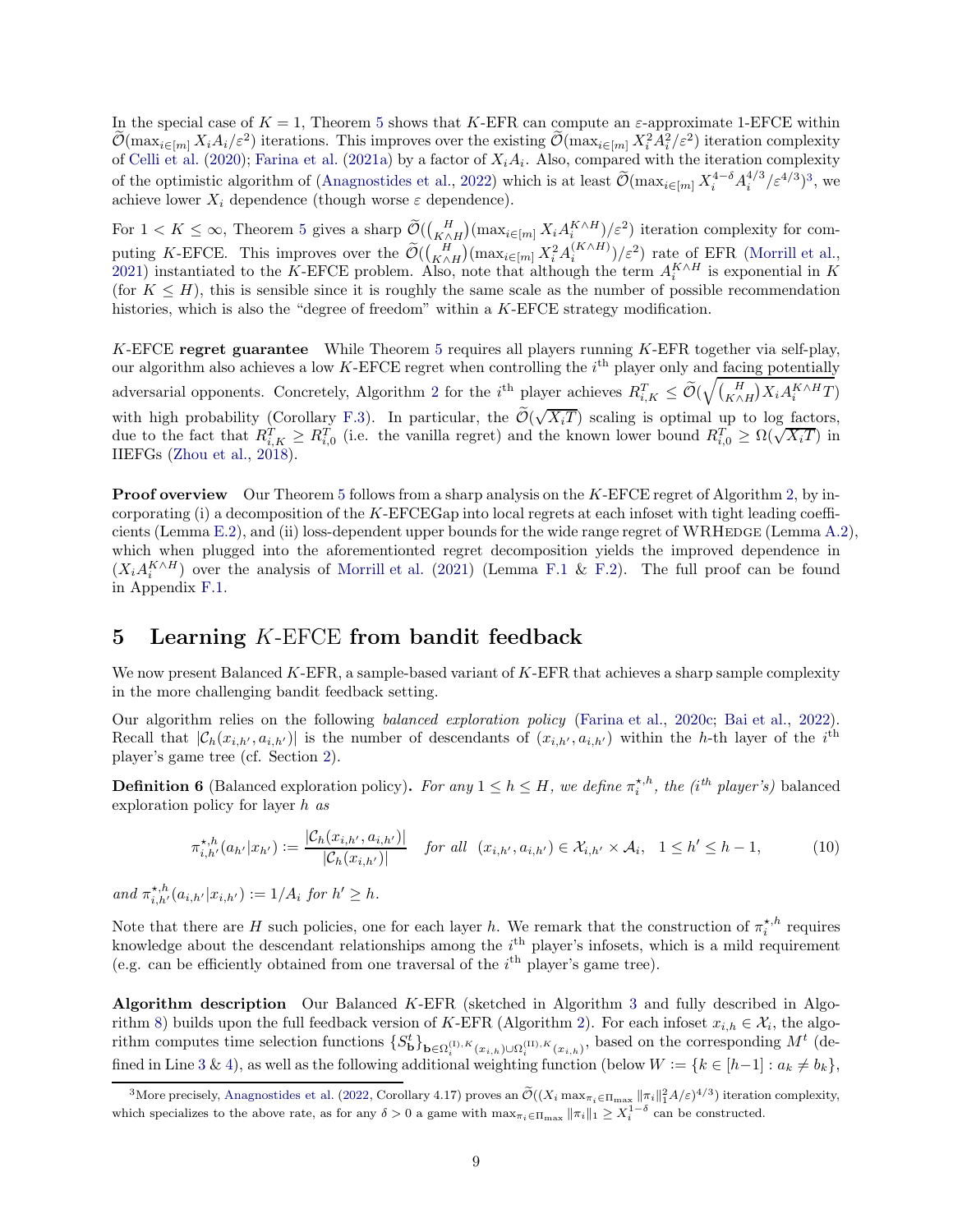In the special case of $K = 1$, Theorem 5 shows that $K$-EFR can compute an $\varepsilon$-approximate 1-EFCE within $\widetilde{\mathcal{O}}(\max_{i\in[m]} X_i A_i/\varepsilon^2)$ iterations. This improves over the existing $\widetilde{\mathcal{O}}(\max_{i\in[m]} X_i^2 A_i^2/\varepsilon^2)$ iteration complexity of Celli et al. (2020); Farina et al. (2021a) by a factor of $X_i A_i$. Also, compared with the iteration complexity of the optimistic algorithm of (Anagnostides et al., 2022) which is at least $\widetilde{\mathcal{O}}(\max_{i\in[m]} X_i^{4-\delta} A_i^{4/3}/\varepsilon^{4/3})$[3], we achieve lower $X_i$ dependence (though worse $\varepsilon$ dependence).

For $1 < K \le \infty$, Theorem 5 gives a sharp $\widetilde{\mathcal{O}}(\binom{H}{K\wedge H}(\max_{i\in[m]} X_i A_i^{K\wedge H})/\varepsilon^2)$ iteration complexity for computing $K$-EFCE. This improves over the $\widetilde{\mathcal{O}}(\binom{H}{K\wedge H}(\max_{i\in[m]} X_i^2 A_i^{(K\wedge H)})/\varepsilon^2)$ rate of EFR (Morrill et al., 2021) instantiated to the $K$-EFCE problem. Also, note that although the term $A_i^{K\wedge H}$ is exponential in $K$ (for $K \le H$), this is sensible since it is roughly the same scale as the number of possible recommendation histories, which is also the "degree of freedom" within a $K$-EFCE strategy modification.

**$K$-EFCE regret guarantee** While Theorem 5 requires all players running $K$-EFR together via self-play, our algorithm also achieves a low $K$-EFCE regret when controlling the $i^{\text{th}}$ player only and facing potentially adversarial opponents. Concretely, Algorithm 2 for the $i^{\text{th}}$ player achieves $R_{i,K}^T \le \widetilde{\mathcal{O}}(\sqrt{\binom{H}{K\wedge H} X_i A_i^{K\wedge H} T})$ with high probability (Corollary F.3). In particular, the $\widetilde{\mathcal{O}}(\sqrt{X_i T})$ scaling is optimal up to log factors, due to the fact that $R_{i,K}^T \ge R_{i,0}^T$ (i.e. the vanilla regret) and the known lower bound $R_{i,0}^T \ge \Omega(\sqrt{X_i T})$ in IIEFGs (Zhou et al., 2018).

**Proof overview** Our Theorem 5 follows from a sharp analysis on the $K$-EFCE regret of Algorithm 2, by incorporating (i) a decomposition of the $K$-EFCEGap into local regrets at each infoset with tight leading coefficients (Lemma E.2), and (ii) loss-dependent upper bounds for the wide range regret of WRHedge (Lemma A.2), which when plugged into the aforementioned regret decomposition yields the improved dependence in $(X_i A_i^{K\wedge H})$ over the analysis of Morrill et al. (2021) (Lemma F.1 & F.2). The full proof can be found in Appendix F.1.

# 5 Learning $K$-EFCE from bandit feedback

We now present Balanced $K$-EFR, a sample-based variant of $K$-EFR that achieves a sharp sample complexity in the more challenging bandit feedback setting.

Our algorithm relies on the following *balanced exploration policy* (Farina et al., 2020c; Bai et al., 2022). Recall that $|\mathcal{C}_h(x_{i,h'}, a_{i,h'})|$ is the number of descendants of $(x_{i,h'}, a_{i,h'})$ within the $h$-th layer of the $i^{\text{th}}$ player's game tree (cf. Section 2).

**Definition 6** (Balanced exploration policy)**.** *For any $1 \le h \le H$, we define $\pi_i^{\star,h}$, the ($i^{th}$ player's)* balanced exploration policy *for layer $h$ as*

$$\pi_{i,h'}^{\star,h}(a_{h'}|x_{h'}) := \frac{|\mathcal{C}_h(x_{i,h'}, a_{i,h'})|}{|\mathcal{C}_h(x_{i,h'})|} \quad \text{for all} \ \ (x_{i,h'}, a_{i,h'}) \in \mathcal{X}_{i,h'} \times \mathcal{A}_i, \ \ 1 \le h' \le h-1, \tag{10}$$

*and $\pi_{i,h'}^{\star,h}(a_{i,h'}|x_{i,h'}) := 1/A_i$ for $h' \ge h$.*

Note that there are $H$ such policies, one for each layer $h$. We remark that the construction of $\pi_i^{\star,h}$ requires knowledge about the descendant relationships among the $i^{\text{th}}$ player's infosets, which is a mild requirement (e.g. can be efficiently obtained from one traversal of the $i^{\text{th}}$ player's game tree).

**Algorithm description** Our Balanced $K$-EFR (sketched in Algorithm 3 and fully described in Algorithm 8) builds upon the full feedback version of $K$-EFR (Algorithm 2). For each infoset $x_{i,h} \in \mathcal{X}_i$, the algorithm computes time selection functions $\{S_{\mathbf{b}}^t\}_{\mathbf{b}\in\Omega_i^{(\mathrm{I}),K}(x_{i,h})\cup\Omega_i^{(\mathrm{II}),K}(x_{i,h})}$, based on the corresponding $M^t$ (defined in Line 3 & 4), as well as the following additional weighting function (below $W := \{k \in [h-1] : a_k \ne b_k\}$,

[3] More precisely, Anagnostides et al. (2022, Corollary 4.17) proves an $\widetilde{\mathcal{O}}((X_i \max_{\pi_i\in\Pi_{\max}} \|\pi_i\|_1^2 A/\varepsilon)^{4/3})$ iteration complexity, which specializes to the above rate, as for any $\delta > 0$ a game with $\max_{\pi_i\in\Pi_{\max}} \|\pi_i\|_1 \ge X_i^{1-\delta}$ can be constructed.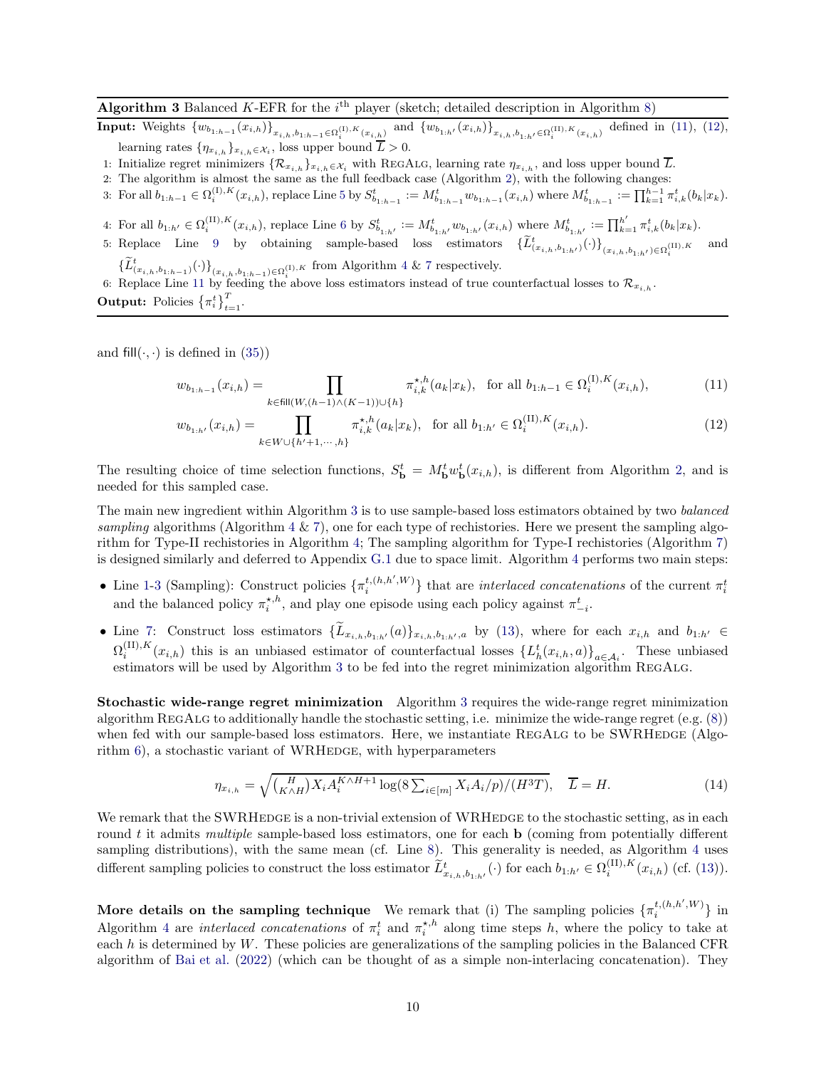**Algorithm 3** Balanced $K$-EFR for the $i^{\text{th}}$ player (sketch; detailed description in Algorithm 8)

**Input:** Weights $\{w_{b_{1:h-1}}(x_{i,h})\}_{x_{i,h}, b_{1:h-1} \in \Omega_i^{(\mathrm{I}),K}(x_{i,h})}$ and $\{w_{b_{1:h'}}(x_{i,h})\}_{x_{i,h}, b_{1:h'} \in \Omega_i^{(\mathrm{II}),K}(x_{i,h})}$ defined in (11), (12), learning rates $\{\eta_{x_{i,h}}\}_{x_{i,h} \in \mathcal{X}_i}$, loss upper bound $\overline{L} > 0$.

1: Initialize regret minimizers $\{\mathcal{R}_{x_{i,h}}\}_{x_{i,h} \in \mathcal{X}_i}$ with RegAlg, learning rate $\eta_{x_{i,h}}$, and loss upper bound $\overline{L}$.
2: The algorithm is almost the same as the full feedback case (Algorithm 2), with the following changes:
3: For all $b_{1:h-1} \in \Omega_i^{(\mathrm{I}),K}(x_{i,h})$, replace Line 5 by $S^t_{b_{1:h-1}} := M^t_{b_{1:h-1}} w_{b_{1:h-1}}(x_{i,h})$ where $M^t_{b_{1:h-1}} := \prod_{k=1}^{h-1} \pi^t_{i,k}(b_k|x_k)$.
4: For all $b_{1:h'} \in \Omega_i^{(\mathrm{II}),K}(x_{i,h})$, replace Line 6 by $S^t_{b_{1:h'}} := M^t_{b_{1:h'}} w_{b_{1:h'}}(x_{i,h})$ where $M^t_{b_{1:h'}} := \prod_{k=1}^{h'} \pi^t_{i,k}(b_k|x_k)$.
5: Replace Line 9 by obtaining sample-based loss estimators $\{\widetilde{L}^t_{(x_{i,h}, b_{1:h'})}(\cdot)\}_{(x_{i,h}, b_{1:h'}) \in \Omega_i^{(\mathrm{II}),K}}$ and $\{\widetilde{L}^t_{(x_{i,h}, b_{1:h-1})}(\cdot)\}_{(x_{i,h}, b_{1:h-1}) \in \Omega_i^{(\mathrm{I}),K}}$ from Algorithm 4 & 7 respectively.
6: Replace Line 11 by feeding the above loss estimators instead of true counterfactual losses to $\mathcal{R}_{x_{i,h}}$.

**Output:** Policies $\{\pi^t_i\}_{t=1}^T$.

and $\mathsf{fill}(\cdot, \cdot)$ is defined in (35))

$$w_{b_{1:h-1}}(x_{i,h}) = \prod_{k \in \mathsf{fill}(W, (h-1) \wedge (K-1)) \cup \{h\}} \pi^{\star,h}_{i,k}(a_k|x_k), \quad \text{for all } b_{1:h-1} \in \Omega_i^{(\mathrm{I}),K}(x_{i,h}), \tag{11}$$

$$w_{b_{1:h'}}(x_{i,h}) = \prod_{k \in W \cup \{h'+1, \cdots, h\}} \pi^{\star,h}_{i,k}(a_k|x_k), \quad \text{for all } b_{1:h'} \in \Omega_i^{(\mathrm{II}),K}(x_{i,h}). \tag{12}$$

The resulting choice of time selection functions, $S^t_{\mathbf{b}} = M^t_{\mathbf{b}} w^t_{\mathbf{b}}(x_{i,h})$, is different from Algorithm 2, and is needed for this sampled case.

The main new ingredient within Algorithm 3 is to use sample-based loss estimators obtained by two *balanced sampling* algorithms (Algorithm 4 & 7), one for each type of rechistories. Here we present the sampling algorithm for Type-II rechistories in Algorithm 4; The sampling algorithm for Type-I rechistories (Algorithm 7) is designed similarly and deferred to Appendix G.1 due to space limit. Algorithm 4 performs two main steps:

- Line 1-3 (Sampling): Construct policies $\{\pi_i^{t,(h,h',W)}\}$ that are *interlaced concatenations* of the current $\pi^t_i$ and the balanced policy $\pi^{\star,h}_i$, and play one episode using each policy against $\pi^t_{-i}$.
- Line 7: Construct loss estimators $\{\widetilde{L}_{x_{i,h}, b_{1:h'}}(a)\}_{x_{i,h}, b_{1:h'}, a}$ by (13), where for each $x_{i,h}$ and $b_{1:h'} \in \Omega_i^{(\mathrm{II}),K}(x_{i,h})$ this is an unbiased estimator of counterfactual losses $\{L^t_h(x_{i,h}, a)\}_{a \in \mathcal{A}_i}$. These unbiased estimators will be used by Algorithm 3 to be fed into the regret minimization algorithm RegAlg.

**Stochastic wide-range regret minimization** Algorithm 3 requires the wide-range regret minimization algorithm RegAlg to additionally handle the stochastic setting, i.e. minimize the wide-range regret (e.g. (8)) when fed with our sample-based loss estimators. Here, we instantiate RegAlg to be SWRHedge (Algorithm 6), a stochastic variant of WRHedge, with hyperparameters

$$\eta_{x_{i,h}} = \sqrt{\binom{H}{K \wedge H} X_i A_i^{K \wedge H+1} \log(8 \textstyle\sum_{i \in [m]} X_i A_i / p) / (H^3 T)}, \quad \overline{L} = H. \tag{14}$$

We remark that the SWRHedge is a non-trivial extension of WRHedge to the stochastic setting, as in each round $t$ it admits *multiple* sample-based loss estimators, one for each $\mathbf{b}$ (coming from potentially different sampling distributions), with the same mean (cf. Line 8). This generality is needed, as Algorithm 4 uses different sampling policies to construct the loss estimator $\widetilde{L}^t_{x_{i,h}, b_{1:h'}}(\cdot)$ for each $b_{1:h'} \in \Omega_i^{(\mathrm{II}),K}(x_{i,h})$ (cf. (13)).

**More details on the sampling technique** We remark that (i) The sampling policies $\{\pi_i^{t,(h,h',W)}\}$ in Algorithm 4 are *interlaced concatenations* of $\pi^t_i$ and $\pi^{\star,h}_i$ along time steps $h$, where the policy to take at each $h$ is determined by $W$. These policies are generalizations of the sampling policies in the Balanced CFR algorithm of Bai et al. (2022) (which can be thought of as a simple non-interlacing concatenation). They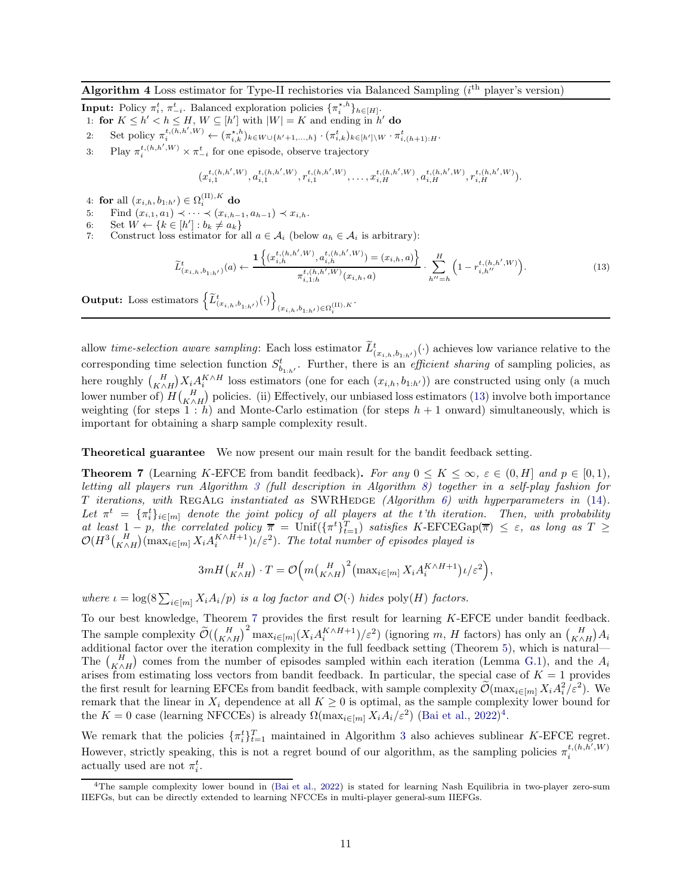**Algorithm 4** Loss estimator for Type-II rechistories via Balanced Sampling ($i^{\text{th}}$ player's version)

**Input:** Policy $\pi_i^t$, $\pi_{-i}^t$. Balanced exploration policies $\{\pi_i^{\star,h}\}_{h\in[H]}$.

1: **for** $K \le h' < h \le H$, $W \subseteq [h']$ with $|W| = K$ and ending in $h'$ **do**

2: Set policy $\pi_i^{t,(h,h',W)} \leftarrow (\pi_{i,k}^{\star,h})_{k\in W\cup\{h'+1,\dots,h\}} \cdot (\pi_{i,k}^t)_{k\in[h']\setminus W} \cdot \pi_{i,(h+1):H}^t$.

3: Play $\pi_i^{t,(h,h',W)} \times \pi_{-i}^t$ for one episode, observe trajectory

$$(x_{i,1}^{t,(h,h',W)}, a_{i,1}^{t,(h,h',W)}, r_{i,1}^{t,(h,h',W)}, \dots, x_{i,H}^{t,(h,h',W)}, a_{i,H}^{t,(h,h',W)}, r_{i,H}^{t,(h,h',W)}).$$

4: **for** all $(x_{i,h}, b_{1:h'}) \in \Omega_i^{(\text{II}),K}$ **do**

5: Find $(x_{i,1}, a_1) \prec \cdots \prec (x_{i,h-1}, a_{h-1}) \prec x_{i,h}$.

6: Set $W \leftarrow \{k \in [h'] : b_k \neq a_k\}$

7: Construct loss estimator for all $a \in \mathcal{A}_i$ (below $a_h \in \mathcal{A}_i$ is arbitrary):

$$\widetilde{L}_{(x_{i,h},b_{1:h'})}^t(a) \leftarrow \frac{\mathbf{1}\left\{(x_{i,h}^{t,(h,h',W)}, a_{i,h}^{t,(h,h',W)}) = (x_{i,h}, a)\right\}}{\pi_{i,1:h}^{t,(h,h',W)}(x_{i,h}, a)} \cdot \sum_{h''=h}^{H}\left(1 - r_{i,h''}^{t,(h,h',W)}\right). \tag{13}$$

**Output:** Loss estimators $\left\{\widetilde{L}_{(x_{i,h},b_{1:h'})}^t(\cdot)\right\}_{(x_{i,h},b_{1:h'})\in\Omega_i^{(\text{II}),K}}$.

allow *time-selection aware sampling*: Each loss estimator $\widetilde{L}_{(x_{i,h},b_{1:h'})}^t(\cdot)$ achieves low variance relative to the corresponding time selection function $S_{b_{1:h'}}^t$. Further, there is an *efficient sharing* of sampling policies, as here roughly $\binom{H}{K\wedge H} X_i A_i^{K\wedge H}$ loss estimators (one for each $(x_{i,h}, b_{1:h'})$) are constructed using only (a much lower number of) $H\binom{H}{K\wedge H}$ policies. (ii) Effectively, our unbiased loss estimators (13) involve both importance weighting (for steps $1:h$) and Monte-Carlo estimation (for steps $h+1$ onward) simultaneously, which is important for obtaining a sharp sample complexity result.

**Theoretical guarantee** We now present our main result for the bandit feedback setting.

**Theorem 7** (Learning $K$-EFCE from bandit feedback). *For any $0 \le K \le \infty$, $\varepsilon \in (0, H]$ and $p \in [0,1)$, letting all players run Algorithm 3 (full description in Algorithm 8) together in a self-play fashion for $T$ iterations, with* RegAlg *instantiated as* SWRHedge *(Algorithm 6) with hyperparameters in (14). Let $\pi^t = \{\pi_i^t\}_{i\in[m]}$ denote the joint policy of all players at the $t$'th iteration. Then, with probability at least $1-p$, the correlated policy $\overline{\pi} = \text{Unif}(\{\pi^t\}_{t=1}^T)$ satisfies $K$-EFCEGap$(\overline{\pi}) \le \varepsilon$, as long as $T \ge \mathcal{O}(H^3\binom{H}{K\wedge H}(\max_{i\in[m]} X_i A_i^{K\wedge H+1})\iota/\varepsilon^2)$. The total number of episodes played is*

$$3mH\tbinom{H}{K\wedge H} \cdot T = \mathcal{O}\Big(m\tbinom{H}{K\wedge H}^2 \big(\max_{i\in[m]} X_i A_i^{K\wedge H+1}\big)\iota/\varepsilon^2\Big),$$

*where $\iota = \log(8\sum_{i\in[m]} X_i A_i/p)$ is a log factor and $\mathcal{O}(\cdot)$ hides $\text{poly}(H)$ factors.*

To our best knowledge, Theorem 7 provides the first result for learning $K$-EFCE under bandit feedback. The sample complexity $\widetilde{\mathcal{O}}(\binom{H}{K\wedge H}^2 \max_{i\in[m]}(X_i A_i^{K\wedge H+1})/\varepsilon^2)$ (ignoring $m$, $H$ factors) has only an $\binom{H}{K\wedge H}A_i$ additional factor over the iteration complexity in the full feedback setting (Theorem 5), which is natural—The $\binom{H}{K\wedge H}$ comes from the number of episodes sampled within each iteration (Lemma G.1), and the $A_i$ arises from estimating loss vectors from bandit feedback. In particular, the special case of $K=1$ provides the first result for learning EFCEs from bandit feedback, with sample complexity $\widetilde{\mathcal{O}}(\max_{i\in[m]} X_i A_i^2/\varepsilon^2)$. We remark that the linear in $X_i$ dependence at all $K \ge 0$ is optimal, as the sample complexity lower bound for the $K=0$ case (learning NFCCEs) is already $\Omega(\max_{i\in[m]} X_i A_i/\varepsilon^2)$ (Bai et al., 2022)[4].

We remark that the policies $\{\pi_i^t\}_{t=1}^T$ maintained in Algorithm 3 also achieves sublinear $K$-EFCE regret. However, strictly speaking, this is not a regret bound of our algorithm, as the sampling policies $\pi_i^{t,(h,h',W)}$ actually used are not $\pi_i^t$.

[4]The sample complexity lower bound in (Bai et al., 2022) is stated for learning Nash Equilibria in two-player zero-sum IIEFGs, but can be directly extended to learning NFCCEs in multi-player general-sum IIEFGs.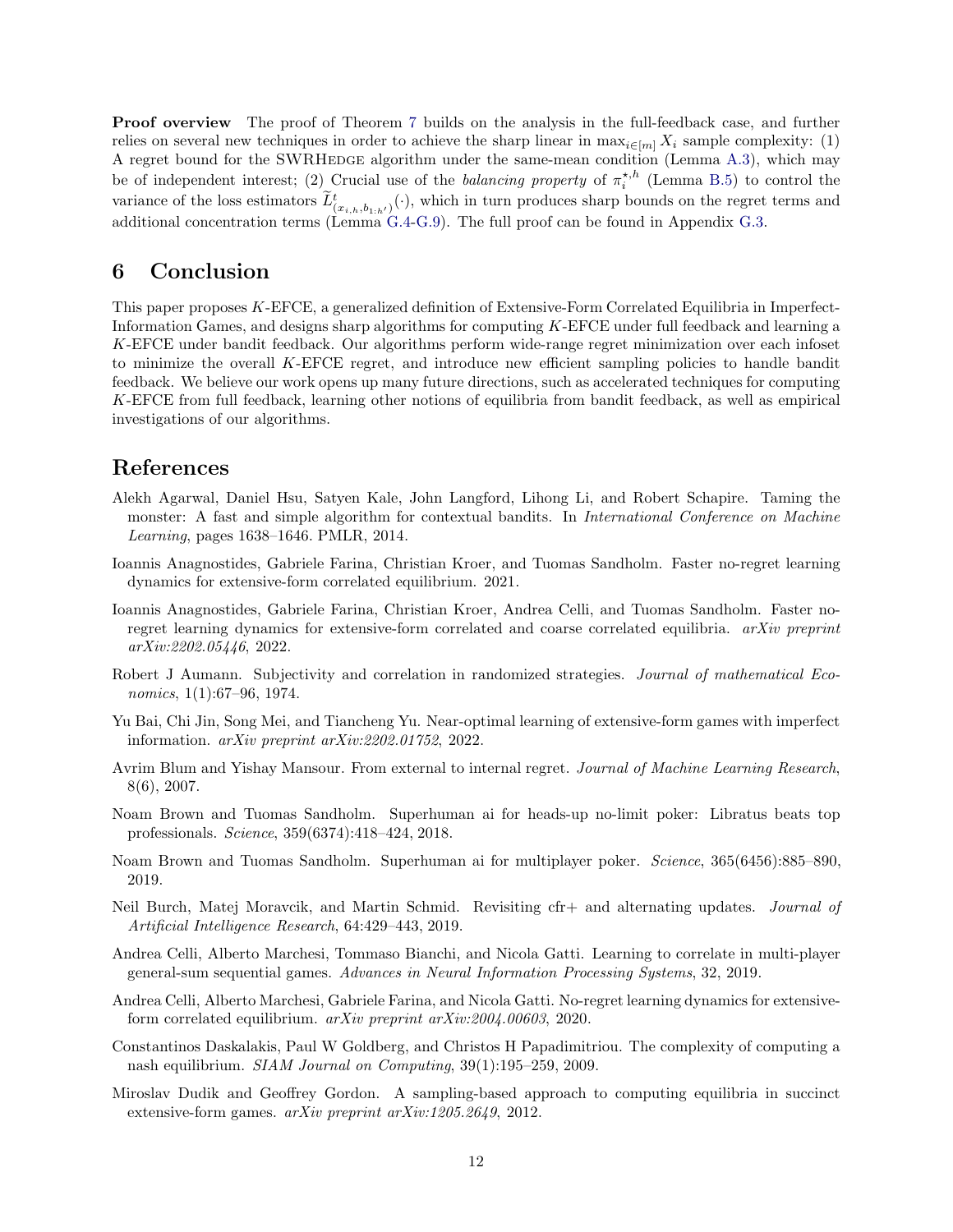**Proof overview** The proof of Theorem 7 builds on the analysis in the full-feedback case, and further relies on several new techniques in order to achieve the sharp linear in $\max_{i\in[m]} X_i$ sample complexity: (1) A regret bound for the SWRHEDGE algorithm under the same-mean condition (Lemma A.3), which may be of independent interest; (2) Crucial use of the *balancing property* of $\pi_i^{\star,h}$ (Lemma B.5) to control the variance of the loss estimators $\widetilde{L}^t_{(x_{i,h},b_{1:h'})}(\cdot)$, which in turn produces sharp bounds on the regret terms and additional concentration terms (Lemma G.4-G.9). The full proof can be found in Appendix G.3.

# 6 Conclusion

This paper proposes $K$-EFCE, a generalized definition of Extensive-Form Correlated Equilibria in Imperfect-Information Games, and designs sharp algorithms for computing $K$-EFCE under full feedback and learning a $K$-EFCE under bandit feedback. Our algorithms perform wide-range regret minimization over each infoset to minimize the overall $K$-EFCE regret, and introduce new efficient sampling policies to handle bandit feedback. We believe our work opens up many future directions, such as accelerated techniques for computing $K$-EFCE from full feedback, learning other notions of equilibria from bandit feedback, as well as empirical investigations of our algorithms.

# References

Alekh Agarwal, Daniel Hsu, Satyen Kale, John Langford, Lihong Li, and Robert Schapire. Taming the monster: A fast and simple algorithm for contextual bandits. In *International Conference on Machine Learning*, pages 1638–1646. PMLR, 2014.

Ioannis Anagnostides, Gabriele Farina, Christian Kroer, and Tuomas Sandholm. Faster no-regret learning dynamics for extensive-form correlated equilibrium. 2021.

Ioannis Anagnostides, Gabriele Farina, Christian Kroer, Andrea Celli, and Tuomas Sandholm. Faster no-regret learning dynamics for extensive-form correlated and coarse correlated equilibria. *arXiv preprint arXiv:2202.05446*, 2022.

Robert J Aumann. Subjectivity and correlation in randomized strategies. *Journal of mathematical Economics*, 1(1):67–96, 1974.

Yu Bai, Chi Jin, Song Mei, and Tiancheng Yu. Near-optimal learning of extensive-form games with imperfect information. *arXiv preprint arXiv:2202.01752*, 2022.

Avrim Blum and Yishay Mansour. From external to internal regret. *Journal of Machine Learning Research*, 8(6), 2007.

Noam Brown and Tuomas Sandholm. Superhuman ai for heads-up no-limit poker: Libratus beats top professionals. *Science*, 359(6374):418–424, 2018.

Noam Brown and Tuomas Sandholm. Superhuman ai for multiplayer poker. *Science*, 365(6456):885–890, 2019.

Neil Burch, Matej Moravcik, and Martin Schmid. Revisiting cfr+ and alternating updates. *Journal of Artificial Intelligence Research*, 64:429–443, 2019.

Andrea Celli, Alberto Marchesi, Tommaso Bianchi, and Nicola Gatti. Learning to correlate in multi-player general-sum sequential games. *Advances in Neural Information Processing Systems*, 32, 2019.

Andrea Celli, Alberto Marchesi, Gabriele Farina, and Nicola Gatti. No-regret learning dynamics for extensive-form correlated equilibrium. *arXiv preprint arXiv:2004.00603*, 2020.

Constantinos Daskalakis, Paul W Goldberg, and Christos H Papadimitriou. The complexity of computing a nash equilibrium. *SIAM Journal on Computing*, 39(1):195–259, 2009.

Miroslav Dudik and Geoffrey Gordon. A sampling-based approach to computing equilibria in succinct extensive-form games. *arXiv preprint arXiv:1205.2649*, 2012.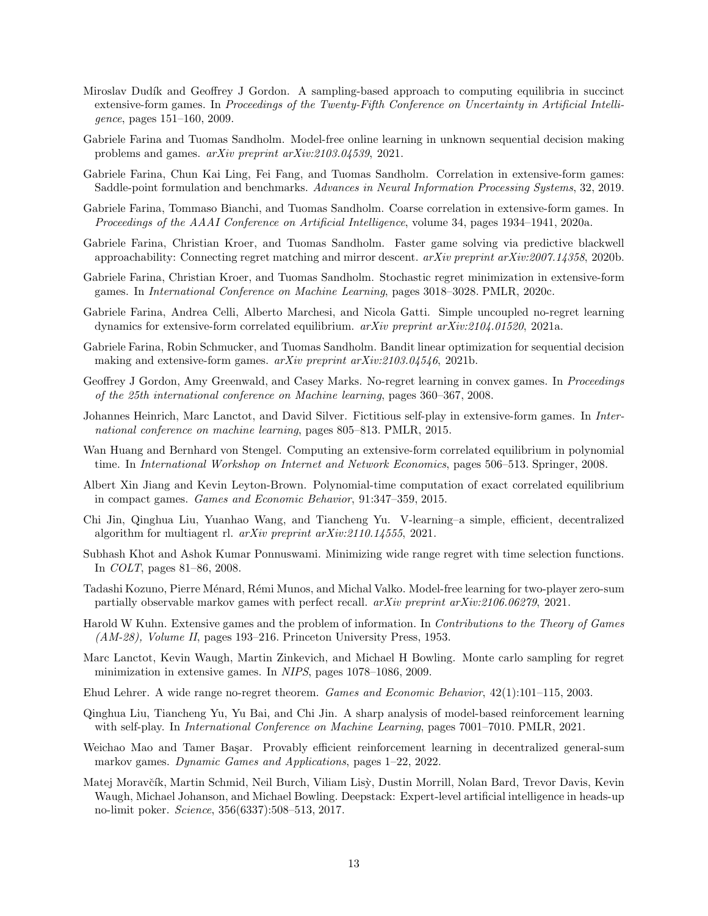Miroslav Dudík and Geoffrey J Gordon. A sampling-based approach to computing equilibria in succinct extensive-form games. In *Proceedings of the Twenty-Fifth Conference on Uncertainty in Artificial Intelligence*, pages 151–160, 2009.

Gabriele Farina and Tuomas Sandholm. Model-free online learning in unknown sequential decision making problems and games. *arXiv preprint arXiv:2103.04539*, 2021.

Gabriele Farina, Chun Kai Ling, Fei Fang, and Tuomas Sandholm. Correlation in extensive-form games: Saddle-point formulation and benchmarks. *Advances in Neural Information Processing Systems*, 32, 2019.

Gabriele Farina, Tommaso Bianchi, and Tuomas Sandholm. Coarse correlation in extensive-form games. In *Proceedings of the AAAI Conference on Artificial Intelligence*, volume 34, pages 1934–1941, 2020a.

Gabriele Farina, Christian Kroer, and Tuomas Sandholm. Faster game solving via predictive blackwell approachability: Connecting regret matching and mirror descent. *arXiv preprint arXiv:2007.14358*, 2020b.

Gabriele Farina, Christian Kroer, and Tuomas Sandholm. Stochastic regret minimization in extensive-form games. In *International Conference on Machine Learning*, pages 3018–3028. PMLR, 2020c.

Gabriele Farina, Andrea Celli, Alberto Marchesi, and Nicola Gatti. Simple uncoupled no-regret learning dynamics for extensive-form correlated equilibrium. *arXiv preprint arXiv:2104.01520*, 2021a.

Gabriele Farina, Robin Schmucker, and Tuomas Sandholm. Bandit linear optimization for sequential decision making and extensive-form games. *arXiv preprint arXiv:2103.04546*, 2021b.

Geoffrey J Gordon, Amy Greenwald, and Casey Marks. No-regret learning in convex games. In *Proceedings of the 25th international conference on Machine learning*, pages 360–367, 2008.

Johannes Heinrich, Marc Lanctot, and David Silver. Fictitious self-play in extensive-form games. In *International conference on machine learning*, pages 805–813. PMLR, 2015.

Wan Huang and Bernhard von Stengel. Computing an extensive-form correlated equilibrium in polynomial time. In *International Workshop on Internet and Network Economics*, pages 506–513. Springer, 2008.

Albert Xin Jiang and Kevin Leyton-Brown. Polynomial-time computation of exact correlated equilibrium in compact games. *Games and Economic Behavior*, 91:347–359, 2015.

Chi Jin, Qinghua Liu, Yuanhao Wang, and Tiancheng Yu. V-learning–a simple, efficient, decentralized algorithm for multiagent rl. *arXiv preprint arXiv:2110.14555*, 2021.

Subhash Khot and Ashok Kumar Ponnuswami. Minimizing wide range regret with time selection functions. In *COLT*, pages 81–86, 2008.

Tadashi Kozuno, Pierre Ménard, Rémi Munos, and Michal Valko. Model-free learning for two-player zero-sum partially observable markov games with perfect recall. *arXiv preprint arXiv:2106.06279*, 2021.

Harold W Kuhn. Extensive games and the problem of information. In *Contributions to the Theory of Games (AM-28), Volume II*, pages 193–216. Princeton University Press, 1953.

Marc Lanctot, Kevin Waugh, Martin Zinkevich, and Michael H Bowling. Monte carlo sampling for regret minimization in extensive games. In *NIPS*, pages 1078–1086, 2009.

Ehud Lehrer. A wide range no-regret theorem. *Games and Economic Behavior*, 42(1):101–115, 2003.

Qinghua Liu, Tiancheng Yu, Yu Bai, and Chi Jin. A sharp analysis of model-based reinforcement learning with self-play. In *International Conference on Machine Learning*, pages 7001–7010. PMLR, 2021.

Weichao Mao and Tamer Başar. Provably efficient reinforcement learning in decentralized general-sum markov games. *Dynamic Games and Applications*, pages 1–22, 2022.

Matej Moravčík, Martin Schmid, Neil Burch, Viliam Lisỳ, Dustin Morrill, Nolan Bard, Trevor Davis, Kevin Waugh, Michael Johanson, and Michael Bowling. Deepstack: Expert-level artificial intelligence in heads-up no-limit poker. *Science*, 356(6337):508–513, 2017.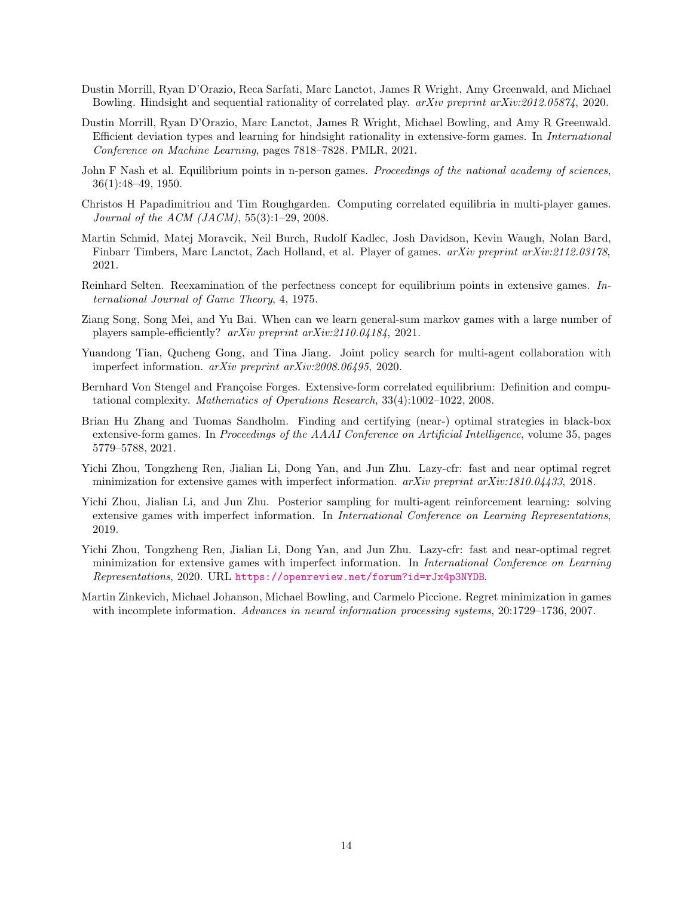Dustin Morrill, Ryan D'Orazio, Reca Sarfati, Marc Lanctot, James R Wright, Amy Greenwald, and Michael Bowling. Hindsight and sequential rationality of correlated play. *arXiv preprint arXiv:2012.05874*, 2020.

Dustin Morrill, Ryan D'Orazio, Marc Lanctot, James R Wright, Michael Bowling, and Amy R Greenwald. Efficient deviation types and learning for hindsight rationality in extensive-form games. In *International Conference on Machine Learning*, pages 7818–7828. PMLR, 2021.

John F Nash et al. Equilibrium points in n-person games. *Proceedings of the national academy of sciences*, 36(1):48–49, 1950.

Christos H Papadimitriou and Tim Roughgarden. Computing correlated equilibria in multi-player games. *Journal of the ACM (JACM)*, 55(3):1–29, 2008.

Martin Schmid, Matej Moravcik, Neil Burch, Rudolf Kadlec, Josh Davidson, Kevin Waugh, Nolan Bard, Finbarr Timbers, Marc Lanctot, Zach Holland, et al. Player of games. *arXiv preprint arXiv:2112.03178*, 2021.

Reinhard Selten. Reexamination of the perfectness concept for equilibrium points in extensive games. *International Journal of Game Theory*, 4, 1975.

Ziang Song, Song Mei, and Yu Bai. When can we learn general-sum markov games with a large number of players sample-efficiently? *arXiv preprint arXiv:2110.04184*, 2021.

Yuandong Tian, Qucheng Gong, and Tina Jiang. Joint policy search for multi-agent collaboration with imperfect information. *arXiv preprint arXiv:2008.06495*, 2020.

Bernhard Von Stengel and Françoise Forges. Extensive-form correlated equilibrium: Definition and computational complexity. *Mathematics of Operations Research*, 33(4):1002–1022, 2008.

Brian Hu Zhang and Tuomas Sandholm. Finding and certifying (near-) optimal strategies in black-box extensive-form games. In *Proceedings of the AAAI Conference on Artificial Intelligence*, volume 35, pages 5779–5788, 2021.

Yichi Zhou, Tongzheng Ren, Jialian Li, Dong Yan, and Jun Zhu. Lazy-cfr: fast and near optimal regret minimization for extensive games with imperfect information. *arXiv preprint arXiv:1810.04433*, 2018.

Yichi Zhou, Jialian Li, and Jun Zhu. Posterior sampling for multi-agent reinforcement learning: solving extensive games with imperfect information. In *International Conference on Learning Representations*, 2019.

Yichi Zhou, Tongzheng Ren, Jialian Li, Dong Yan, and Jun Zhu. Lazy-cfr: fast and near-optimal regret minimization for extensive games with imperfect information. In *International Conference on Learning Representations*, 2020. URL https://openreview.net/forum?id=rJx4p3NYDB.

Martin Zinkevich, Michael Johanson, Michael Bowling, and Carmelo Piccione. Regret minimization in games with incomplete information. *Advances in neural information processing systems*, 20:1729–1736, 2007.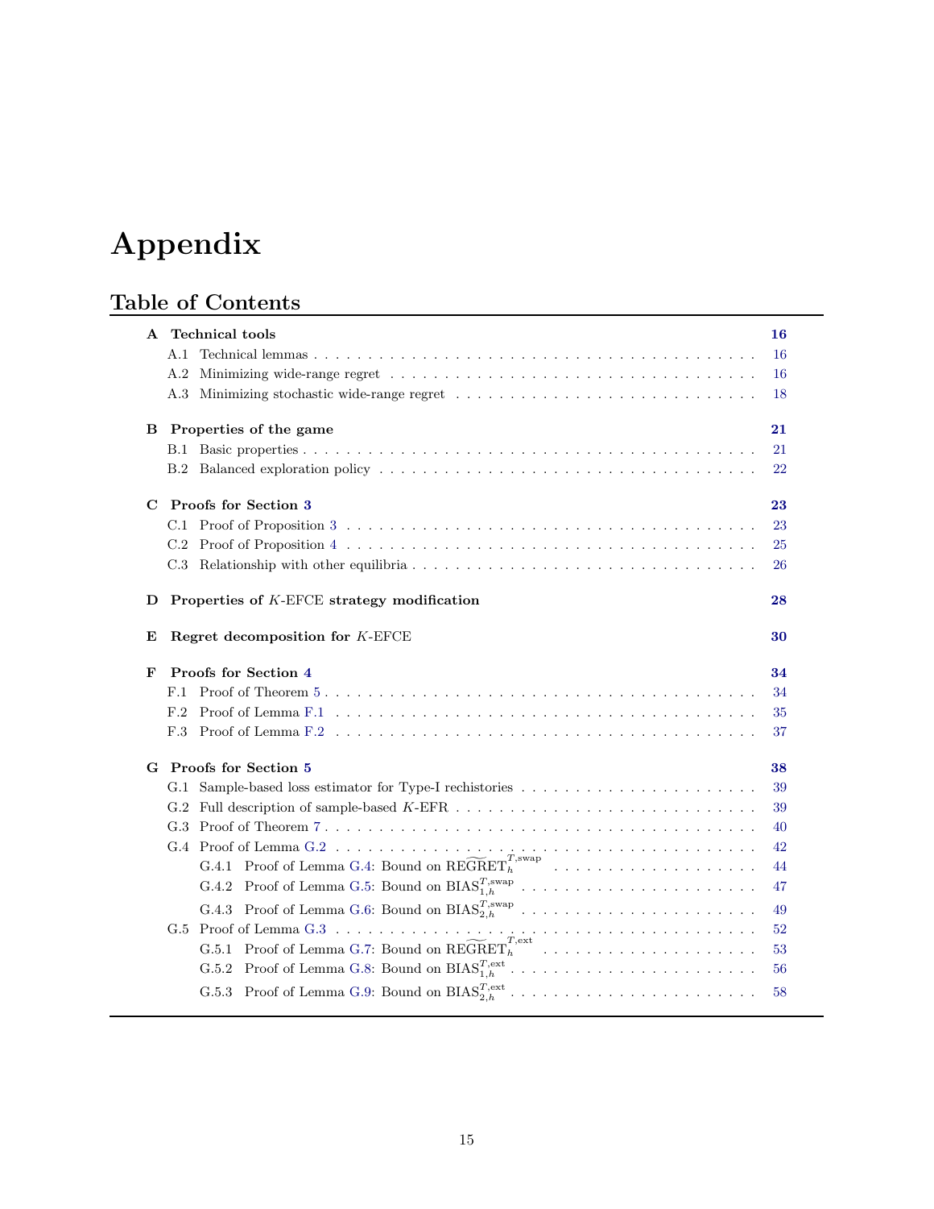# Appendix

## Table of Contents

**A Technical tools** — **16**

- A.1 Technical lemmas — 16
- A.2 Minimizing wide-range regret — 16
- A.3 Minimizing stochastic wide-range regret — 18

**B Properties of the game** — **21**

- B.1 Basic properties — 21
- B.2 Balanced exploration policy — 22

**C Proofs for Section 3** — **23**

- C.1 Proof of Proposition 3 — 23
- C.2 Proof of Proposition 4 — 25
- C.3 Relationship with other equilibria — 26

**D Properties of $K$-EFCE strategy modification** — **28**

**E Regret decomposition for $K$-EFCE** — **30**

**F Proofs for Section 4** — **34**

- F.1 Proof of Theorem 5 — 34
- F.2 Proof of Lemma F.1 — 35
- F.3 Proof of Lemma F.2 — 37

**G Proofs for Section 5** — **38**

- G.1 Sample-based loss estimator for Type-I rechistories — 39
- G.2 Full description of sample-based $K$-EFR — 39
- G.3 Proof of Theorem 7 — 40
- G.4 Proof of Lemma G.2 — 42
  - G.4.1 Proof of Lemma G.4: Bound on $\widetilde{\mathrm{REGRET}}_h^{T,\mathrm{swap}}$ — 44
  - G.4.2 Proof of Lemma G.5: Bound on $\mathrm{BIAS}_{1,h}^{T,\mathrm{swap}}$ — 47
  - G.4.3 Proof of Lemma G.6: Bound on $\mathrm{BIAS}_{2,h}^{T,\mathrm{swap}}$ — 49
- G.5 Proof of Lemma G.3 — 52
  - G.5.1 Proof of Lemma G.7: Bound on $\widetilde{\mathrm{REGRET}}_h^{T,\mathrm{ext}}$ — 53
  - G.5.2 Proof of Lemma G.8: Bound on $\mathrm{BIAS}_{1,h}^{T,\mathrm{ext}}$ — 56
  - G.5.3 Proof of Lemma G.9: Bound on $\mathrm{BIAS}_{2,h}^{T,\mathrm{ext}}$ — 58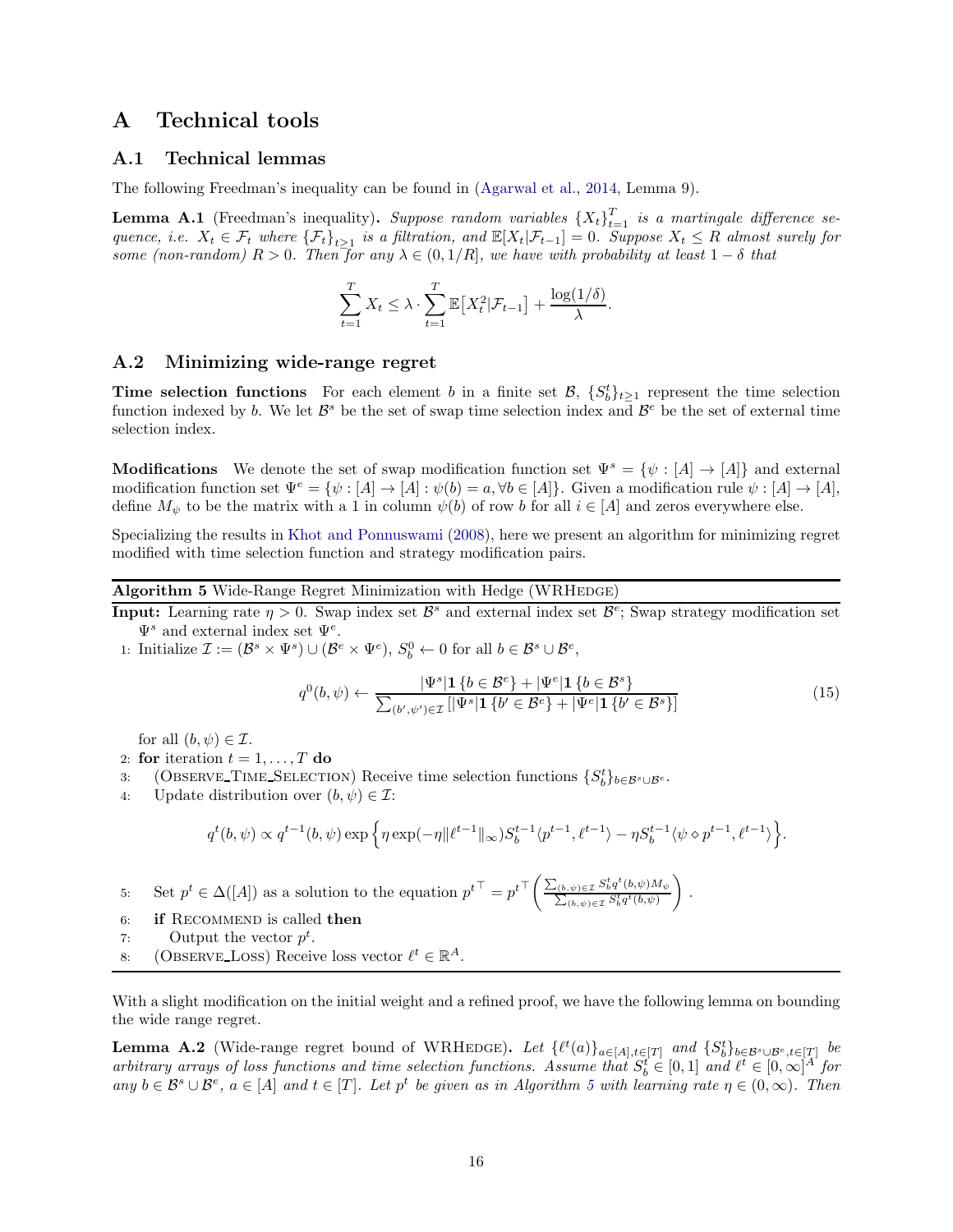# A Technical tools

## A.1 Technical lemmas

The following Freedman's inequality can be found in (Agarwal et al., 2014, Lemma 9).

**Lemma A.1** (Freedman's inequality)**.** *Suppose random variables $\{X_t\}_{t=1}^T$ is a martingale difference sequence, i.e. $X_t \in \mathcal{F}_t$ where $\{\mathcal{F}_t\}_{t\geq 1}$ is a filtration, and $\mathbb{E}[X_t|\mathcal{F}_{t-1}] = 0$. Suppose $X_t \leq R$ almost surely for some (non-random) $R > 0$. Then for any $\lambda \in (0, 1/R]$, we have with probability at least $1 - \delta$ that*

$$\sum_{t=1}^{T} X_t \leq \lambda \cdot \sum_{t=1}^{T} \mathbb{E}\big[X_t^2 | \mathcal{F}_{t-1}\big] + \frac{\log(1/\delta)}{\lambda}.$$

## A.2 Minimizing wide-range regret

**Time selection functions** For each element $b$ in a finite set $\mathcal{B}$, $\{S_b^t\}_{t\geq 1}$ represent the time selection function indexed by $b$. We let $\mathcal{B}^s$ be the set of swap time selection index and $\mathcal{B}^e$ be the set of external time selection index.

**Modifications** We denote the set of swap modification function set $\Psi^s = \{\psi : [A] \to [A]\}$ and external modification function set $\Psi^e = \{\psi : [A] \to [A] : \psi(b) = a, \forall b \in [A]\}$. Given a modification rule $\psi : [A] \to [A]$, define $M_\psi$ to be the matrix with a 1 in column $\psi(b)$ of row $b$ for all $i \in [A]$ and zeros everywhere else.

Specializing the results in Khot and Ponnuswami (2008), here we present an algorithm for minimizing regret modified with time selection function and strategy modification pairs.

---

**Algorithm 5** Wide-Range Regret Minimization with Hedge (WRHedge)

---

**Input:** Learning rate $\eta > 0$. Swap index set $\mathcal{B}^s$ and external index set $\mathcal{B}^e$; Swap strategy modification set $\Psi^s$ and external index set $\Psi^e$.

1: Initialize $\mathcal{I} := (\mathcal{B}^s \times \Psi^s) \cup (\mathcal{B}^e \times \Psi^e)$, $S_b^0 \leftarrow 0$ for all $b \in \mathcal{B}^s \cup \mathcal{B}^e$,

$$q^0(b,\psi) \leftarrow \frac{|\Psi^s|\mathbf{1}\{b \in \mathcal{B}^e\} + |\Psi^e|\mathbf{1}\{b \in \mathcal{B}^s\}}{\sum_{(b',\psi')\in\mathcal{I}}[|\Psi^s|\mathbf{1}\{b' \in \mathcal{B}^e\} + |\Psi^e|\mathbf{1}\{b' \in \mathcal{B}^s\}]} \tag{15}$$

for all $(b, \psi) \in \mathcal{I}$.

2: **for** iteration $t = 1, \ldots, T$ **do**

3: (Observe_Time_Selection) Receive time selection functions $\{S_b^t\}_{b\in\mathcal{B}^s\cup\mathcal{B}^e}$.

4: Update distribution over $(b, \psi) \in \mathcal{I}$:

$$q^t(b,\psi) \propto q^{t-1}(b,\psi) \exp\Big\{\eta \exp(-\eta\|\ell^{t-1}\|_\infty) S_b^{t-1}\langle p^{t-1}, \ell^{t-1}\rangle - \eta S_b^{t-1}\langle \psi \circ p^{t-1}, \ell^{t-1}\rangle\Big\}.$$

5: Set $p^t \in \Delta([A])$ as a solution to the equation ${p^t}^\top = {p^t}^\top \left(\frac{\sum_{(b,\psi)\in\mathcal{I}} S_b^t q^t(b,\psi) M_\psi}{\sum_{(b,\psi)\in\mathcal{I}} S_b^t q^t(b,\psi)}\right)$.

6: **if** Recommend is called **then**

7: Output the vector $p^t$.

8: (Observe_Loss) Receive loss vector $\ell^t \in \mathbb{R}^A$.

---

With a slight modification on the initial weight and a refined proof, we have the following lemma on bounding the wide range regret.

**Lemma A.2** (Wide-range regret bound of WRHedge)**.** *Let $\{\ell^t(a)\}_{a\in[A],t\in[T]}$ and $\{S_b^t\}_{b\in\mathcal{B}^s\cup\mathcal{B}^e,t\in[T]}$ be arbitrary arrays of loss functions and time selection functions. Assume that $S_b^t \in [0,1]$ and $\ell^t \in [0,\infty]^A$ for any $b \in \mathcal{B}^s \cup \mathcal{B}^e$, $a \in [A]$ and $t \in [T]$. Let $p^t$ be given as in Algorithm 5 with learning rate $\eta \in (0,\infty)$. Then*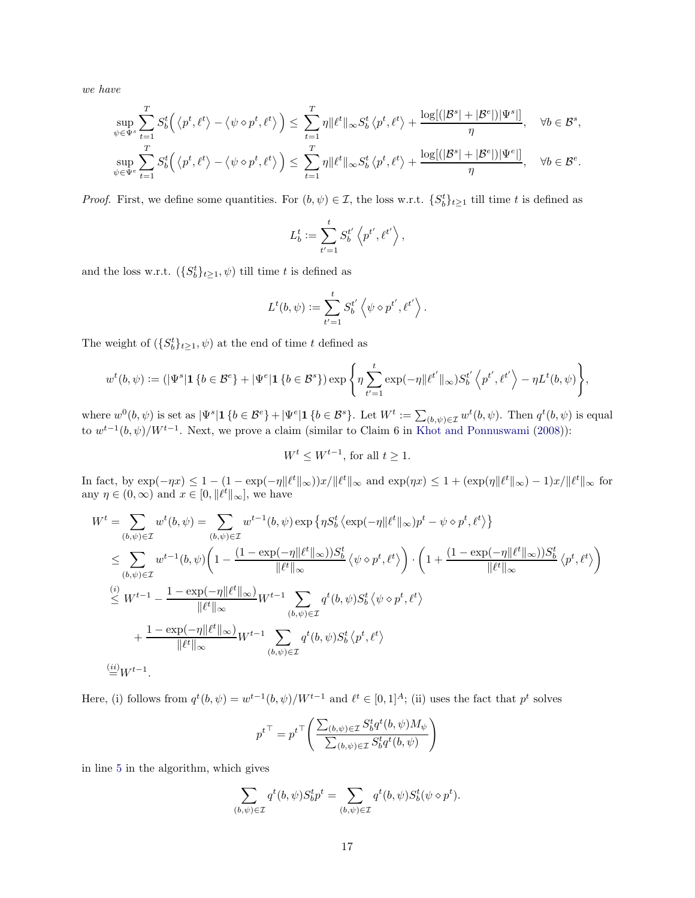*we have*

$$\sup_{\psi\in\Psi^s}\sum_{t=1}^T S_b^t\Big(\left\langle p^t,\ell^t\right\rangle-\left\langle \psi\diamond p^t,\ell^t\right\rangle\Big)\le\sum_{t=1}^T\eta\|\ell^t\|_\infty S_b^t\left\langle p^t,\ell^t\right\rangle+\frac{\log[(|\mathcal{B}^s|+|\mathcal{B}^e|)|\Psi^s|]}{\eta},\quad\forall b\in\mathcal{B}^s,$$

$$\sup_{\psi\in\Psi^e}\sum_{t=1}^T S_b^t\Big(\left\langle p^t,\ell^t\right\rangle-\left\langle \psi\diamond p^t,\ell^t\right\rangle\Big)\le\sum_{t=1}^T\eta\|\ell^t\|_\infty S_b^t\left\langle p^t,\ell^t\right\rangle+\frac{\log[(|\mathcal{B}^s|+|\mathcal{B}^e|)|\Psi^e|]}{\eta},\quad\forall b\in\mathcal{B}^e.$$

*Proof.* First, we define some quantities. For $(b,\psi)\in\mathcal{I}$, the loss w.r.t. $\{S_b^t\}_{t\ge1}$ till time $t$ is defined as

$$L_b^t:=\sum_{t'=1}^t S_b^{t'}\left\langle p^{t'},\ell^{t'}\right\rangle,$$

and the loss w.r.t. $(\{S_b^t\}_{t\ge1},\psi)$ till time $t$ is defined as

$$L^t(b,\psi):=\sum_{t'=1}^t S_b^{t'}\left\langle \psi\diamond p^{t'},\ell^{t'}\right\rangle.$$

The weight of $(\{S_b^t\}_{t\ge1},\psi)$ at the end of time $t$ defined as

$$w^t(b,\psi):=(|\Psi^s|\mathbf{1}\{b\in\mathcal{B}^e\}+|\Psi^e|\mathbf{1}\{b\in\mathcal{B}^s\})\exp\left\{\eta\sum_{t'=1}^t\exp(-\eta\|\ell^{t'}\|_\infty)S_b^{t'}\left\langle p^{t'},\ell^{t'}\right\rangle-\eta L^t(b,\psi)\right\},$$

where $w^0(b,\psi)$ is set as $|\Psi^s|\mathbf{1}\{b\in\mathcal{B}^e\}+|\Psi^e|\mathbf{1}\{b\in\mathcal{B}^s\}$. Let $W^t:=\sum_{(b,\psi)\in\mathcal{I}}w^t(b,\psi)$. Then $q^t(b,\psi)$ is equal to $w^{t-1}(b,\psi)/W^{t-1}$. Next, we prove a claim (similar to Claim 6 in Khot and Ponnuswami (2008)):

$$W^t\le W^{t-1},\text{ for all }t\ge1.$$

In fact, by $\exp(-\eta x)\le 1-(1-\exp(-\eta\|\ell^t\|_\infty))x/\|\ell^t\|_\infty$ and $\exp(\eta x)\le 1+(\exp(\eta\|\ell^t\|_\infty)-1)x/\|\ell^t\|_\infty$ for any $\eta\in(0,\infty)$ and $x\in[0,\|\ell^t\|_\infty]$, we have

$$\begin{aligned}
W^t&=\sum_{(b,\psi)\in\mathcal{I}}w^t(b,\psi)=\sum_{(b,\psi)\in\mathcal{I}}w^{t-1}(b,\psi)\exp\left\{\eta S_b^t\left\langle \exp(-\eta\|\ell^t\|_\infty)p^t-\psi\diamond p^t,\ell^t\right\rangle\right\}\\
&\le\sum_{(b,\psi)\in\mathcal{I}}w^{t-1}(b,\psi)\bigg(1-\frac{(1-\exp(-\eta\|\ell^t\|_\infty))S_b^t}{\|\ell^t\|_\infty}\left\langle\psi\diamond p^t,\ell^t\right\rangle\bigg)\cdot\bigg(1+\frac{(1-\exp(-\eta\|\ell^t\|_\infty))S_b^t}{\|\ell^t\|_\infty}\left\langle p^t,\ell^t\right\rangle\bigg)\\
&\overset{(i)}{\le}W^{t-1}-\frac{1-\exp(-\eta\|\ell^t\|_\infty)}{\|\ell^t\|_\infty}W^{t-1}\sum_{(b,\psi)\in\mathcal{I}}q^t(b,\psi)S_b^t\left\langle\psi\diamond p^t,\ell^t\right\rangle\\
&\quad+\frac{1-\exp(-\eta\|\ell^t\|_\infty)}{\|\ell^t\|_\infty}W^{t-1}\sum_{(b,\psi)\in\mathcal{I}}q^t(b,\psi)S_b^t\left\langle p^t,\ell^t\right\rangle\\
&\overset{(ii)}{=}W^{t-1}.
\end{aligned}$$

Here, (i) follows from $q^t(b,\psi)=w^{t-1}(b,\psi)/W^{t-1}$ and $\ell^t\in[0,1]^A$; (ii) uses the fact that $p^t$ solves

$${p^t}^\top={p^t}^\top\left(\frac{\sum_{(b,\psi)\in\mathcal{I}}S_b^tq^t(b,\psi)M_\psi}{\sum_{(b,\psi)\in\mathcal{I}}S_b^tq^t(b,\psi)}\right)$$

in line 5 in the algorithm, which gives

$$\sum_{(b,\psi)\in\mathcal{I}}q^t(b,\psi)S_b^tp^t=\sum_{(b,\psi)\in\mathcal{I}}q^t(b,\psi)S_b^t(\psi\diamond p^t).$$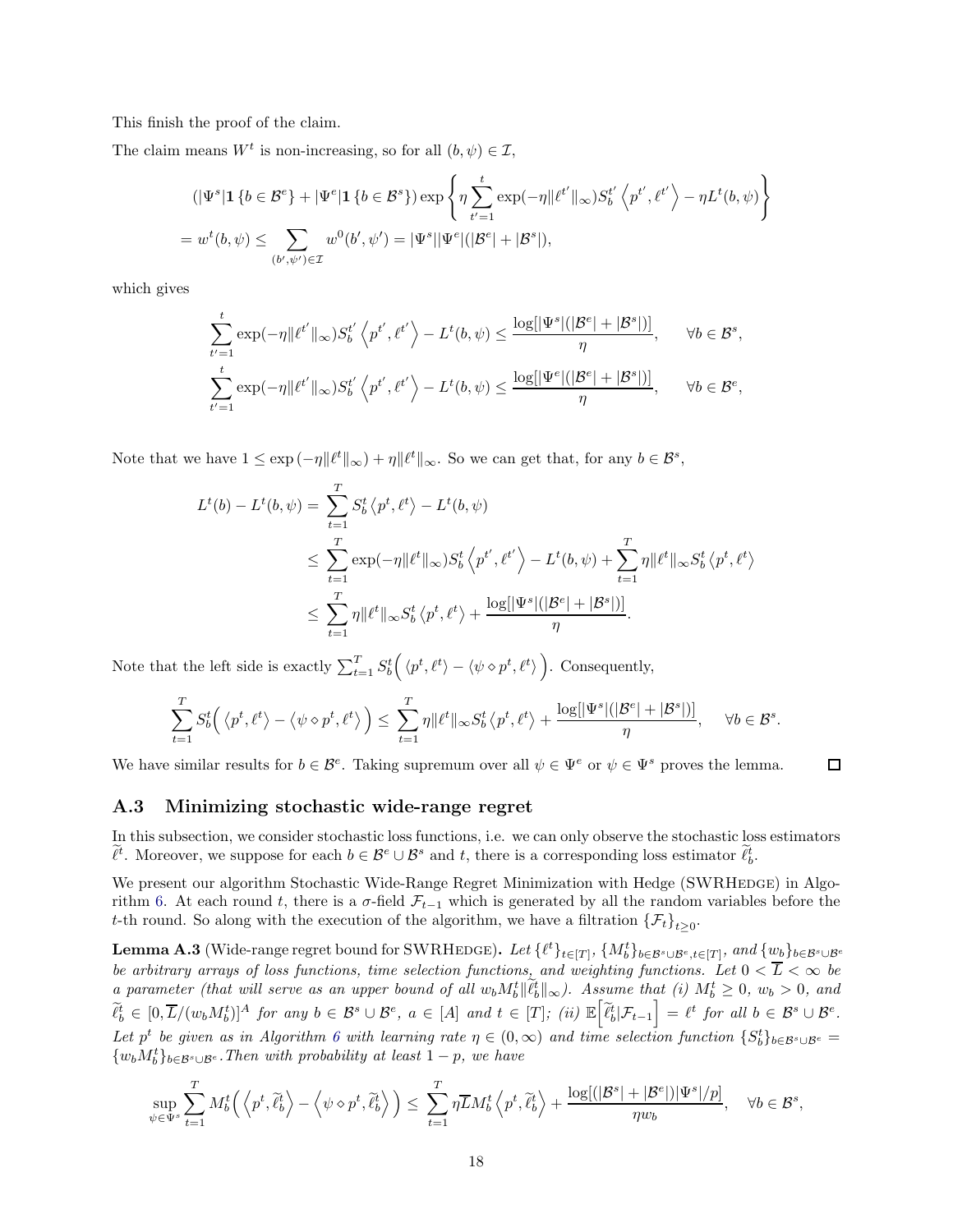This finish the proof of the claim.

The claim means $W^t$ is non-increasing, so for all $(b, \psi) \in \mathcal{I}$,

$$
\begin{aligned}
&(|\Psi^s| \mathbf{1}\{b \in \mathcal{B}^e\} + |\Psi^e| \mathbf{1}\{b \in \mathcal{B}^s\}) \exp\left\{ \eta \sum_{t'=1}^{t} \exp(-\eta \|\ell^{t'}\|_\infty) S_b^{t'} \left\langle p^{t'}, \ell^{t'} \right\rangle - \eta L^t(b, \psi) \right\} \\
&= w^t(b, \psi) \le \sum_{(b', \psi') \in \mathcal{I}} w^0(b', \psi') = |\Psi^s||\Psi^e|(|\mathcal{B}^e| + |\mathcal{B}^s|),
\end{aligned}
$$

which gives

$$
\begin{aligned}
\sum_{t'=1}^{t} \exp(-\eta \|\ell^{t'}\|_\infty) S_b^{t'} \left\langle p^{t'}, \ell^{t'} \right\rangle - L^t(b, \psi) &\le \frac{\log[|\Psi^s|(|\mathcal{B}^e| + |\mathcal{B}^s|)]}{\eta}, \qquad \forall b \in \mathcal{B}^s, \\
\sum_{t'=1}^{t} \exp(-\eta \|\ell^{t'}\|_\infty) S_b^{t'} \left\langle p^{t'}, \ell^{t'} \right\rangle - L^t(b, \psi) &\le \frac{\log[|\Psi^e|(|\mathcal{B}^e| + |\mathcal{B}^s|)]}{\eta}, \qquad \forall b \in \mathcal{B}^e,
\end{aligned}
$$

Note that we have $1 \le \exp(-\eta \|\ell^t\|_\infty) + \eta \|\ell^t\|_\infty$. So we can get that, for any $b \in \mathcal{B}^s$,

$$
\begin{aligned}
L^t(b) - L^t(b, \psi) &= \sum_{t=1}^{T} S_b^t \left\langle p^t, \ell^t \right\rangle - L^t(b, \psi) \\
&\le \sum_{t=1}^{T} \exp(-\eta \|\ell^t\|_\infty) S_b^t \left\langle p^{t'}, \ell^{t'} \right\rangle - L^t(b, \psi) + \sum_{t=1}^{T} \eta \|\ell^t\|_\infty S_b^t \left\langle p^t, \ell^t \right\rangle \\
&\le \sum_{t=1}^{T} \eta \|\ell^t\|_\infty S_b^t \left\langle p^t, \ell^t \right\rangle + \frac{\log[|\Psi^s|(|\mathcal{B}^e| + |\mathcal{B}^s|)]}{\eta}.
\end{aligned}
$$

Note that the left side is exactly $\sum_{t=1}^{T} S_b^t \Big( \left\langle p^t, \ell^t \right\rangle - \left\langle \psi \diamond p^t, \ell^t \right\rangle \Big)$. Consequently,

$$
\sum_{t=1}^{T} S_b^t \Big( \left\langle p^t, \ell^t \right\rangle - \left\langle \psi \diamond p^t, \ell^t \right\rangle \Big) \le \sum_{t=1}^{T} \eta \|\ell^t\|_\infty S_b^t \left\langle p^t, \ell^t \right\rangle + \frac{\log[|\Psi^s|(|\mathcal{B}^e| + |\mathcal{B}^s|)]}{\eta}, \quad \forall b \in \mathcal{B}^s.
$$

We have similar results for $b \in \mathcal{B}^e$. Taking supremum over all $\psi \in \Psi^e$ or $\psi \in \Psi^s$ proves the lemma. $\square$

### A.3 Minimizing stochastic wide-range regret

In this subsection, we consider stochastic loss functions, i.e. we can only observe the stochastic loss estimators $\widetilde{\ell}^t$. Moreover, we suppose for each $b \in \mathcal{B}^e \cup \mathcal{B}^s$ and $t$, there is a corresponding loss estimator $\widetilde{\ell}_b^t$.

We present our algorithm Stochastic Wide-Range Regret Minimization with Hedge (SWRHedge) in Algorithm 6. At each round $t$, there is a $\sigma$-field $\mathcal{F}_{t-1}$ which is generated by all the random variables before the $t$-th round. So along with the execution of the algorithm, we have a filtration $\{\mathcal{F}_t\}_{t \ge 0}$.

**Lemma A.3** (Wide-range regret bound for SWRHedge)**.** *Let $\{\ell^t\}_{t \in [T]}$, $\{M_b^t\}_{b \in \mathcal{B}^s \cup \mathcal{B}^e, t \in [T]}$, and $\{w_b\}_{b \in \mathcal{B}^s \cup \mathcal{B}^e}$ be arbitrary arrays of loss functions, time selection functions, and weighting functions. Let $0 < \overline{L} < \infty$ be a parameter (that will serve as an upper bound of all $w_b M_b^t \|\widetilde{\ell}_b^t\|_\infty$). Assume that (i) $M_b^t \ge 0$, $w_b > 0$, and $\widetilde{\ell}_b^t \in [0, \overline{L}/(w_b M_b^t)]^A$ for any $b \in \mathcal{B}^s \cup \mathcal{B}^e$, $a \in [A]$ and $t \in [T]$; (ii) $\mathbb{E}\Big[\widetilde{\ell}_b^t | \mathcal{F}_{t-1}\Big] = \ell^t$ for all $b \in \mathcal{B}^s \cup \mathcal{B}^e$. Let $p^t$ be given as in Algorithm 6 with learning rate $\eta \in (0, \infty)$ and time selection function $\{S_b^t\}_{b \in \mathcal{B}^s \cup \mathcal{B}^e} = \{w_b M_b^t\}_{b \in \mathcal{B}^s \cup \mathcal{B}^e}$. Then with probability at least $1 - p$, we have*

$$
\sup_{\psi \in \Psi^s} \sum_{t=1}^{T} M_b^t \Big( \left\langle p^t, \widetilde{\ell}_b^t \right\rangle - \left\langle \psi \diamond p^t, \widetilde{\ell}_b^t \right\rangle \Big) \le \sum_{t=1}^{T} \eta \overline{L} M_b^t \left\langle p^t, \widetilde{\ell}_b^t \right\rangle + \frac{\log[(|\mathcal{B}^s| + |\mathcal{B}^e|)|\Psi^s|/p]}{\eta w_b}, \quad \forall b \in \mathcal{B}^s,
$$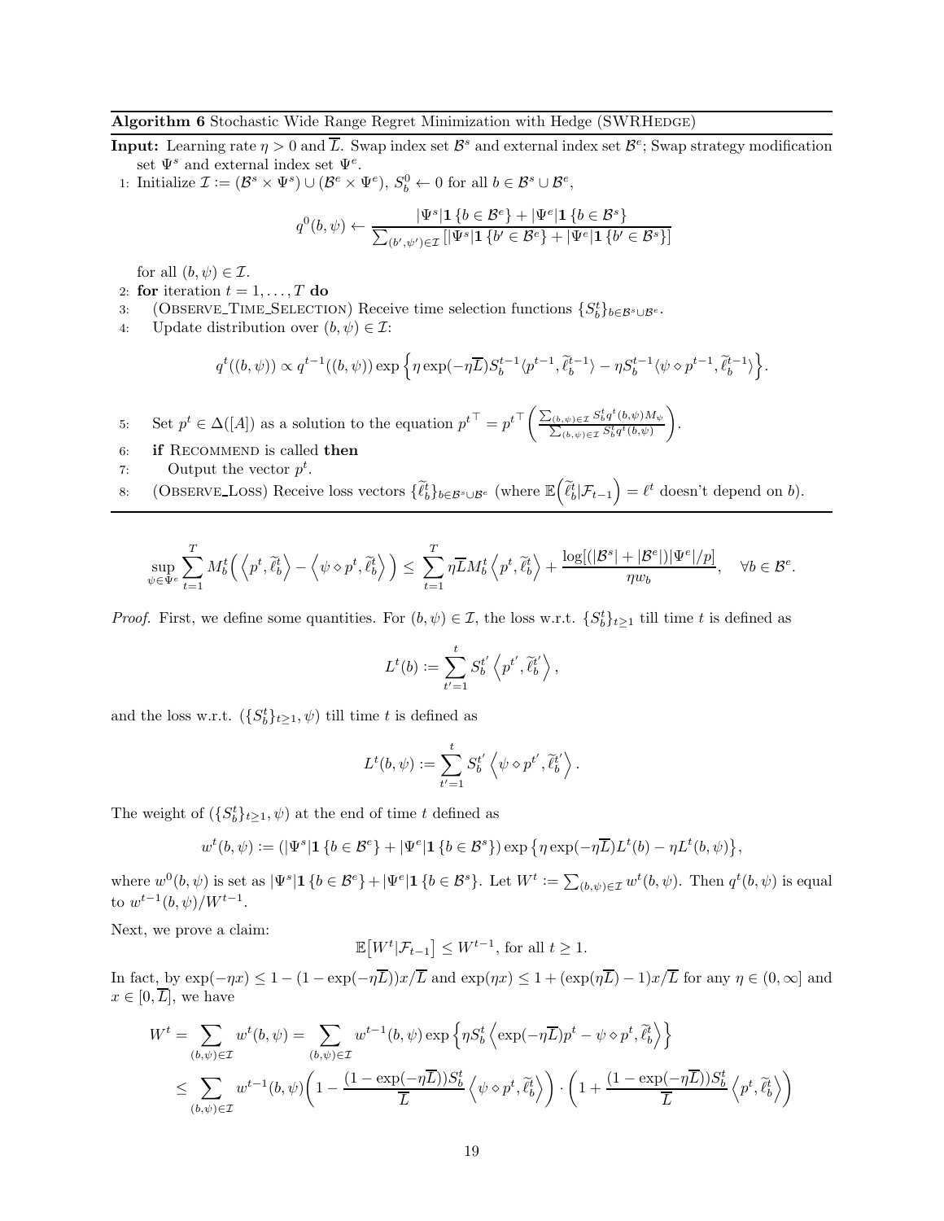**Algorithm 6** Stochastic Wide Range Regret Minimization with Hedge (SWRHedge)

**Input:** Learning rate $\eta > 0$ and $\overline{L}$. Swap index set $\mathcal{B}^s$ and external index set $\mathcal{B}^e$; Swap strategy modification set $\Psi^s$ and external index set $\Psi^e$.

1: Initialize $\mathcal{I} := (\mathcal{B}^s \times \Psi^s) \cup (\mathcal{B}^e \times \Psi^e)$, $S_b^0 \leftarrow 0$ for all $b \in \mathcal{B}^s \cup \mathcal{B}^e$,

$$q^0(b,\psi) \leftarrow \frac{|\Psi^s| \mathbf{1}\{b \in \mathcal{B}^e\} + |\Psi^e| \mathbf{1}\{b \in \mathcal{B}^s\}}{\sum_{(b',\psi') \in \mathcal{I}} [|\Psi^s| \mathbf{1}\{b' \in \mathcal{B}^e\} + |\Psi^e| \mathbf{1}\{b' \in \mathcal{B}^s\}]}$$

for all $(b,\psi) \in \mathcal{I}$.

2: **for** iteration $t = 1, \ldots, T$ **do**

3: (Observe_Time_Selection) Receive time selection functions $\{S_b^t\}_{b \in \mathcal{B}^s \cup \mathcal{B}^e}$.

4: Update distribution over $(b,\psi) \in \mathcal{I}$:

$$q^t((b,\psi)) \propto q^{t-1}((b,\psi)) \exp\left\{\eta \exp(-\eta \overline{L}) S_b^{t-1} \langle p^{t-1}, \widetilde{\ell}_b^{t-1} \rangle - \eta S_b^{t-1} \langle \psi \diamond p^{t-1}, \widetilde{\ell}_b^{t-1} \rangle \right\}.$$

5: Set $p^t \in \Delta([A])$ as a solution to the equation ${p^t}^\top = {p^t}^\top \left( \frac{\sum_{(b,\psi) \in \mathcal{I}} S_b^t q^t(b,\psi) M_\psi}{\sum_{(b,\psi) \in \mathcal{I}} S_b^t q^t(b,\psi)} \right)$.

6: **if** Recommend is called **then**

7: Output the vector $p^t$.

8: (Observe_Loss) Receive loss vectors $\{\widetilde{\ell}_b^t\}_{b \in \mathcal{B}^s \cup \mathcal{B}^e}$ (where $\mathbb{E}\left(\widetilde{\ell}_b^t | \mathcal{F}_{t-1}\right) = \ell^t$ doesn't depend on $b$).

$$\sup_{\psi \in \Psi^e} \sum_{t=1}^T M_b^t \left( \left\langle p^t, \widetilde{\ell}_b^t \right\rangle - \left\langle \psi \diamond p^t, \widetilde{\ell}_b^t \right\rangle \right) \le \sum_{t=1}^T \eta \overline{L} M_b^t \left\langle p^t, \widetilde{\ell}_b^t \right\rangle + \frac{\log[(|\mathcal{B}^s| + |\mathcal{B}^e|)|\Psi^e|/p]}{\eta w_b}, \quad \forall b \in \mathcal{B}^e.$$

*Proof.* First, we define some quantities. For $(b,\psi) \in \mathcal{I}$, the loss w.r.t. $\{S_b^t\}_{t \ge 1}$ till time $t$ is defined as

$$L^t(b) := \sum_{t'=1}^t S_b^{t'} \left\langle p^{t'}, \widetilde{\ell}_b^{t'} \right\rangle,$$

and the loss w.r.t. $(\{S_b^t\}_{t \ge 1}, \psi)$ till time $t$ is defined as

$$L^t(b,\psi) := \sum_{t'=1}^t S_b^{t'} \left\langle \psi \diamond p^{t'}, \widetilde{\ell}_b^{t'} \right\rangle.$$

The weight of $(\{S_b^t\}_{t \ge 1}, \psi)$ at the end of time $t$ defined as

$$w^t(b,\psi) := (|\Psi^s| \mathbf{1}\{b \in \mathcal{B}^e\} + |\Psi^e| \mathbf{1}\{b \in \mathcal{B}^s\}) \exp\left\{\eta \exp(-\eta \overline{L}) L^t(b) - \eta L^t(b,\psi)\right\},$$

where $w^0(b,\psi)$ is set as $|\Psi^s| \mathbf{1}\{b \in \mathcal{B}^e\} + |\Psi^e| \mathbf{1}\{b \in \mathcal{B}^s\}$. Let $W^t := \sum_{(b,\psi) \in \mathcal{I}} w^t(b,\psi)$. Then $q^t(b,\psi)$ is equal to $w^{t-1}(b,\psi)/W^{t-1}$.

Next, we prove a claim:

$$\mathbb{E}\big[W^t | \mathcal{F}_{t-1}\big] \le W^{t-1}, \text{ for all } t \ge 1.$$

In fact, by $\exp(-\eta x) \le 1 - (1 - \exp(-\eta \overline{L}))x/\overline{L}$ and $\exp(\eta x) \le 1 + (\exp(\eta \overline{L}) - 1)x/\overline{L}$ for any $\eta \in (0,\infty]$ and $x \in [0, \overline{L}]$, we have

$$\begin{aligned}
W^t &= \sum_{(b,\psi) \in \mathcal{I}} w^t(b,\psi) = \sum_{(b,\psi) \in \mathcal{I}} w^{t-1}(b,\psi) \exp\left\{\eta S_b^t \left\langle \exp(-\eta \overline{L}) p^t - \psi \diamond p^t, \widetilde{\ell}_b^t \right\rangle \right\} \\
&\le \sum_{(b,\psi) \in \mathcal{I}} w^{t-1}(b,\psi) \left( 1 - \frac{(1 - \exp(-\eta \overline{L})) S_b^t}{\overline{L}} \left\langle \psi \diamond p^t, \widetilde{\ell}_b^t \right\rangle \right) \cdot \left( 1 + \frac{(1 - \exp(-\eta \overline{L})) S_b^t}{\overline{L}} \left\langle p^t, \widetilde{\ell}_b^t \right\rangle \right)
\end{aligned}$$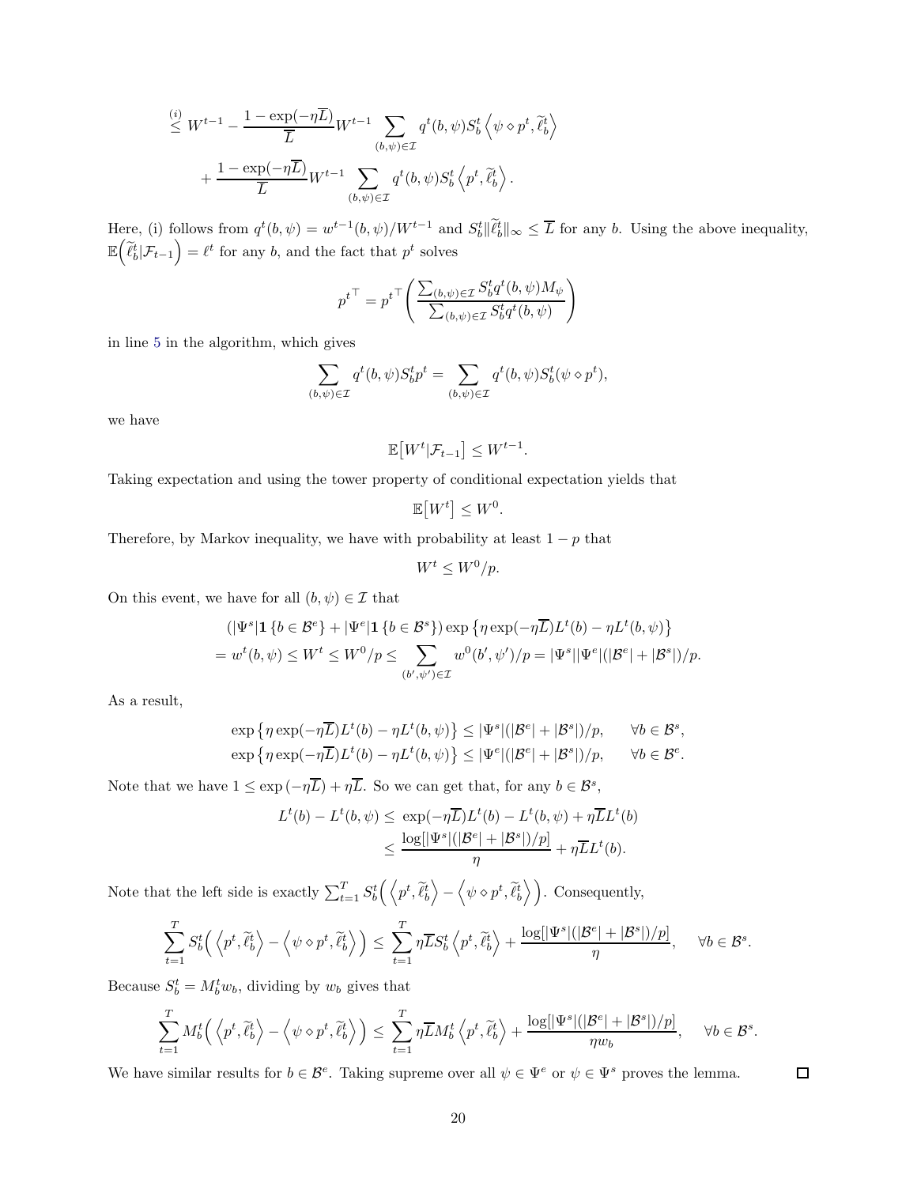$$
\begin{aligned}
&\overset{(i)}{\leq} W^{t-1} - \frac{1-\exp(-\eta\overline{L})}{\overline{L}} W^{t-1} \sum_{(b,\psi)\in\mathcal{I}} q^t(b,\psi) S_b^t \left\langle \psi \diamond p^t, \widetilde{\ell}_b^t \right\rangle \\
&\quad + \frac{1-\exp(-\eta\overline{L})}{\overline{L}} W^{t-1} \sum_{(b,\psi)\in\mathcal{I}} q^t(b,\psi) S_b^t \left\langle p^t, \widetilde{\ell}_b^t \right\rangle.
\end{aligned}
$$

Here, (i) follows from $q^t(b,\psi) = w^{t-1}(b,\psi)/W^{t-1}$ and $S_b^t \|\widetilde{\ell}_b^t\|_\infty \leq \overline{L}$ for any $b$. Using the above inequality, $\mathbb{E}\Big(\widetilde{\ell}_b^t | \mathcal{F}_{t-1}\Big) = \ell^t$ for any $b$, and the fact that $p^t$ solves

$$
{p^t}^\top = {p^t}^\top \left( \frac{\sum_{(b,\psi)\in\mathcal{I}} S_b^t q^t(b,\psi) M_\psi}{\sum_{(b,\psi)\in\mathcal{I}} S_b^t q^t(b,\psi)} \right)
$$

in line 5 in the algorithm, which gives

$$
\sum_{(b,\psi)\in\mathcal{I}} q^t(b,\psi) S_b^t p^t = \sum_{(b,\psi)\in\mathcal{I}} q^t(b,\psi) S_b^t (\psi \diamond p^t),
$$

we have

$$
\mathbb{E}\big[W^t | \mathcal{F}_{t-1}\big] \leq W^{t-1}.
$$

Taking expectation and using the tower property of conditional expectation yields that

$$
\mathbb{E}\big[W^t\big] \leq W^0.
$$

Therefore, by Markov inequality, we have with probability at least $1-p$ that

$$
W^t \leq W^0/p.
$$

On this event, we have for all $(b,\psi) \in \mathcal{I}$ that

$$
\begin{aligned}
&(|\Psi^s| \mathbf{1}\{b \in \mathcal{B}^e\} + |\Psi^e| \mathbf{1}\{b \in \mathcal{B}^s\}) \exp\left\{\eta \exp(-\eta\overline{L}) L^t(b) - \eta L^t(b,\psi)\right\} \\
&= w^t(b,\psi) \leq W^t \leq W^0/p \leq \sum_{(b',\psi')\in\mathcal{I}} w^0(b',\psi')/p = |\Psi^s||\Psi^e|(|\mathcal{B}^e| + |\mathcal{B}^s|)/p.
\end{aligned}
$$

As a result,

$$
\begin{aligned}
\exp\left\{\eta \exp(-\eta\overline{L}) L^t(b) - \eta L^t(b,\psi)\right\} &\leq |\Psi^s|(|\mathcal{B}^e| + |\mathcal{B}^s|)/p, \qquad \forall b \in \mathcal{B}^s, \\
\exp\left\{\eta \exp(-\eta\overline{L}) L^t(b) - \eta L^t(b,\psi)\right\} &\leq |\Psi^e|(|\mathcal{B}^e| + |\mathcal{B}^s|)/p, \qquad \forall b \in \mathcal{B}^e.
\end{aligned}
$$

Note that we have $1 \leq \exp(-\eta\overline{L}) + \eta\overline{L}$. So we can get that, for any $b \in \mathcal{B}^s$,

$$
\begin{aligned}
L^t(b) - L^t(b,\psi) &\leq \exp(-\eta\overline{L}) L^t(b) - L^t(b,\psi) + \eta\overline{L} L^t(b) \\
&\leq \frac{\log[|\Psi^s|(|\mathcal{B}^e| + |\mathcal{B}^s|)/p]}{\eta} + \eta\overline{L} L^t(b).
\end{aligned}
$$

Note that the left side is exactly $\sum_{t=1}^T S_b^t \Big( \left\langle p^t, \widetilde{\ell}_b^t \right\rangle - \left\langle \psi \diamond p^t, \widetilde{\ell}_b^t \right\rangle \Big)$. Consequently,

$$
\sum_{t=1}^T S_b^t \Big( \left\langle p^t, \widetilde{\ell}_b^t \right\rangle - \left\langle \psi \diamond p^t, \widetilde{\ell}_b^t \right\rangle \Big) \leq \sum_{t=1}^T \eta\overline{L} S_b^t \left\langle p^t, \widetilde{\ell}_b^t \right\rangle + \frac{\log[|\Psi^s|(|\mathcal{B}^e| + |\mathcal{B}^s|)/p]}{\eta}, \quad \forall b \in \mathcal{B}^s.
$$

Because $S_b^t = M_b^t w_b$, dividing by $w_b$ gives that

$$
\sum_{t=1}^T M_b^t \Big( \left\langle p^t, \widetilde{\ell}_b^t \right\rangle - \left\langle \psi \diamond p^t, \widetilde{\ell}_b^t \right\rangle \Big) \leq \sum_{t=1}^T \eta\overline{L} M_b^t \left\langle p^t, \widetilde{\ell}_b^t \right\rangle + \frac{\log[|\Psi^s|(|\mathcal{B}^e| + |\mathcal{B}^s|)/p]}{\eta w_b}, \quad \forall b \in \mathcal{B}^s.
$$

We have similar results for $b \in \mathcal{B}^e$. Taking supreme over all $\psi \in \Psi^e$ or $\psi \in \Psi^s$ proves the lemma. ◻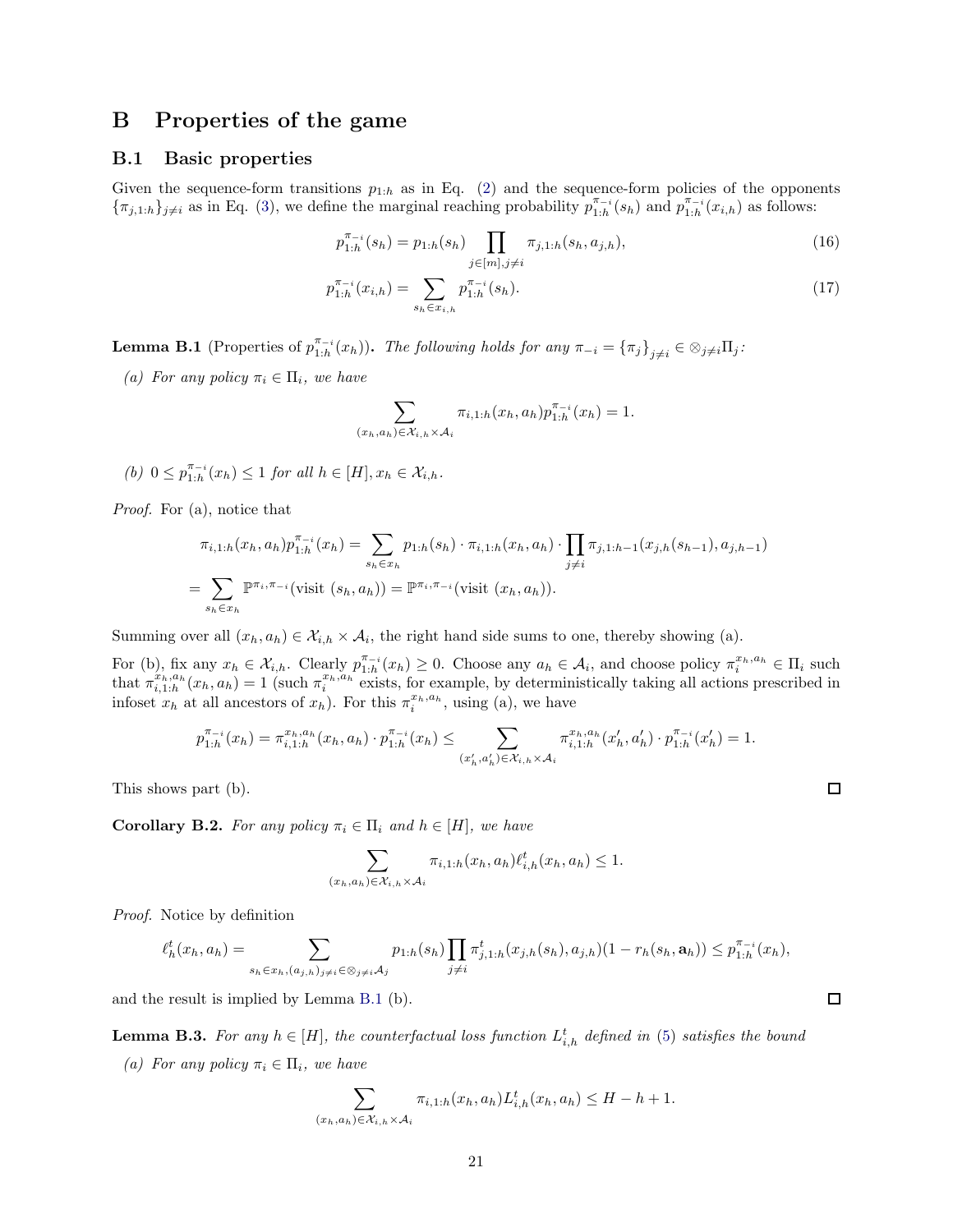# B Properties of the game

## B.1 Basic properties

Given the sequence-form transitions $p_{1:h}$ as in Eq. (2) and the sequence-form policies of the opponents $\{\pi_{j,1:h}\}_{j\neq i}$ as in Eq. (3), we define the marginal reaching probability $p_{1:h}^{\pi_{-i}}(s_h)$ and $p_{1:h}^{\pi_{-i}}(x_{i,h})$ as follows:

$$p_{1:h}^{\pi_{-i}}(s_h) = p_{1:h}(s_h) \prod_{j\in[m], j\neq i} \pi_{j,1:h}(s_h, a_{j,h}), \tag{16}$$

$$p_{1:h}^{\pi_{-i}}(x_{i,h}) = \sum_{s_h \in x_{i,h}} p_{1:h}^{\pi_{-i}}(s_h). \tag{17}$$

**Lemma B.1** (Properties of $p_{1:h}^{\pi_{-i}}(x_h)$)**.** *The following holds for any $\pi_{-i} = \{\pi_j\}_{j\neq i} \in \otimes_{j\neq i}\Pi_j$:*

*(a) For any policy $\pi_i \in \Pi_i$, we have*

$$\sum_{(x_h,a_h)\in\mathcal{X}_{i,h}\times\mathcal{A}_i} \pi_{i,1:h}(x_h,a_h) p_{1:h}^{\pi_{-i}}(x_h) = 1.$$

*(b) $0 \le p_{1:h}^{\pi_{-i}}(x_h) \le 1$ for all $h\in[H], x_h \in \mathcal{X}_{i,h}$.*

*Proof.* For (a), notice that

$$\pi_{i,1:h}(x_h,a_h)p_{1:h}^{\pi_{-i}}(x_h) = \sum_{s_h\in x_h} p_{1:h}(s_h)\cdot \pi_{i,1:h}(x_h,a_h)\cdot \prod_{j\neq i}\pi_{j,1:h-1}(x_{j,h}(s_{h-1}), a_{j,h-1})$$

$$= \sum_{s_h\in x_h} \mathbb{P}^{\pi_i,\pi_{-i}}(\text{visit } (s_h,a_h)) = \mathbb{P}^{\pi_i,\pi_{-i}}(\text{visit } (x_h,a_h)).$$

Summing over all $(x_h,a_h)\in\mathcal{X}_{i,h}\times\mathcal{A}_i$, the right hand side sums to one, thereby showing (a).

For (b), fix any $x_h\in\mathcal{X}_{i,h}$. Clearly $p_{1:h}^{\pi_{-i}}(x_h)\ge 0$. Choose any $a_h\in\mathcal{A}_i$, and choose policy $\pi_i^{x_h,a_h}\in\Pi_i$ such that $\pi_{i,1:h}^{x_h,a_h}(x_h,a_h)=1$ (such $\pi_i^{x_h,a_h}$ exists, for example, by deterministically taking all actions prescribed in infoset $x_h$ at all ancestors of $x_h$). For this $\pi_i^{x_h,a_h}$, using (a), we have

$$p_{1:h}^{\pi_{-i}}(x_h) = \pi_{i,1:h}^{x_h,a_h}(x_h,a_h)\cdot p_{1:h}^{\pi_{-i}}(x_h) \le \sum_{(x_h',a_h')\in\mathcal{X}_{i,h}\times\mathcal{A}_i} \pi_{i,1:h}^{x_h,a_h}(x_h',a_h')\cdot p_{1:h}^{\pi_{-i}}(x_h') = 1.$$

This shows part (b). $\square$

**Corollary B.2.** *For any policy $\pi_i\in\Pi_i$ and $h\in[H]$, we have*

$$\sum_{(x_h,a_h)\in\mathcal{X}_{i,h}\times\mathcal{A}_i} \pi_{i,1:h}(x_h,a_h)\ell_{i,h}^t(x_h,a_h) \le 1.$$

*Proof.* Notice by definition

$$\ell_h^t(x_h,a_h) = \sum_{s_h\in x_h, (a_{j,h})_{j\neq i}\in\otimes_{j\neq i}\mathcal{A}_j} p_{1:h}(s_h)\prod_{j\neq i}\pi_{j,1:h}^t(x_{j,h}(s_h),a_{j,h})(1-r_h(s_h,\mathbf{a}_h)) \le p_{1:h}^{\pi_{-i}}(x_h),$$

and the result is implied by Lemma B.1 (b). $\square$

**Lemma B.3.** *For any $h\in[H]$, the counterfactual loss function $L_{i,h}^t$ defined in (5) satisfies the bound*

*(a) For any policy $\pi_i\in\Pi_i$, we have*

$$\sum_{(x_h,a_h)\in\mathcal{X}_{i,h}\times\mathcal{A}_i} \pi_{i,1:h}(x_h,a_h)L_{i,h}^t(x_h,a_h) \le H-h+1.$$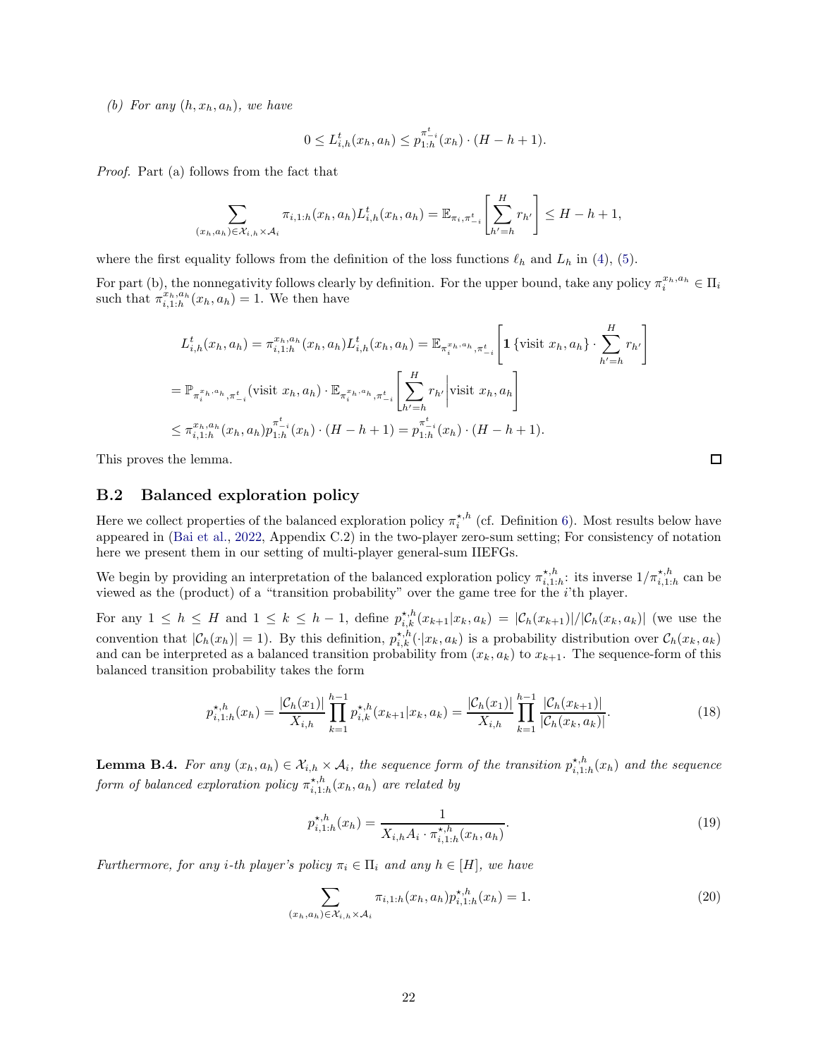*(b) For any $(h, x_h, a_h)$, we have*

$$0 \le L^t_{i,h}(x_h, a_h) \le p^{\pi^t_{-i}}_{1:h}(x_h) \cdot (H - h + 1).$$

*Proof.* Part (a) follows from the fact that

$$\sum_{(x_h,a_h)\in\mathcal{X}_{i,h}\times\mathcal{A}_i} \pi_{i,1:h}(x_h,a_h) L^t_{i,h}(x_h,a_h) = \mathbb{E}_{\pi_i,\pi^t_{-i}}\left[\sum_{h'=h}^{H} r_{h'}\right] \le H - h + 1,$$

where the first equality follows from the definition of the loss functions $\ell_h$ and $L_h$ in (4), (5).

For part (b), the nonnegativity follows clearly by definition. For the upper bound, take any policy $\pi^{x_h,a_h}_i \in \Pi_i$ such that $\pi^{x_h,a_h}_{i,1:h}(x_h,a_h) = 1$. We then have

$$\begin{aligned}
L^t_{i,h}(x_h,a_h) &= \pi^{x_h,a_h}_{i,1:h}(x_h,a_h) L^t_{i,h}(x_h,a_h) = \mathbb{E}_{\pi^{x_h,a_h}_i,\pi^t_{-i}}\left[\mathbf{1}\{\text{visit } x_h, a_h\} \cdot \sum_{h'=h}^{H} r_{h'}\right] \\
&= \mathbb{P}_{\pi^{x_h,a_h}_i,\pi^t_{-i}}(\text{visit } x_h,a_h) \cdot \mathbb{E}_{\pi^{x_h,a_h}_i,\pi^t_{-i}}\left[\sum_{h'=h}^{H} r_{h'} \middle| \text{visit } x_h, a_h\right] \\
&\le \pi^{x_h,a_h}_{i,1:h}(x_h,a_h) p^{\pi^t_{-i}}_{1:h}(x_h) \cdot (H-h+1) = p^{\pi^t_{-i}}_{1:h}(x_h) \cdot (H-h+1).
\end{aligned}$$

This proves the lemma. $\square$

## B.2 Balanced exploration policy

Here we collect properties of the balanced exploration policy $\pi^{\star,h}_i$ (cf. Definition 6). Most results below have appeared in (Bai et al., 2022, Appendix C.2) in the two-player zero-sum setting; For consistency of notation here we present them in our setting of multi-player general-sum IIEFGs.

We begin by providing an interpretation of the balanced exploration policy $\pi^{\star,h}_{i,1:h}$: its inverse $1/\pi^{\star,h}_{i,1:h}$ can be viewed as the (product) of a "transition probability" over the game tree for the $i$'th player.

For any $1 \le h \le H$ and $1 \le k \le h-1$, define $p^{\star,h}_{i,k}(x_{k+1}|x_k,a_k) = |\mathcal{C}_h(x_{k+1})|/|\mathcal{C}_h(x_k,a_k)|$ (we use the convention that $|\mathcal{C}_h(x_h)| = 1$). By this definition, $p^{\star,h}_{i,k}(\cdot|x_k,a_k)$ is a probability distribution over $\mathcal{C}_h(x_k,a_k)$ and can be interpreted as a balanced transition probability from $(x_k,a_k)$ to $x_{k+1}$. The sequence-form of this balanced transition probability takes the form

$$p^{\star,h}_{i,1:h}(x_h) = \frac{|\mathcal{C}_h(x_1)|}{X_{i,h}} \prod_{k=1}^{h-1} p^{\star,h}_{i,k}(x_{k+1}|x_k,a_k) = \frac{|\mathcal{C}_h(x_1)|}{X_{i,h}} \prod_{k=1}^{h-1} \frac{|\mathcal{C}_h(x_{k+1})|}{|\mathcal{C}_h(x_k,a_k)|}. \tag{18}$$

**Lemma B.4.** *For any $(x_h,a_h) \in \mathcal{X}_{i,h}\times\mathcal{A}_i$, the sequence form of the transition $p^{\star,h}_{i,1:h}(x_h)$ and the sequence form of balanced exploration policy $\pi^{\star,h}_{i,1:h}(x_h,a_h)$ are related by*

$$p^{\star,h}_{i,1:h}(x_h) = \frac{1}{X_{i,h}A_i \cdot \pi^{\star,h}_{i,1:h}(x_h,a_h)}. \tag{19}$$

*Furthermore, for any $i$-th player's policy $\pi_i \in \Pi_i$ and any $h \in [H]$, we have*

$$\sum_{(x_h,a_h)\in\mathcal{X}_{i,h}\times\mathcal{A}_i} \pi_{i,1:h}(x_h,a_h) p^{\star,h}_{i,1:h}(x_h) = 1. \tag{20}$$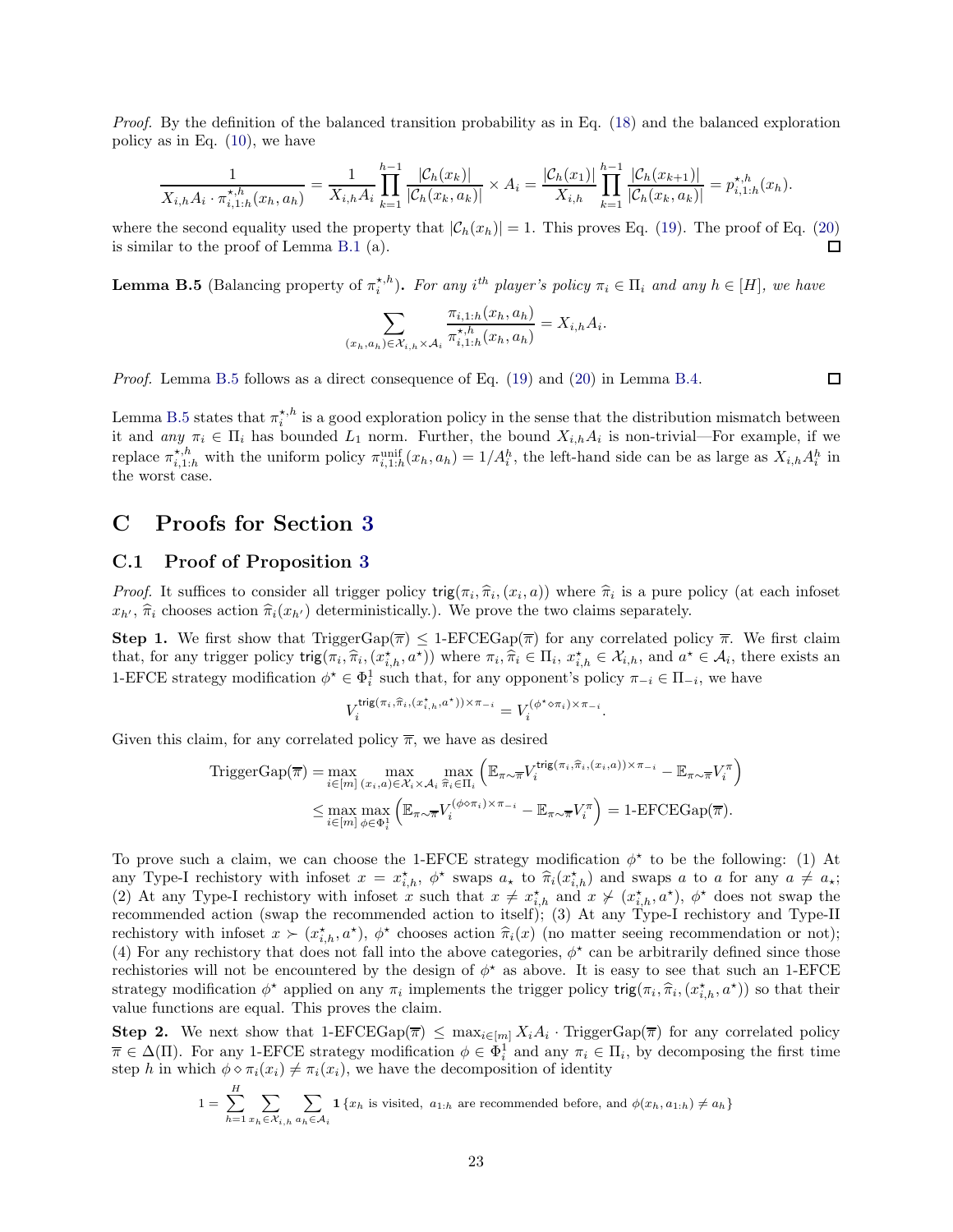*Proof.* By the definition of the balanced transition probability as in Eq. (18) and the balanced exploration policy as in Eq. (10), we have

$$\frac{1}{X_{i,h}A_i \cdot \pi^{\star,h}_{i,1:h}(x_h, a_h)} = \frac{1}{X_{i,h}A_i} \prod_{k=1}^{h-1} \frac{|\mathcal{C}_h(x_k)|}{|\mathcal{C}_h(x_k, a_k)|} \times A_i = \frac{|\mathcal{C}_h(x_1)|}{X_{i,h}} \prod_{k=1}^{h-1} \frac{|\mathcal{C}_h(x_{k+1})|}{|\mathcal{C}_h(x_k, a_k)|} = p^{\star,h}_{i,1:h}(x_h).$$

where the second equality used the property that $|\mathcal{C}_h(x_h)| = 1$. This proves Eq. (19). The proof of Eq. (20) is similar to the proof of Lemma B.1 (a). □

**Lemma B.5** (Balancing property of $\pi^{\star,h}_i$)**.** *For any $i^{th}$ player's policy $\pi_i \in \Pi_i$ and any $h \in [H]$, we have*

$$\sum_{(x_h,a_h)\in\mathcal{X}_{i,h}\times\mathcal{A}_i} \frac{\pi_{i,1:h}(x_h, a_h)}{\pi^{\star,h}_{i,1:h}(x_h, a_h)} = X_{i,h}A_i.$$

*Proof.* Lemma B.5 follows as a direct consequence of Eq. (19) and (20) in Lemma B.4. □

Lemma B.5 states that $\pi^{\star,h}_i$ is a good exploration policy in the sense that the distribution mismatch between it and *any* $\pi_i \in \Pi_i$ has bounded $L_1$ norm. Further, the bound $X_{i,h}A_i$ is non-trivial—For example, if we replace $\pi^{\star,h}_{i,1:h}$ with the uniform policy $\pi^{\rm unif}_{i,1:h}(x_h, a_h) = 1/A^h_i$, the left-hand side can be as large as $X_{i,h}A^h_i$ in the worst case.

# C Proofs for Section 3

## C.1 Proof of Proposition 3

*Proof.* It suffices to consider all trigger policy $\mathsf{trig}(\pi_i, \widehat{\pi}_i, (x_i, a))$ where $\widehat{\pi}_i$ is a pure policy (at each infoset $x_{h'}$, $\widehat{\pi}_i$ chooses action $\widehat{\pi}_i(x_{h'})$ deterministically.). We prove the two claims separately.

**Step 1.** We first show that TriggerGap($\overline{\pi}$) $\le$ 1-EFCEGap($\overline{\pi}$) for any correlated policy $\overline{\pi}$. We first claim that, for any trigger policy $\mathsf{trig}(\pi_i, \widehat{\pi}_i, (x^\star_{i,h}, a^\star))$ where $\pi_i, \widehat{\pi}_i \in \Pi_i$, $x^\star_{i,h} \in \mathcal{X}_{i,h}$, and $a^\star \in \mathcal{A}_i$, there exists an 1-EFCE strategy modification $\phi^\star \in \Phi^1_i$ such that, for any opponent's policy $\pi_{-i} \in \Pi_{-i}$, we have

$$V_i^{\mathsf{trig}(\pi_i,\widehat{\pi}_i,(x^\star_{i,h},a^\star))\times\pi_{-i}} = V_i^{(\phi^\star\diamond\pi_i)\times\pi_{-i}}.$$

Given this claim, for any correlated policy $\overline{\pi}$, we have as desired

$$\begin{aligned}
\text{TriggerGap}(\overline{\pi}) &= \max_{i\in[m]} \max_{(x_i,a)\in\mathcal{X}_i\times\mathcal{A}_i} \max_{\widehat{\pi}_i\in\Pi_i} \left(\mathbb{E}_{\pi\sim\overline{\pi}} V_i^{\mathsf{trig}(\pi_i,\widehat{\pi}_i,(x_i,a))\times\pi_{-i}} - \mathbb{E}_{\pi\sim\overline{\pi}} V_i^{\pi}\right) \\
&\le \max_{i\in[m]} \max_{\phi\in\Phi^1_i} \left(\mathbb{E}_{\pi\sim\overline{\pi}} V_i^{(\phi\diamond\pi_i)\times\pi_{-i}} - \mathbb{E}_{\pi\sim\overline{\pi}} V_i^{\pi}\right) = \text{1-EFCEGap}(\overline{\pi}).
\end{aligned}$$

To prove such a claim, we can choose the 1-EFCE strategy modification $\phi^\star$ to be the following: (1) At any Type-I rechistory with infoset $x = x^\star_{i,h}$, $\phi^\star$ swaps $a_\star$ to $\widehat{\pi}_i(x^\star_{i,h})$ and swaps $a$ to $a$ for any $a \ne a_\star$; (2) At any Type-I rechistory with infoset $x$ such that $x \ne x^\star_{i,h}$ and $x \not\succ (x^\star_{i,h}, a^\star)$, $\phi^\star$ does not swap the recommended action (swap the recommended action to itself); (3) At any Type-I rechistory and Type-II rechistory with infoset $x \succ (x^\star_{i,h}, a^\star)$, $\phi^\star$ chooses action $\widehat{\pi}_i(x)$ (no matter seeing recommendation or not); (4) For any rechistory that does not fall into the above categories, $\phi^\star$ can be arbitrarily defined since those rechistories will not be encountered by the design of $\phi^\star$ as above. It is easy to see that such an 1-EFCE strategy modification $\phi^\star$ applied on any $\pi_i$ implements the trigger policy $\mathsf{trig}(\pi_i, \widehat{\pi}_i, (x^\star_{i,h}, a^\star))$ so that their value functions are equal. This proves the claim.

**Step 2.** We next show that 1-EFCEGap($\overline{\pi}$) $\le \max_{i\in[m]} X_iA_i \cdot$ TriggerGap($\overline{\pi}$) for any correlated policy $\overline{\pi} \in \Delta(\Pi)$. For any 1-EFCE strategy modification $\phi \in \Phi^1_i$ and any $\pi_i \in \Pi_i$, by decomposing the first time step $h$ in which $\phi \diamond \pi_i(x_i) \ne \pi_i(x_i)$, we have the decomposition of identity

$$1 = \sum_{h=1}^{H} \sum_{x_h\in\mathcal{X}_{i,h}} \sum_{a_h\in\mathcal{A}_i} \mathbf{1}\left\{x_h \text{ is visited, } a_{1:h} \text{ are recommended before, and } \phi(x_h, a_{1:h}) \ne a_h\right\}$$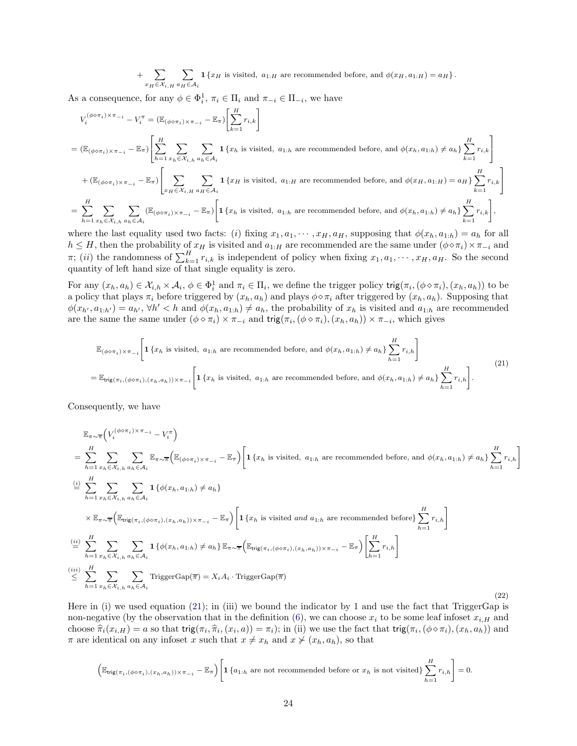$$+ \sum_{x_H \in \mathcal{X}_{i,H}} \sum_{a_H \in \mathcal{A}_i} \mathbf{1}\{x_H \text{ is visited, } a_{1:H} \text{ are recommended before, and } \phi(x_H, a_{1:H}) = a_H\}.$$

As a consequence, for any $\phi \in \Phi_i^1$, $\pi_i \in \Pi_i$ and $\pi_{-i} \in \Pi_{-i}$, we have

$$
\begin{aligned}
&V_i^{(\phi\diamond\pi_i)\times\pi_{-i}} - V_i^{\pi} = (\mathbb{E}_{(\phi\diamond\pi_i)\times\pi_{-i}} - \mathbb{E}_\pi)\Bigg[\sum_{k=1}^H r_{i,k}\Bigg] \\
&= (\mathbb{E}_{(\phi\diamond\pi_i)\times\pi_{-i}} - \mathbb{E}_\pi)\Bigg[\sum_{h=1}^H \sum_{x_h \in \mathcal{X}_{i,h}} \sum_{a_h \in \mathcal{A}_i} \mathbf{1}\{x_h \text{ is visited, } a_{1:h} \text{ are recommended before, and } \phi(x_h, a_{1:h}) \neq a_h\} \sum_{k=1}^H r_{i,k}\Bigg] \\
&\quad + (\mathbb{E}_{(\phi\diamond\pi_i)\times\pi_{-i}} - \mathbb{E}_\pi)\Bigg[\sum_{x_H \in \mathcal{X}_{i,H}} \sum_{a_H \in \mathcal{A}_i} \mathbf{1}\{x_H \text{ is visited, } a_{1:H} \text{ are recommended before, and } \phi(x_H, a_{1:H}) = a_H\} \sum_{k=1}^H r_{i,k}\Bigg] \\
&= \sum_{h=1}^H \sum_{x_h \in \mathcal{X}_{i,h}} \sum_{a_h \in \mathcal{A}_i} (\mathbb{E}_{(\phi\diamond\pi_i)\times\pi_{-i}} - \mathbb{E}_\pi)\Bigg[\mathbf{1}\{x_h \text{ is visited, } a_{1:h} \text{ are recommended before, and } \phi(x_h, a_{1:h}) \neq a_h\} \sum_{k=1}^H r_{i,k}\Bigg],
\end{aligned}
$$

where the last equality used two facts: (*i*) fixing $x_1, a_1, \cdots, x_H, a_H$, supposing that $\phi(x_h, a_{1:h}) = a_h$ for all $h \le H$, then the probability of $x_H$ is visited and $a_{1:H}$ are recommended are the same under $(\phi\diamond\pi_i)\times\pi_{-i}$ and $\pi$; (*ii*) the randomness of $\sum_{k=1}^H r_{i,k}$ is independent of policy when fixing $x_1, a_1, \cdots, x_H, a_H$. So the second quantity of left hand size of that single equality is zero.

For any $(x_h, a_h) \in \mathcal{X}_{i,h} \times \mathcal{A}_i$, $\phi \in \Phi_i^1$ and $\pi_i \in \Pi_i$, we define the trigger policy $\mathsf{trig}(\pi_i, (\phi\diamond\pi_i), (x_h, a_h))$ to be a policy that plays $\pi_i$ before triggered by $(x_h, a_h)$ and plays $\phi\diamond\pi_i$ after triggered by $(x_h, a_h)$. Supposing that $\phi(x_{h'}, a_{1:h'}) = a_{h'}$, $\forall h' < h$ and $\phi(x_h, a_{1:h}) \neq a_h$, the probability of $x_h$ is visited and $a_{1:h}$ are recommended are the same under $(\phi\diamond\pi_i)\times\pi_{-i}$ and $\mathsf{trig}(\pi_i, (\phi\diamond\pi_i), (x_h, a_h))\times\pi_{-i}$, which gives

$$
\begin{aligned}
&\mathbb{E}_{(\phi\diamond\pi_i)\times\pi_{-i}}\Bigg[\mathbf{1}\{x_h \text{ is visited, } a_{1:h} \text{ are recommended before, and } \phi(x_h, a_{1:h}) \neq a_h\} \sum_{h=1}^H r_{i,h}\Bigg] \\
&= \mathbb{E}_{\mathsf{trig}(\pi_i,(\phi\diamond\pi_i),(x_h,a_h))\times\pi_{-i}}\Bigg[\mathbf{1}\{x_h \text{ is visited, } a_{1:h} \text{ are recommended before, and } \phi(x_h, a_{1:h}) \neq a_h\} \sum_{h=1}^H r_{i,h}\Bigg].
\end{aligned} \tag{21}
$$

Consequently, we have

$$
\begin{aligned}
&\mathbb{E}_{\pi\sim\overline{\pi}}\Big(V_i^{(\phi\diamond\pi_i)\times\pi_{-i}} - V_i^{\pi}\Big) \\
&= \sum_{h=1}^H \sum_{x_h \in \mathcal{X}_{i,h}} \sum_{a_h \in \mathcal{A}_i} \mathbb{E}_{\pi\sim\overline{\pi}}\Big(\mathbb{E}_{(\phi\diamond\pi_i)\times\pi_{-i}} - \mathbb{E}_\pi\Big)\Bigg[\mathbf{1}\{x_h \text{ is visited, } a_{1:h} \text{ are recommended before, and } \phi(x_h, a_{1:h}) \neq a_h\} \sum_{h=1}^H r_{i,h}\Bigg] \\
&\overset{(i)}{=} \sum_{h=1}^H \sum_{x_h \in \mathcal{X}_{i,h}} \sum_{a_h \in \mathcal{A}_i} \mathbf{1}\{\phi(x_h, a_{1:h}) \neq a_h\} \\
&\quad \times \mathbb{E}_{\pi\sim\overline{\pi}}\Big(\mathbb{E}_{\mathsf{trig}(\pi_i,(\phi\diamond\pi_i),(x_h,a_h))\times\pi_{-i}} - \mathbb{E}_\pi\Big)\Bigg[\mathbf{1}\{x_h \text{ is visited } \textit{and } a_{1:h} \text{ are recommended before}\} \sum_{h=1}^H r_{i,h}\Bigg] \\
&\overset{(ii)}{=} \sum_{h=1}^H \sum_{x_h \in \mathcal{X}_{i,h}} \sum_{a_h \in \mathcal{A}_i} \mathbf{1}\{\phi(x_h, a_{1:h}) \neq a_h\}\, \mathbb{E}_{\pi\sim\overline{\pi}}\Big(\mathbb{E}_{\mathsf{trig}(\pi_i,(\phi\diamond\pi_i),(x_h,a_h))\times\pi_{-i}} - \mathbb{E}_\pi\Big)\Bigg[\sum_{h=1}^H r_{i,h}\Bigg] \\
&\overset{(iii)}{\le} \sum_{h=1}^H \sum_{x_h \in \mathcal{X}_{i,h}} \sum_{a_h \in \mathcal{A}_i} \mathrm{TriggerGap}(\overline{\pi}) = X_i A_i \cdot \mathrm{TriggerGap}(\overline{\pi})
\end{aligned} \tag{22}
$$

Here in (i) we used equation (21); in (iii) we bound the indicator by 1 and use the fact that TriggerGap is non-negative (by the observation that in the definition (6), we can choose $x_i$ to be some leaf infoset $x_{i,H}$ and choose $\widehat{\pi}_i(x_{i,H}) = a$ so that $\mathsf{trig}(\pi_i, \widehat{\pi}_i, (x_i, a)) = \pi_i$); in (ii) we use the fact that $\mathsf{trig}(\pi_i, (\phi\diamond\pi_i), (x_h, a_h))$ and $\pi$ are identical on any infoset $x$ such that $x \neq x_h$ and $x \not\succ (x_h, a_h)$, so that

$$\Big(\mathbb{E}_{\mathsf{trig}(\pi_i,(\phi\diamond\pi_i),(x_h,a_h))\times\pi_{-i}} - \mathbb{E}_\pi\Big)\Bigg[\mathbf{1}\{a_{1:h} \text{ are not recommended before or } x_h \text{ is not visited}\} \sum_{h=1}^H r_{i,h}\Bigg] = 0.$$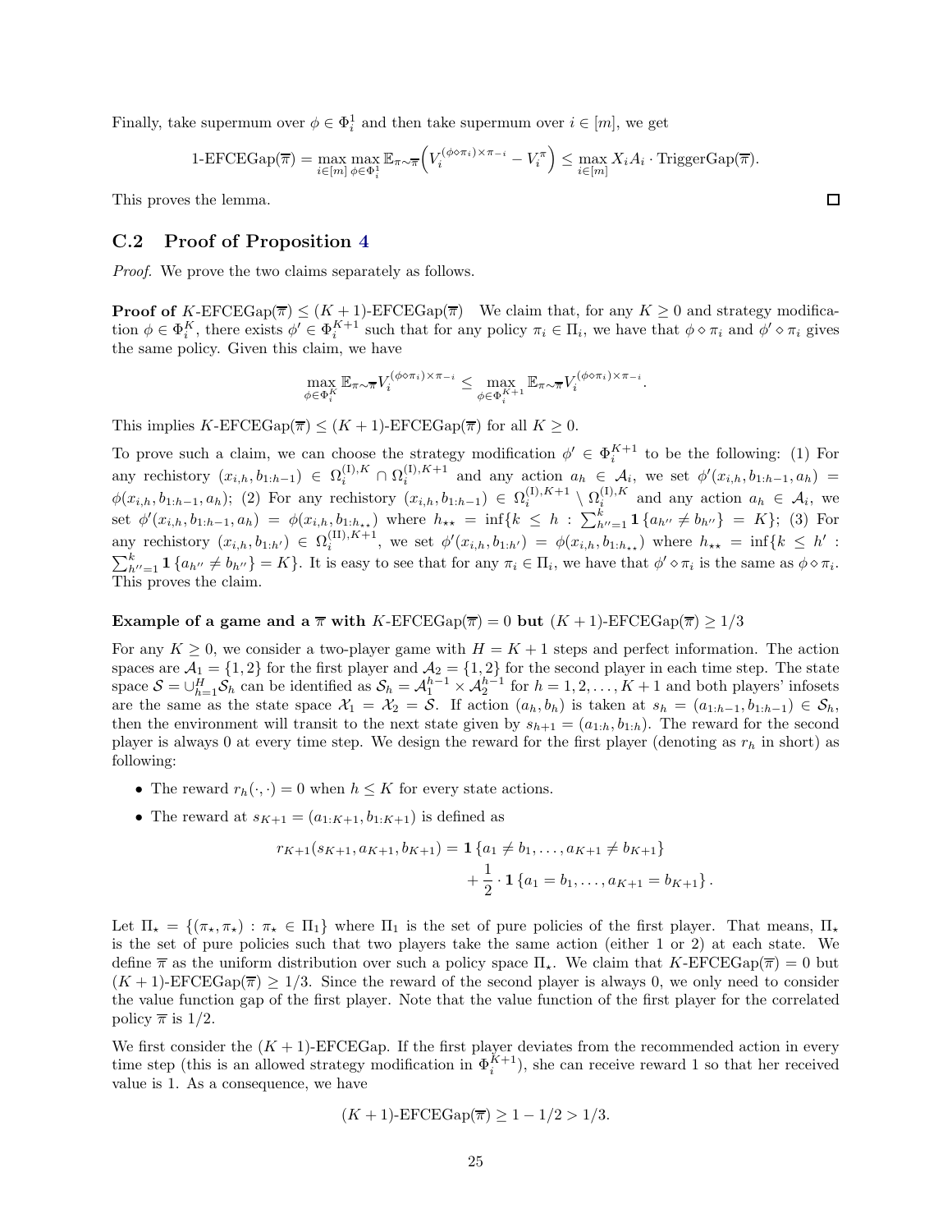Finally, take supermum over $\phi \in \Phi_i^1$ and then take supermum over $i \in [m]$, we get

$$
1\text{-EFCEGap}(\overline{\pi}) = \max_{i\in[m]} \max_{\phi\in\Phi_i^1} \mathbb{E}_{\pi\sim\overline{\pi}}\Big(V_i^{(\phi\diamond\pi_i)\times\pi_{-i}} - V_i^{\pi}\Big) \le \max_{i\in[m]} X_i A_i \cdot \text{TriggerGap}(\overline{\pi}).
$$

This proves the lemma. □

## C.2 Proof of Proposition 4

*Proof.* We prove the two claims separately as follows.

**Proof of** $K$**-EFCEGap**$(\overline{\pi}) \le (K+1)$**-EFCEGap**$(\overline{\pi})$ We claim that, for any $K \ge 0$ and strategy modification $\phi \in \Phi_i^K$, there exists $\phi' \in \Phi_i^{K+1}$ such that for any policy $\pi_i \in \Pi_i$, we have that $\phi \diamond \pi_i$ and $\phi' \diamond \pi_i$ gives the same policy. Given this claim, we have

$$
\max_{\phi\in\Phi_i^K} \mathbb{E}_{\pi\sim\overline{\pi}} V_i^{(\phi\diamond\pi_i)\times\pi_{-i}} \le \max_{\phi\in\Phi_i^{K+1}} \mathbb{E}_{\pi\sim\overline{\pi}} V_i^{(\phi\diamond\pi_i)\times\pi_{-i}}.
$$

This implies $K$-EFCEGap$(\overline{\pi}) \le (K+1)$-EFCEGap$(\overline{\pi})$ for all $K \ge 0$.

To prove such a claim, we can choose the strategy modification $\phi' \in \Phi_i^{K+1}$ to be the following: (1) For any rechistory $(x_{i,h}, b_{1:h-1}) \in \Omega_i^{(\mathrm{I}),K} \cap \Omega_i^{(\mathrm{I}),K+1}$ and any action $a_h \in \mathcal{A}_i$, we set $\phi'(x_{i,h}, b_{1:h-1}, a_h) = \phi(x_{i,h}, b_{1:h-1}, a_h)$; (2) For any rechistory $(x_{i,h}, b_{1:h-1}) \in \Omega_i^{(\mathrm{I}),K+1} \setminus \Omega_i^{(\mathrm{I}),K}$ and any action $a_h \in \mathcal{A}_i$, we set $\phi'(x_{i,h}, b_{1:h-1}, a_h) = \phi(x_{i,h}, b_{1:h_{\star\star}})$ where $h_{\star\star} = \inf\{k \le h : \sum_{h''=1}^{k} \mathbf{1}\{a_{h''} \ne b_{h''}\} = K\}$; (3) For any rechistory $(x_{i,h}, b_{1:h'}) \in \Omega_i^{(\mathrm{II}),K+1}$, we set $\phi'(x_{i,h}, b_{1:h'}) = \phi(x_{i,h}, b_{1:h_{\star\star}})$ where $h_{\star\star} = \inf\{k \le h' : \sum_{h''=1}^{k} \mathbf{1}\{a_{h''} \ne b_{h''}\} = K\}$. It is easy to see that for any $\pi_i \in \Pi_i$, we have that $\phi' \diamond \pi_i$ is the same as $\phi \diamond \pi_i$. This proves the claim.

**Example of a game and a** $\overline{\pi}$ **with** $K$**-EFCEGap**$(\overline{\pi}) = 0$ **but** $(K+1)$**-EFCEGap**$(\overline{\pi}) \ge 1/3$

For any $K \ge 0$, we consider a two-player game with $H = K+1$ steps and perfect information. The action spaces are $\mathcal{A}_1 = \{1, 2\}$ for the first player and $\mathcal{A}_2 = \{1, 2\}$ for the second player in each time step. The state space $\mathcal{S} = \cup_{h=1}^{H} \mathcal{S}_h$ can be identified as $\mathcal{S}_h = \mathcal{A}_1^{h-1} \times \mathcal{A}_2^{h-1}$ for $h = 1, 2, \ldots, K+1$ and both players' infosets are the same as the state space $\mathcal{X}_1 = \mathcal{X}_2 = \mathcal{S}$. If action $(a_h, b_h)$ is taken at $s_h = (a_{1:h-1}, b_{1:h-1}) \in \mathcal{S}_h$, then the environment will transit to the next state given by $s_{h+1} = (a_{1:h}, b_{1:h})$. The reward for the second player is always 0 at every time step. We design the reward for the first player (denoting as $r_h$ in short) as following:

- The reward $r_h(\cdot, \cdot) = 0$ when $h \le K$ for every state actions.
- The reward at $s_{K+1} = (a_{1:K+1}, b_{1:K+1})$ is defined as

$$
\begin{aligned}
r_{K+1}(s_{K+1}, a_{K+1}, b_{K+1}) = \mathbf{1}\{a_1 \ne b_1, \ldots, a_{K+1} \ne b_{K+1}\} \\
+ \frac{1}{2} \cdot \mathbf{1}\{a_1 = b_1, \ldots, a_{K+1} = b_{K+1}\}.
\end{aligned}
$$

Let $\Pi_\star = \{(\pi_\star, \pi_\star) : \pi_\star \in \Pi_1\}$ where $\Pi_1$ is the set of pure policies of the first player. That means, $\Pi_\star$ is the set of pure policies such that two players take the same action (either 1 or 2) at each state. We define $\overline{\pi}$ as the uniform distribution over such a policy space $\Pi_\star$. We claim that $K$-EFCEGap$(\overline{\pi}) = 0$ but $(K+1)$-EFCEGap$(\overline{\pi}) \ge 1/3$. Since the reward of the second player is always 0, we only need to consider the value function gap of the first player. Note that the value function of the first player for the correlated policy $\overline{\pi}$ is $1/2$.

We first consider the $(K+1)$-EFCEGap. If the first player deviates from the recommended action in every time step (this is an allowed strategy modification in $\Phi_i^{K+1}$), she can receive reward 1 so that her received value is 1. As a consequence, we have

$$
(K+1)\text{-EFCEGap}(\overline{\pi}) \ge 1 - 1/2 > 1/3.
$$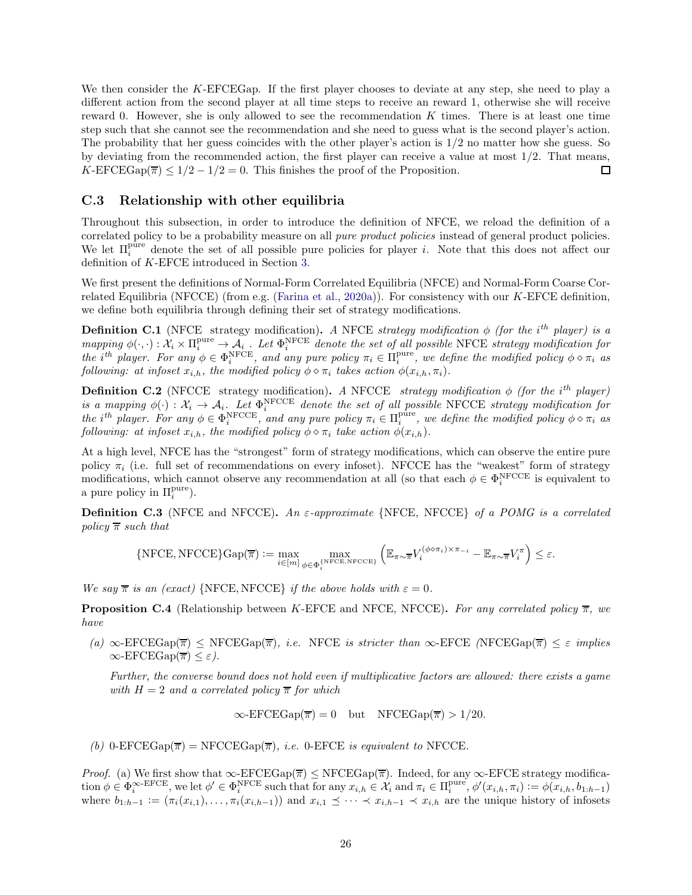We then consider the $K$-EFCEGap. If the first player chooses to deviate at any step, she need to play a different action from the second player at all time steps to receive an reward 1, otherwise she will receive reward 0. However, she is only allowed to see the recommendation $K$ times. There is at least one time step such that she cannot see the recommendation and she need to guess what is the second player's action. The probability that her guess coincides with the other player's action is $1/2$ no matter how she guess. So by deviating from the recommended action, the first player can receive a value at most $1/2$. That means, $K\text{-EFCEGap}(\overline{\pi}) \leq 1/2 - 1/2 = 0$. This finishes the proof of the Proposition. $\square$

## C.3 Relationship with other equilibria

Throughout this subsection, in order to introduce the definition of NFCE, we reload the definition of a correlated policy to be a probability measure on all *pure product policies* instead of general product policies. We let $\Pi_i^{\text{pure}}$ denote the set of all possible pure policies for player $i$. Note that this does not affect our definition of $K$-EFCE introduced in Section 3.

We first present the definitions of Normal-Form Correlated Equilibria (NFCE) and Normal-Form Coarse Correlated Equilibria (NFCCE) (from e.g. (Farina et al., 2020a)). For consistency with our $K$-EFCE definition, we define both equilibria through defining their set of strategy modifications.

**Definition C.1** (NFCE strategy modification). *A* NFCE *strategy modification $\phi$ (for the $i^{th}$ player) is a mapping $\phi(\cdot,\cdot) : \mathcal{X}_i \times \Pi_i^{\text{pure}} \to \mathcal{A}_i$ . Let $\Phi_i^{\text{NFCE}}$ denote the set of all possible* NFCE *strategy modification for the $i^{th}$ player. For any $\phi \in \Phi_i^{\text{NFCE}}$, and any pure policy $\pi_i \in \Pi_i^{\text{pure}}$, we define the modified policy $\phi \diamond \pi_i$ as following: at infoset $x_{i,h}$, the modified policy $\phi \diamond \pi_i$ takes action $\phi(x_{i,h}, \pi_i)$.*

**Definition C.2** (NFCCE strategy modification). *A* NFCCE *strategy modification $\phi$ (for the $i^{th}$ player) is a mapping $\phi(\cdot) : \mathcal{X}_i \to \mathcal{A}_i$. Let $\Phi_i^{\text{NFCCE}}$ denote the set of all possible* NFCCE *strategy modification for the $i^{th}$ player. For any $\phi \in \Phi_i^{\text{NFCCE}}$, and any pure policy $\pi_i \in \Pi_i^{\text{pure}}$, we define the modified policy $\phi \diamond \pi_i$ as following: at infoset $x_{i,h}$, the modified policy $\phi \diamond \pi_i$ take action $\phi(x_{i,h})$.*

At a high level, NFCE has the "strongest" form of strategy modifications, which can observe the entire pure policy $\pi_i$ (i.e. full set of recommendations on every infoset). NFCCE has the "weakest" form of strategy modifications, which cannot observe any recommendation at all (so that each $\phi \in \Phi_i^{\text{NFCCE}}$ is equivalent to a pure policy in $\Pi_i^{\text{pure}}$).

**Definition C.3** (NFCE and NFCCE). *An $\varepsilon$-approximate* {NFCE, NFCCE} *of a POMG is a correlated policy $\overline{\pi}$ such that*

$$\{\text{NFCE}, \text{NFCCE}\}\text{Gap}(\overline{\pi}) := \max_{i \in [m]} \max_{\phi \in \Phi_i^{\{\text{NFCE,NFCCE}\}}} \left( \mathbb{E}_{\pi \sim \overline{\pi}} V_i^{(\phi \diamond \pi_i) \times \pi_{-i}} - \mathbb{E}_{\pi \sim \overline{\pi}} V_i^{\pi} \right) \leq \varepsilon.$$

*We say $\overline{\pi}$ is an (exact)* $\{\text{NFCE}, \text{NFCCE}\}$ *if the above holds with $\varepsilon = 0$.*

**Proposition C.4** (Relationship between $K$-EFCE and NFCE, NFCCE). *For any correlated policy $\overline{\pi}$, we have*

*(a) $\infty\text{-EFCEGap}(\overline{\pi}) \leq \text{NFCEGap}(\overline{\pi})$, i.e.* NFCE *is stricter than $\infty$-EFCE (*$\text{NFCEGap}(\overline{\pi}) \leq \varepsilon$ *implies $\infty\text{-EFCEGap}(\overline{\pi}) \leq \varepsilon$).*

*Further, the converse bound does not hold even if multiplicative factors are allowed: there exists a game with $H = 2$ and a correlated policy $\overline{\pi}$ for which*

$$\infty\text{-EFCEGap}(\overline{\pi}) = 0 \quad \text{but} \quad \text{NFCEGap}(\overline{\pi}) > 1/20.$$

*(b) $0\text{-EFCEGap}(\overline{\pi}) = \text{NFCCEGap}(\overline{\pi})$, i.e. $0$-EFCE is equivalent to* NFCCE.

*Proof.* (a) We first show that $\infty\text{-EFCEGap}(\overline{\pi}) \leq \text{NFCEGap}(\overline{\pi})$. Indeed, for any $\infty$-EFCE strategy modification $\phi \in \Phi_i^{\infty\text{-EFCE}}$, we let $\phi' \in \Phi_i^{\text{NFCE}}$ such that for any $x_{i,h} \in \mathcal{X}_i$ and $\pi_i \in \Pi_i^{\text{pure}}$, $\phi'(x_{i,h}, \pi_i) := \phi(x_{i,h}, b_{1:h-1})$ where $b_{1:h-1} := (\pi_i(x_{i,1}), \dots, \pi_i(x_{i,h-1}))$ and $x_{i,1} \preceq \cdots \prec x_{i,h-1} \prec x_{i,h}$ are the unique history of infosets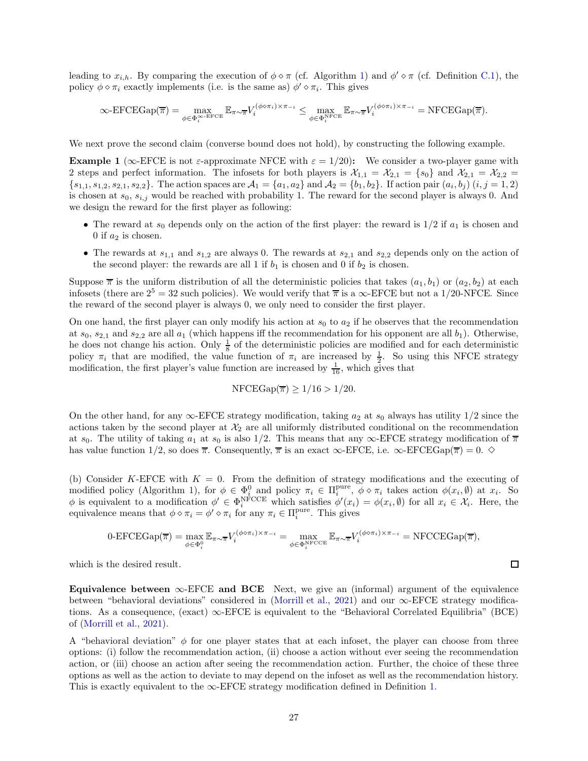leading to $x_{i,h}$. By comparing the execution of $\phi \diamond \pi$ (cf. Algorithm 1) and $\phi' \diamond \pi$ (cf. Definition C.1), the policy $\phi \diamond \pi_i$ exactly implements (i.e. is the same as) $\phi' \diamond \pi_i$. This gives

$$\infty\text{-EFCEGap}(\overline{\pi}) = \max_{\phi \in \Phi_i^{\infty\text{-EFCE}}} \mathbb{E}_{\pi \sim \overline{\pi}} V_i^{(\phi \diamond \pi_i) \times \pi_{-i}} \leq \max_{\phi \in \Phi_i^{\mathrm{NFCE}}} \mathbb{E}_{\pi \sim \overline{\pi}} V_i^{(\phi \diamond \pi_i) \times \pi_{-i}} = \mathrm{NFCEGap}(\overline{\pi}).$$

We next prove the second claim (converse bound does not hold), by constructing the following example.

**Example 1** ($\infty$-EFCE is not $\varepsilon$-approximate NFCE with $\varepsilon = 1/20$)**:** We consider a two-player game with 2 steps and perfect information. The infosets for both players is $\mathcal{X}_{1,1} = \mathcal{X}_{2,1} = \{s_0\}$ and $\mathcal{X}_{2,1} = \mathcal{X}_{2,2} = \{s_{1,1}, s_{1,2}, s_{2,1}, s_{2,2}\}$. The action spaces are $\mathcal{A}_1 = \{a_1, a_2\}$ and $\mathcal{A}_2 = \{b_1, b_2\}$. If action pair $(a_i, b_j)$ $(i, j = 1, 2)$ is chosen at $s_0$, $s_{i,j}$ would be reached with probability 1. The reward for the second player is always 0. And we design the reward for the first player as following:

- The reward at $s_0$ depends only on the action of the first player: the reward is $1/2$ if $a_1$ is chosen and 0 if $a_2$ is chosen.
- The rewards at $s_{1,1}$ and $s_{1,2}$ are always 0. The rewards at $s_{2,1}$ and $s_{2,2}$ depends only on the action of the second player: the rewards are all 1 if $b_1$ is chosen and 0 if $b_2$ is chosen.

Suppose $\overline{\pi}$ is the uniform distribution of all the deterministic policies that takes $(a_1, b_1)$ or $(a_2, b_2)$ at each infosets (there are $2^5 = 32$ such policies). We would verify that $\overline{\pi}$ is a $\infty$-EFCE but not a $1/20$-NFCE. Since the reward of the second player is always 0, we only need to consider the first player.

On one hand, the first player can only modify his action at $s_0$ to $a_2$ if he observes that the recommendation at $s_0$, $s_{2,1}$ and $s_{2,2}$ are all $a_1$ (which happens iff the recommendation for his opponent are all $b_1$). Otherwise, he does not change his action. Only $\frac{1}{8}$ of the deterministic policies are modified and for each deterministic policy $\pi_i$ that are modified, the value function of $\pi_i$ are increased by $\frac{1}{2}$. So using this NFCE strategy modification, the first player's value function are increased by $\frac{1}{16}$, which gives that

$$\mathrm{NFCEGap}(\overline{\pi}) \geq 1/16 > 1/20.$$

On the other hand, for any $\infty$-EFCE strategy modification, taking $a_2$ at $s_0$ always has utility $1/2$ since the actions taken by the second player at $\mathcal{X}_2$ are all uniformly distributed conditional on the recommendation at $s_0$. The utility of taking $a_1$ at $s_0$ is also $1/2$. This means that any $\infty$-EFCE strategy modification of $\overline{\pi}$ has value function $1/2$, so does $\overline{\pi}$. Consequently, $\overline{\pi}$ is an exact $\infty$-EFCE, i.e. $\infty\text{-EFCEGap}(\overline{\pi}) = 0$. $\diamond$

(b) Consider $K$-EFCE with $K = 0$. From the definition of strategy modifications and the executing of modified policy (Algorithm 1), for $\phi \in \Phi_i^0$ and policy $\pi_i \in \Pi_i^{\mathrm{pure}}$, $\phi \diamond \pi_i$ takes action $\phi(x_i, \emptyset)$ at $x_i$. So $\phi$ is equivalent to a modification $\phi' \in \Phi_i^{\mathrm{NFCCE}}$ which satisfies $\phi'(x_i) = \phi(x_i, \emptyset)$ for all $x_i \in \mathcal{X}_i$. Here, the equivalence means that $\phi \diamond \pi_i = \phi' \diamond \pi_i$ for any $\pi_i \in \Pi_i^{\mathrm{pure}}$. This gives

$$0\text{-EFCEGap}(\overline{\pi}) = \max_{\phi \in \Phi_i^0} \mathbb{E}_{\pi \sim \overline{\pi}} V_i^{(\phi \diamond \pi_i) \times \pi_{-i}} = \max_{\phi \in \Phi_i^{\mathrm{NFCCE}}} \mathbb{E}_{\pi \sim \overline{\pi}} V_i^{(\phi \diamond \pi_i) \times \pi_{-i}} = \mathrm{NFCCEGap}(\overline{\pi}),$$

which is the desired result. $\square$

**Equivalence between $\infty$-EFCE and BCE** Next, we give an (informal) argument of the equivalence between "behavioral deviations" considered in (Morrill et al., 2021) and our $\infty$-EFCE strategy modifications. As a consequence, (exact) $\infty$-EFCE is equivalent to the "Behavioral Correlated Equilibria" (BCE) of (Morrill et al., 2021).

A "behavioral deviation" $\phi$ for one player states that at each infoset, the player can choose from three options: (i) follow the recommendation action, (ii) choose a action without ever seeing the recommendation action, or (iii) choose an action after seeing the recommendation action. Further, the choice of these three options as well as the action to deviate to may depend on the infoset as well as the recommendation history. This is exactly equivalent to the $\infty$-EFCE strategy modification defined in Definition 1.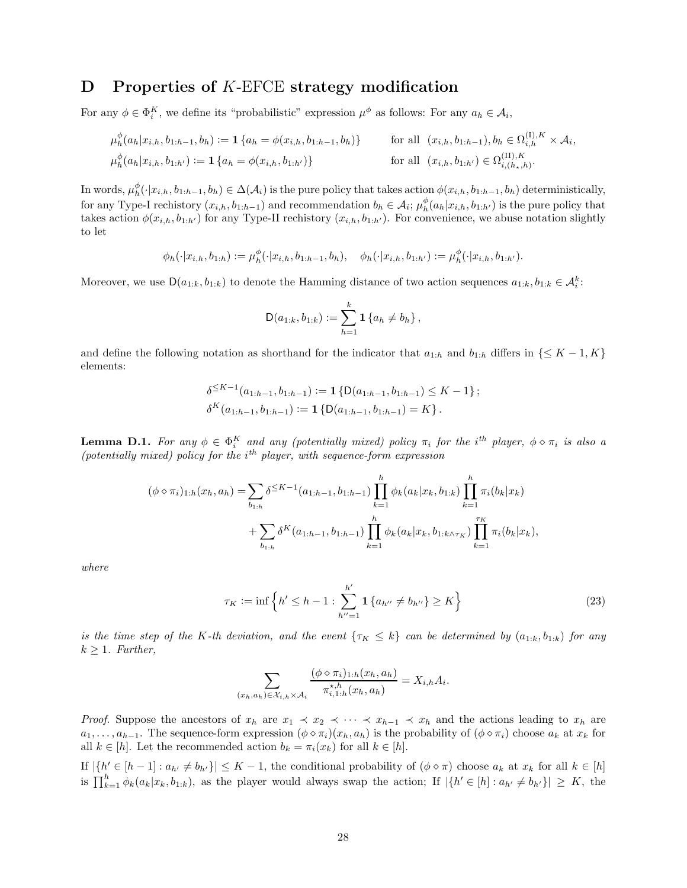# D Properties of $K$-EFCE strategy modification

For any $\phi \in \Phi_i^K$, we define its "probabilistic" expression $\mu^\phi$ as follows: For any $a_h \in \mathcal{A}_i$,

$$
\begin{aligned}
&\mu_h^\phi(a_h|x_{i,h}, b_{1:h-1}, b_h) := \mathbf{1}\{a_h = \phi(x_{i,h}, b_{1:h-1}, b_h)\} && \text{for all } \ (x_{i,h}, b_{1:h-1}), b_h \in \Omega_{i,h}^{(\mathrm{I}),K} \times \mathcal{A}_i, \\
&\mu_h^\phi(a_h|x_{i,h}, b_{1:h'}) := \mathbf{1}\{a_h = \phi(x_{i,h}, b_{1:h'})\} && \text{for all } \ (x_{i,h}, b_{1:h'}) \in \Omega_{i,(h_\star,h)}^{(\mathrm{II}),K}.
\end{aligned}
$$

In words, $\mu_h^\phi(\cdot|x_{i,h}, b_{1:h-1}, b_h) \in \Delta(\mathcal{A}_i)$ is the pure policy that takes action $\phi(x_{i,h}, b_{1:h-1}, b_h)$ deterministically, for any Type-I rechistory $(x_{i,h}, b_{1:h-1})$ and recommendation $b_h \in \mathcal{A}_i$; $\mu_h^\phi(a_h|x_{i,h}, b_{1:h'})$ is the pure policy that takes action $\phi(x_{i,h}, b_{1:h'})$ for any Type-II rechistory $(x_{i,h}, b_{1:h'})$. For convenience, we abuse notation slightly to let

$$
\phi_h(\cdot|x_{i,h}, b_{1:h}) := \mu_h^\phi(\cdot|x_{i,h}, b_{1:h-1}, b_h), \quad \phi_h(\cdot|x_{i,h}, b_{1:h'}) := \mu_h^\phi(\cdot|x_{i,h}, b_{1:h'}).
$$

Moreover, we use $\mathsf{D}(a_{1:k}, b_{1:k})$ to denote the Hamming distance of two action sequences $a_{1:k}, b_{1:k} \in \mathcal{A}_i^k$:

$$
\mathsf{D}(a_{1:k}, b_{1:k}) := \sum_{h=1}^{k} \mathbf{1}\{a_h \neq b_h\},
$$

and define the following notation as shorthand for the indicator that $a_{1:h}$ and $b_{1:h}$ differs in $\{\le K-1, K\}$ elements:

$$
\begin{aligned}
\delta^{\le K-1}(a_{1:h-1}, b_{1:h-1}) &:= \mathbf{1}\{\mathsf{D}(a_{1:h-1}, b_{1:h-1}) \le K-1\}; \\
\delta^{K}(a_{1:h-1}, b_{1:h-1}) &:= \mathbf{1}\{\mathsf{D}(a_{1:h-1}, b_{1:h-1}) = K\}.
\end{aligned}
$$

**Lemma D.1.** *For any $\phi \in \Phi_i^K$ and any (potentially mixed) policy $\pi_i$ for the $i^{th}$ player, $\phi \diamond \pi_i$ is also a (potentially mixed) policy for the $i^{th}$ player, with sequence-form expression*

$$
\begin{aligned}
(\phi \diamond \pi_i)_{1:h}(x_h, a_h) = &\sum_{b_{1:h}} \delta^{\le K-1}(a_{1:h-1}, b_{1:h-1}) \prod_{k=1}^{h} \phi_k(a_k|x_k, b_{1:k}) \prod_{k=1}^{h} \pi_i(b_k|x_k) \\
&+ \sum_{b_{1:h}} \delta^{K}(a_{1:h-1}, b_{1:h-1}) \prod_{k=1}^{h} \phi_k(a_k|x_k, b_{1:k\wedge\tau_K}) \prod_{k=1}^{\tau_K} \pi_i(b_k|x_k),
\end{aligned}
$$

*where*

$$
\tau_K := \inf\Big\{h' \le h-1 : \sum_{h''=1}^{h'} \mathbf{1}\{a_{h''} \neq b_{h''}\} \ge K\Big\} \tag{23}
$$

*is the time step of the K-th deviation, and the event $\{\tau_K \le k\}$ can be determined by $(a_{1:k}, b_{1:k})$ for any $k \ge 1$. Further,*

$$
\sum_{(x_h, a_h) \in \mathcal{X}_{i,h} \times \mathcal{A}_i} \frac{(\phi \diamond \pi_i)_{1:h}(x_h, a_h)}{\pi_{i,1:h}^{\star,h}(x_h, a_h)} = X_{i,h} A_i.
$$

*Proof.* Suppose the ancestors of $x_h$ are $x_1 \prec x_2 \prec \cdots \prec x_{h-1} \prec x_h$ and the actions leading to $x_h$ are $a_1, \ldots, a_{h-1}$. The sequence-form expression $(\phi \diamond \pi_i)(x_h, a_h)$ is the probability of $(\phi \diamond \pi_i)$ choose $a_k$ at $x_k$ for all $k \in [h]$. Let the recommended action $b_k = \pi_i(x_k)$ for all $k \in [h]$.

If $|\{h' \in [h-1] : a_{h'} \neq b_{h'}\}| \le K-1$, the conditional probability of $(\phi \diamond \pi)$ choose $a_k$ at $x_k$ for all $k \in [h]$ is $\prod_{k=1}^{h} \phi_k(a_k|x_k, b_{1:k})$, as the player would always swap the action; If $|\{h' \in [h] : a_{h'} \neq b_{h'}\}| \ge K$, the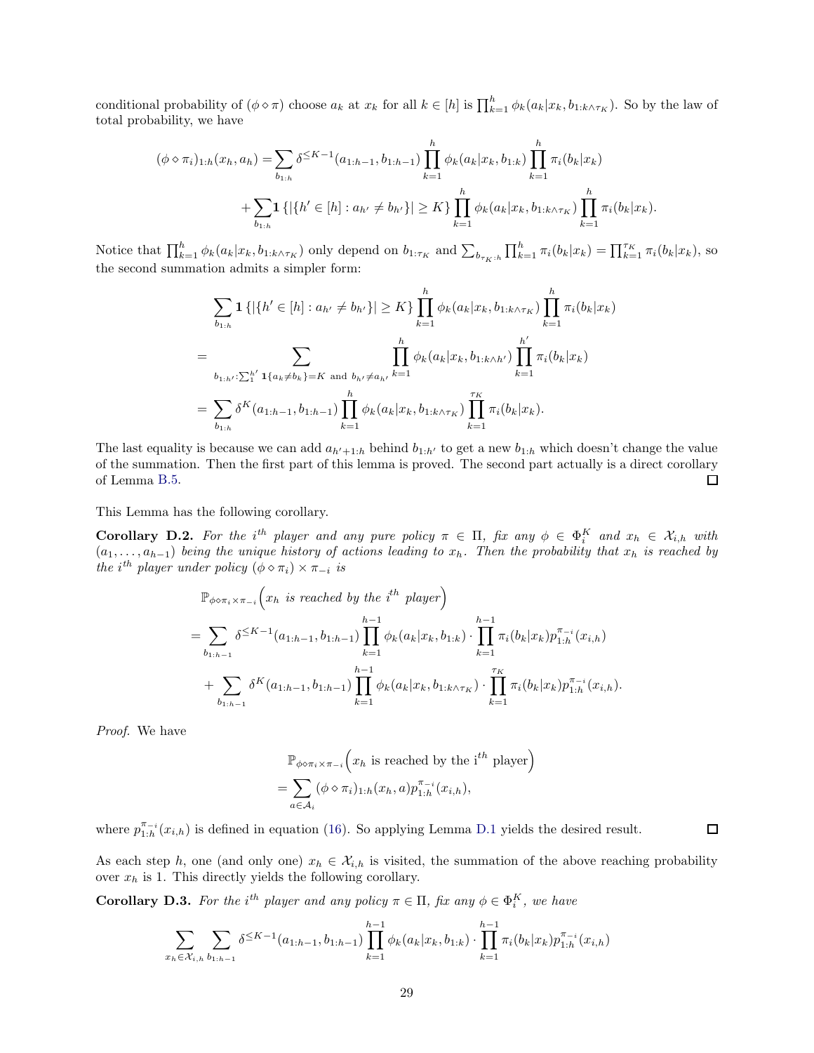conditional probability of $(\phi \diamond \pi)$ choose $a_k$ at $x_k$ for all $k \in [h]$ is $\prod_{k=1}^{h} \phi_k(a_k|x_k, b_{1:k\wedge\tau_K})$. So by the law of total probability, we have

$$
\begin{aligned}
(\phi \diamond \pi_i)_{1:h}(x_h, a_h) = &\sum_{b_{1:h}} \delta^{\leq K-1}(a_{1:h-1}, b_{1:h-1}) \prod_{k=1}^{h} \phi_k(a_k|x_k, b_{1:k}) \prod_{k=1}^{h} \pi_i(b_k|x_k) \\
&+ \sum_{b_{1:h}} \mathbf{1}\left\{|\{h' \in [h] : a_{h'} \neq b_{h'}\}| \geq K\right\} \prod_{k=1}^{h} \phi_k(a_k|x_k, b_{1:k\wedge\tau_K}) \prod_{k=1}^{h} \pi_i(b_k|x_k).
\end{aligned}
$$

Notice that $\prod_{k=1}^{h} \phi_k(a_k|x_k, b_{1:k\wedge\tau_K})$ only depend on $b_{1:\tau_K}$ and $\sum_{b_{\tau_K:h}} \prod_{k=1}^{h} \pi_i(b_k|x_k) = \prod_{k=1}^{\tau_K} \pi_i(b_k|x_k)$, so the second summation admits a simpler form:

$$
\begin{aligned}
&\sum_{b_{1:h}} \mathbf{1}\left\{|\{h' \in [h] : a_{h'} \neq b_{h'}\}| \geq K\right\} \prod_{k=1}^{h} \phi_k(a_k|x_k, b_{1:k\wedge\tau_K}) \prod_{k=1}^{h} \pi_i(b_k|x_k) \\
=& \sum_{b_{1:h'}:\sum_1^{h'} \mathbf{1}\{a_k \neq b_k\}=K \text{ and } b_{h'} \neq a_{h'}} \prod_{k=1}^{h} \phi_k(a_k|x_k, b_{1:k\wedge h'}) \prod_{k=1}^{h'} \pi_i(b_k|x_k) \\
=& \sum_{b_{1:h}} \delta^{K}(a_{1:h-1}, b_{1:h-1}) \prod_{k=1}^{h} \phi_k(a_k|x_k, b_{1:k\wedge\tau_K}) \prod_{k=1}^{\tau_K} \pi_i(b_k|x_k).
\end{aligned}
$$

The last equality is because we can add $a_{h'+1:h}$ behind $b_{1:h'}$ to get a new $b_{1:h}$ which doesn't change the value of the summation. Then the first part of this lemma is proved. The second part actually is a direct corollary of Lemma B.5. ◻

This Lemma has the following corollary.

**Corollary D.2.** *For the $i^{th}$ player and any pure policy $\pi \in \Pi$, fix any $\phi \in \Phi_i^K$ and $x_h \in \mathcal{X}_{i,h}$ with $(a_1, \ldots, a_{h-1})$ being the unique history of actions leading to $x_h$. Then the probability that $x_h$ is reached by the $i^{th}$ player under policy $(\phi \diamond \pi_i) \times \pi_{-i}$ is*

$$
\begin{aligned}
&\mathbb{P}_{\phi\diamond\pi_i\times\pi_{-i}}\Big(x_h \text{ is reached by the } i^{th} \text{ player}\Big) \\
=& \sum_{b_{1:h-1}} \delta^{\leq K-1}(a_{1:h-1}, b_{1:h-1}) \prod_{k=1}^{h-1} \phi_k(a_k|x_k, b_{1:k}) \cdot \prod_{k=1}^{h-1} \pi_i(b_k|x_k) p_{1:h}^{\pi_{-i}}(x_{i,h}) \\
&+ \sum_{b_{1:h-1}} \delta^{K}(a_{1:h-1}, b_{1:h-1}) \prod_{k=1}^{h-1} \phi_k(a_k|x_k, b_{1:k\wedge\tau_K}) \cdot \prod_{k=1}^{\tau_K} \pi_i(b_k|x_k) p_{1:h}^{\pi_{-i}}(x_{i,h}).
\end{aligned}
$$

*Proof.* We have

$$
\begin{aligned}
&\mathbb{P}_{\phi\diamond\pi_i\times\pi_{-i}}\Big(x_h \text{ is reached by the i}^{th} \text{ player}\Big) \\
=& \sum_{a\in\mathcal{A}_i} (\phi \diamond \pi_i)_{1:h}(x_h, a) p_{1:h}^{\pi_{-i}}(x_{i,h}),
\end{aligned}
$$

where $p_{1:h}^{\pi_{-i}}(x_{i,h})$ is defined in equation (16). So applying Lemma D.1 yields the desired result. ◻

As each step $h$, one (and only one) $x_h \in \mathcal{X}_{i,h}$ is visited, the summation of the above reaching probability over $x_h$ is 1. This directly yields the following corollary.

**Corollary D.3.** *For the $i^{th}$ player and any policy $\pi \in \Pi$, fix any $\phi \in \Phi_i^K$, we have*

$$
\sum_{x_h \in \mathcal{X}_{i,h}} \sum_{b_{1:h-1}} \delta^{\leq K-1}(a_{1:h-1}, b_{1:h-1}) \prod_{k=1}^{h-1} \phi_k(a_k|x_k, b_{1:k}) \cdot \prod_{k=1}^{h-1} \pi_i(b_k|x_k) p_{1:h}^{\pi_{-i}}(x_{i,h})
$$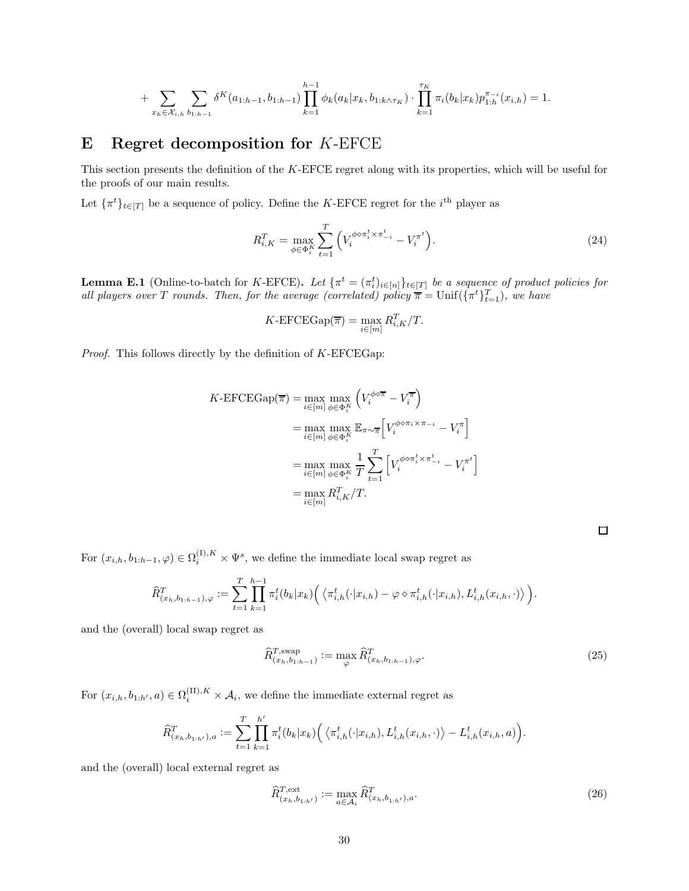$$
+\sum_{x_h\in\mathcal{X}_{i,h}}\sum_{b_{1:h-1}}\delta^K(a_{1:h-1},b_{1:h-1})\prod_{k=1}^{h-1}\phi_k(a_k|x_k,b_{1:k\wedge\tau_K})\cdot\prod_{k=1}^{\tau_K}\pi_i(b_k|x_k)p_{1:h}^{\pi_{-i}}(x_{i,h})=1.
$$

# E Regret decomposition for $K$-EFCE

This section presents the definition of the $K$-EFCE regret along with its properties, which will be useful for the proofs of our main results.

Let $\{\pi^t\}_{t\in[T]}$ be a sequence of policy. Define the $K$-EFCE regret for the $i^{\text{th}}$ player as

$$
R_{i,K}^T=\max_{\phi\in\Phi_i^K}\sum_{t=1}^T\Big(V_i^{\phi\diamond\pi_i^t\times\pi_{-i}^t}-V_i^{\pi^t}\Big). \tag{24}
$$

**Lemma E.1** (Online-to-batch for $K$-EFCE). *Let $\{\pi^t=(\pi_i^t)_{i\in[n]}\}_{t\in[T]}$ be a sequence of product policies for all players over $T$ rounds. Then, for the average (correlated) policy $\overline{\pi}=\mathrm{Unif}(\{\pi^t\}_{t=1}^T)$, we have*

$$
K\text{-EFCEGap}(\overline{\pi})=\max_{i\in[m]}R_{i,K}^T/T.
$$

*Proof.* This follows directly by the definition of $K$-EFCEGap:

$$
\begin{aligned}
K\text{-EFCEGap}(\overline{\pi})&=\max_{i\in[m]}\max_{\phi\in\Phi_i^K}\Big(V_i^{\phi\diamond\overline{\pi}}-V_i^{\overline{\pi}}\Big)\\
&=\max_{i\in[m]}\max_{\phi\in\Phi_i^K}\mathbb{E}_{\pi\sim\overline{\pi}}\Big[V_i^{\phi\diamond\pi_i\times\pi_{-i}}-V_i^{\pi}\Big]\\
&=\max_{i\in[m]}\max_{\phi\in\Phi_i^K}\frac{1}{T}\sum_{t=1}^T\Big[V_i^{\phi\diamond\pi_i^t\times\pi_{-i}^t}-V_i^{\pi^t}\Big]\\
&=\max_{i\in[m]}R_{i,K}^T/T.
\end{aligned}
$$

$\square$

For $(x_{i,h},b_{1:h-1},\varphi)\in\Omega_i^{(\mathrm{I}),K}\times\Psi^s$, we define the immediate local swap regret as

$$
\widehat{R}_{(x_h,b_{1:h-1}),\varphi}^T:=\sum_{t=1}^T\prod_{k=1}^{h-1}\pi_i^t(b_k|x_k)\Big(\big\langle\pi_{i,h}^t(\cdot|x_{i,h})-\varphi\diamond\pi_{i,h}^t(\cdot|x_{i,h}),L_{i,h}^t(x_{i,h},\cdot)\big\rangle\Big).
$$

and the (overall) local swap regret as

$$
\widehat{R}_{(x_h,b_{1:h-1})}^{T,\text{swap}}:=\max_{\varphi}\widehat{R}_{(x_h,b_{1:h-1}),\varphi}^T. \tag{25}
$$

For $(x_{i,h},b_{1:h'},a)\in\Omega_i^{(\mathrm{II}),K}\times\mathcal{A}_i$, we define the immediate external regret as

$$
\widehat{R}_{(x_h,b_{1:h'}),a}^T:=\sum_{t=1}^T\prod_{k=1}^{h'}\pi_i^t(b_k|x_k)\Big(\big\langle\pi_{i,h}^t(\cdot|x_{i,h}),L_{i,h}^t(x_{i,h},\cdot)\big\rangle-L_{i,h}^t(x_{i,h},a)\Big).
$$

and the (overall) local external regret as

$$
\widehat{R}_{(x_h,b_{1:h'})}^{T,\text{ext}}:=\max_{a\in\mathcal{A}_i}\widehat{R}_{(x_h,b_{1:h'}),a}^T. \tag{26}
$$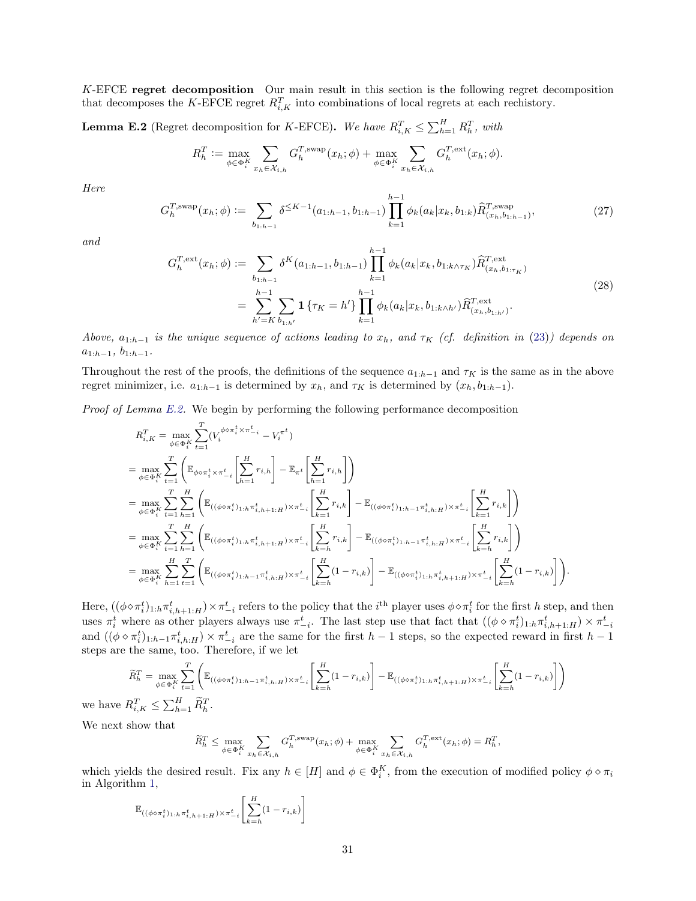$K$-EFCE **regret decomposition** Our main result in this section is the following regret decomposition that decomposes the $K$-EFCE regret $R_{i,K}^T$ into combinations of local regrets at each rechistory.

**Lemma E.2** (Regret decomposition for $K$-EFCE). *We have $R_{i,K}^T \le \sum_{h=1}^H R_h^T$, with*

$$R_h^T := \max_{\phi \in \Phi_i^K} \sum_{x_h \in \mathcal{X}_{i,h}} G_h^{T,\mathrm{swap}}(x_h; \phi) + \max_{\phi \in \Phi_i^K} \sum_{x_h \in \mathcal{X}_{i,h}} G_h^{T,\mathrm{ext}}(x_h; \phi).$$

*Here*

$$G_h^{T,\mathrm{swap}}(x_h; \phi) := \sum_{b_{1:h-1}} \delta^{\le K-1}(a_{1:h-1}, b_{1:h-1}) \prod_{k=1}^{h-1} \phi_k(a_k | x_k, b_{1:k}) \widehat{R}^{T,\mathrm{swap}}_{(x_h, b_{1:h-1})}, \tag{27}$$

*and*

$$\begin{aligned} G_h^{T,\mathrm{ext}}(x_h; \phi) &:= \sum_{b_{1:h-1}} \delta^{K}(a_{1:h-1}, b_{1:h-1}) \prod_{k=1}^{h-1} \phi_k(a_k | x_k, b_{1:k \wedge \tau_K}) \widehat{R}^{T,\mathrm{ext}}_{(x_h, b_{1:\tau_K})} \\ &= \sum_{h'=K}^{h-1} \sum_{b_{1:h'}} \mathbf{1}\{\tau_K = h'\} \prod_{k=1}^{h-1} \phi_k(a_k | x_k, b_{1:k \wedge h'}) \widehat{R}^{T,\mathrm{ext}}_{(x_h, b_{1:h'})}. \end{aligned} \tag{28}$$

*Above, $a_{1:h-1}$ is the unique sequence of actions leading to $x_h$, and $\tau_K$ (cf. definition in (23)) depends on $a_{1:h-1}$, $b_{1:h-1}$.*

Throughout the rest of the proofs, the definitions of the sequence $a_{1:h-1}$ and $\tau_K$ is the same as in the above regret minimizer, i.e. $a_{1:h-1}$ is determined by $x_h$, and $\tau_K$ is determined by $(x_h, b_{1:h-1})$.

*Proof of Lemma E.2.* We begin by performing the following performance decomposition

$$\begin{aligned} R_{i,K}^T &= \max_{\phi \in \Phi_i^K} \sum_{t=1}^T (V_i^{\phi \diamond \pi_i^t \times \pi_{-i}^t} - V_i^{\pi^t}) \\ &= \max_{\phi \in \Phi_i^K} \sum_{t=1}^T \left( \mathbb{E}_{\phi \diamond \pi_i^t \times \pi_{-i}^t} \left[ \sum_{h=1}^H r_{i,h} \right] - \mathbb{E}_{\pi^t} \left[ \sum_{h=1}^H r_{i,h} \right] \right) \\ &= \max_{\phi \in \Phi_i^K} \sum_{t=1}^T \sum_{h=1}^H \left( \mathbb{E}_{((\phi \diamond \pi_i^t)_{1:h} \pi_{i,h+1:H}^t) \times \pi_{-i}^t} \left[ \sum_{k=1}^H r_{i,k} \right] - \mathbb{E}_{((\phi \diamond \pi_i^t)_{1:h-1} \pi_{i,h:H}^t) \times \pi_{-i}^t} \left[ \sum_{k=1}^H r_{i,k} \right] \right) \\ &= \max_{\phi \in \Phi_i^K} \sum_{t=1}^T \sum_{h=1}^H \left( \mathbb{E}_{((\phi \diamond \pi_i^t)_{1:h} \pi_{i,h+1:H}^t) \times \pi_{-i}^t} \left[ \sum_{k=h}^H r_{i,k} \right] - \mathbb{E}_{((\phi \diamond \pi_i^t)_{1:h-1} \pi_{i,h:H}^t) \times \pi_{-i}^t} \left[ \sum_{k=h}^H r_{i,k} \right] \right) \\ &= \max_{\phi \in \Phi_i^K} \sum_{h=1}^H \sum_{t=1}^T \left( \mathbb{E}_{((\phi \diamond \pi_i^t)_{1:h-1} \pi_{i,h:H}^t) \times \pi_{-i}^t} \left[ \sum_{k=h}^H (1 - r_{i,k}) \right] - \mathbb{E}_{((\phi \diamond \pi_i^t)_{1:h} \pi_{i,h+1:H}^t) \times \pi_{-i}^t} \left[ \sum_{k=h}^H (1 - r_{i,k}) \right] \right). \end{aligned}$$

Here, $((\phi \diamond \pi_i^t)_{1:h} \pi_{i,h+1:H}^t) \times \pi_{-i}^t$ refers to the policy that the $i^{\text{th}}$ player uses $\phi \diamond \pi_i^t$ for the first $h$ step, and then uses $\pi_i^t$ where as other players always use $\pi_{-i}^t$. The last step use that fact that $((\phi \diamond \pi_i^t)_{1:h} \pi_{i,h+1:H}^t) \times \pi_{-i}^t$ and $((\phi \diamond \pi_i^t)_{1:h-1} \pi_{i,h:H}^t) \times \pi_{-i}^t$ are the same for the first $h-1$ steps, so the expected reward in first $h-1$ steps are the same, too. Therefore, if we let

$$\widetilde{R}_h^T = \max_{\phi \in \Phi_i^K} \sum_{t=1}^T \left( \mathbb{E}_{((\phi \diamond \pi_i^t)_{1:h-1} \pi_{i,h:H}^t) \times \pi_{-i}^t} \left[ \sum_{k=h}^H (1 - r_{i,k}) \right] - \mathbb{E}_{((\phi \diamond \pi_i^t)_{1:h} \pi_{i,h+1:H}^t) \times \pi_{-i}^t} \left[ \sum_{k=h}^H (1 - r_{i,k}) \right] \right)$$

we have $R_{i,K}^T \le \sum_{h=1}^H \widetilde{R}_h^T$.

We next show that

$$\widetilde{R}_h^T \le \max_{\phi \in \Phi_i^K} \sum_{x_h \in \mathcal{X}_{i,h}} G_h^{T,\mathrm{swap}}(x_h; \phi) + \max_{\phi \in \Phi_i^K} \sum_{x_h \in \mathcal{X}_{i,h}} G_h^{T,\mathrm{ext}}(x_h; \phi) = R_h^T,$$

which yields the desired result. Fix any $h \in [H]$ and $\phi \in \Phi_i^K$, from the execution of modified policy $\phi \diamond \pi_i$ in Algorithm 1,

$$\mathbb{E}_{((\phi \diamond \pi_i^t)_{1:h} \pi_{i,h+1:H}^t) \times \pi_{-i}^t} \left[ \sum_{k=h}^H (1 - r_{i,k}) \right]$$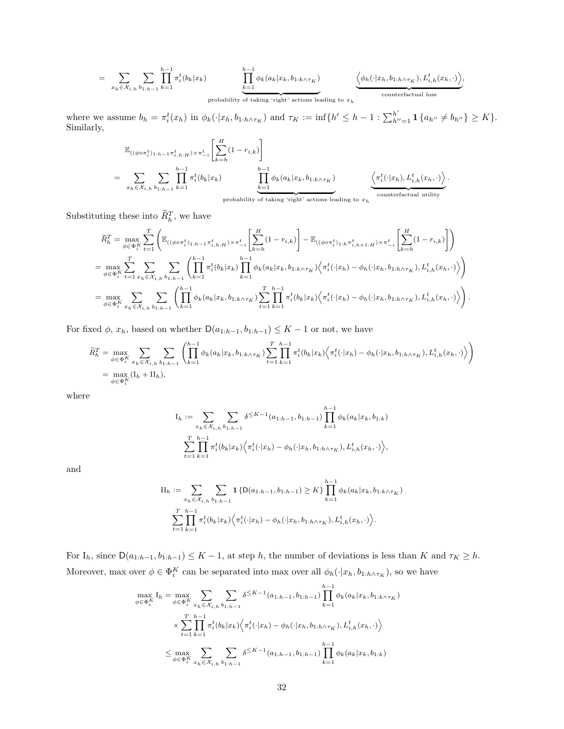$$
= \sum_{x_h \in \mathcal{X}_{i,h}} \sum_{b_{1:h-1}} \prod_{k=1}^{h-1} \pi_i^t(b_k|x_k) \underbrace{\prod_{k=1}^{h-1} \phi_k(a_k|x_k, b_{1:k\wedge\tau_K})}_{\text{probability of taking 'right' actions leading to } x_h} \underbrace{\Big\langle \phi_h(\cdot|x_h, b_{1:h\wedge\tau_K}), L_{i,h}^t(x_h,\cdot) \Big\rangle}_{\text{counterfactual loss}},
$$

where we assume $b_h = \pi_i^t(x_h)$ in $\phi_h(\cdot|x_h, b_{1:h\wedge\tau_K})$ and $\tau_K := \inf\{h' \le h-1 : \sum_{h''=1}^{h'} \mathbf{1}\{a_{h''} \ne b_{h''}\} \ge K\}$. Similarly,

$$
\begin{aligned}
&\mathbb{E}_{((\phi\diamond\pi_i^t)_{1:h-1}\pi_{i,h:H}^t)\times\pi_{-i}^t}\left[\sum_{k=h}^{H}(1-r_{i,k})\right] \\
&= \sum_{x_h \in \mathcal{X}_{i,h}} \sum_{b_{1:h-1}} \prod_{k=1}^{h-1} \pi_i^t(b_k|x_k) \underbrace{\prod_{k=1}^{h-1} \phi_k(a_k|x_k, b_{1:k\wedge\tau_K})}_{\text{probability of taking 'right' actions leading to } x_h} \underbrace{\Big\langle \pi_i^t(\cdot|x_h), L_{i,h}^t(x_h,\cdot) \Big\rangle}_{\text{counterfactual utility}}.
\end{aligned}
$$

Substituting these into $\widetilde{R}_h^T$, we have

$$
\begin{aligned}
\widetilde{R}_h^T &= \max_{\phi\in\Phi_i^K} \sum_{t=1}^{T} \left( \mathbb{E}_{((\phi\diamond\pi_i^t)_{1:h-1}\pi_{i,h:H}^t)\times\pi_{-i}^t}\left[\sum_{k=h}^{H}(1-r_{i,k})\right] - \mathbb{E}_{((\phi\diamond\pi_i^t)_{1:h}\pi_{i,h+1:H}^t)\times\pi_{-i}^t}\left[\sum_{k=h}^{H}(1-r_{i,k})\right] \right) \\
&= \max_{\phi\in\Phi_i^K} \sum_{t=1}^{T} \sum_{x_h\in\mathcal{X}_{i,h}} \sum_{b_{1:h-1}} \left( \prod_{k=1}^{h-1} \pi_i^t(b_k|x_k) \prod_{k=1}^{h-1} \phi_k(a_k|x_k, b_{1:k\wedge\tau_K}) \Big\langle \pi_i^t(\cdot|x_h) - \phi_h(\cdot|x_h, b_{1:h\wedge\tau_K}), L_{i,h}^t(x_h,\cdot) \Big\rangle \right) \\
&= \max_{\phi\in\Phi_i^K} \sum_{x_h\in\mathcal{X}_{i,h}} \sum_{b_{1:h-1}} \left( \prod_{k=1}^{h-1} \phi_k(a_k|x_k, b_{1:k\wedge\tau_K}) \sum_{t=1}^{T} \prod_{k=1}^{h-1} \pi_i^t(b_k|x_k) \Big\langle \pi_i^t(\cdot|x_h) - \phi_h(\cdot|x_h, b_{1:h\wedge\tau_K}), L_{i,h}^t(x_h,\cdot) \Big\rangle \right).
\end{aligned}
$$

For fixed $\phi$, $x_h$, based on whether $\mathsf{D}(a_{1:h-1}, b_{1:h-1}) \le K-1$ or not, we have

$$
\begin{aligned}
\widetilde{R}_h^T &= \max_{\phi\in\Phi_i^K} \sum_{x_h\in\mathcal{X}_{i,h}} \sum_{b_{1:h-1}} \left( \prod_{k=1}^{h-1} \phi_k(a_k|x_k, b_{1:k\wedge\tau_K}) \sum_{t=1}^{T} \prod_{k=1}^{h-1} \pi_i^t(b_k|x_k) \Big\langle \pi_i^t(\cdot|x_h) - \phi_h(\cdot|x_h, b_{1:h\wedge\tau_K}), L_{i,h}^t(x_h,\cdot) \Big\rangle \right) \\
&= \max_{\phi\in\Phi_i^K} (\mathrm{I}_h + \mathrm{II}_h),
\end{aligned}
$$

where

$$
\begin{aligned}
\mathrm{I}_h := &\sum_{x_h\in\mathcal{X}_{i,h}} \sum_{b_{1:h-1}} \delta^{\le K-1}(a_{1:h-1}, b_{1:h-1}) \prod_{k=1}^{h-1} \phi_k(a_k|x_k, b_{1:k}) \\
&\sum_{t=1}^{T} \prod_{k=1}^{h-1} \pi_i^t(b_k|x_k) \Big\langle \pi_i^t(\cdot|x_h) - \phi_h(\cdot|x_h, b_{1:h\wedge\tau_K}), L_{i,h}^t(x_h,\cdot) \Big\rangle,
\end{aligned}
$$

and

$$
\begin{aligned}
\mathrm{II}_h := &\sum_{x_h\in\mathcal{X}_{i,h}} \sum_{b_{1:h-1}} \mathbf{1}\{\mathsf{D}(a_{1:h-1}, b_{1:h-1}) \ge K\} \prod_{k=1}^{h-1} \phi_k(a_k|x_k, b_{1:k\wedge\tau_K}) \\
&\sum_{t=1}^{T} \prod_{k=1}^{h-1} \pi_i^t(b_k|x_k) \Big\langle \pi_i^t(\cdot|x_h) - \phi_h(\cdot|x_h, b_{1:h\wedge\tau_K}), L_{i,h}^t(x_h,\cdot) \Big\rangle.
\end{aligned}
$$

For $\mathrm{I}_h$, since $\mathsf{D}(a_{1:h-1}, b_{1:h-1}) \le K-1$, at step $h$, the number of deviations is less than $K$ and $\tau_K \ge h$. Moreover, max over $\phi \in \Phi_i^K$ can be separated into max over all $\phi_h(\cdot|x_h, b_{1:h\wedge\tau_K})$, so we have

$$
\begin{aligned}
\max_{\phi\in\Phi_i^K} \mathrm{I}_h = &\max_{\phi\in\Phi_i^K} \sum_{x_h\in\mathcal{X}_{i,h}} \sum_{b_{1:h-1}} \delta^{\le K-1}(a_{1:h-1}, b_{1:h-1}) \prod_{k=1}^{h-1} \phi_k(a_k|x_k, b_{1:k\wedge\tau_K}) \\
&\times \sum_{t=1}^{T} \prod_{k=1}^{h-1} \pi_i^t(b_k|x_k) \Big\langle \pi_i^t(\cdot|x_h) - \phi_h(\cdot|x_h, b_{1:h\wedge\tau_K}), L_{i,h}^t(x_h,\cdot) \Big\rangle \\
\le &\max_{\phi\in\Phi_i^K} \sum_{x_h\in\mathcal{X}_{i,h}} \sum_{b_{1:h-1}} \delta^{\le K-1}(a_{1:h-1}, b_{1:h-1}) \prod_{k=1}^{h-1} \phi_k(a_k|x_k, b_{1:k})
\end{aligned}
$$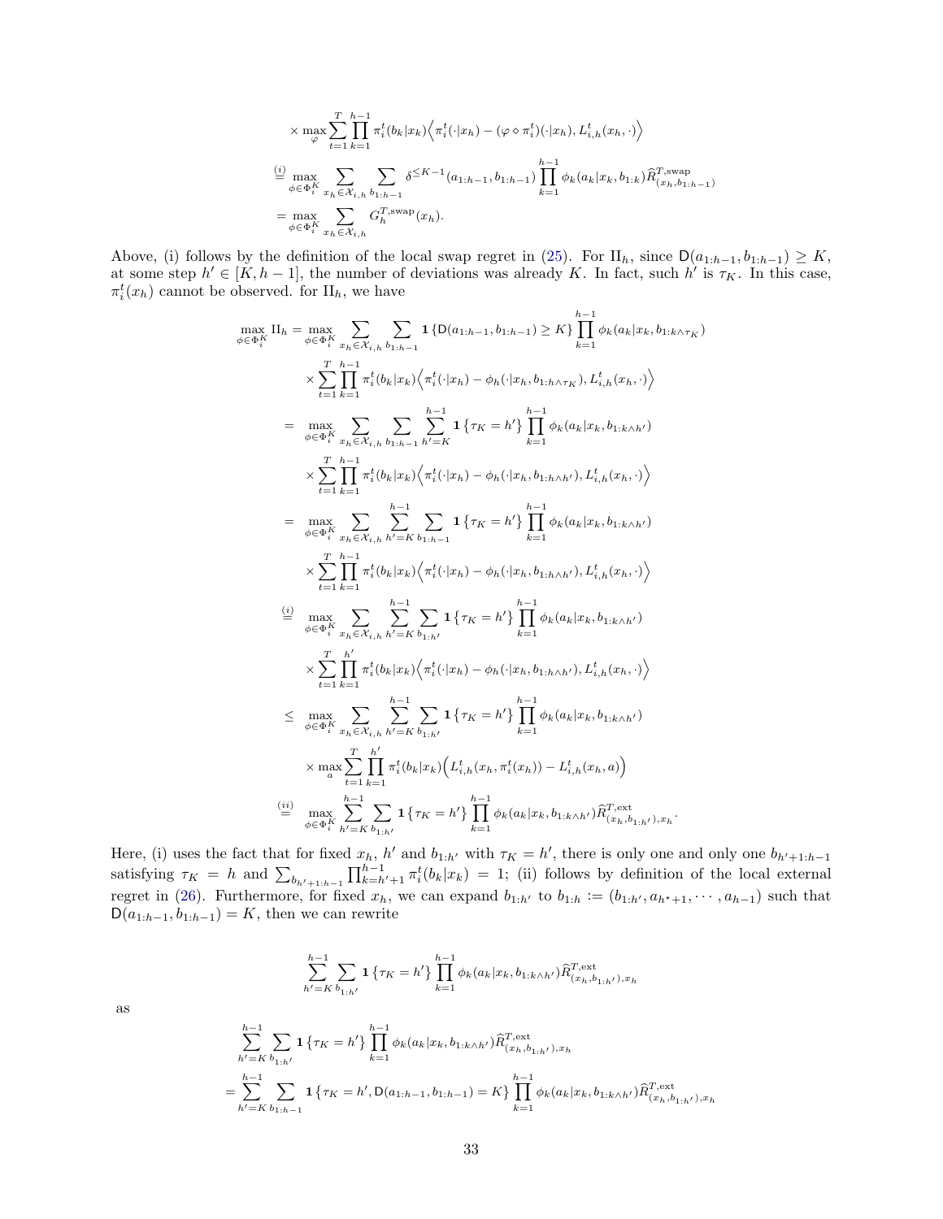$$
\times \max_{\varphi} \sum_{t=1}^{T} \prod_{k=1}^{h-1} \pi_i^t(b_k|x_k) \Big\langle \pi_i^t(\cdot|x_h) - (\varphi \diamond \pi_i^t)(\cdot|x_h), L_{i,h}^t(x_h, \cdot) \Big\rangle
$$

$$
\stackrel{(i)}{=} \max_{\phi \in \Phi_i^K} \sum_{x_h \in \mathcal{X}_{i,h}} \sum_{b_{1:h-1}} \delta^{\le K-1}(a_{1:h-1}, b_{1:h-1}) \prod_{k=1}^{h-1} \phi_k(a_k|x_k, b_{1:k}) \widehat{R}^{T,\text{swap}}_{(x_h, b_{1:h-1})}
$$

$$
= \max_{\phi \in \Phi_i^K} \sum_{x_h \in \mathcal{X}_{i,h}} G_h^{T,\text{swap}}(x_h).
$$

Above, (i) follows by the definition of the local swap regret in (25). For $\text{II}_h$, since $\mathsf{D}(a_{1:h-1}, b_{1:h-1}) \ge K$, at some step $h' \in [K, h-1]$, the number of deviations was already $K$. In fact, such $h'$ is $\tau_K$. In this case, $\pi_i^t(x_h)$ cannot be observed. for $\text{II}_h$, we have

$$
\max_{\phi \in \Phi_i^K} \text{II}_h = \max_{\phi \in \Phi_i^K} \sum_{x_h \in \mathcal{X}_{i,h}} \sum_{b_{1:h-1}} \mathbf{1}\{\mathsf{D}(a_{1:h-1}, b_{1:h-1}) \ge K\} \prod_{k=1}^{h-1} \phi_k(a_k|x_k, b_{1:k\wedge\tau_K})
$$

$$
\times \sum_{t=1}^{T} \prod_{k=1}^{h-1} \pi_i^t(b_k|x_k) \Big\langle \pi_i^t(\cdot|x_h) - \phi_h(\cdot|x_h, b_{1:h\wedge\tau_K}), L_{i,h}^t(x_h, \cdot) \Big\rangle
$$

$$
= \max_{\phi \in \Phi_i^K} \sum_{x_h \in \mathcal{X}_{i,h}} \sum_{b_{1:h-1}} \sum_{h'=K}^{h-1} \mathbf{1}\{\tau_K = h'\} \prod_{k=1}^{h-1} \phi_k(a_k|x_k, b_{1:k\wedge h'})
$$

$$
\times \sum_{t=1}^{T} \prod_{k=1}^{h-1} \pi_i^t(b_k|x_k) \Big\langle \pi_i^t(\cdot|x_h) - \phi_h(\cdot|x_h, b_{1:h\wedge h'}), L_{i,h}^t(x_h, \cdot) \Big\rangle
$$

$$
= \max_{\phi \in \Phi_i^K} \sum_{x_h \in \mathcal{X}_{i,h}} \sum_{h'=K}^{h-1} \sum_{b_{1:h-1}} \mathbf{1}\{\tau_K = h'\} \prod_{k=1}^{h-1} \phi_k(a_k|x_k, b_{1:k\wedge h'})
$$

$$
\times \sum_{t=1}^{T} \prod_{k=1}^{h-1} \pi_i^t(b_k|x_k) \Big\langle \pi_i^t(\cdot|x_h) - \phi_h(\cdot|x_h, b_{1:h\wedge h'}), L_{i,h}^t(x_h, \cdot) \Big\rangle
$$

$$
\stackrel{(i)}{=} \max_{\phi \in \Phi_i^K} \sum_{x_h \in \mathcal{X}_{i,h}} \sum_{h'=K}^{h-1} \sum_{b_{1:h'}} \mathbf{1}\{\tau_K = h'\} \prod_{k=1}^{h-1} \phi_k(a_k|x_k, b_{1:k\wedge h'})
$$

$$
\times \sum_{t=1}^{T} \prod_{k=1}^{h'} \pi_i^t(b_k|x_k) \Big\langle \pi_i^t(\cdot|x_h) - \phi_h(\cdot|x_h, b_{1:h\wedge h'}), L_{i,h}^t(x_h, \cdot) \Big\rangle
$$

$$
\le \max_{\phi \in \Phi_i^K} \sum_{x_h \in \mathcal{X}_{i,h}} \sum_{h'=K}^{h-1} \sum_{b_{1:h'}} \mathbf{1}\{\tau_K = h'\} \prod_{k=1}^{h-1} \phi_k(a_k|x_k, b_{1:k\wedge h'})
$$

$$
\times \max_{a} \sum_{t=1}^{T} \prod_{k=1}^{h'} \pi_i^t(b_k|x_k) \Big( L_{i,h}^t(x_h, \pi_i^t(x_h)) - L_{i,h}^t(x_h, a) \Big)
$$

$$
\stackrel{(ii)}{=} \max_{\phi \in \Phi_i^K} \sum_{h'=K}^{h-1} \sum_{b_{1:h'}} \mathbf{1}\{\tau_K = h'\} \prod_{k=1}^{h-1} \phi_k(a_k|x_k, b_{1:k\wedge h'}) \widehat{R}^{T,\text{ext}}_{(x_h, b_{1:h'}), x_h}.
$$

Here, (i) uses the fact that for fixed $x_h$, $h'$ and $b_{1:h'}$ with $\tau_K = h'$, there is only one and only one $b_{h'+1:h-1}$ satisfying $\tau_K = h$ and $\sum_{b_{h'+1:h-1}} \prod_{k=h'+1}^{h-1} \pi_i^t(b_k|x_k) = 1$; (ii) follows by definition of the local external regret in (26). Furthermore, for fixed $x_h$, we can expand $b_{1:h'}$ to $b_{1:h} := (b_{1:h'}, a_{h^\star+1}, \cdots, a_{h-1})$ such that $\mathsf{D}(a_{1:h-1}, b_{1:h-1}) = K$, then we can rewrite

$$
\sum_{h'=K}^{h-1} \sum_{b_{1:h'}} \mathbf{1}\{\tau_K = h'\} \prod_{k=1}^{h-1} \phi_k(a_k|x_k, b_{1:k\wedge h'}) \widehat{R}^{T,\text{ext}}_{(x_h, b_{1:h'}), x_h}
$$

as

$$
\sum_{h'=K}^{h-1} \sum_{b_{1:h'}} \mathbf{1}\{\tau_K = h'\} \prod_{k=1}^{h-1} \phi_k(a_k|x_k, b_{1:k\wedge h'}) \widehat{R}^{T,\text{ext}}_{(x_h, b_{1:h'}), x_h}
$$

$$
= \sum_{h'=K}^{h-1} \sum_{b_{1:h-1}} \mathbf{1}\{\tau_K = h', \mathsf{D}(a_{1:h-1}, b_{1:h-1}) = K\} \prod_{k=1}^{h-1} \phi_k(a_k|x_k, b_{1:k\wedge h'}) \widehat{R}^{T,\text{ext}}_{(x_h, b_{1:h'}), x_h}
$$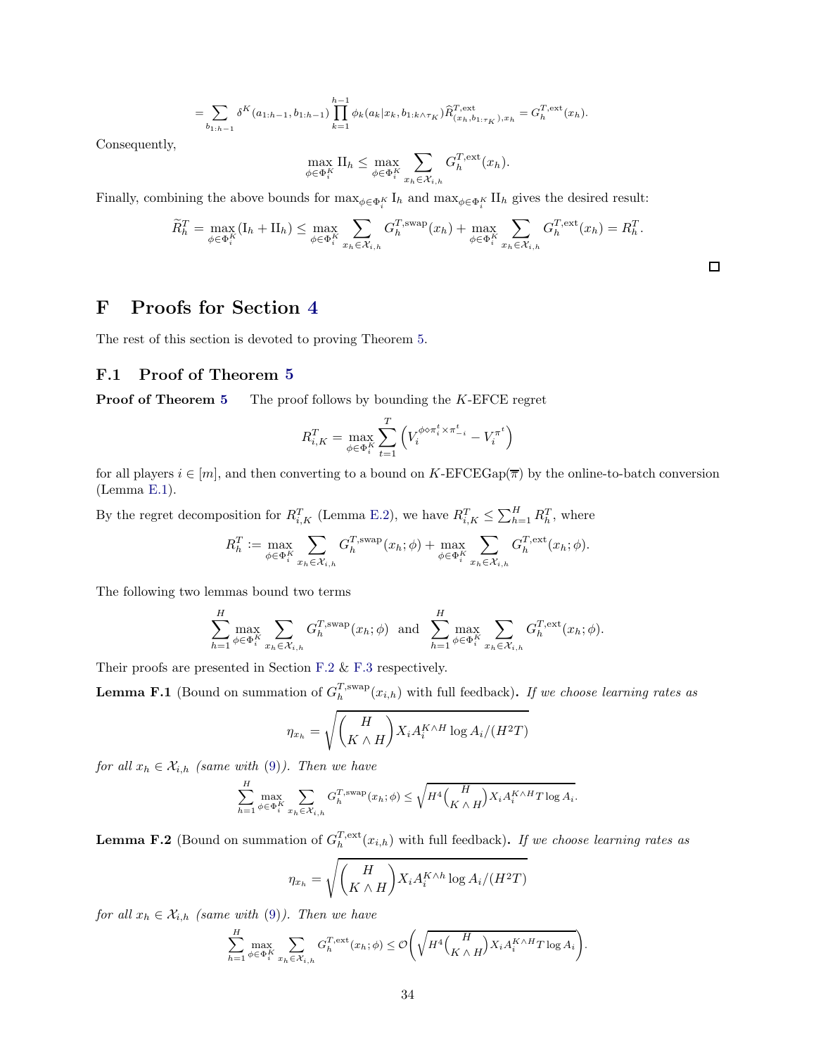$$= \sum_{b_{1:h-1}} \delta^K(a_{1:h-1}, b_{1:h-1}) \prod_{k=1}^{h-1} \phi_k(a_k | x_k, b_{1:k\wedge\tau_K}) \widehat{R}^{T,\text{ext}}_{(x_h, b_{1:\tau_K}), x_h} = G_h^{T,\text{ext}}(x_h).$$

Consequently,

$$\max_{\phi \in \Phi_i^K} \text{II}_h \le \max_{\phi \in \Phi_i^K} \sum_{x_h \in \mathcal{X}_{i,h}} G_h^{T,\text{ext}}(x_h).$$

Finally, combining the above bounds for $\max_{\phi\in\Phi_i^K} \text{I}_h$ and $\max_{\phi\in\Phi_i^K} \text{II}_h$ gives the desired result:

$$\widetilde{R}_h^T = \max_{\phi \in \Phi_i^K} (\text{I}_h + \text{II}_h) \le \max_{\phi \in \Phi_i^K} \sum_{x_h \in \mathcal{X}_{i,h}} G_h^{T,\text{swap}}(x_h) + \max_{\phi \in \Phi_i^K} \sum_{x_h \in \mathcal{X}_{i,h}} G_h^{T,\text{ext}}(x_h) = R_h^T.$$

□

# F Proofs for Section 4

The rest of this section is devoted to proving Theorem 5.

## F.1 Proof of Theorem 5

**Proof of Theorem 5** The proof follows by bounding the $K$-EFCE regret

$$R_{i,K}^T = \max_{\phi \in \Phi_i^K} \sum_{t=1}^T \left( V_i^{\phi \diamond \pi_i^t \times \pi_{-i}^t} - V_i^{\pi^t} \right)$$

for all players $i \in [m]$, and then converting to a bound on $K$-EFCEGap$(\overline{\pi})$ by the online-to-batch conversion (Lemma E.1).

By the regret decomposition for $R_{i,K}^T$ (Lemma E.2), we have $R_{i,K}^T \le \sum_{h=1}^H R_h^T$, where

$$R_h^T := \max_{\phi \in \Phi_i^K} \sum_{x_h \in \mathcal{X}_{i,h}} G_h^{T,\text{swap}}(x_h; \phi) + \max_{\phi \in \Phi_i^K} \sum_{x_h \in \mathcal{X}_{i,h}} G_h^{T,\text{ext}}(x_h; \phi).$$

The following two lemmas bound two terms

$$\sum_{h=1}^H \max_{\phi \in \Phi_i^K} \sum_{x_h \in \mathcal{X}_{i,h}} G_h^{T,\text{swap}}(x_h; \phi) \;\text{ and }\; \sum_{h=1}^H \max_{\phi \in \Phi_i^K} \sum_{x_h \in \mathcal{X}_{i,h}} G_h^{T,\text{ext}}(x_h; \phi).$$

Their proofs are presented in Section F.2 & F.3 respectively.

**Lemma F.1** (Bound on summation of $G_h^{T,\text{swap}}(x_{i,h})$ with full feedback)**.** *If we choose learning rates as*

$$\eta_{x_h} = \sqrt{\binom{H}{K \wedge H} X_i A_i^{K\wedge H} \log A_i / (H^2 T)}$$

*for all $x_h \in \mathcal{X}_{i,h}$ (same with (9)). Then we have*

$$\sum_{h=1}^H \max_{\phi \in \Phi_i^K} \sum_{x_h \in \mathcal{X}_{i,h}} G_h^{T,\text{swap}}(x_h; \phi) \le \sqrt{H^4 \binom{H}{K \wedge H} X_i A_i^{K\wedge H} T \log A_i}.$$

**Lemma F.2** (Bound on summation of $G_h^{T,\text{ext}}(x_{i,h})$ with full feedback)**.** *If we choose learning rates as*

$$\eta_{x_h} = \sqrt{\binom{H}{K \wedge H} X_i A_i^{K\wedge h} \log A_i / (H^2 T)}$$

*for all $x_h \in \mathcal{X}_{i,h}$ (same with (9)). Then we have*

$$\sum_{h=1}^H \max_{\phi \in \Phi_i^K} \sum_{x_h \in \mathcal{X}_{i,h}} G_h^{T,\text{ext}}(x_h; \phi) \le \mathcal{O}\left( \sqrt{H^4 \binom{H}{K \wedge H} X_i A_i^{K\wedge H} T \log A_i} \right).$$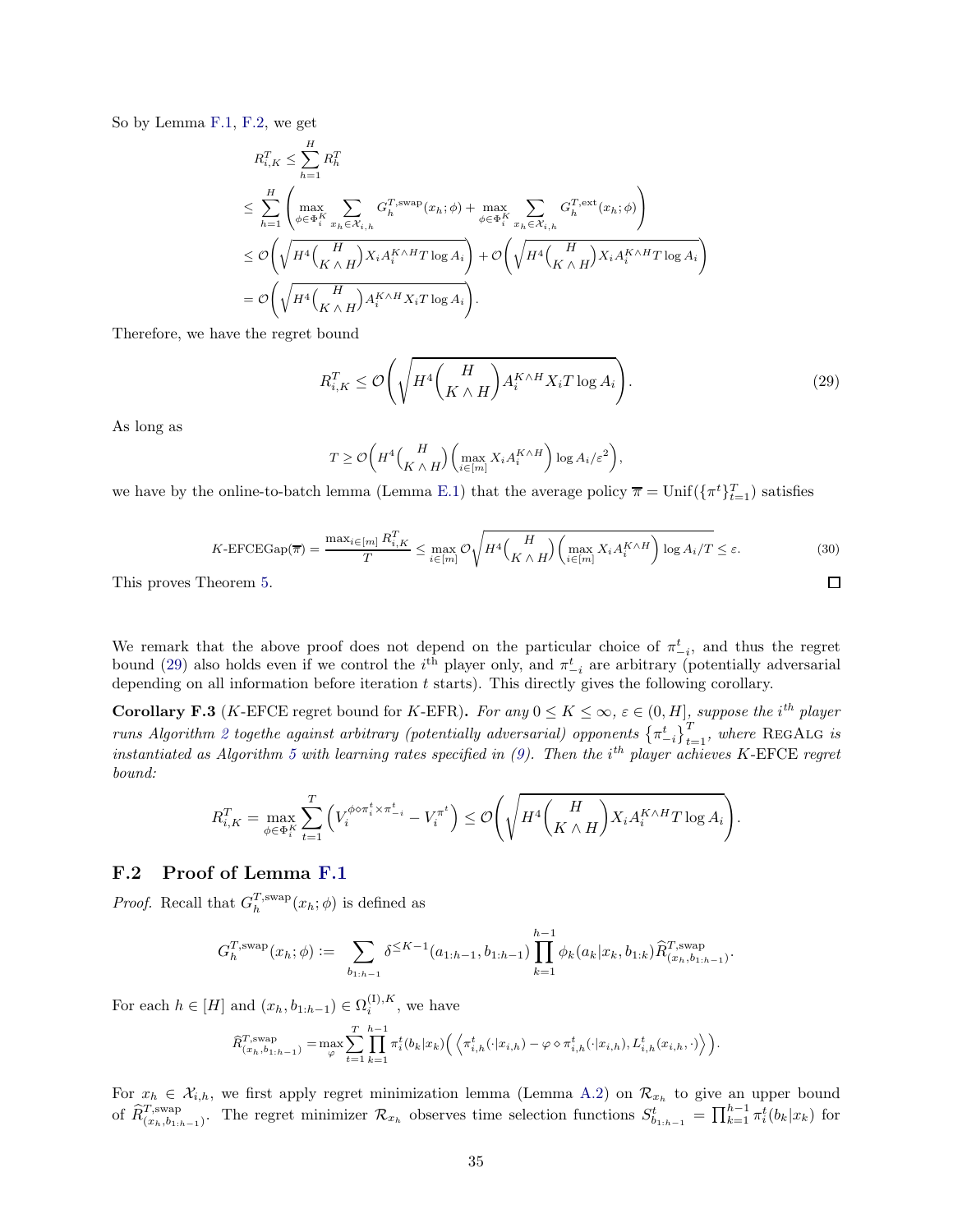So by Lemma F.1, F.2, we get

$$
\begin{aligned}
R_{i,K}^T &\le \sum_{h=1}^H R_h^T \\
&\le \sum_{h=1}^H \left( \max_{\phi \in \Phi_i^K} \sum_{x_h \in \mathcal{X}_{i,h}} G_h^{T,\mathrm{swap}}(x_h;\phi) + \max_{\phi \in \Phi_i^K} \sum_{x_h \in \mathcal{X}_{i,h}} G_h^{T,\mathrm{ext}}(x_h;\phi) \right) \\
&\le \mathcal{O}\left( \sqrt{H^4 \binom{H}{K\wedge H} X_i A_i^{K\wedge H} T \log A_i} \right) + \mathcal{O}\left( \sqrt{H^4 \binom{H}{K\wedge H} X_i A_i^{K\wedge H} T \log A_i} \right) \\
&= \mathcal{O}\left( \sqrt{H^4 \binom{H}{K\wedge H} A_i^{K\wedge H} X_i T \log A_i} \right).
\end{aligned}
$$

Therefore, we have the regret bound

$$
R_{i,K}^T \le \mathcal{O}\left( \sqrt{H^4 \binom{H}{K\wedge H} A_i^{K\wedge H} X_i T \log A_i} \right). \tag{29}
$$

As long as

$$
T \ge \mathcal{O}\left( H^4 \binom{H}{K\wedge H} \left( \max_{i\in[m]} X_i A_i^{K\wedge H} \right) \log A_i / \varepsilon^2 \right),
$$

we have by the online-to-batch lemma (Lemma E.1) that the average policy $\overline{\pi} = \mathrm{Unif}(\{\pi^t\}_{t=1}^T)$ satisfies

$$
K\text{-EFCEGap}(\overline{\pi}) = \frac{\max_{i\in[m]} R_{i,K}^T}{T} \le \max_{i\in[m]} \mathcal{O}\sqrt{H^4 \binom{H}{K\wedge H} \left( \max_{i\in[m]} X_i A_i^{K\wedge H} \right) \log A_i / T} \le \varepsilon. \tag{30}
$$

This proves Theorem 5. $\square$

We remark that the above proof does not depend on the particular choice of $\pi_{-i}^t$, and thus the regret bound (29) also holds even if we control the $i^{\text{th}}$ player only, and $\pi_{-i}^t$ are arbitrary (potentially adversarial depending on all information before iteration $t$ starts). This directly gives the following corollary.

**Corollary F.3** ($K$-EFCE regret bound for $K$-EFR). *For any $0 \le K \le \infty$, $\varepsilon \in (0, H]$, suppose the $i^{th}$ player runs Algorithm 2 togethe against arbitrary (potentially adversarial) opponents $\{\pi_{-i}^t\}_{t=1}^T$, where* RegAlg *is instantiated as Algorithm 5 with learning rates specified in (9). Then the $i^{th}$ player achieves $K$-EFCE regret bound:*

$$
R_{i,K}^T = \max_{\phi\in\Phi_i^K} \sum_{t=1}^T \left( V_i^{\phi\diamond\pi_i^t \times \pi_{-i}^t} - V_i^{\pi^t} \right) \le \mathcal{O}\left( \sqrt{H^4 \binom{H}{K\wedge H} X_i A_i^{K\wedge H} T \log A_i} \right).
$$

## F.2 Proof of Lemma F.1

*Proof.* Recall that $G_h^{T,\mathrm{swap}}(x_h;\phi)$ is defined as

$$
G_h^{T,\mathrm{swap}}(x_h;\phi) := \sum_{b_{1:h-1}} \delta^{\le K-1}(a_{1:h-1}, b_{1:h-1}) \prod_{k=1}^{h-1} \phi_k(a_k|x_k, b_{1:k}) \widehat{R}_{(x_h, b_{1:h-1})}^{T,\mathrm{swap}}.
$$

For each $h\in[H]$ and $(x_h, b_{1:h-1}) \in \Omega_i^{(\mathrm{I}),K}$, we have

$$
\widehat{R}_{(x_h,b_{1:h-1})}^{T,\mathrm{swap}} = \max_{\varphi} \sum_{t=1}^T \prod_{k=1}^{h-1} \pi_i^t(b_k|x_k) \Big( \left\langle \pi_{i,h}^t(\cdot|x_{i,h}) - \varphi \diamond \pi_{i,h}^t(\cdot|x_{i,h}), L_{i,h}^t(x_{i,h},\cdot) \right\rangle \Big).
$$

For $x_h \in \mathcal{X}_{i,h}$, we first apply regret minimization lemma (Lemma A.2) on $\mathcal{R}_{x_h}$ to give an upper bound of $\widehat{R}_{(x_h,b_{1:h-1})}^{T,\mathrm{swap}}$. The regret minimizer $\mathcal{R}_{x_h}$ observes time selection functions $S_{b_{1:h-1}}^t = \prod_{k=1}^{h-1} \pi_i^t(b_k|x_k)$ for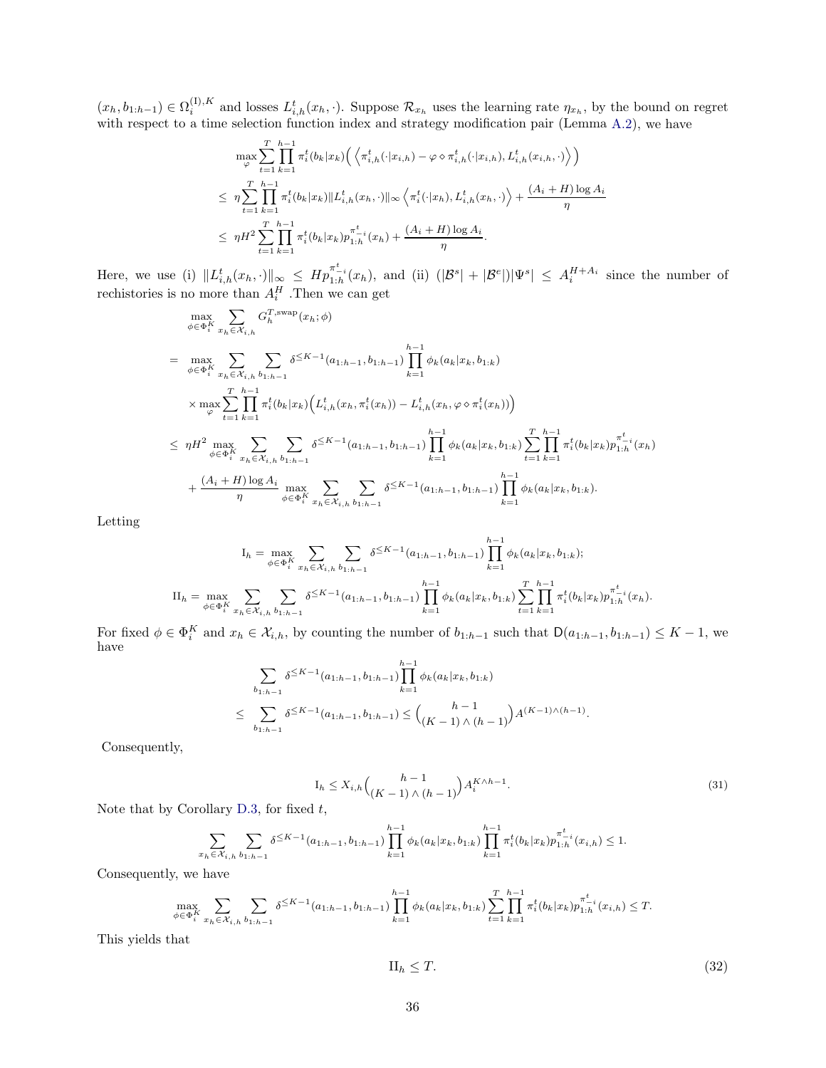$(x_h, b_{1:h-1}) \in \Omega_i^{(\mathrm{I}),K}$ and losses $L_{i,h}^t(x_h, \cdot)$. Suppose $\mathcal{R}_{x_h}$ uses the learning rate $\eta_{x_h}$, by the bound on regret with respect to a time selection function index and strategy modification pair (Lemma A.2), we have

$$
\begin{aligned}
&\max_{\varphi} \sum_{t=1}^{T} \prod_{k=1}^{h-1} \pi_i^t(b_k|x_k) \Big( \left\langle \pi_{i,h}^t(\cdot|x_{i,h}) - \varphi \diamond \pi_{i,h}^t(\cdot|x_{i,h}), L_{i,h}^t(x_{i,h}, \cdot) \right\rangle \Big) \\
\leq\ & \eta \sum_{t=1}^{T} \prod_{k=1}^{h-1} \pi_i^t(b_k|x_k) \|L_{i,h}^t(x_h, \cdot)\|_\infty \left\langle \pi_i^t(\cdot|x_h), L_{i,h}^t(x_h, \cdot) \right\rangle + \frac{(A_i + H)\log A_i}{\eta} \\
\leq\ & \eta H^2 \sum_{t=1}^{T} \prod_{k=1}^{h-1} \pi_i^t(b_k|x_k) p_{1:h}^{\pi_{-i}^t}(x_h) + \frac{(A_i + H)\log A_i}{\eta}.
\end{aligned}
$$

Here, we use (i) $\|L_{i,h}^t(x_h, \cdot)\|_\infty \leq H p_{1:h}^{\pi_{-i}^t}(x_h)$, and (ii) $(|\mathcal{B}^s| + |\mathcal{B}^e|)|\Psi^s| \leq A_i^{H+A_i}$ since the number of rechistories is no more than $A_i^H$ .Then we can get

$$
\begin{aligned}
&\max_{\phi \in \Phi_i^K} \sum_{x_h \in \mathcal{X}_{i,h}} G_h^{T,\mathrm{swap}}(x_h; \phi) \\
=\ & \max_{\phi \in \Phi_i^K} \sum_{x_h \in \mathcal{X}_{i,h}} \sum_{b_{1:h-1}} \delta^{\leq K-1}(a_{1:h-1}, b_{1:h-1}) \prod_{k=1}^{h-1} \phi_k(a_k|x_k, b_{1:k}) \\
& \times \max_{\varphi} \sum_{t=1}^{T} \prod_{k=1}^{h-1} \pi_i^t(b_k|x_k) \Big( L_{i,h}^t(x_h, \pi_i^t(x_h)) - L_{i,h}^t(x_h, \varphi \diamond \pi_i^t(x_h)) \Big) \\
\leq\ & \eta H^2 \max_{\phi \in \Phi_i^K} \sum_{x_h \in \mathcal{X}_{i,h}} \sum_{b_{1:h-1}} \delta^{\leq K-1}(a_{1:h-1}, b_{1:h-1}) \prod_{k=1}^{h-1} \phi_k(a_k|x_k, b_{1:k}) \sum_{t=1}^{T} \prod_{k=1}^{h-1} \pi_i^t(b_k|x_k) p_{1:h}^{\pi_{-i}^t}(x_h) \\
& + \frac{(A_i + H)\log A_i}{\eta} \max_{\phi \in \Phi_i^K} \sum_{x_h \in \mathcal{X}_{i,h}} \sum_{b_{1:h-1}} \delta^{\leq K-1}(a_{1:h-1}, b_{1:h-1}) \prod_{k=1}^{h-1} \phi_k(a_k|x_k, b_{1:k}).
\end{aligned}
$$

Letting

$$
\mathrm{I}_h = \max_{\phi \in \Phi_i^K} \sum_{x_h \in \mathcal{X}_{i,h}} \sum_{b_{1:h-1}} \delta^{\leq K-1}(a_{1:h-1}, b_{1:h-1}) \prod_{k=1}^{h-1} \phi_k(a_k|x_k, b_{1:k});
$$

$$
\mathrm{II}_h = \max_{\phi \in \Phi_i^K} \sum_{x_h \in \mathcal{X}_{i,h}} \sum_{b_{1:h-1}} \delta^{\leq K-1}(a_{1:h-1}, b_{1:h-1}) \prod_{k=1}^{h-1} \phi_k(a_k|x_k, b_{1:k}) \sum_{t=1}^{T} \prod_{k=1}^{h-1} \pi_i^t(b_k|x_k) p_{1:h}^{\pi_{-i}^t}(x_h).
$$

For fixed $\phi \in \Phi_i^K$ and $x_h \in \mathcal{X}_{i,h}$, by counting the number of $b_{1:h-1}$ such that $\mathsf{D}(a_{1:h-1}, b_{1:h-1}) \leq K-1$, we have

$$
\begin{aligned}
&\sum_{b_{1:h-1}} \delta^{\leq K-1}(a_{1:h-1}, b_{1:h-1}) \prod_{k=1}^{h-1} \phi_k(a_k|x_k, b_{1:k}) \\
\leq\ & \sum_{b_{1:h-1}} \delta^{\leq K-1}(a_{1:h-1}, b_{1:h-1}) \leq \binom{h-1}{(K-1) \wedge (h-1)} A^{(K-1)\wedge(h-1)}.
\end{aligned}
$$

Consequently,

$$
\mathrm{I}_h \leq X_{i,h} \binom{h-1}{(K-1) \wedge (h-1)} A_i^{K \wedge h-1}. \tag{31}
$$

Note that by Corollary D.3, for fixed $t$,

$$
\sum_{x_h \in \mathcal{X}_{i,h}} \sum_{b_{1:h-1}} \delta^{\leq K-1}(a_{1:h-1}, b_{1:h-1}) \prod_{k=1}^{h-1} \phi_k(a_k|x_k, b_{1:k}) \prod_{k=1}^{h-1} \pi_i^t(b_k|x_k) p_{1:h}^{\pi_{-i}^t}(x_{i,h}) \leq 1.
$$

Consequently, we have

$$
\max_{\phi \in \Phi_i^K} \sum_{x_h \in \mathcal{X}_{i,h}} \sum_{b_{1:h-1}} \delta^{\leq K-1}(a_{1:h-1}, b_{1:h-1}) \prod_{k=1}^{h-1} \phi_k(a_k|x_k, b_{1:k}) \sum_{t=1}^{T} \prod_{k=1}^{h-1} \pi_i^t(b_k|x_k) p_{1:h}^{\pi_{-i}^t}(x_{i,h}) \leq T.
$$

This yields that

$$
\mathrm{II}_h \leq T. \tag{32}
$$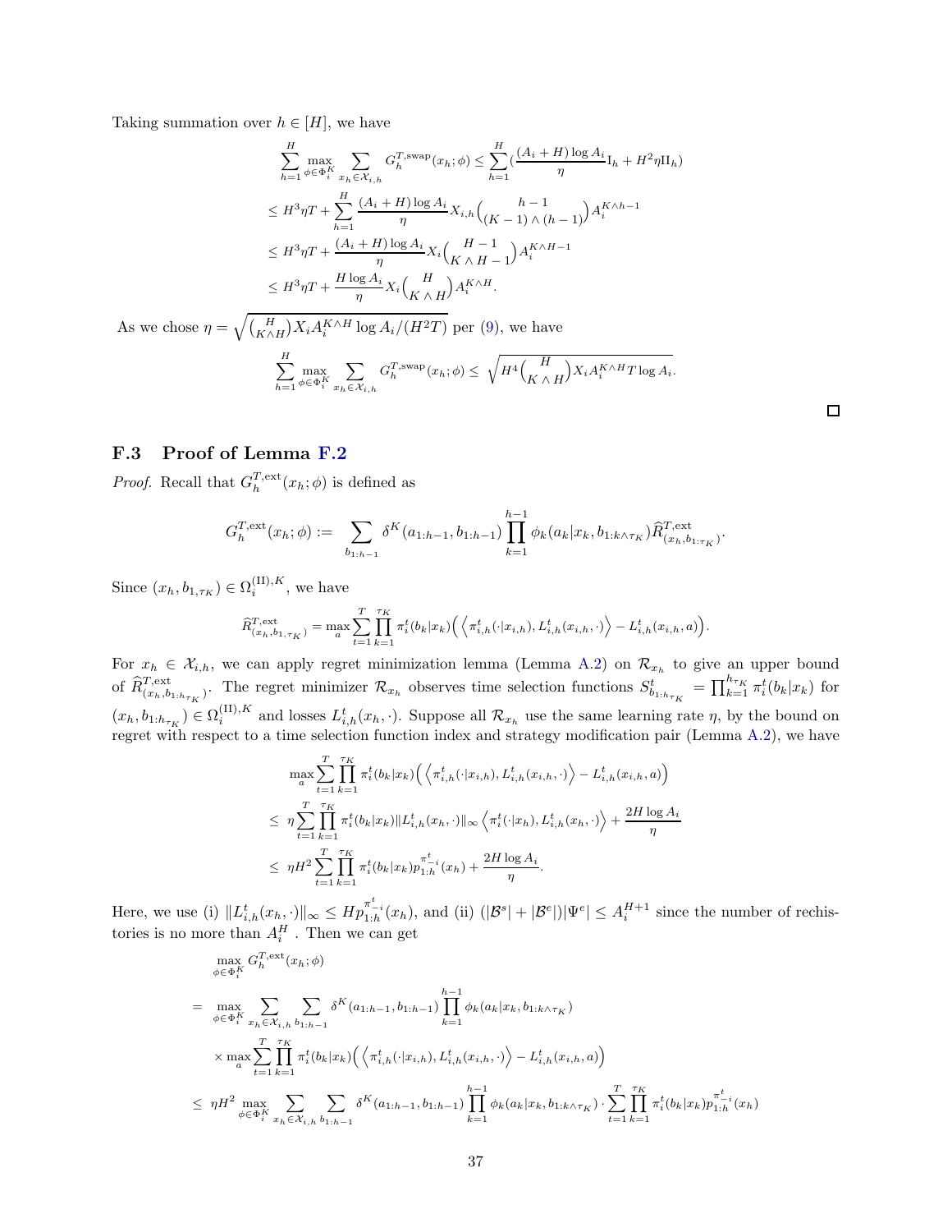Taking summation over $h \in [H]$, we have

$$
\begin{aligned}
\sum_{h=1}^{H} \max_{\phi \in \Phi_i^K} \sum_{x_h \in \mathcal{X}_{i,h}} G_h^{T,\text{swap}}(x_h;\phi) &\le \sum_{h=1}^{H} \Big(\frac{(A_i+H)\log A_i}{\eta}\mathrm{I}_h + H^2\eta \mathrm{II}_h\Big) \\
&\le H^3\eta T + \sum_{h=1}^{H} \frac{(A_i+H)\log A_i}{\eta} X_{i,h} \binom{h-1}{(K-1)\wedge(h-1)} A_i^{K\wedge h-1} \\
&\le H^3\eta T + \frac{(A_i+H)\log A_i}{\eta} X_i \binom{H-1}{K\wedge H-1} A_i^{K\wedge H-1} \\
&\le H^3\eta T + \frac{H\log A_i}{\eta} X_i \binom{H}{K\wedge H} A_i^{K\wedge H}.
\end{aligned}
$$

As we chose $\eta = \sqrt{\binom{H}{K\wedge H} X_i A_i^{K\wedge H}\log A_i/(H^2T)}$ per (9), we have

$$
\sum_{h=1}^{H} \max_{\phi \in \Phi_i^K} \sum_{x_h \in \mathcal{X}_{i,h}} G_h^{T,\text{swap}}(x_h;\phi) \le \sqrt{H^4\binom{H}{K\wedge H} X_i A_i^{K\wedge H} T\log A_i}.
$$

□

### F.3 Proof of Lemma F.2

*Proof.* Recall that $G_h^{T,\text{ext}}(x_h;\phi)$ is defined as

$$
G_h^{T,\text{ext}}(x_h;\phi) := \sum_{b_{1:h-1}} \delta^K(a_{1:h-1}, b_{1:h-1}) \prod_{k=1}^{h-1} \phi_k(a_k|x_k, b_{1:k\wedge\tau_K}) \widehat{R}^{T,\text{ext}}_{(x_h, b_{1:\tau_K})}.
$$

Since $(x_h, b_{1,\tau_K}) \in \Omega_i^{(\mathrm{II}),K}$, we have

$$
\widehat{R}^{T,\text{ext}}_{(x_h, b_{1,\tau_K})} = \max_a \sum_{t=1}^{T}\prod_{k=1}^{\tau_K} \pi_i^t(b_k|x_k)\Big(\Big\langle \pi_{i,h}^t(\cdot|x_{i,h}), L_{i,h}^t(x_{i,h},\cdot)\Big\rangle - L_{i,h}^t(x_{i,h},a)\Big).
$$

For $x_h \in \mathcal{X}_{i,h}$, we can apply regret minimization lemma (Lemma A.2) on $\mathcal{R}_{x_h}$ to give an upper bound of $\widehat{R}^{T,\text{ext}}_{(x_h, b_{1:h_{\tau_K}})}$. The regret minimizer $\mathcal{R}_{x_h}$ observes time selection functions $S^t_{b_{1:h_{\tau_K}}} = \prod_{k=1}^{h_{\tau_K}} \pi_i^t(b_k|x_k)$ for $(x_h, b_{1:h_{\tau_K}}) \in \Omega_i^{(\mathrm{II}),K}$ and losses $L_{i,h}^t(x_h,\cdot)$. Suppose all $\mathcal{R}_{x_h}$ use the same learning rate $\eta$, by the bound on regret with respect to a time selection function index and strategy modification pair (Lemma A.2), we have

$$
\begin{aligned}
&\max_a \sum_{t=1}^{T}\prod_{k=1}^{\tau_K} \pi_i^t(b_k|x_k)\Big(\Big\langle \pi_{i,h}^t(\cdot|x_{i,h}), L_{i,h}^t(x_{i,h},\cdot)\Big\rangle - L_{i,h}^t(x_{i,h},a)\Big) \\
\le\ & \eta \sum_{t=1}^{T}\prod_{k=1}^{\tau_K} \pi_i^t(b_k|x_k)\|L_{i,h}^t(x_h,\cdot)\|_\infty \Big\langle \pi_i^t(\cdot|x_h), L_{i,h}^t(x_h,\cdot)\Big\rangle + \frac{2H\log A_i}{\eta} \\
\le\ & \eta H^2 \sum_{t=1}^{T}\prod_{k=1}^{\tau_K} \pi_i^t(b_k|x_k) p_{1:h}^{\pi_{-i}^t}(x_h) + \frac{2H\log A_i}{\eta}.
\end{aligned}
$$

Here, we use (i) $\|L_{i,h}^t(x_h,\cdot)\|_\infty \le Hp_{1:h}^{\pi_{-i}^t}(x_h)$, and (ii) $(|\mathcal{B}^s| + |\mathcal{B}^e|)|\Psi^e| \le A_i^{H+1}$ since the number of rechistories is no more than $A_i^H$ . Then we can get

$$
\begin{aligned}
&\max_{\phi\in\Phi_i^K} G_h^{T,\text{ext}}(x_h;\phi) \\
=\ & \max_{\phi\in\Phi_i^K} \sum_{x_h\in\mathcal{X}_{i,h}} \sum_{b_{1:h-1}} \delta^K(a_{1:h-1}, b_{1:h-1}) \prod_{k=1}^{h-1} \phi_k(a_k|x_k, b_{1:k\wedge\tau_K}) \\
&\times \max_a \sum_{t=1}^{T}\prod_{k=1}^{\tau_K} \pi_i^t(b_k|x_k)\Big(\Big\langle \pi_{i,h}^t(\cdot|x_{i,h}), L_{i,h}^t(x_{i,h},\cdot)\Big\rangle - L_{i,h}^t(x_{i,h},a)\Big) \\
\le\ & \eta H^2 \max_{\phi\in\Phi_i^K} \sum_{x_h\in\mathcal{X}_{i,h}} \sum_{b_{1:h-1}} \delta^K(a_{1:h-1}, b_{1:h-1}) \prod_{k=1}^{h-1} \phi_k(a_k|x_k, b_{1:k\wedge\tau_K}) \cdot \sum_{t=1}^{T}\prod_{k=1}^{\tau_K} \pi_i^t(b_k|x_k) p_{1:h}^{\pi_{-i}^t}(x_h)
\end{aligned}
$$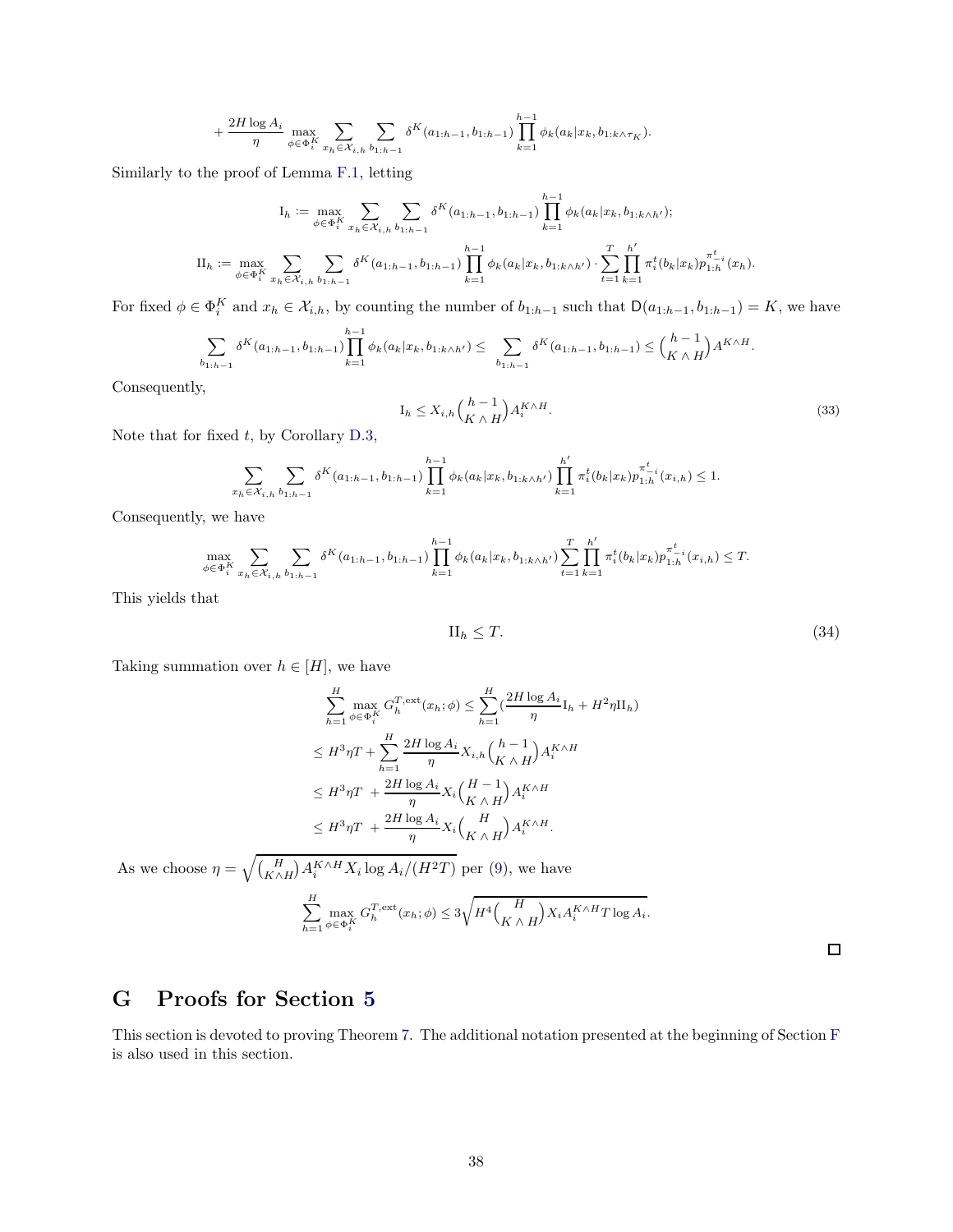$$+ \frac{2H \log A_i}{\eta} \max_{\phi \in \Phi_i^K} \sum_{x_h \in \mathcal{X}_{i,h}} \sum_{b_{1:h-1}} \delta^K(a_{1:h-1}, b_{1:h-1}) \prod_{k=1}^{h-1} \phi_k(a_k | x_k, b_{1:k \wedge \tau_K}).$$

Similarly to the proof of Lemma F.1, letting

$$\mathrm{I}_h := \max_{\phi \in \Phi_i^K} \sum_{x_h \in \mathcal{X}_{i,h}} \sum_{b_{1:h-1}} \delta^K(a_{1:h-1}, b_{1:h-1}) \prod_{k=1}^{h-1} \phi_k(a_k | x_k, b_{1:k \wedge h'});$$

$$\mathrm{II}_h := \max_{\phi \in \Phi_i^K} \sum_{x_h \in \mathcal{X}_{i,h}} \sum_{b_{1:h-1}} \delta^K(a_{1:h-1}, b_{1:h-1}) \prod_{k=1}^{h-1} \phi_k(a_k | x_k, b_{1:k \wedge h'}) \cdot \sum_{t=1}^{T} \prod_{k=1}^{h'} \pi_i^t(b_k | x_k) p_{1:h}^{\pi_{-i}^t}(x_h).$$

For fixed $\phi \in \Phi_i^K$ and $x_h \in \mathcal{X}_{i,h}$, by counting the number of $b_{1:h-1}$ such that $\mathsf{D}(a_{1:h-1}, b_{1:h-1}) = K$, we have

$$\sum_{b_{1:h-1}} \delta^K(a_{1:h-1}, b_{1:h-1}) \prod_{k=1}^{h-1} \phi_k(a_k | x_k, b_{1:k \wedge h'}) \leq \sum_{b_{1:h-1}} \delta^K(a_{1:h-1}, b_{1:h-1}) \leq \binom{h-1}{K \wedge H} A^{K \wedge H}.$$

Consequently,

$$\mathrm{I}_h \leq X_{i,h} \binom{h-1}{K \wedge H} A_i^{K \wedge H}. \tag{33}$$

Note that for fixed $t$, by Corollary D.3,

$$\sum_{x_h \in \mathcal{X}_{i,h}} \sum_{b_{1:h-1}} \delta^K(a_{1:h-1}, b_{1:h-1}) \prod_{k=1}^{h-1} \phi_k(a_k | x_k, b_{1:k \wedge h'}) \prod_{k=1}^{h'} \pi_i^t(b_k | x_k) p_{1:h}^{\pi_{-i}^t}(x_{i,h}) \leq 1.$$

Consequently, we have

$$\max_{\phi \in \Phi_i^K} \sum_{x_h \in \mathcal{X}_{i,h}} \sum_{b_{1:h-1}} \delta^K(a_{1:h-1}, b_{1:h-1}) \prod_{k=1}^{h-1} \phi_k(a_k | x_k, b_{1:k \wedge h'}) \sum_{t=1}^{T} \prod_{k=1}^{h'} \pi_i^t(b_k | x_k) p_{1:h}^{\pi_{-i}^t}(x_{i,h}) \leq T.$$

This yields that

$$\mathrm{II}_h \leq T. \tag{34}$$

Taking summation over $h \in [H]$, we have

$$\begin{aligned}
\sum_{h=1}^{H} \max_{\phi \in \Phi_i^K} G_h^{T,\mathrm{ext}}(x_h; \phi) &\leq \sum_{h=1}^{H} \Big( \frac{2H \log A_i}{\eta} \mathrm{I}_h + H^2 \eta \mathrm{II}_h \Big) \\
&\leq H^3 \eta T + \sum_{h=1}^{H} \frac{2H \log A_i}{\eta} X_{i,h} \binom{h-1}{K \wedge H} A_i^{K \wedge H} \\
&\leq H^3 \eta T + \frac{2H \log A_i}{\eta} X_i \binom{H-1}{K \wedge H} A_i^{K \wedge H} \\
&\leq H^3 \eta T + \frac{2H \log A_i}{\eta} X_i \binom{H}{K \wedge H} A_i^{K \wedge H}.
\end{aligned}$$

As we choose $\eta = \sqrt{\binom{H}{K \wedge H} A_i^{K \wedge H} X_i \log A_i / (H^2 T)}$ per (9), we have

$$\sum_{h=1}^{H} \max_{\phi \in \Phi_i^K} G_h^{T,\mathrm{ext}}(x_h; \phi) \leq 3 \sqrt{H^4 \binom{H}{K \wedge H} X_i A_i^{K \wedge H} T \log A_i}.$$

□

# G Proofs for Section 5

This section is devoted to proving Theorem 7. The additional notation presented at the beginning of Section F is also used in this section.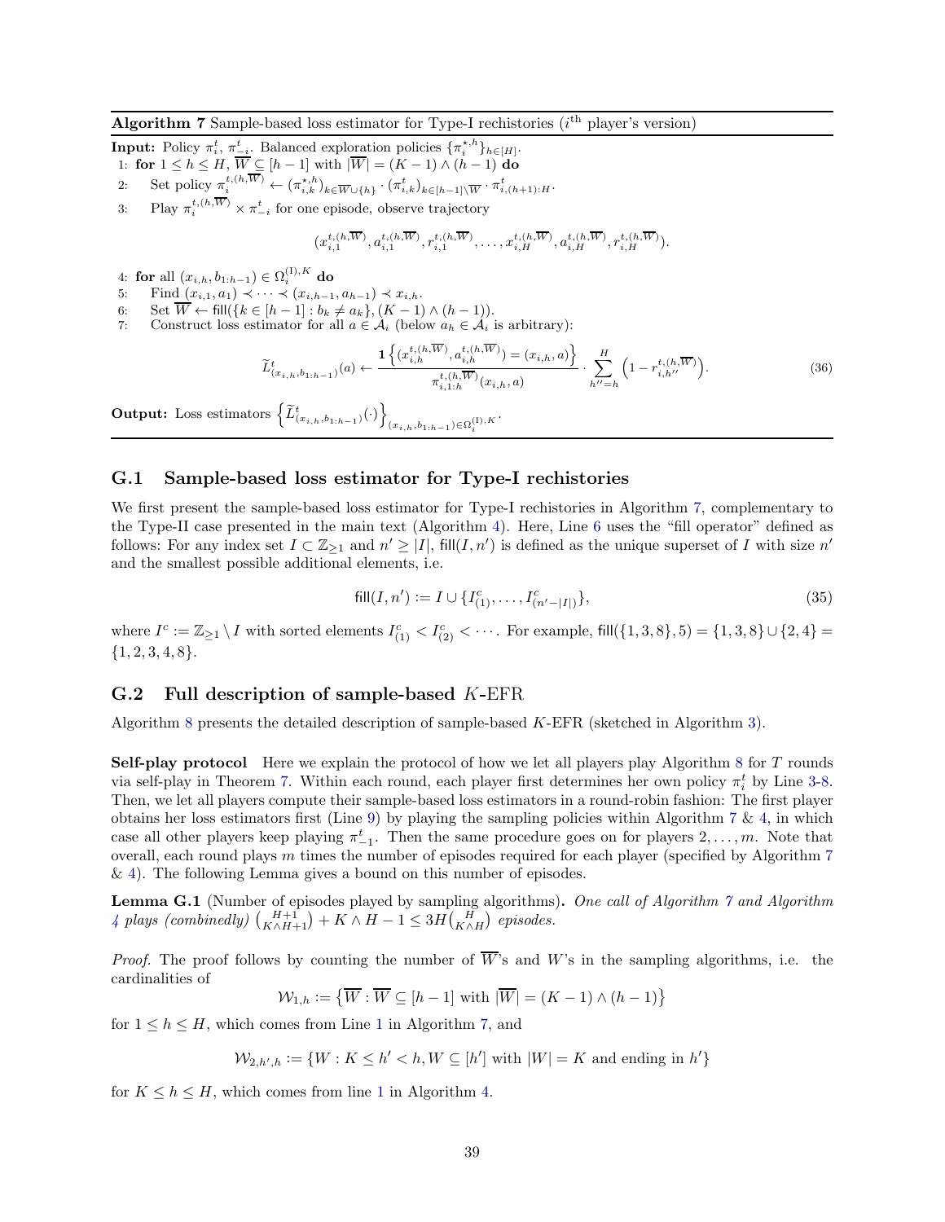**Algorithm 7** Sample-based loss estimator for Type-I rechistories ($i^{\text{th}}$ player's version)

**Input:** Policy $\pi_i^t$, $\pi_{-i}^t$. Balanced exploration policies $\{\pi_i^{\star,h}\}_{h\in[H]}$.

1: **for** $1 \le h \le H$, $\overline{W} \subseteq [h-1]$ with $|\overline{W}| = (K-1) \wedge (h-1)$ **do**

2: Set policy $\pi_i^{t,(h,\overline{W})} \leftarrow (\pi_{i,k}^{\star,h})_{k\in\overline{W}\cup\{h\}} \cdot (\pi_{i,k}^t)_{k\in[h-1]\setminus\overline{W}} \cdot \pi_{i,(h+1):H}^t$.

3: Play $\pi_i^{t,(h,\overline{W})} \times \pi_{-i}^t$ for one episode, observe trajectory

$$(x_{i,1}^{t,(h,\overline{W})}, a_{i,1}^{t,(h,\overline{W})}, r_{i,1}^{t,(h,\overline{W})}, \dots, x_{i,H}^{t,(h,\overline{W})}, a_{i,H}^{t,(h,\overline{W})}, r_{i,H}^{t,(h,\overline{W})}).$$

4: **for** all $(x_{i,h}, b_{1:h-1}) \in \Omega_i^{(\mathrm{I}),K}$ **do**

5: Find $(x_{i,1}, a_1) \prec \cdots \prec (x_{i,h-1}, a_{h-1}) \prec x_{i,h}$.

6: Set $\overline{W} \leftarrow \mathsf{fill}(\{k \in [h-1] : b_k \neq a_k\}, (K-1) \wedge (h-1))$.

7: Construct loss estimator for all $a \in \mathcal{A}_i$ (below $a_h \in \mathcal{A}_i$ is arbitrary):

$$\widetilde{L}_{(x_{i,h},b_{1:h-1})}^t(a) \leftarrow \frac{\mathbf{1}\left\{(x_{i,h}^{t,(h,\overline{W})}, a_{i,h}^{t,(h,\overline{W})}) = (x_{i,h}, a)\right\}}{\pi_{i,1:h}^{t,(h,\overline{W})}(x_{i,h}, a)} \cdot \sum_{h''=h}^{H} \left(1 - r_{i,h''}^{t,(h,\overline{W})}\right). \tag{36}$$

**Output:** Loss estimators $\left\{\widetilde{L}_{(x_{i,h},b_{1:h-1})}^t(\cdot)\right\}_{(x_{i,h},b_{1:h-1})\in\Omega_i^{(\mathrm{I}),K}}$.

## G.1 Sample-based loss estimator for Type-I rechistories

We first present the sample-based loss estimator for Type-I rechistories in Algorithm 7, complementary to the Type-II case presented in the main text (Algorithm 4). Here, Line 6 uses the "fill operator" defined as follows: For any index set $I \subset \mathbb{Z}_{\ge 1}$ and $n' \ge |I|$, $\mathsf{fill}(I, n')$ is defined as the unique superset of $I$ with size $n'$ and the smallest possible additional elements, i.e.

$$\mathsf{fill}(I, n') := I \cup \{I_{(1)}^c, \dots, I_{(n'-|I|)}^c\}, \tag{35}$$

where $I^c := \mathbb{Z}_{\ge 1} \setminus I$ with sorted elements $I_{(1)}^c < I_{(2)}^c < \cdots$. For example, $\mathsf{fill}(\{1,3,8\},5) = \{1,3,8\} \cup \{2,4\} = \{1,2,3,4,8\}$.

## G.2 Full description of sample-based $K$-EFR

Algorithm 8 presents the detailed description of sample-based $K$-EFR (sketched in Algorithm 3).

**Self-play protocol** Here we explain the protocol of how we let all players play Algorithm 8 for $T$ rounds via self-play in Theorem 7. Within each round, each player first determines her own policy $\pi_i^t$ by Line 3-8. Then, we let all players compute their sample-based loss estimators in a round-robin fashion: The first player obtains her loss estimators first (Line 9) by playing the sampling policies within Algorithm 7 & 4, in which case all other players keep playing $\pi_{-1}^t$. Then the same procedure goes on for players $2, \dots, m$. Note that overall, each round plays $m$ times the number of episodes required for each player (specified by Algorithm 7 & 4). The following Lemma gives a bound on this number of episodes.

**Lemma G.1** (Number of episodes played by sampling algorithms)**.** *One call of Algorithm 7 and Algorithm 4 plays (combinedly) $\binom{H+1}{K\wedge H+1} + K \wedge H - 1 \le 3H\binom{H}{K\wedge H}$ episodes.*

*Proof.* The proof follows by counting the number of $\overline{W}$'s and $W$'s in the sampling algorithms, i.e. the cardinalities of

$$\mathcal{W}_{1,h} := \left\{\overline{W} : \overline{W} \subseteq [h-1] \text{ with } |\overline{W}| = (K-1) \wedge (h-1)\right\}$$

for $1 \le h \le H$, which comes from Line 1 in Algorithm 7, and

$$\mathcal{W}_{2,h',h} := \{W : K \le h' < h, W \subseteq [h'] \text{ with } |W| = K \text{ and ending in } h'\}$$

for $K \le h \le H$, which comes from line 1 in Algorithm 4.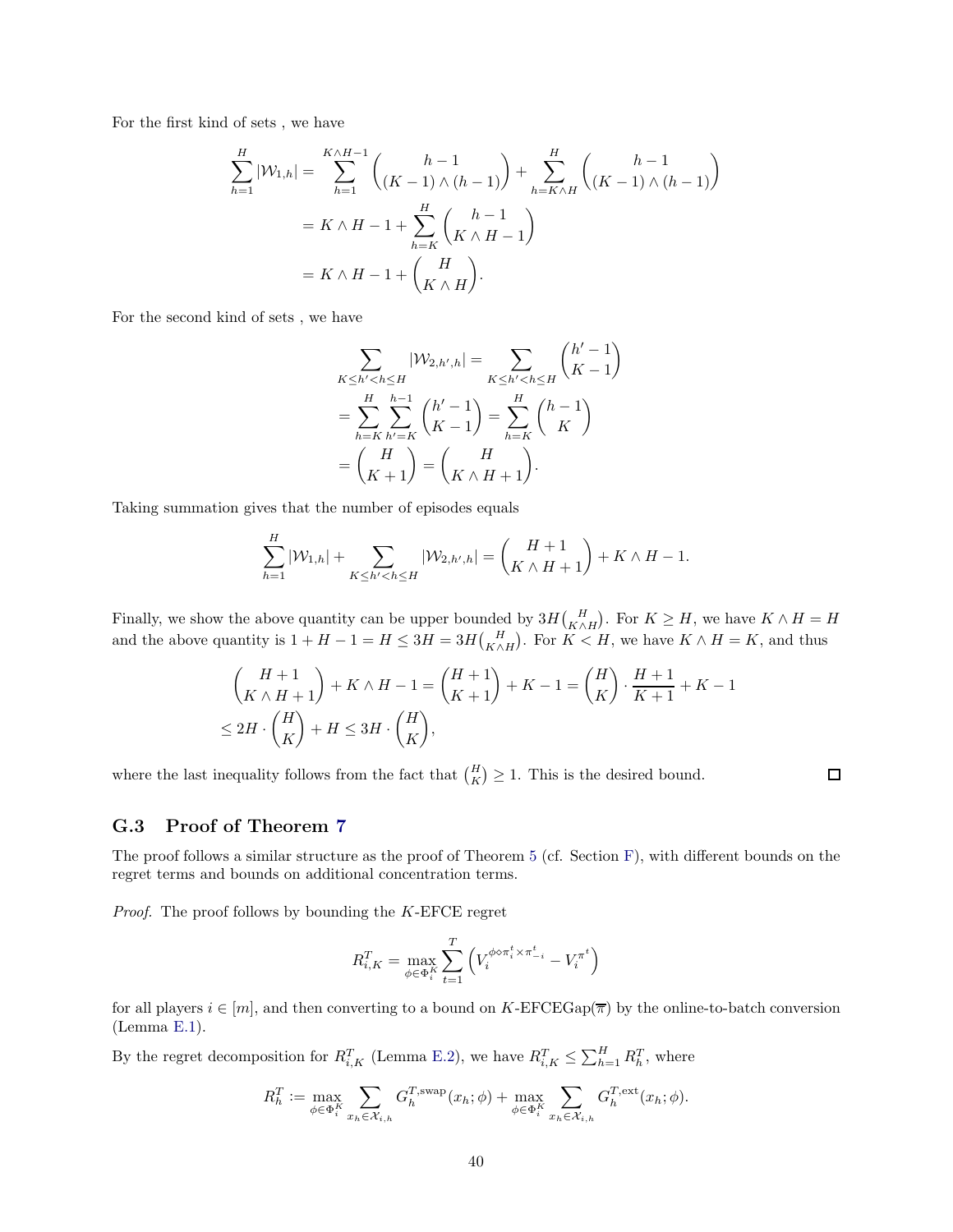For the first kind of sets , we have

$$
\begin{aligned}
\sum_{h=1}^{H} |\mathcal{W}_{1,h}| &= \sum_{h=1}^{K\wedge H-1} \binom{h-1}{(K-1)\wedge(h-1)} + \sum_{h=K\wedge H}^{H} \binom{h-1}{(K-1)\wedge(h-1)} \\
&= K\wedge H - 1 + \sum_{h=K}^{H} \binom{h-1}{K\wedge H-1} \\
&= K\wedge H - 1 + \binom{H}{K\wedge H}.
\end{aligned}
$$

For the second kind of sets , we have

$$
\begin{aligned}
\sum_{K\le h'<h\le H} |\mathcal{W}_{2,h',h}| &= \sum_{K\le h'<h\le H} \binom{h'-1}{K-1} \\
&= \sum_{h=K}^{H} \sum_{h'=K}^{h-1} \binom{h'-1}{K-1} = \sum_{h=K}^{H} \binom{h-1}{K} \\
&= \binom{H}{K+1} = \binom{H}{K\wedge H+1}.
\end{aligned}
$$

Taking summation gives that the number of episodes equals

$$
\sum_{h=1}^{H} |\mathcal{W}_{1,h}| + \sum_{K\le h'<h\le H} |\mathcal{W}_{2,h',h}| = \binom{H+1}{K\wedge H+1} + K\wedge H - 1.
$$

Finally, we show the above quantity can be upper bounded by $3H\binom{H}{K\wedge H}$. For $K \ge H$, we have $K\wedge H = H$ and the above quantity is $1 + H - 1 = H \le 3H = 3H\binom{H}{K\wedge H}$. For $K < H$, we have $K\wedge H = K$, and thus

$$
\begin{aligned}
&\binom{H+1}{K\wedge H+1} + K\wedge H - 1 = \binom{H+1}{K+1} + K - 1 = \binom{H}{K}\cdot\frac{H+1}{K+1} + K - 1 \\
&\le 2H\cdot\binom{H}{K} + H \le 3H\cdot\binom{H}{K},
\end{aligned}
$$

where the last inequality follows from the fact that $\binom{H}{K} \ge 1$. This is the desired bound. □

### G.3 Proof of Theorem 7

The proof follows a similar structure as the proof of Theorem 5 (cf. Section F), with different bounds on the regret terms and bounds on additional concentration terms.

*Proof.* The proof follows by bounding the $K$-EFCE regret

$$
R_{i,K}^{T} = \max_{\phi\in\Phi_i^K} \sum_{t=1}^{T} \left( V_i^{\phi\diamond\pi_i^t\times\pi_{-i}^t} - V_i^{\pi^t} \right)
$$

for all players $i \in [m]$, and then converting to a bound on $K$-EFCEGap$(\overline{\pi})$ by the online-to-batch conversion (Lemma E.1).

By the regret decomposition for $R_{i,K}^{T}$ (Lemma E.2), we have $R_{i,K}^{T} \le \sum_{h=1}^{H} R_h^T$, where

$$
R_h^T := \max_{\phi\in\Phi_i^K} \sum_{x_h\in\mathcal{X}_{i,h}} G_h^{T,\mathrm{swap}}(x_h;\phi) + \max_{\phi\in\Phi_i^K} \sum_{x_h\in\mathcal{X}_{i,h}} G_h^{T,\mathrm{ext}}(x_h;\phi).
$$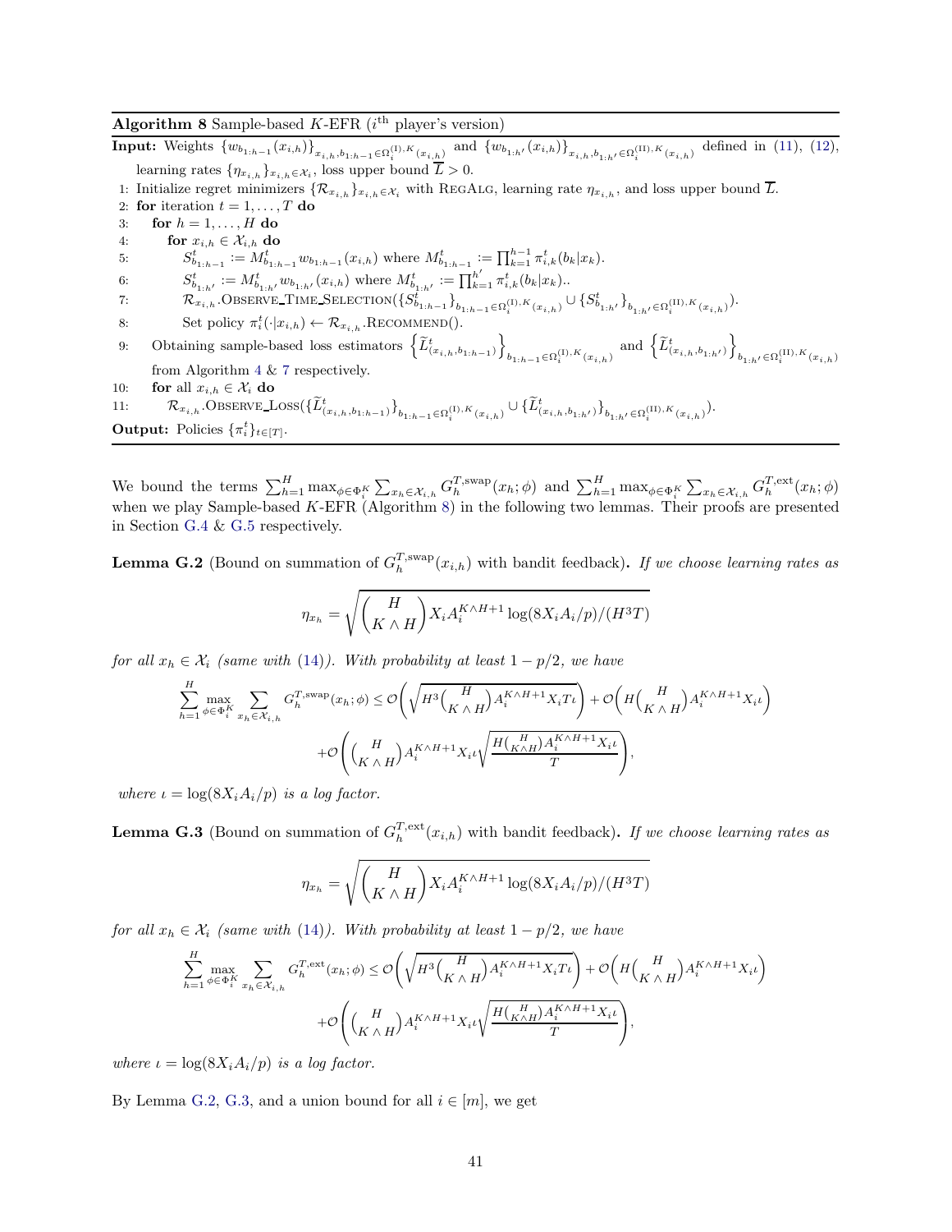**Algorithm 8** Sample-based $K$-EFR ($i^{\text{th}}$ player's version)

**Input:** Weights $\{w_{b_{1:h-1}}(x_{i,h})\}_{x_{i,h}, b_{1:h-1}\in\Omega_i^{(\mathrm{I}),K}(x_{i,h})}$ and $\{w_{b_{1:h'}}(x_{i,h})\}_{x_{i,h}, b_{1:h'}\in\Omega_i^{(\mathrm{II}),K}(x_{i,h})}$ defined in (11), (12), learning rates $\{\eta_{x_{i,h}}\}_{x_{i,h}\in\mathcal{X}_i}$, loss upper bound $\overline{L} > 0$.

1: Initialize regret minimizers $\{\mathcal{R}_{x_{i,h}}\}_{x_{i,h}\in\mathcal{X}_i}$ with RegAlg, learning rate $\eta_{x_{i,h}}$, and loss upper bound $\overline{L}$.
2: **for** iteration $t = 1, \dots, T$ **do**
3: &nbsp;&nbsp;&nbsp;&nbsp;**for** $h = 1, \dots, H$ **do**
4: &nbsp;&nbsp;&nbsp;&nbsp;&nbsp;&nbsp;&nbsp;&nbsp;**for** $x_{i,h} \in \mathcal{X}_{i,h}$ **do**
5: &nbsp;&nbsp;&nbsp;&nbsp;&nbsp;&nbsp;&nbsp;&nbsp;&nbsp;&nbsp;&nbsp;&nbsp;$S^t_{b_{1:h-1}} := M^t_{b_{1:h-1}} w_{b_{1:h-1}}(x_{i,h})$ where $M^t_{b_{1:h-1}} := \prod_{k=1}^{h-1} \pi^t_{i,k}(b_k|x_k)$.
6: &nbsp;&nbsp;&nbsp;&nbsp;&nbsp;&nbsp;&nbsp;&nbsp;&nbsp;&nbsp;&nbsp;&nbsp;$S^t_{b_{1:h'}} := M^t_{b_{1:h'}} w_{b_{1:h'}}(x_{i,h})$ where $M^t_{b_{1:h'}} := \prod_{k=1}^{h'} \pi^t_{i,k}(b_k|x_k)$..
7: &nbsp;&nbsp;&nbsp;&nbsp;&nbsp;&nbsp;&nbsp;&nbsp;&nbsp;&nbsp;&nbsp;&nbsp;$\mathcal{R}_{x_{i,h}}$.Observe_Time_Selection($\{S^t_{b_{1:h-1}}\}_{b_{1:h-1}\in\Omega_i^{(\mathrm{I}),K}(x_{i,h})} \cup \{S^t_{b_{1:h'}}\}_{b_{1:h'}\in\Omega_i^{(\mathrm{II}),K}(x_{i,h})}$).
8: &nbsp;&nbsp;&nbsp;&nbsp;&nbsp;&nbsp;&nbsp;&nbsp;&nbsp;&nbsp;&nbsp;&nbsp;Set policy $\pi^t_i(\cdot|x_{i,h}) \leftarrow \mathcal{R}_{x_{i,h}}$.Recommend().
9: &nbsp;&nbsp;&nbsp;&nbsp;Obtaining sample-based loss estimators $\left\{\widetilde{L}^t_{(x_{i,h}, b_{1:h-1})}\right\}_{b_{1:h-1}\in\Omega_i^{(\mathrm{I}),K}(x_{i,h})}$ and $\left\{\widetilde{L}^t_{(x_{i,h}, b_{1:h'})}\right\}_{b_{1:h'}\in\Omega_i^{(\mathrm{II}),K}(x_{i,h})}$ from Algorithm 4 & 7 respectively.
10: &nbsp;&nbsp;&nbsp;&nbsp;**for** all $x_{i,h} \in \mathcal{X}_i$ **do**
11: &nbsp;&nbsp;&nbsp;&nbsp;&nbsp;&nbsp;&nbsp;&nbsp;$\mathcal{R}_{x_{i,h}}$.Observe_Loss($\{\widetilde{L}^t_{(x_{i,h}, b_{1:h-1})}\}_{b_{1:h-1}\in\Omega_i^{(\mathrm{I}),K}(x_{i,h})} \cup \{\widetilde{L}^t_{(x_{i,h}, b_{1:h'})}\}_{b_{1:h'}\in\Omega_i^{(\mathrm{II}),K}(x_{i,h})}$).

**Output:** Policies $\{\pi^t_i\}_{t\in[T]}$.

We bound the terms $\sum_{h=1}^H \max_{\phi\in\Phi_i^K} \sum_{x_h\in\mathcal{X}_{i,h}} G_h^{T,\mathrm{swap}}(x_h;\phi)$ and $\sum_{h=1}^H \max_{\phi\in\Phi_i^K} \sum_{x_h\in\mathcal{X}_{i,h}} G_h^{T,\mathrm{ext}}(x_h;\phi)$ when we play Sample-based $K$-EFR (Algorithm 8) in the following two lemmas. Their proofs are presented in Section G.4 & G.5 respectively.

**Lemma G.2** (Bound on summation of $G_h^{T,\mathrm{swap}}(x_{i,h})$ with bandit feedback)**.** *If we choose learning rates as*

$$\eta_{x_h} = \sqrt{\binom{H}{K\wedge H} X_i A_i^{K\wedge H+1} \log(8X_iA_i/p)/(H^3T)}$$

*for all $x_h \in \mathcal{X}_i$ (same with (14)). With probability at least $1 - p/2$, we have*

$$\sum_{h=1}^H \max_{\phi\in\Phi_i^K} \sum_{x_h\in\mathcal{X}_{i,h}} G_h^{T,\mathrm{swap}}(x_h;\phi) \le \mathcal{O}\left(\sqrt{H^3\binom{H}{K\wedge H}A_i^{K\wedge H+1}X_iT\iota}\right) + \mathcal{O}\left(H\binom{H}{K\wedge H}A_i^{K\wedge H+1}X_i\iota\right)$$
$$+\mathcal{O}\left(\binom{H}{K\wedge H}A_i^{K\wedge H+1}X_i\iota\sqrt{\frac{H\binom{H}{K\wedge H}A_i^{K\wedge H+1}X_i\iota}{T}}\right),$$

*where $\iota = \log(8X_iA_i/p)$ is a log factor.*

**Lemma G.3** (Bound on summation of $G_h^{T,\mathrm{ext}}(x_{i,h})$ with bandit feedback)**.** *If we choose learning rates as*

$$\eta_{x_h} = \sqrt{\binom{H}{K\wedge H} X_i A_i^{K\wedge H+1} \log(8X_iA_i/p)/(H^3T)}$$

*for all $x_h \in \mathcal{X}_i$ (same with (14)). With probability at least $1 - p/2$, we have*

$$\sum_{h=1}^H \max_{\phi\in\Phi_i^K} \sum_{x_h\in\mathcal{X}_{i,h}} G_h^{T,\mathrm{ext}}(x_h;\phi) \le \mathcal{O}\left(\sqrt{H^3\binom{H}{K\wedge H}A_i^{K\wedge H+1}X_iT\iota}\right) + \mathcal{O}\left(H\binom{H}{K\wedge H}A_i^{K\wedge H+1}X_i\iota\right)$$
$$+\mathcal{O}\left(\binom{H}{K\wedge H}A_i^{K\wedge H+1}X_i\iota\sqrt{\frac{H\binom{H}{K\wedge H}A_i^{K\wedge H+1}X_i\iota}{T}}\right),$$

*where $\iota = \log(8X_iA_i/p)$ is a log factor.*

By Lemma G.2, G.3, and a union bound for all $i \in [m]$, we get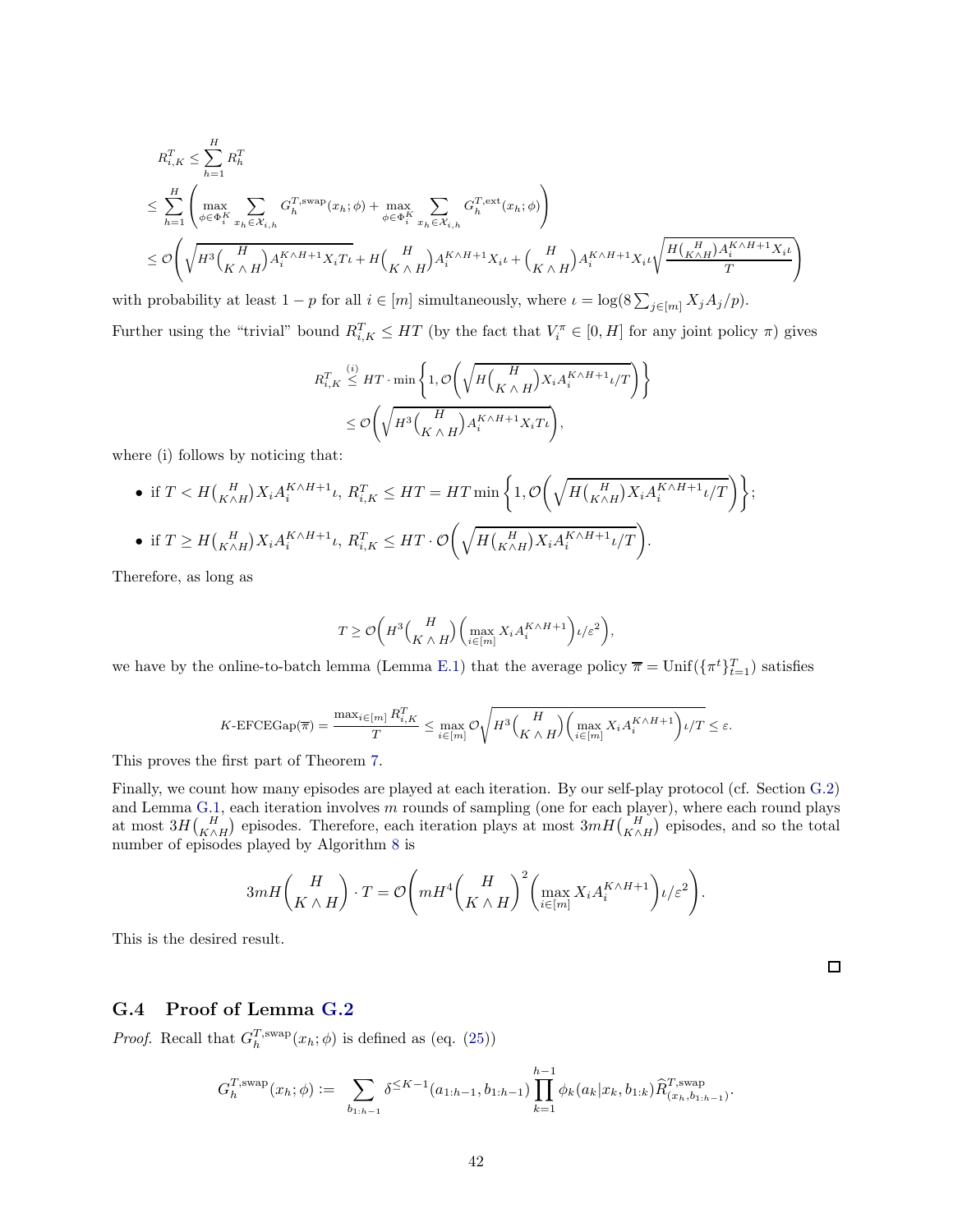$$
\begin{aligned}
R_{i,K}^T &\le \sum_{h=1}^H R_h^T \\
&\le \sum_{h=1}^H \left( \max_{\phi \in \Phi_i^K} \sum_{x_h \in \mathcal{X}_{i,h}} G_h^{T,\mathrm{swap}}(x_h; \phi) + \max_{\phi \in \Phi_i^K} \sum_{x_h \in \mathcal{X}_{i,h}} G_h^{T,\mathrm{ext}}(x_h; \phi) \right) \\
&\le \mathcal{O}\left( \sqrt{H^3 \binom{H}{K \wedge H} A_i^{K \wedge H+1} X_i T \iota} + H \binom{H}{K \wedge H} A_i^{K \wedge H+1} X_i \iota + \binom{H}{K \wedge H} A_i^{K \wedge H+1} X_i \iota \sqrt{\frac{H \binom{H}{K \wedge H} A_i^{K \wedge H+1} X_i \iota}{T}} \right)
\end{aligned}
$$

with probability at least $1-p$ for all $i \in [m]$ simultaneously, where $\iota = \log(8 \sum_{j \in [m]} X_j A_j / p)$.

Further using the "trivial" bound $R_{i,K}^T \le HT$ (by the fact that $V_i^\pi \in [0, H]$ for any joint policy $\pi$) gives

$$
\begin{aligned}
R_{i,K}^T &\overset{(i)}{\le} HT \cdot \min\left\{ 1, \mathcal{O}\left( \sqrt{H \binom{H}{K \wedge H} X_i A_i^{K \wedge H+1} \iota / T} \right) \right\} \\
&\le \mathcal{O}\left( \sqrt{H^3 \binom{H}{K \wedge H} A_i^{K \wedge H+1} X_i T \iota} \right),
\end{aligned}
$$

where (i) follows by noticing that:

- if $T < H \binom{H}{K \wedge H} X_i A_i^{K \wedge H+1} \iota$, $R_{i,K}^T \le HT = HT \min\left\{ 1, \mathcal{O}\left( \sqrt{H \binom{H}{K \wedge H} X_i A_i^{K \wedge H+1} \iota / T} \right) \right\}$;
- if $T \ge H \binom{H}{K \wedge H} X_i A_i^{K \wedge H+1} \iota$, $R_{i,K}^T \le HT \cdot \mathcal{O}\left( \sqrt{H \binom{H}{K \wedge H} X_i A_i^{K \wedge H+1} \iota / T} \right)$.

Therefore, as long as

$$
T \ge \mathcal{O}\left( H^3 \binom{H}{K \wedge H} \left( \max_{i \in [m]} X_i A_i^{K \wedge H+1} \right) \iota / \varepsilon^2 \right),
$$

we have by the online-to-batch lemma (Lemma E.1) that the average policy $\overline{\pi} = \mathrm{Unif}(\{\pi^t\}_{t=1}^T)$ satisfies

$$
K\text{-EFCEGap}(\overline{\pi}) = \frac{\max_{i \in [m]} R_{i,K}^T}{T} \le \max_{i \in [m]} \mathcal{O} \sqrt{H^3 \binom{H}{K \wedge H} \left( \max_{i \in [m]} X_i A_i^{K \wedge H+1} \right) \iota / T} \le \varepsilon.
$$

This proves the first part of Theorem 7.

Finally, we count how many episodes are played at each iteration. By our self-play protocol (cf. Section G.2) and Lemma G.1, each iteration involves $m$ rounds of sampling (one for each player), where each round plays at most $3H\binom{H}{K \wedge H}$ episodes. Therefore, each iteration plays at most $3mH\binom{H}{K \wedge H}$ episodes, and so the total number of episodes played by Algorithm 8 is

$$
3mH \binom{H}{K \wedge H} \cdot T = \mathcal{O}\left( mH^4 \binom{H}{K \wedge H}^2 \left( \max_{i \in [m]} X_i A_i^{K \wedge H+1} \right) \iota / \varepsilon^2 \right).
$$

This is the desired result.

∎

## G.4 Proof of Lemma G.2

*Proof.* Recall that $G_h^{T,\mathrm{swap}}(x_h; \phi)$ is defined as (eq. (25))

$$
G_h^{T,\mathrm{swap}}(x_h; \phi) := \sum_{b_{1:h-1}} \delta^{\le K-1}(a_{1:h-1}, b_{1:h-1}) \prod_{k=1}^{h-1} \phi_k(a_k | x_k, b_{1:k}) \widehat{R}_{(x_h, b_{1:h-1})}^{T,\mathrm{swap}}.
$$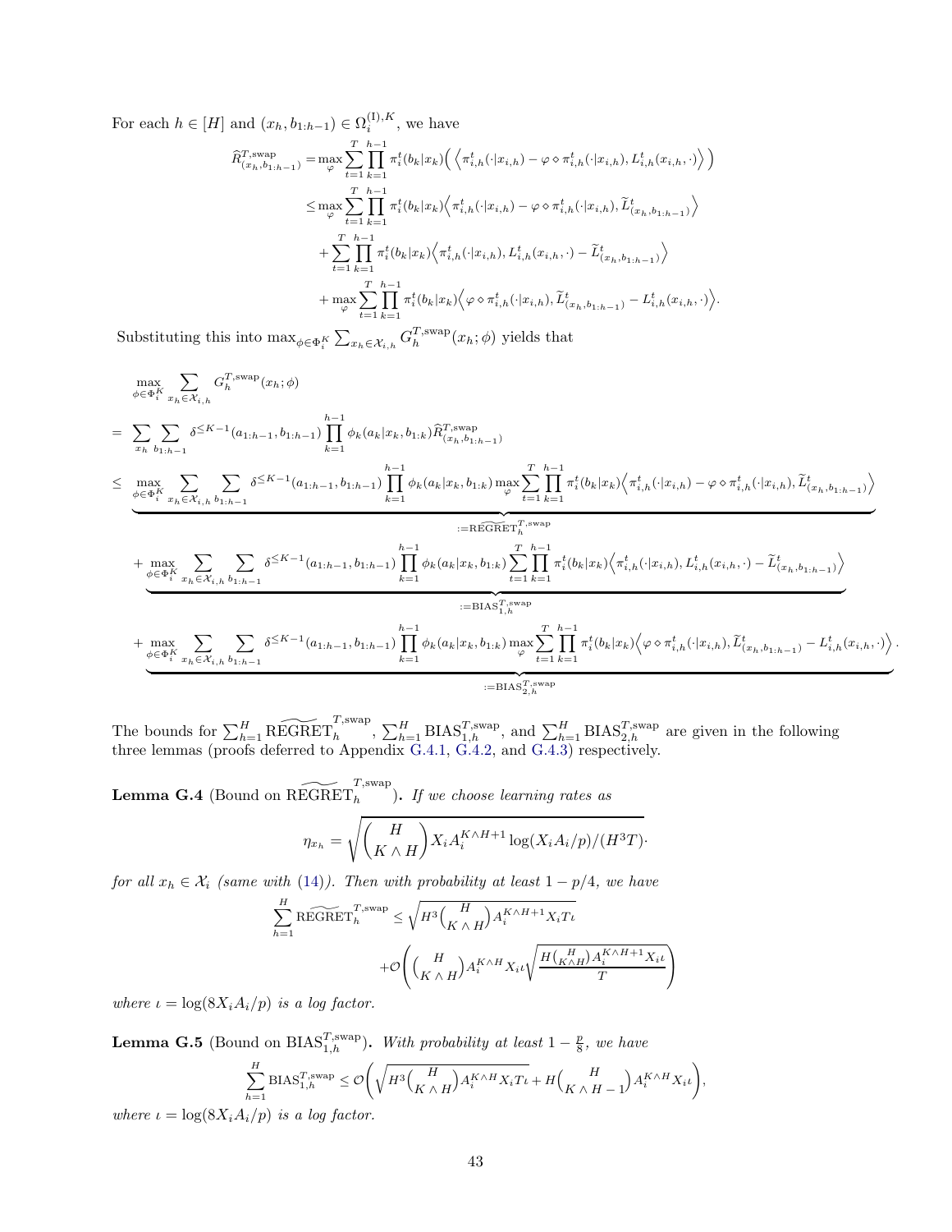For each $h \in [H]$ and $(x_h, b_{1:h-1}) \in \Omega_i^{(\mathrm{I}),K}$, we have

$$
\begin{aligned}
\widehat{R}^{T,\mathrm{swap}}_{(x_h,b_{1:h-1})} &= \max_{\varphi} \sum_{t=1}^{T} \prod_{k=1}^{h-1} \pi_i^t(b_k|x_k) \Big( \Big\langle \pi_{i,h}^t(\cdot|x_{i,h}) - \varphi \diamond \pi_{i,h}^t(\cdot|x_{i,h}), L_{i,h}^t(x_{i,h},\cdot) \Big\rangle \Big) \\
&\le \max_{\varphi} \sum_{t=1}^{T} \prod_{k=1}^{h-1} \pi_i^t(b_k|x_k) \Big\langle \pi_{i,h}^t(\cdot|x_{i,h}) - \varphi \diamond \pi_{i,h}^t(\cdot|x_{i,h}), \widetilde{L}^t_{(x_h,b_{1:h-1})} \Big\rangle \\
&\quad + \sum_{t=1}^{T} \prod_{k=1}^{h-1} \pi_i^t(b_k|x_k) \Big\langle \pi_{i,h}^t(\cdot|x_{i,h}), L_{i,h}^t(x_{i,h},\cdot) - \widetilde{L}^t_{(x_h,b_{1:h-1})} \Big\rangle \\
&\quad + \max_{\varphi} \sum_{t=1}^{T} \prod_{k=1}^{h-1} \pi_i^t(b_k|x_k) \Big\langle \varphi \diamond \pi_{i,h}^t(\cdot|x_{i,h}), \widetilde{L}^t_{(x_h,b_{1:h-1})} - L_{i,h}^t(x_{i,h},\cdot) \Big\rangle.
\end{aligned}
$$

Substituting this into $\max_{\phi \in \Phi_i^K} \sum_{x_h \in \mathcal{X}_{i,h}} G_h^{T,\mathrm{swap}}(x_h; \phi)$ yields that

$$
\begin{aligned}
&\max_{\phi \in \Phi_i^K} \sum_{x_h \in \mathcal{X}_{i,h}} G_h^{T,\mathrm{swap}}(x_h;\phi) \\
=\ & \sum_{x_h} \sum_{b_{1:h-1}} \delta^{\le K-1}(a_{1:h-1}, b_{1:h-1}) \prod_{k=1}^{h-1} \phi_k(a_k|x_k, b_{1:k}) \widehat{R}^{T,\mathrm{swap}}_{(x_h,b_{1:h-1})} \\
\le\ & \underbrace{\max_{\phi \in \Phi_i^K} \sum_{x_h \in \mathcal{X}_{i,h}} \sum_{b_{1:h-1}} \delta^{\le K-1}(a_{1:h-1}, b_{1:h-1}) \prod_{k=1}^{h-1} \phi_k(a_k|x_k, b_{1:k}) \max_{\varphi} \sum_{t=1}^{T} \prod_{k=1}^{h-1} \pi_i^t(b_k|x_k) \Big\langle \pi_{i,h}^t(\cdot|x_{i,h}) - \varphi \diamond \pi_{i,h}^t(\cdot|x_{i,h}), \widetilde{L}^t_{(x_h,b_{1:h-1})} \Big\rangle}_{:=\widetilde{\mathrm{REGRET}}_h^{T,\mathrm{swap}}} \\
&+ \underbrace{\max_{\phi \in \Phi_i^K} \sum_{x_h \in \mathcal{X}_{i,h}} \sum_{b_{1:h-1}} \delta^{\le K-1}(a_{1:h-1}, b_{1:h-1}) \prod_{k=1}^{h-1} \phi_k(a_k|x_k, b_{1:k}) \sum_{t=1}^{T} \prod_{k=1}^{h-1} \pi_i^t(b_k|x_k) \Big\langle \pi_{i,h}^t(\cdot|x_{i,h}), L_{i,h}^t(x_{i,h},\cdot) - \widetilde{L}^t_{(x_h,b_{1:h-1})} \Big\rangle}_{:=\mathrm{BIAS}_{1,h}^{T,\mathrm{swap}}} \\
&+ \underbrace{\max_{\phi \in \Phi_i^K} \sum_{x_h \in \mathcal{X}_{i,h}} \sum_{b_{1:h-1}} \delta^{\le K-1}(a_{1:h-1}, b_{1:h-1}) \prod_{k=1}^{h-1} \phi_k(a_k|x_k, b_{1:k}) \max_{\varphi} \sum_{t=1}^{T} \prod_{k=1}^{h-1} \pi_i^t(b_k|x_k) \Big\langle \varphi \diamond \pi_{i,h}^t(\cdot|x_{i,h}), \widetilde{L}^t_{(x_h,b_{1:h-1})} - L_{i,h}^t(x_{i,h},\cdot) \Big\rangle}_{:=\mathrm{BIAS}_{2,h}^{T,\mathrm{swap}}}.
\end{aligned}
$$

The bounds for $\sum_{h=1}^{H} \widetilde{\mathrm{REGRET}}_h^{T,\mathrm{swap}}$, $\sum_{h=1}^{H} \mathrm{BIAS}_{1,h}^{T,\mathrm{swap}}$, and $\sum_{h=1}^{H} \mathrm{BIAS}_{2,h}^{T,\mathrm{swap}}$ are given in the following three lemmas (proofs deferred to Appendix G.4.1, G.4.2, and G.4.3) respectively.

**Lemma G.4** (Bound on $\widetilde{\mathrm{REGRET}}_h^{T,\mathrm{swap}}$)**.** *If we choose learning rates as*

$$
\eta_{x_h} = \sqrt{\binom{H}{K \wedge H} X_i A_i^{K \wedge H + 1} \log(X_i A_i / p) / (H^3 T)}.
$$

*for all $x_h \in \mathcal{X}_i$ (same with (14)). Then with probability at least $1 - p/4$, we have*

$$
\sum_{h=1}^{H} \widetilde{\mathrm{REGRET}}_h^{T,\mathrm{swap}} \le \sqrt{H^3 \binom{H}{K \wedge H} A_i^{K \wedge H + 1} X_i T \iota} + \mathcal{O}\left( \binom{H}{K \wedge H} A_i^{K \wedge H} X_i \iota \sqrt{\frac{H \binom{H}{K \wedge H} A_i^{K \wedge H + 1} X_i \iota}{T}} \right)
$$

*where $\iota = \log(8 X_i A_i / p)$ is a log factor.*

**Lemma G.5** (Bound on $\mathrm{BIAS}_{1,h}^{T,\mathrm{swap}}$)**.** *With probability at least $1 - \frac{p}{8}$, we have*

$$
\sum_{h=1}^{H} \mathrm{BIAS}_{1,h}^{T,\mathrm{swap}} \le \mathcal{O}\left( \sqrt{H^3 \binom{H}{K \wedge H} A_i^{K \wedge H} X_i T \iota} + H \binom{H}{K \wedge H - 1} A_i^{K \wedge H} X_i \iota \right),
$$

*where $\iota = \log(8 X_i A_i / p)$ is a log factor.*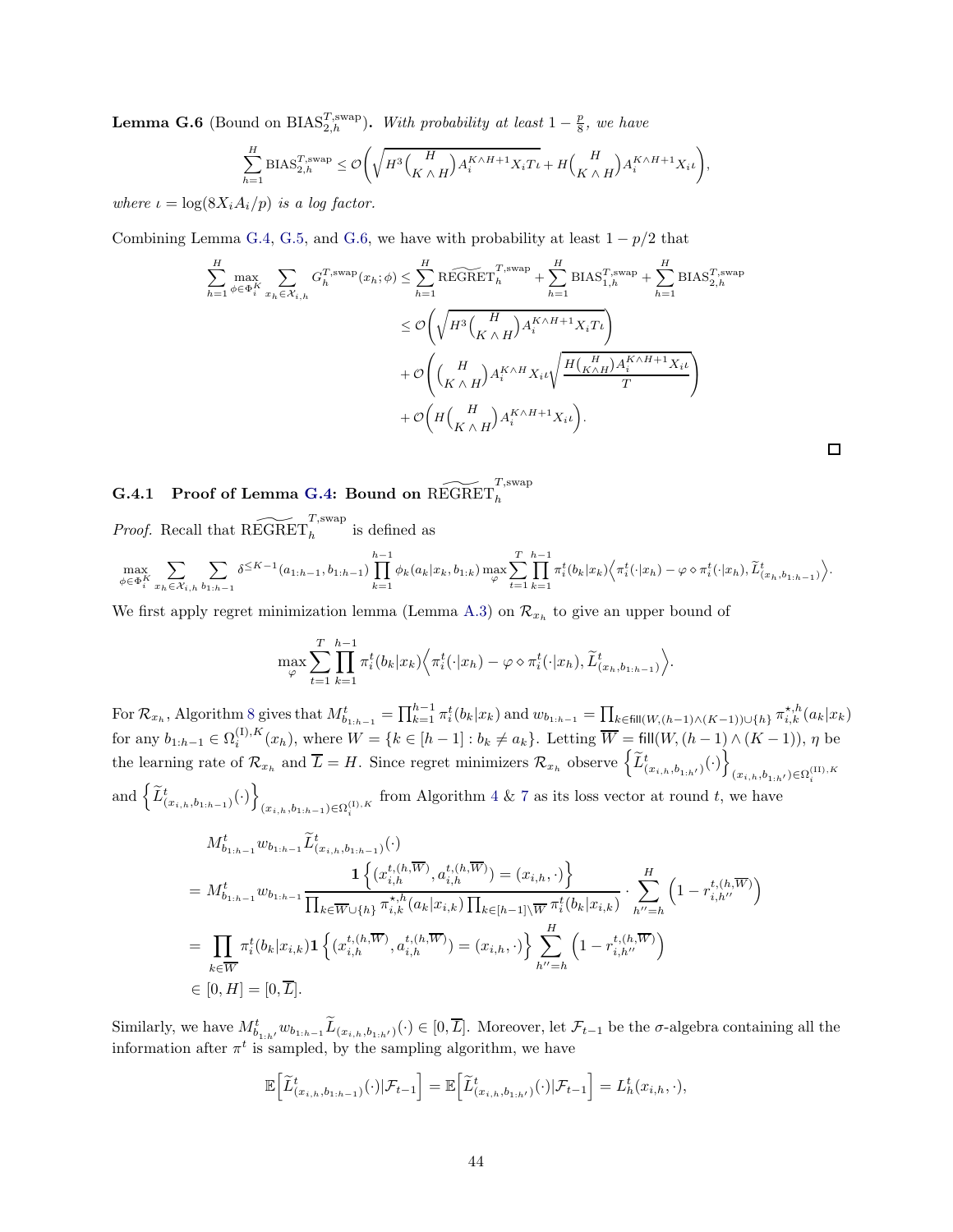**Lemma G.6** (Bound on $\mathrm{BIAS}_{2,h}^{T,\mathrm{swap}}$)**.** *With probability at least $1 - \frac{p}{8}$, we have*

$$\sum_{h=1}^{H} \mathrm{BIAS}_{2,h}^{T,\mathrm{swap}} \le \mathcal{O}\bigg(\sqrt{H^3 \binom{H}{K \wedge H} A_i^{K \wedge H+1} X_i T \iota} + H\binom{H}{K \wedge H} A_i^{K \wedge H+1} X_i \iota\bigg),$$

*where $\iota = \log(8X_iA_i/p)$ is a log factor.*

Combining Lemma G.4, G.5, and G.6, we have with probability at least $1 - p/2$ that

$$\begin{aligned}
\sum_{h=1}^{H} \max_{\phi \in \Phi_i^K} \sum_{x_h \in \mathcal{X}_{i,h}} G_h^{T,\mathrm{swap}}(x_h; \phi) &\le \sum_{h=1}^{H} \widetilde{\mathrm{REGRET}}_h^{T,\mathrm{swap}} + \sum_{h=1}^{H} \mathrm{BIAS}_{1,h}^{T,\mathrm{swap}} + \sum_{h=1}^{H} \mathrm{BIAS}_{2,h}^{T,\mathrm{swap}} \\
&\le \mathcal{O}\bigg(\sqrt{H^3 \binom{H}{K \wedge H} A_i^{K \wedge H+1} X_i T \iota}\bigg) \\
&\quad + \mathcal{O}\bigg(\binom{H}{K \wedge H} A_i^{K \wedge H} X_i \iota \sqrt{\frac{H\binom{H}{K \wedge H} A_i^{K \wedge H+1} X_i \iota}{T}}\bigg) \\
&\quad + \mathcal{O}\bigg(H\binom{H}{K \wedge H} A_i^{K \wedge H+1} X_i \iota\bigg).
\end{aligned}$$

□

### G.4.1 Proof of Lemma G.4: Bound on $\widetilde{\mathrm{REGRET}}_h^{T,\mathrm{swap}}$

*Proof.* Recall that $\widetilde{\mathrm{REGRET}}_h^{T,\mathrm{swap}}$ is defined as

$$\max_{\phi \in \Phi_i^K} \sum_{x_h \in \mathcal{X}_{i,h}} \sum_{b_{1:h-1}} \delta^{\le K-1}(a_{1:h-1}, b_{1:h-1}) \prod_{k=1}^{h-1} \phi_k(a_k|x_k, b_{1:k}) \max_{\varphi} \sum_{t=1}^{T} \prod_{k=1}^{h-1} \pi_i^t(b_k|x_k) \Big\langle \pi_i^t(\cdot|x_h) - \varphi \diamond \pi_i^t(\cdot|x_h), \widetilde{L}_{(x_h, b_{1:h-1})}^t \Big\rangle.$$

We first apply regret minimization lemma (Lemma A.3) on $\mathcal{R}_{x_h}$ to give an upper bound of

$$\max_{\varphi} \sum_{t=1}^{T} \prod_{k=1}^{h-1} \pi_i^t(b_k|x_k) \Big\langle \pi_i^t(\cdot|x_h) - \varphi \diamond \pi_i^t(\cdot|x_h), \widetilde{L}_{(x_h, b_{1:h-1})}^t \Big\rangle.$$

For $\mathcal{R}_{x_h}$, Algorithm 8 gives that $M_{b_{1:h-1}}^t = \prod_{k=1}^{h-1} \pi_i^t(b_k|x_k)$ and $w_{b_{1:h-1}} = \prod_{k \in \mathsf{fill}(W,(h-1)\wedge(K-1)) \cup \{h\}} \pi_{i,k}^{\star,h}(a_k|x_k)$ for any $b_{1:h-1} \in \Omega_i^{(\mathrm{I}),K}(x_h)$, where $W = \{k \in [h-1] : b_k \ne a_k\}$. Letting $\overline{W} = \mathsf{fill}(W, (h-1) \wedge (K-1))$, $\eta$ be the learning rate of $\mathcal{R}_{x_h}$ and $\overline{L} = H$. Since regret minimizers $\mathcal{R}_{x_h}$ observe $\Big\{\widetilde{L}_{(x_h, b_{1:h'})}^t(\cdot)\Big\}_{(x_{i,h}, b_{1:h'}) \in \Omega_i^{(\mathrm{II}),K}}$ and $\Big\{\widetilde{L}_{(x_{i,h}, b_{1:h-1})}^t(\cdot)\Big\}_{(x_{i,h}, b_{1:h-1}) \in \Omega_i^{(\mathrm{I}),K}}$ from Algorithm 4 & 7 as its loss vector at round $t$, we have

$$\begin{aligned}
&M_{b_{1:h-1}}^t w_{b_{1:h-1}} \widetilde{L}_{(x_{i,h}, b_{1:h-1})}^t(\cdot) \\
&= M_{b_{1:h-1}}^t w_{b_{1:h-1}} \frac{\mathbf{1}\Big\{(x_{i,h}^{t,(h,\overline{W})}, a_{i,h}^{t,(h,\overline{W})}) = (x_{i,h}, \cdot)\Big\}}{\prod_{k \in \overline{W} \cup \{h\}} \pi_{i,k}^{\star,h}(a_k|x_{i,k}) \prod_{k \in [h-1] \setminus \overline{W}} \pi_i^t(b_k|x_{i,k})} \cdot \sum_{h''=h}^{H} \Big(1 - r_{i,h''}^{t,(h,\overline{W})}\Big) \\
&= \prod_{k \in \overline{W}} \pi_i^t(b_k|x_{i,k}) \mathbf{1}\Big\{(x_{i,h}^{t,(h,\overline{W})}, a_{i,h}^{t,(h,\overline{W})}) = (x_{i,h}, \cdot)\Big\} \sum_{h''=h}^{H} \Big(1 - r_{i,h''}^{t,(h,\overline{W})}\Big) \\
&\in [0, H] = [0, \overline{L}].
\end{aligned}$$

Similarly, we have $M_{b_{1:h'}}^t w_{b_{1:h-1}} \widetilde{L}_{(x_{i,h}, b_{1:h'})}(\cdot) \in [0, \overline{L}]$. Moreover, let $\mathcal{F}_{t-1}$ be the $\sigma$-algebra containing all the information after $\pi^t$ is sampled, by the sampling algorithm, we have

$$\mathbb{E}\Big[\widetilde{L}_{(x_{i,h}, b_{1:h-1})}^t(\cdot)|\mathcal{F}_{t-1}\Big] = \mathbb{E}\Big[\widetilde{L}_{(x_{i,h}, b_{1:h'})}^t(\cdot)|\mathcal{F}_{t-1}\Big] = L_h^t(x_{i,h}, \cdot),$$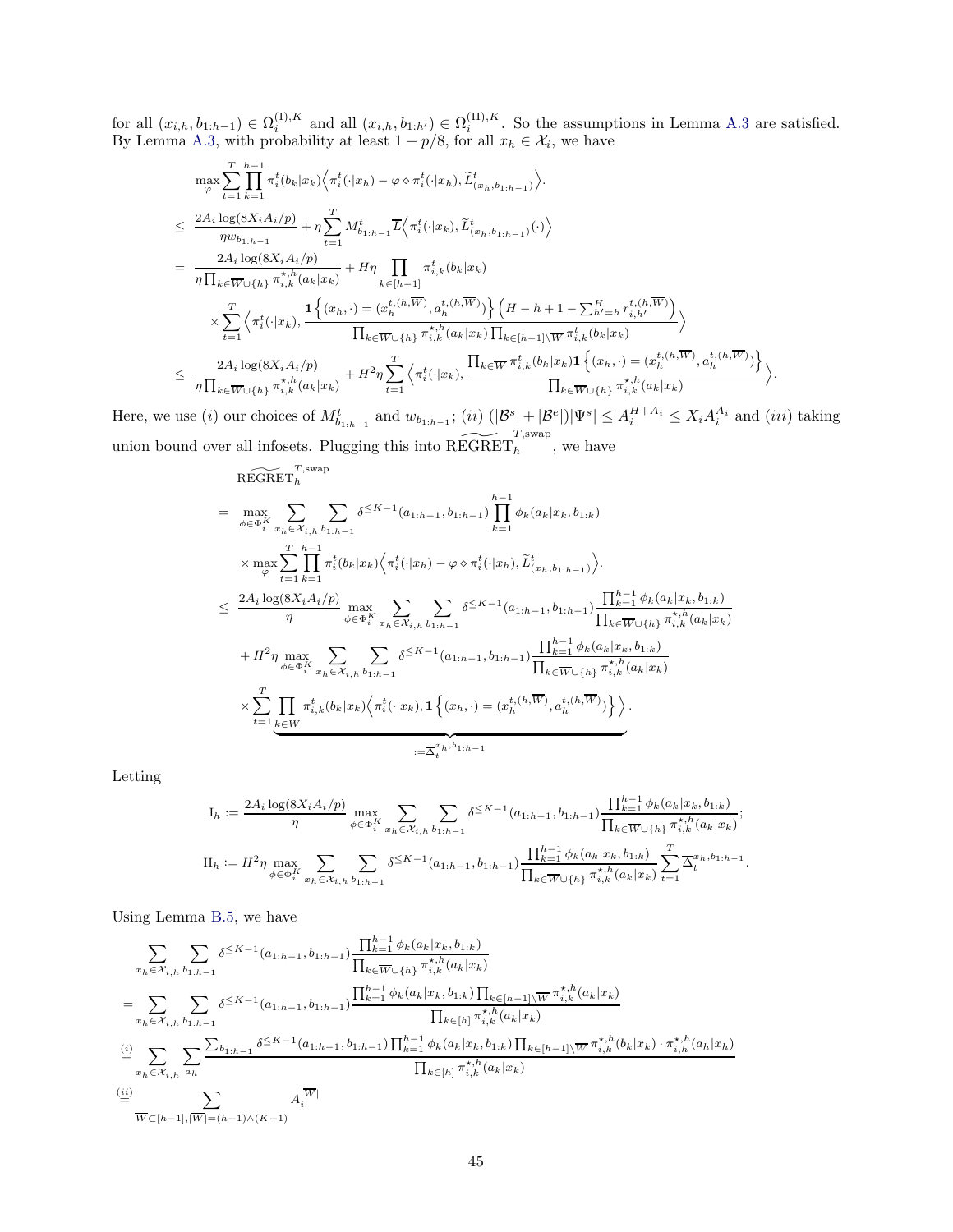for all $(x_{i,h}, b_{1:h-1}) \in \Omega_i^{(\mathrm{I}),K}$ and all $(x_{i,h}, b_{1:h'}) \in \Omega_i^{(\mathrm{II}),K}$. So the assumptions in Lemma A.3 are satisfied. By Lemma A.3, with probability at least $1 - p/8$, for all $x_h \in \mathcal{X}_i$, we have

$$
\begin{aligned}
&\max_{\varphi} \sum_{t=1}^{T} \prod_{k=1}^{h-1} \pi_i^t(b_k|x_k) \Big\langle \pi_i^t(\cdot|x_h) - \varphi \diamond \pi_i^t(\cdot|x_h), \widetilde{L}^t_{(x_h, b_{1:h-1})} \Big\rangle. \\
\le\ & \frac{2A_i \log(8X_iA_i/p)}{\eta w_{b_{1:h-1}}} + \eta \sum_{t=1}^{T} M^t_{b_{1:h-1}} \overline{L} \Big\langle \pi_i^t(\cdot|x_k), \widetilde{L}^t_{(x_h, b_{1:h-1})}(\cdot) \Big\rangle \\
=\ & \frac{2A_i \log(8X_iA_i/p)}{\eta \prod_{k \in \overline{W} \cup \{h\}} \pi_{i,k}^{\star,h}(a_k|x_k)} + H\eta \prod_{k \in [h-1]} \pi_{i,k}^t(b_k|x_k) \\
&\times \sum_{t=1}^{T} \Big\langle \pi_i^t(\cdot|x_k), \frac{\mathbf{1}\left\{(x_h, \cdot) = (x_h^{t,(h,\overline{W})}, a_h^{t,(h,\overline{W})})\right\} \left(H - h + 1 - \sum_{h'=h}^{H} r_{i,h'}^{t,(h,\overline{W})}\right)}{\prod_{k \in \overline{W} \cup \{h\}} \pi_{i,k}^{\star,h}(a_k|x_k) \prod_{k \in [h-1] \setminus \overline{W}} \pi_{i,k}^t(b_k|x_k)} \Big\rangle \\
\le\ & \frac{2A_i \log(8X_iA_i/p)}{\eta \prod_{k \in \overline{W} \cup \{h\}} \pi_{i,k}^{\star,h}(a_k|x_k)} + H^2\eta \sum_{t=1}^{T} \Big\langle \pi_i^t(\cdot|x_k), \frac{\prod_{k \in \overline{W}} \pi_{i,k}^t(b_k|x_k) \mathbf{1}\left\{(x_h, \cdot) = (x_h^{t,(h,\overline{W})}, a_h^{t,(h,\overline{W})})\right\}}{\prod_{k \in \overline{W} \cup \{h\}} \pi_{i,k}^{\star,h}(a_k|x_k)} \Big\rangle.
\end{aligned}
$$

Here, we use $(i)$ our choices of $M^t_{b_{1:h-1}}$ and $w_{b_{1:h-1}}$; $(ii)$ $(|\mathcal{B}^s| + |\mathcal{B}^e|)|\Psi^s| \le A_i^{H+A_i} \le X_i A_i^{A_i}$ and $(iii)$ taking union bound over all infosets. Plugging this into $\widetilde{\mathrm{REGRET}}_h^{T,\mathrm{swap}}$, we have

$$
\begin{aligned}
&\widetilde{\mathrm{REGRET}}_h^{T,\mathrm{swap}} \\
=\ & \max_{\phi \in \Phi_i^K} \sum_{x_h \in \mathcal{X}_{i,h}} \sum_{b_{1:h-1}} \delta^{\le K-1}(a_{1:h-1}, b_{1:h-1}) \prod_{k=1}^{h-1} \phi_k(a_k|x_k, b_{1:k}) \\
&\times \max_{\varphi} \sum_{t=1}^{T} \prod_{k=1}^{h-1} \pi_i^t(b_k|x_k) \Big\langle \pi_i^t(\cdot|x_h) - \varphi \diamond \pi_i^t(\cdot|x_h), \widetilde{L}^t_{(x_h, b_{1:h-1})} \Big\rangle. \\
\le\ & \frac{2A_i \log(8X_iA_i/p)}{\eta} \max_{\phi \in \Phi_i^K} \sum_{x_h \in \mathcal{X}_{i,h}} \sum_{b_{1:h-1}} \delta^{\le K-1}(a_{1:h-1}, b_{1:h-1}) \frac{\prod_{k=1}^{h-1} \phi_k(a_k|x_k, b_{1:k})}{\prod_{k \in \overline{W} \cup \{h\}} \pi_{i,k}^{\star,h}(a_k|x_k)} \\
&+ H^2\eta \max_{\phi \in \Phi_i^K} \sum_{x_h \in \mathcal{X}_{i,h}} \sum_{b_{1:h-1}} \delta^{\le K-1}(a_{1:h-1}, b_{1:h-1}) \frac{\prod_{k=1}^{h-1} \phi_k(a_k|x_k, b_{1:k})}{\prod_{k \in \overline{W} \cup \{h\}} \pi_{i,k}^{\star,h}(a_k|x_k)} \\
&\times \sum_{t=1}^{T} \underbrace{\prod_{k \in \overline{W}} \pi_{i,k}^t(b_k|x_k) \Big\langle \pi_i^t(\cdot|x_k), \mathbf{1}\left\{(x_h, \cdot) = (x_h^{t,(h,\overline{W})}, a_h^{t,(h,\overline{W})})\right\} \Big\rangle}_{:= \overline{\Delta}_t^{x_h, b_{1:h-1}}}.
\end{aligned}
$$

Letting

$$
\mathrm{I}_h := \frac{2A_i \log(8X_iA_i/p)}{\eta} \max_{\phi \in \Phi_i^K} \sum_{x_h \in \mathcal{X}_{i,h}} \sum_{b_{1:h-1}} \delta^{\le K-1}(a_{1:h-1}, b_{1:h-1}) \frac{\prod_{k=1}^{h-1} \phi_k(a_k|x_k, b_{1:k})}{\prod_{k \in \overline{W} \cup \{h\}} \pi_{i,k}^{\star,h}(a_k|x_k)};
$$

$$
\mathrm{II}_h := H^2\eta \max_{\phi \in \Phi_i^K} \sum_{x_h \in \mathcal{X}_{i,h}} \sum_{b_{1:h-1}} \delta^{\le K-1}(a_{1:h-1}, b_{1:h-1}) \frac{\prod_{k=1}^{h-1} \phi_k(a_k|x_k, b_{1:k})}{\prod_{k \in \overline{W} \cup \{h\}} \pi_{i,k}^{\star,h}(a_k|x_k)} \sum_{t=1}^{T} \overline{\Delta}_t^{x_h, b_{1:h-1}}.
$$

Using Lemma B.5, we have

$$
\begin{aligned}
&\sum_{x_h \in \mathcal{X}_{i,h}} \sum_{b_{1:h-1}} \delta^{\le K-1}(a_{1:h-1}, b_{1:h-1}) \frac{\prod_{k=1}^{h-1} \phi_k(a_k|x_k, b_{1:k})}{\prod_{k \in \overline{W} \cup \{h\}} \pi_{i,k}^{\star,h}(a_k|x_k)} \\
=\ & \sum_{x_h \in \mathcal{X}_{i,h}} \sum_{b_{1:h-1}} \delta^{\le K-1}(a_{1:h-1}, b_{1:h-1}) \frac{\prod_{k=1}^{h-1} \phi_k(a_k|x_k, b_{1:k}) \prod_{k \in [h-1] \setminus \overline{W}} \pi_{i,k}^{\star,h}(a_k|x_k)}{\prod_{k \in [h]} \pi_{i,k}^{\star,h}(a_k|x_k)} \\
\overset{(i)}{=}\ & \sum_{x_h \in \mathcal{X}_{i,h}} \sum_{a_h} \frac{\sum_{b_{1:h-1}} \delta^{\le K-1}(a_{1:h-1}, b_{1:h-1}) \prod_{k=1}^{h-1} \phi_k(a_k|x_k, b_{1:k}) \prod_{k \in [h-1] \setminus \overline{W}} \pi_{i,k}^{\star,h}(b_k|x_k) \cdot \pi_{i,h}^{\star,h}(a_h|x_h)}{\prod_{k \in [h]} \pi_{i,k}^{\star,h}(a_k|x_k)} \\
\overset{(ii)}{=}\ & \sum_{\overline{W} \subset [h-1], |\overline{W}| = (h-1) \wedge (K-1)} A_i^{|\overline{W}|}
\end{aligned}
$$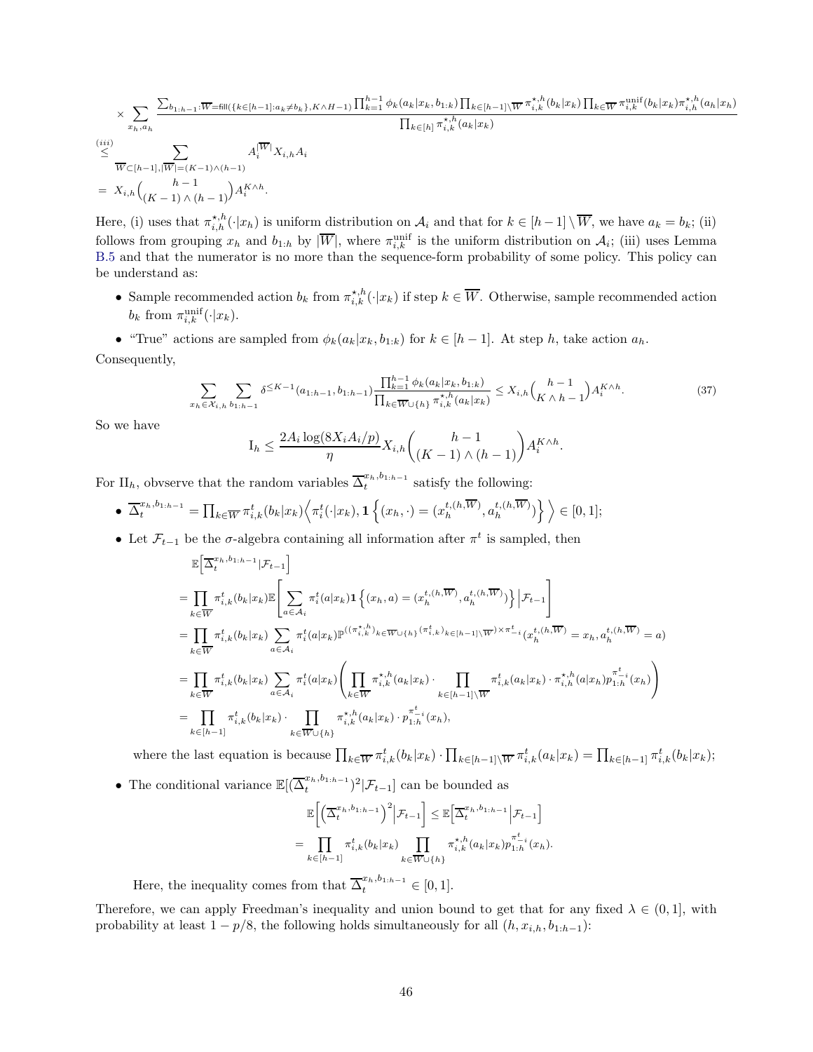$$
\times \sum_{x_h, a_h} \frac{\sum_{b_{1:h-1}:\overline{W}=\mathsf{fill}(\{k\in[h-1]:a_k\neq b_k\},K\wedge H-1)} \prod_{k=1}^{h-1}\phi_k(a_k|x_k,b_{1:k})\prod_{k\in[h-1]\setminus\overline{W}}\pi_{i,k}^{\star,h}(b_k|x_k)\prod_{k\in\overline{W}}\pi_{i,k}^{\mathrm{unif}}(b_k|x_k)\pi_{i,h}^{\star,h}(a_h|x_h)}{\prod_{k\in[h]}\pi_{i,k}^{\star,h}(a_k|x_k)}
$$

$$
\overset{(iii)}{\le} \sum_{\overline{W}\subset[h-1],|\overline{W}|=(K-1)\wedge(h-1)} A_i^{|\overline{W}|}X_{i,h}A_i
$$

$$
= X_{i,h}\binom{h-1}{(K-1)\wedge(h-1)}A_i^{K\wedge h}.
$$

Here, (i) uses that $\pi_{i,h}^{\star,h}(\cdot|x_h)$ is uniform distribution on $\mathcal{A}_i$ and that for $k\in[h-1]\setminus\overline{W}$, we have $a_k=b_k$; (ii) follows from grouping $x_h$ and $b_{1:h}$ by $|\overline{W}|$, where $\pi_{i,k}^{\mathrm{unif}}$ is the uniform distribution on $\mathcal{A}_i$; (iii) uses Lemma B.5 and that the numerator is no more than the sequence-form probability of some policy. This policy can be understand as:

- Sample recommended action $b_k$ from $\pi_{i,k}^{\star,h}(\cdot|x_k)$ if step $k\in\overline{W}$. Otherwise, sample recommended action $b_k$ from $\pi_{i,k}^{\mathrm{unif}}(\cdot|x_k)$.
- "True" actions are sampled from $\phi_k(a_k|x_k,b_{1:k})$ for $k\in[h-1]$. At step $h$, take action $a_h$.

Consequently,

$$
\sum_{x_h\in\mathcal{X}_{i,h}}\sum_{b_{1:h-1}}\delta^{\le K-1}(a_{1:h-1},b_{1:h-1})\frac{\prod_{k=1}^{h-1}\phi_k(a_k|x_k,b_{1:k})}{\prod_{k\in\overline{W}\cup\{h\}}\pi_{i,k}^{\star,h}(a_k|x_k)}\le X_{i,h}\binom{h-1}{K\wedge h-1}A_i^{K\wedge h}. \tag{37}
$$

So we have

$$
\mathrm{I}_h\le\frac{2A_i\log(8X_iA_i/p)}{\eta}X_{i,h}\binom{h-1}{(K-1)\wedge(h-1)}A_i^{K\wedge h}.
$$

For $\mathrm{II}_h$, obvserve that the random variables $\overline{\Delta}_t^{x_h,b_{1:h-1}}$ satisfy the following:

- $\overline{\Delta}_t^{x_h,b_{1:h-1}}=\prod_{k\in\overline{W}}\pi_{i,k}^t(b_k|x_k)\Big\langle\pi_i^t(\cdot|x_k),\mathbf{1}\left\{(x_h,\cdot)=(x_h^{t,(h,\overline{W})},a_h^{t,(h,\overline{W})})\right\}\Big\rangle\in[0,1]$;
- Let $\mathcal{F}_{t-1}$ be the $\sigma$-algebra containing all information after $\pi^t$ is sampled, then

$$
\begin{aligned}
&\mathbb{E}\Big[\overline{\Delta}_t^{x_h,b_{1:h-1}}|\mathcal{F}_{t-1}\Big]\\
&=\prod_{k\in\overline{W}}\pi_{i,k}^t(b_k|x_k)\mathbb{E}\left[\sum_{a\in\mathcal{A}_i}\pi_i^t(a|x_k)\mathbf{1}\left\{(x_h,a)=(x_h^{t,(h,\overline{W})},a_h^{t,(h,\overline{W})})\right\}\Big|\mathcal{F}_{t-1}\right]\\
&=\prod_{k\in\overline{W}}\pi_{i,k}^t(b_k|x_k)\sum_{a\in\mathcal{A}_i}\pi_i^t(a|x_k)\mathbb{P}^{((\pi_{i,k}^{\star,h})_{k\in\overline{W}\cup\{h\}}(\pi_{i,k}^t)_{k\in[h-1]\setminus\overline{W}})\times\pi_{-i}^t}(x_h^{t,(h,\overline{W})}=x_h,a_h^{t,(h,\overline{W})}=a)\\
&=\prod_{k\in\overline{W}}\pi_{i,k}^t(b_k|x_k)\sum_{a\in\mathcal{A}_i}\pi_i^t(a|x_k)\left(\prod_{k\in\overline{W}}\pi_{i,k}^{\star,h}(a_k|x_k)\cdot\prod_{k\in[h-1]\setminus\overline{W}}\pi_{i,k}^t(a_k|x_k)\cdot\pi_{i,h}^{\star,h}(a|x_h)p_{1:h}^{\pi_{-i}^t}(x_h)\right)\\
&=\prod_{k\in[h-1]}\pi_{i,k}^t(b_k|x_k)\cdot\prod_{k\in\overline{W}\cup\{h\}}\pi_{i,k}^{\star,h}(a_k|x_k)\cdot p_{1:h}^{\pi_{-i}^t}(x_h),
\end{aligned}
$$

  where the last equation is because $\prod_{k\in\overline{W}}\pi_{i,k}^t(b_k|x_k)\cdot\prod_{k\in[h-1]\setminus\overline{W}}\pi_{i,k}^t(a_k|x_k)=\prod_{k\in[h-1]}\pi_{i,k}^t(b_k|x_k)$;
- The conditional variance $\mathbb{E}[(\overline{\Delta}_t^{x_h,b_{1:h-1}})^2|\mathcal{F}_{t-1}]$ can be bounded as

$$
\begin{aligned}
&\mathbb{E}\Big[\Big(\overline{\Delta}_t^{x_h,b_{1:h-1}}\Big)^2\Big|\mathcal{F}_{t-1}\Big]\le\mathbb{E}\Big[\overline{\Delta}_t^{x_h,b_{1:h-1}}\Big|\mathcal{F}_{t-1}\Big]\\
&=\prod_{k\in[h-1]}\pi_{i,k}^t(b_k|x_k)\prod_{k\in\overline{W}\cup\{h\}}\pi_{i,k}^{\star,h}(a_k|x_k)p_{1:h}^{\pi_{-i}^t}(x_h).
\end{aligned}
$$

  Here, the inequality comes from that $\overline{\Delta}_t^{x_h,b_{1:h-1}}\in[0,1]$.

Therefore, we can apply Freedman's inequality and union bound to get that for any fixed $\lambda\in(0,1]$, with probability at least $1-p/8$, the following holds simultaneously for all $(h,x_{i,h},b_{1:h-1})$: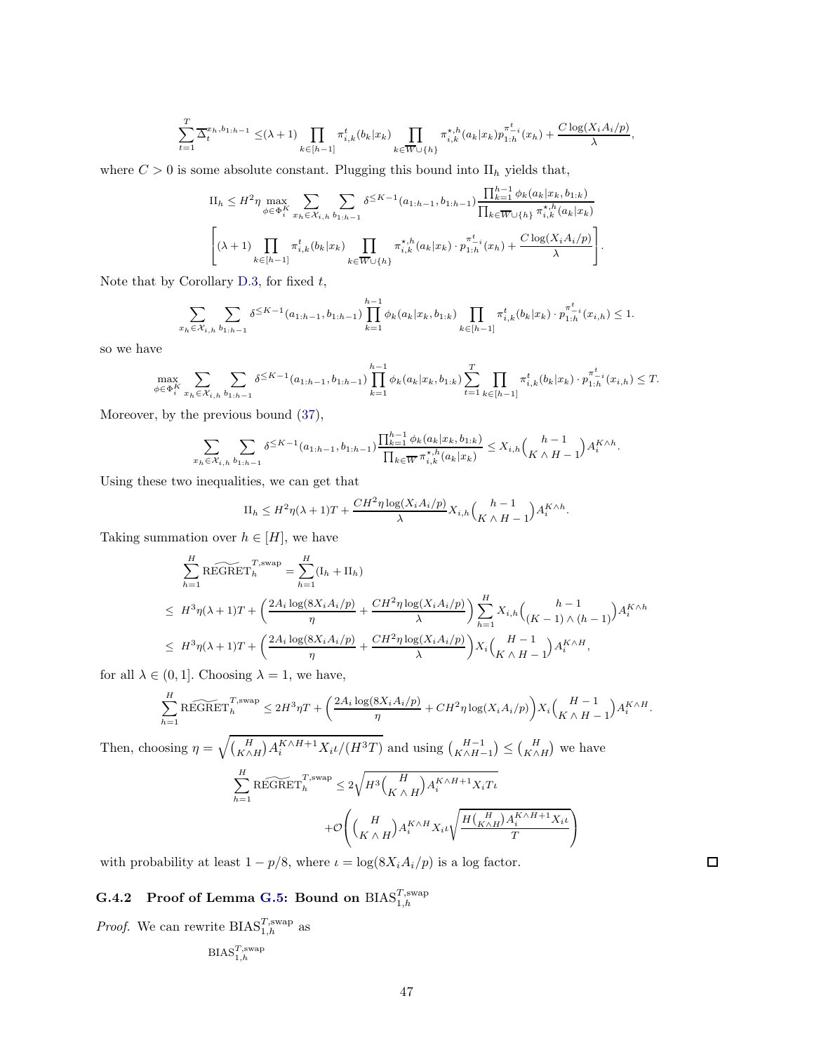$$\sum_{t=1}^{T} \overline{\Delta}_t^{x_h, b_{1:h-1}} \leq (\lambda+1) \prod_{k\in[h-1]} \pi_{i,k}^t(b_k|x_k) \prod_{k\in\overline{W}\cup\{h\}} \pi_{i,k}^{\star,h}(a_k|x_k) p_{1:h}^{\pi_{-i}^t}(x_h) + \frac{C\log(X_iA_i/p)}{\lambda},$$

where $C>0$ is some absolute constant. Plugging this bound into $\mathrm{II}_h$ yields that,

$$\mathrm{II}_h \leq H^2\eta \max_{\phi\in\Phi_i^K} \sum_{x_h\in\mathcal{X}_{i,h}} \sum_{b_{1:h-1}} \delta^{\leq K-1}(a_{1:h-1}, b_{1:h-1}) \frac{\prod_{k=1}^{h-1}\phi_k(a_k|x_k, b_{1:k})}{\prod_{k\in\overline{W}\cup\{h\}} \pi_{i,k}^{\star,h}(a_k|x_k)}$$

$$\left[(\lambda+1) \prod_{k\in[h-1]} \pi_{i,k}^t(b_k|x_k) \prod_{k\in\overline{W}\cup\{h\}} \pi_{i,k}^{\star,h}(a_k|x_k) \cdot p_{1:h}^{\pi_{-i}^t}(x_h) + \frac{C\log(X_iA_i/p)}{\lambda}\right].$$

Note that by Corollary D.3, for fixed $t$,

$$\sum_{x_h\in\mathcal{X}_{i,h}} \sum_{b_{1:h-1}} \delta^{\leq K-1}(a_{1:h-1}, b_{1:h-1}) \prod_{k=1}^{h-1}\phi_k(a_k|x_k, b_{1:k}) \prod_{k\in[h-1]} \pi_{i,k}^t(b_k|x_k) \cdot p_{1:h}^{\pi_{-i}^t}(x_{i,h}) \leq 1.$$

so we have

$$\max_{\phi\in\Phi_i^K} \sum_{x_h\in\mathcal{X}_{i,h}} \sum_{b_{1:h-1}} \delta^{\leq K-1}(a_{1:h-1}, b_{1:h-1}) \prod_{k=1}^{h-1}\phi_k(a_k|x_k, b_{1:k}) \sum_{t=1}^{T} \prod_{k\in[h-1]} \pi_{i,k}^t(b_k|x_k) \cdot p_{1:h}^{\pi_{-i}^t}(x_{i,h}) \leq T.$$

Moreover, by the previous bound (37),

$$\sum_{x_h\in\mathcal{X}_{i,h}} \sum_{b_{1:h-1}} \delta^{\leq K-1}(a_{1:h-1}, b_{1:h-1}) \frac{\prod_{k=1}^{h-1}\phi_k(a_k|x_k, b_{1:k})}{\prod_{k\in\overline{W}} \pi_{i,k}^{\star,h}(a_k|x_k)} \leq X_{i,h}\binom{h-1}{K\wedge H-1} A_i^{K\wedge h}.$$

Using these two inequalities, we can get that

$$\mathrm{II}_h \leq H^2\eta(\lambda+1)T + \frac{CH^2\eta\log(X_iA_i/p)}{\lambda} X_{i,h}\binom{h-1}{K\wedge H-1} A_i^{K\wedge h}.$$

Taking summation over $h\in[H]$, we have

$$\begin{aligned}
\sum_{h=1}^{H} \widetilde{\mathrm{REGRET}}_h^{T,\mathrm{swap}} &= \sum_{h=1}^{H} (\mathrm{I}_h + \mathrm{II}_h) \\
&\leq H^3\eta(\lambda+1)T + \left(\frac{2A_i\log(8X_iA_i/p)}{\eta} + \frac{CH^2\eta\log(X_iA_i/p)}{\lambda}\right) \sum_{h=1}^{H} X_{i,h}\binom{h-1}{(K-1)\wedge(h-1)} A_i^{K\wedge h} \\
&\leq H^3\eta(\lambda+1)T + \left(\frac{2A_i\log(8X_iA_i/p)}{\eta} + \frac{CH^2\eta\log(X_iA_i/p)}{\lambda}\right) X_i\binom{H-1}{K\wedge H-1} A_i^{K\wedge H},
\end{aligned}$$

for all $\lambda\in(0,1]$. Choosing $\lambda=1$, we have,

$$\sum_{h=1}^{H} \widetilde{\mathrm{REGRET}}_h^{T,\mathrm{swap}} \leq 2H^3\eta T + \left(\frac{2A_i\log(8X_iA_i/p)}{\eta} + CH^2\eta\log(X_iA_i/p)\right) X_i\binom{H-1}{K\wedge H-1} A_i^{K\wedge H}.$$

Then, choosing $\eta = \sqrt{\binom{H}{K\wedge H} A_i^{K\wedge H+1} X_i\iota/(H^3T)}$ and using $\binom{H-1}{K\wedge H-1} \leq \binom{H}{K\wedge H}$ we have

$$\begin{aligned}
\sum_{h=1}^{H} \widetilde{\mathrm{REGRET}}_h^{T,\mathrm{swap}} &\leq 2\sqrt{H^3\binom{H}{K\wedge H} A_i^{K\wedge H+1} X_i T\iota} \\
&\quad + \mathcal{O}\left(\binom{H}{K\wedge H} A_i^{K\wedge H} X_i\iota \sqrt{\frac{H\binom{H}{K\wedge H} A_i^{K\wedge H+1} X_i\iota}{T}}\right)
\end{aligned}$$

with probability at least $1-p/8$, where $\iota = \log(8X_iA_i/p)$ is a log factor. ∎

#### G.4.2 Proof of Lemma G.5: Bound on $\mathrm{BIAS}_{1,h}^{T,\mathrm{swap}}$

*Proof.* We can rewrite $\mathrm{BIAS}_{1,h}^{T,\mathrm{swap}}$ as

$$\mathrm{BIAS}_{1,h}^{T,\mathrm{swap}}$$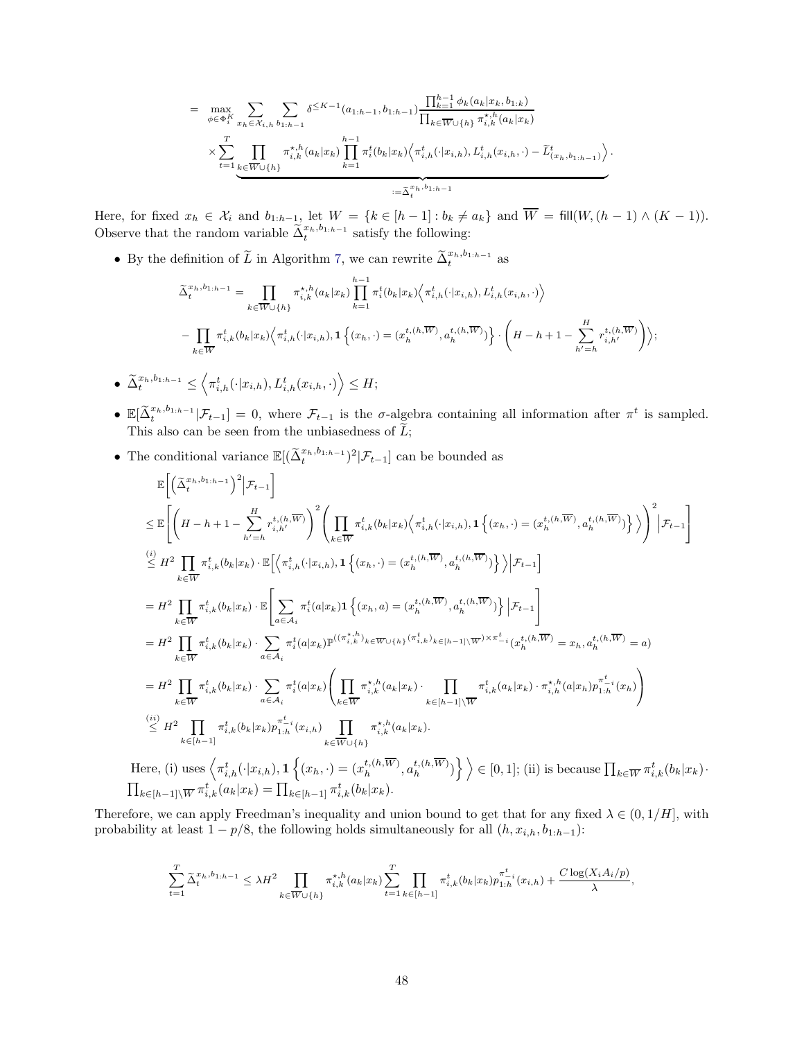$$= \max_{\phi \in \Phi_i^K} \sum_{x_h \in \mathcal{X}_{i,h}} \sum_{b_{1:h-1}} \delta^{\leq K-1}(a_{1:h-1}, b_{1:h-1}) \frac{\prod_{k=1}^{h-1} \phi_k(a_k|x_k, b_{1:k})}{\prod_{k \in \overline{W} \cup \{h\}} \pi_{i,k}^{\star,h}(a_k|x_k)}$$

$$\times \underbrace{\sum_{t=1}^{T} \prod_{k \in \overline{W} \cup \{h\}} \pi_{i,k}^{\star,h}(a_k|x_k) \prod_{k=1}^{h-1} \pi_i^t(b_k|x_k) \Big\langle \pi_{i,h}^t(\cdot|x_{i,h}), L_{i,h}^t(x_{i,h}, \cdot) - \widetilde{L}_{(x_h, b_{1:h-1})}^t \Big\rangle}_{:= \widetilde{\Delta}_t^{x_h, b_{1:h-1}}}.$$

Here, for fixed $x_h \in \mathcal{X}_i$ and $b_{1:h-1}$, let $W = \{k \in [h-1] : b_k \neq a_k\}$ and $\overline{W} = \mathsf{fill}(W, (h-1) \wedge (K-1))$. Observe that the random variable $\widetilde{\Delta}_t^{x_h, b_{1:h-1}}$ satisfy the following:

- By the definition of $\widetilde{L}$ in Algorithm 7, we can rewrite $\widetilde{\Delta}_t^{x_h, b_{1:h-1}}$ as

$$\widetilde{\Delta}_t^{x_h, b_{1:h-1}} = \prod_{k \in \overline{W} \cup \{h\}} \pi_{i,k}^{\star,h}(a_k|x_k) \prod_{k=1}^{h-1} \pi_i^t(b_k|x_k) \Big\langle \pi_{i,h}^t(\cdot|x_{i,h}), L_{i,h}^t(x_{i,h}, \cdot) \Big\rangle$$

$$- \prod_{k \in \overline{W}} \pi_{i,k}^t(b_k|x_k) \Big\langle \pi_{i,h}^t(\cdot|x_{i,h}), \mathbf{1}\left\{(x_h, \cdot) = (x_h^{t,(h,\overline{W})}, a_h^{t,(h,\overline{W})})\right\} \cdot \left(H - h + 1 - \sum_{h'=h}^{H} r_{i,h'}^{t,(h,\overline{W})}\right) \Big\rangle;$$

- $\widetilde{\Delta}_t^{x_h, b_{1:h-1}} \leq \Big\langle \pi_{i,h}^t(\cdot|x_{i,h}), L_{i,h}^t(x_{i,h}, \cdot) \Big\rangle \leq H$;
- $\mathbb{E}[\widetilde{\Delta}_t^{x_h, b_{1:h-1}} | \mathcal{F}_{t-1}] = 0$, where $\mathcal{F}_{t-1}$ is the $\sigma$-algebra containing all information after $\pi^t$ is sampled. This also can be seen from the unbiasedness of $\widetilde{L}$;
- The conditional variance $\mathbb{E}[(\widetilde{\Delta}_t^{x_h, b_{1:h-1}})^2 | \mathcal{F}_{t-1}]$ can be bounded as

$$\mathbb{E}\Big[\Big(\widetilde{\Delta}_t^{x_h, b_{1:h-1}}\Big)^2 \Big| \mathcal{F}_{t-1}\Big]$$

$$\leq \mathbb{E}\left[\left(H - h + 1 - \sum_{h'=h}^{H} r_{i,h'}^{t,(h,\overline{W})}\right)^2 \left(\prod_{k \in \overline{W}} \pi_{i,k}^t(b_k|x_k) \Big\langle \pi_{i,h}^t(\cdot|x_{i,h}), \mathbf{1}\left\{(x_h, \cdot) = (x_h^{t,(h,\overline{W})}, a_h^{t,(h,\overline{W})})\right\} \Big\rangle\right)^2 \Bigg| \mathcal{F}_{t-1}\right]$$

$$\stackrel{(i)}{\leq} H^2 \prod_{k \in \overline{W}} \pi_{i,k}^t(b_k|x_k) \cdot \mathbb{E}\Big[\Big\langle \pi_{i,h}^t(\cdot|x_{i,h}), \mathbf{1}\left\{(x_h, \cdot) = (x_h^{t,(h,\overline{W})}, a_h^{t,(h,\overline{W})})\right\} \Big\rangle \Big| \mathcal{F}_{t-1}\Big]$$

$$= H^2 \prod_{k \in \overline{W}} \pi_{i,k}^t(b_k|x_k) \cdot \mathbb{E}\left[\sum_{a \in \mathcal{A}_i} \pi_i^t(a|x_k) \mathbf{1}\left\{(x_h, a) = (x_h^{t,(h,\overline{W})}, a_h^{t,(h,\overline{W})})\right\} \Bigg| \mathcal{F}_{t-1}\right]$$

$$= H^2 \prod_{k \in \overline{W}} \pi_{i,k}^t(b_k|x_k) \cdot \sum_{a \in \mathcal{A}_i} \pi_i^t(a|x_k) \mathbb{P}^{((\pi_{i,k}^{\star,h})_{k \in \overline{W} \cup \{h\}}(\pi_{i,k}^t)_{k \in [h-1] \setminus \overline{W}}) \times \pi_{-i}^t}(x_h^{t,(h,\overline{W})} = x_h, a_h^{t,(h,\overline{W})} = a)$$

$$= H^2 \prod_{k \in \overline{W}} \pi_{i,k}^t(b_k|x_k) \cdot \sum_{a \in \mathcal{A}_i} \pi_i^t(a|x_k) \left(\prod_{k \in \overline{W}} \pi_{i,k}^{\star,h}(a_k|x_k) \cdot \prod_{k \in [h-1] \setminus \overline{W}} \pi_{i,k}^t(a_k|x_k) \cdot \pi_{i,h}^{\star,h}(a|x_h) p_{1:h}^{\pi_{-i}^t}(x_h)\right)$$

$$\stackrel{(ii)}{\leq} H^2 \prod_{k \in [h-1]} \pi_{i,k}^t(b_k|x_k) p_{1:h}^{\pi_{-i}^t}(x_{i,h}) \prod_{k \in \overline{W} \cup \{h\}} \pi_{i,k}^{\star,h}(a_k|x_k).$$

Here, (i) uses $\Big\langle \pi_{i,h}^t(\cdot|x_{i,h}), \mathbf{1}\left\{(x_h, \cdot) = (x_h^{t,(h,\overline{W})}, a_h^{t,(h,\overline{W})})\right\} \Big\rangle \in [0,1]$; (ii) is because $\prod_{k \in \overline{W}} \pi_{i,k}^t(b_k|x_k) \cdot \prod_{k \in [h-1] \setminus \overline{W}} \pi_{i,k}^t(a_k|x_k) = \prod_{k \in [h-1]} \pi_{i,k}^t(b_k|x_k)$.

Therefore, we can apply Freedman's inequality and union bound to get that for any fixed $\lambda \in (0, 1/H]$, with probability at least $1 - p/8$, the following holds simultaneously for all $(h, x_{i,h}, b_{1:h-1})$:

$$\sum_{t=1}^{T} \widetilde{\Delta}_t^{x_h, b_{1:h-1}} \leq \lambda H^2 \prod_{k \in \overline{W} \cup \{h\}} \pi_{i,k}^{\star,h}(a_k|x_k) \sum_{t=1}^{T} \prod_{k \in [h-1]} \pi_{i,k}^t(b_k|x_k) p_{1:h}^{\pi_{-i}^t}(x_{i,h}) + \frac{C \log(X_i A_i / p)}{\lambda},$$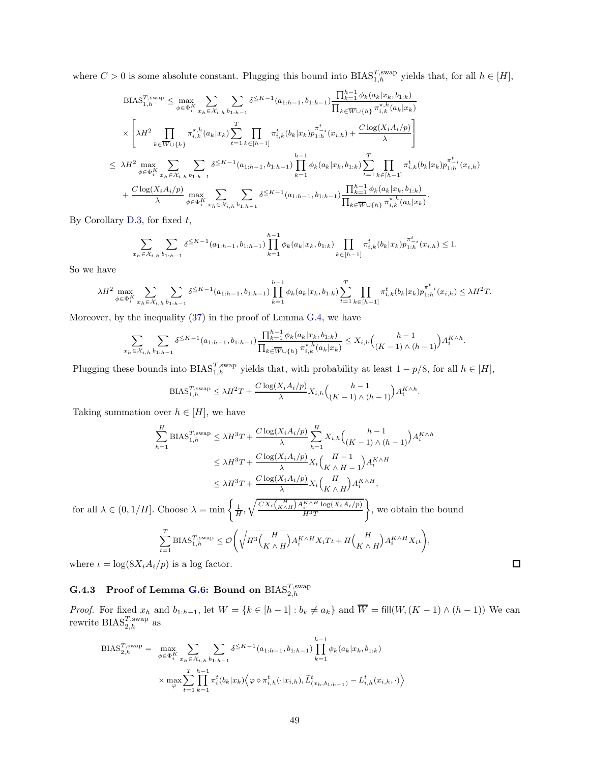where $C > 0$ is some absolute constant. Plugging this bound into $\mathrm{BIAS}_{1,h}^{T,\mathrm{swap}}$ yields that, for all $h \in [H]$,

$$
\begin{aligned}
\mathrm{BIAS}_{1,h}^{T,\mathrm{swap}} \le& \max_{\phi \in \Phi_i^K} \sum_{x_h \in \mathcal{X}_{i,h}} \sum_{b_{1:h-1}} \delta^{\le K-1}(a_{1:h-1}, b_{1:h-1}) \frac{\prod_{k=1}^{h-1} \phi_k(a_k|x_k, b_{1:k})}{\prod_{k \in \overline{W} \cup \{h\}} \pi_{i,k}^{\star,h}(a_k|x_k)} \\
&\times \left[ \lambda H^2 \prod_{k \in \overline{W} \cup \{h\}} \pi_{i,k}^{\star,h}(a_k|x_k) \sum_{t=1}^T \prod_{k \in [h-1]} \pi_{i,k}^t(b_k|x_k) p_{1:h}^{\pi_{-i}^t}(x_{i,h}) + \frac{C \log(X_i A_i/p)}{\lambda} \right] \\
\le\;& \lambda H^2 \max_{\phi \in \Phi_i^K} \sum_{x_h \in \mathcal{X}_{i,h}} \sum_{b_{1:h-1}} \delta^{\le K-1}(a_{1:h-1}, b_{1:h-1}) \prod_{k=1}^{h-1} \phi_k(a_k|x_k, b_{1:k}) \sum_{t=1}^T \prod_{k \in [h-1]} \pi_{i,k}^t(b_k|x_k) p_{1:h}^{\pi_{-i}^t}(x_{i,h}) \\
&+ \frac{C \log(X_i A_i/p)}{\lambda} \max_{\phi \in \Phi_i^K} \sum_{x_h \in \mathcal{X}_{i,h}} \sum_{b_{1:h-1}} \delta^{\le K-1}(a_{1:h-1}, b_{1:h-1}) \frac{\prod_{k=1}^{h-1} \phi_k(a_k|x_k, b_{1:k})}{\prod_{k \in \overline{W} \cup \{h\}} \pi_{i,k}^{\star,h}(a_k|x_k)}.
\end{aligned}
$$

By Corollary D.3, for fixed $t$,

$$
\sum_{x_h \in \mathcal{X}_{i,h}} \sum_{b_{1:h-1}} \delta^{\le K-1}(a_{1:h-1}, b_{1:h-1}) \prod_{k=1}^{h-1} \phi_k(a_k|x_k, b_{1:k}) \prod_{k \in [h-1]} \pi_{i,k}^t(b_k|x_k) p_{1:h}^{\pi_{-i}^t}(x_{i,h}) \le 1.
$$

So we have

$$
\lambda H^2 \max_{\phi \in \Phi_i^K} \sum_{x_h \in \mathcal{X}_{i,h}} \sum_{b_{1:h-1}} \delta^{\le K-1}(a_{1:h-1}, b_{1:h-1}) \prod_{k=1}^{h-1} \phi_k(a_k|x_k, b_{1:k}) \sum_{t=1}^T \prod_{k \in [h-1]} \pi_{i,k}^t(b_k|x_k) p_{1:h}^{\pi_{-i}^t}(x_{i,h}) \le \lambda H^2 T.
$$

Moreover, by the inequality (37) in the proof of Lemma G.4, we have

$$
\sum_{x_h \in \mathcal{X}_{i,h}} \sum_{b_{1:h-1}} \delta^{\le K-1}(a_{1:h-1}, b_{1:h-1}) \frac{\prod_{k=1}^{h-1} \phi_k(a_k|x_k, b_{1:k})}{\prod_{k \in \overline{W} \cup \{h\}} \pi_{i,k}^{\star,h}(a_k|x_k)} \le X_{i,h} \binom{h-1}{(K-1) \wedge (h-1)} A_i^{K \wedge h}.
$$

Plugging these bounds into $\mathrm{BIAS}_{1,h}^{T,\mathrm{swap}}$ yields that, with probability at least $1 - p/8$, for all $h \in [H]$,

$$
\mathrm{BIAS}_{1,h}^{T,\mathrm{swap}} \le \lambda H^2 T + \frac{C \log(X_i A_i/p)}{\lambda} X_{i,h} \binom{h-1}{(K-1) \wedge (h-1)} A_i^{K \wedge h}.
$$

Taking summation over $h \in [H]$, we have

$$
\begin{aligned}
\sum_{h=1}^H \mathrm{BIAS}_{1,h}^{T,\mathrm{swap}} &\le \lambda H^3 T + \frac{C \log(X_i A_i/p)}{\lambda} \sum_{h=1}^H X_{i,h} \binom{h-1}{(K-1) \wedge (h-1)} A_i^{K \wedge h} \\
&\le \lambda H^3 T + \frac{C \log(X_i A_i/p)}{\lambda} X_i \binom{H-1}{K \wedge H - 1} A_i^{K \wedge H} \\
&\le \lambda H^3 T + \frac{C \log(X_i A_i/p)}{\lambda} X_i \binom{H}{K \wedge H} A_i^{K \wedge H},
\end{aligned}
$$

for all $\lambda \in (0, 1/H]$. Choose $\lambda = \min \left\{ \frac{1}{H}, \sqrt{\frac{C X_i \binom{H}{K \wedge H} A_i^{K \wedge H} \log(X_i A_i/p)}{H^3 T}} \right\}$, we obtain the bound

$$
\sum_{t=1}^T \mathrm{BIAS}_{1,h}^{T,\mathrm{swap}} \le \mathcal{O}\left( \sqrt{H^3 \binom{H}{K \wedge H} A_i^{K \wedge H} X_i T \iota} + H \binom{H}{K \wedge H} A_i^{K \wedge H} X_i \iota \right),
$$

where $\iota = \log(8 X_i A_i/p)$ is a log factor. ◻

### G.4.3 Proof of Lemma G.6: Bound on $\mathrm{BIAS}_{2,h}^{T,\mathrm{swap}}$

*Proof.* For fixed $x_h$ and $b_{1:h-1}$, let $W = \{k \in [h-1] : b_k \neq a_k\}$ and $\overline{W} = \mathsf{fill}(W, (K-1) \wedge (h-1))$ We can rewrite $\mathrm{BIAS}_{2,h}^{T,\mathrm{swap}}$ as

$$
\begin{aligned}
\mathrm{BIAS}_{2,h}^{T,\mathrm{swap}} =& \max_{\phi \in \Phi_i^K} \sum_{x_h \in \mathcal{X}_{i,h}} \sum_{b_{1:h-1}} \delta^{\le K-1}(a_{1:h-1}, b_{1:h-1}) \prod_{k=1}^{h-1} \phi_k(a_k|x_k, b_{1:k}) \\
&\times \max_{\varphi} \sum_{t=1}^T \prod_{k=1}^{h-1} \pi_i^t(b_k|x_k) \left\langle \varphi \diamond \pi_{i,h}^t(\cdot|x_{i,h}), \widetilde{L}_{(x_h, b_{1:h-1})}^t - L_{i,h}^t(x_{i,h}, \cdot) \right\rangle
\end{aligned}
$$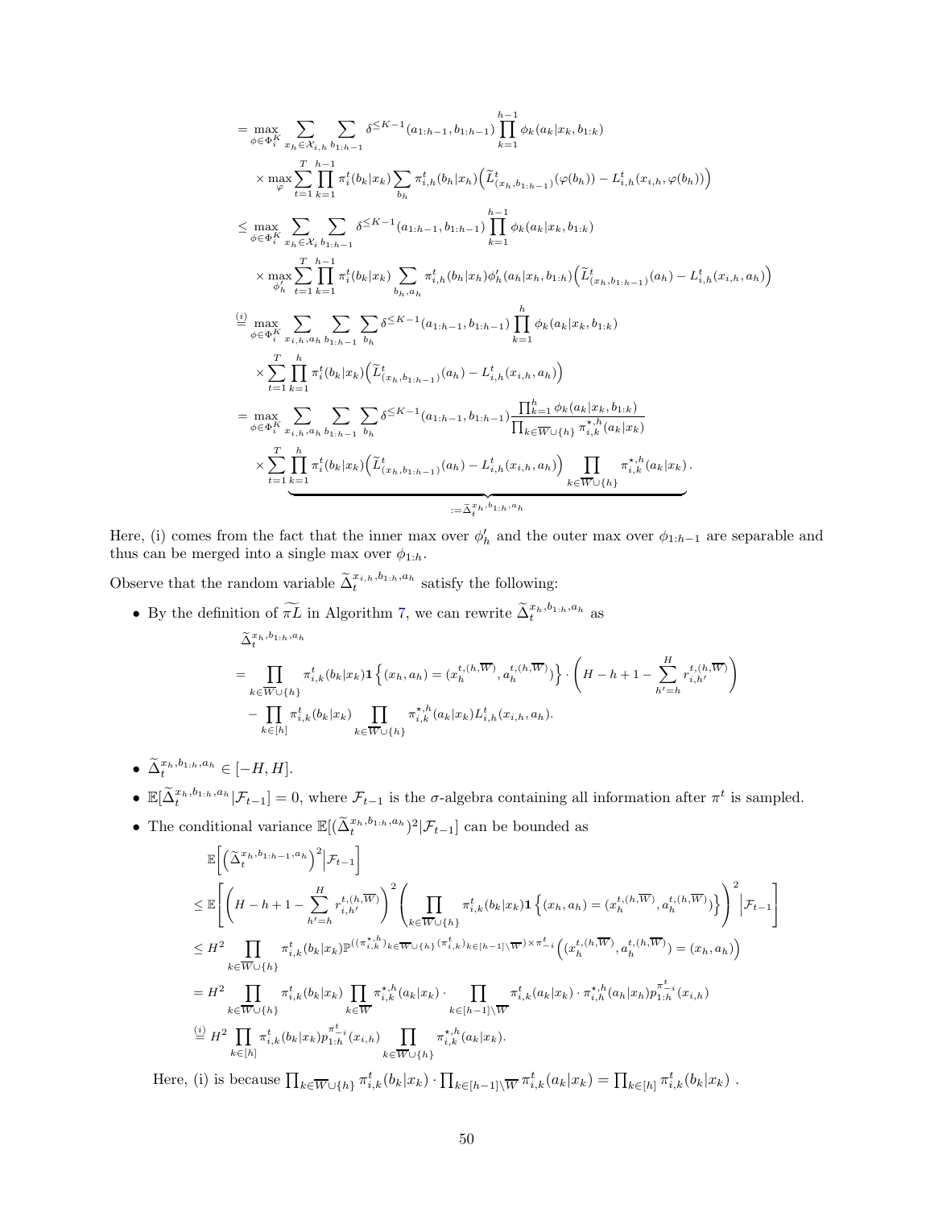$$
\begin{aligned}
&= \max_{\phi\in\Phi_i^K} \sum_{x_h\in\mathcal{X}_{i,h}} \sum_{b_{1:h-1}} \delta^{\le K-1}(a_{1:h-1}, b_{1:h-1}) \prod_{k=1}^{h-1} \phi_k(a_k|x_k, b_{1:k}) \\
&\quad \times \max_{\varphi} \sum_{t=1}^{T} \prod_{k=1}^{h-1} \pi_i^t(b_k|x_k) \sum_{b_h} \pi_{i,h}^t(b_h|x_h) \Big( \widetilde{L}^t_{(x_h,b_{1:h-1})}(\varphi(b_h)) - L^t_{i,h}(x_{i,h}, \varphi(b_h)) \Big) \\
&\le \max_{\phi\in\Phi_i^K} \sum_{x_h\in\mathcal{X}_i} \sum_{b_{1:h-1}} \delta^{\le K-1}(a_{1:h-1}, b_{1:h-1}) \prod_{k=1}^{h-1} \phi_k(a_k|x_k, b_{1:k}) \\
&\quad \times \max_{\phi'_h} \sum_{t=1}^{T} \prod_{k=1}^{h-1} \pi_i^t(b_k|x_k) \sum_{b_h,a_h} \pi_{i,h}^t(b_h|x_h)\phi'_h(a_h|x_h, b_{1:h}) \Big( \widetilde{L}^t_{(x_h,b_{1:h-1})}(a_h) - L^t_{i,h}(x_{i,h}, a_h) \Big) \\
&\overset{(i)}{=} \max_{\phi\in\Phi_i^K} \sum_{x_{i,h},a_h} \sum_{b_{1:h-1}} \sum_{b_h} \delta^{\le K-1}(a_{1:h-1}, b_{1:h-1}) \prod_{k=1}^{h} \phi_k(a_k|x_k, b_{1:k}) \\
&\quad \times \sum_{t=1}^{T} \prod_{k=1}^{h} \pi_i^t(b_k|x_k) \Big( \widetilde{L}^t_{(x_h,b_{1:h-1})}(a_h) - L^t_{i,h}(x_{i,h}, a_h) \Big) \\
&= \max_{\phi\in\Phi_i^K} \sum_{x_{i,h},a_h} \sum_{b_{1:h-1}} \sum_{b_h} \delta^{\le K-1}(a_{1:h-1}, b_{1:h-1}) \frac{\prod_{k=1}^{h} \phi_k(a_k|x_k, b_{1:k})}{\prod_{k\in\overline{W}\cup\{h\}} \pi^{\star,h}_{i,k}(a_k|x_k)} \\
&\quad \times \underbrace{\sum_{t=1}^{T} \prod_{k=1}^{h} \pi_i^t(b_k|x_k) \Big( \widetilde{L}^t_{(x_h,b_{1:h-1})}(a_h) - L^t_{i,h}(x_{i,h}, a_h) \Big) \prod_{k\in\overline{W}\cup\{h\}} \pi^{\star,h}_{i,k}(a_k|x_k)}_{:=\widetilde{\Delta}_t^{x_h,b_{1:h},a_h}}.
\end{aligned}
$$

Here, (i) comes from the fact that the inner max over $\phi'_h$ and the outer max over $\phi_{1:h-1}$ are separable and thus can be merged into a single max over $\phi_{1:h}$.

Observe that the random variable $\widetilde{\Delta}_t^{x_{i,h},b_{1:h},a_h}$ satisfy the following:

- By the definition of $\widetilde{\pi L}$ in Algorithm 7, we can rewrite $\widetilde{\Delta}_t^{x_h,b_{1:h},a_h}$ as

$$
\begin{aligned}
&\widetilde{\Delta}_t^{x_h,b_{1:h},a_h} \\
&= \prod_{k\in\overline{W}\cup\{h\}} \pi^t_{i,k}(b_k|x_k) \mathbf{1}\left\{ (x_h, a_h) = (x_h^{t,(h,\overline{W})}, a_h^{t,(h,\overline{W})}) \right\} \cdot \left( H - h + 1 - \sum_{h'=h}^{H} r_{i,h'}^{t,(h,\overline{W})} \right) \\
&\quad - \prod_{k\in[h]} \pi^t_{i,k}(b_k|x_k) \prod_{k\in\overline{W}\cup\{h\}} \pi^{\star,h}_{i,k}(a_k|x_k) L^t_{i,h}(x_{i,h}, a_h).
\end{aligned}
$$

- $\widetilde{\Delta}_t^{x_h,b_{1:h},a_h} \in [-H, H]$.
- $\mathbb{E}[\widetilde{\Delta}_t^{x_h,b_{1:h},a_h}|\mathcal{F}_{t-1}] = 0$, where $\mathcal{F}_{t-1}$ is the $\sigma$-algebra containing all information after $\pi^t$ is sampled.
- The conditional variance $\mathbb{E}[(\widetilde{\Delta}_t^{x_h,b_{1:h},a_h})^2|\mathcal{F}_{t-1}]$ can be bounded as

$$
\begin{aligned}
&\mathbb{E}\left[ \left( \widetilde{\Delta}_t^{x_h,b_{1:h-1},a_h} \right)^2 \Big| \mathcal{F}_{t-1} \right] \\
&\le \mathbb{E}\left[ \left( H - h + 1 - \sum_{h'=h}^{H} r_{i,h'}^{t,(h,\overline{W})} \right)^2 \left( \prod_{k\in\overline{W}\cup\{h\}} \pi^t_{i,k}(b_k|x_k) \mathbf{1}\left\{ (x_h, a_h) = (x_h^{t,(h,\overline{W})}, a_h^{t,(h,\overline{W})}) \right\} \right)^2 \Big| \mathcal{F}_{t-1} \right] \\
&\le H^2 \prod_{k\in\overline{W}\cup\{h\}} \pi^t_{i,k}(b_k|x_k) \mathbb{P}^{((\pi^{\star,h}_{i,k})_{k\in\overline{W}\cup\{h\}}(\pi^t_{i,k})_{k\in[h-1]\setminus\overline{W}})\times\pi^t_{-i}} \left( (x_h^{t,(h,\overline{W})}, a_h^{t,(h,\overline{W})}) = (x_h, a_h) \right) \\
&= H^2 \prod_{k\in\overline{W}\cup\{h\}} \pi^t_{i,k}(b_k|x_k) \prod_{k\in\overline{W}} \pi^{\star,h}_{i,k}(a_k|x_k) \cdot \prod_{k\in[h-1]\setminus\overline{W}} \pi^t_{i,k}(a_k|x_k) \cdot \pi^{\star,h}_{i,h}(a_h|x_h) p_{1:h}^{\pi^t_{-i}}(x_{i,h}) \\
&\overset{(i)}{=} H^2 \prod_{k\in[h]} \pi^t_{i,k}(b_k|x_k) p_{1:h}^{\pi^t_{-i}}(x_{i,h}) \prod_{k\in\overline{W}\cup\{h\}} \pi^{\star,h}_{i,k}(a_k|x_k).
\end{aligned}
$$

Here, (i) is because $\prod_{k\in\overline{W}\cup\{h\}} \pi^t_{i,k}(b_k|x_k) \cdot \prod_{k\in[h-1]\setminus\overline{W}} \pi^t_{i,k}(a_k|x_k) = \prod_{k\in[h]} \pi^t_{i,k}(b_k|x_k)$ .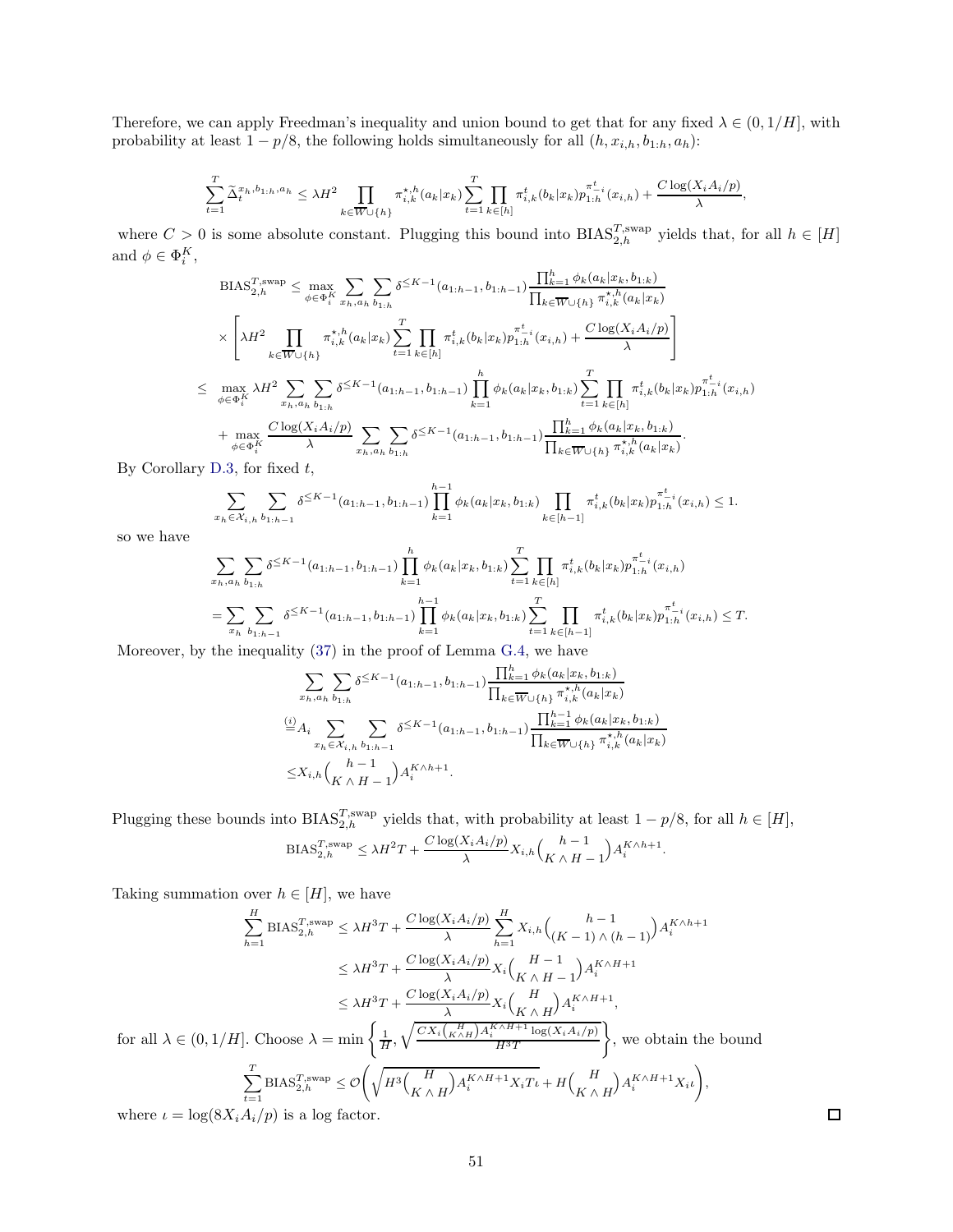Therefore, we can apply Freedman's inequality and union bound to get that for any fixed $\lambda \in (0, 1/H]$, with probability at least $1 - p/8$, the following holds simultaneously for all $(h, x_{i,h}, b_{1:h}, a_h)$:

$$\sum_{t=1}^{T} \widetilde{\Delta}_t^{x_h, b_{1:h}, a_h} \leq \lambda H^2 \prod_{k \in \overline{W} \cup \{h\}} \pi_{i,k}^{\star,h}(a_k|x_k) \sum_{t=1}^{T} \prod_{k \in [h]} \pi_{i,k}^t(b_k|x_k) p_{1:h}^{\pi_{-i}^t}(x_{i,h}) + \frac{C \log(X_i A_i/p)}{\lambda},$$

where $C > 0$ is some absolute constant. Plugging this bound into $\mathrm{BIAS}_{2,h}^{T,\mathrm{swap}}$ yields that, for all $h \in [H]$ and $\phi \in \Phi_i^K$,

$$\begin{aligned}
\mathrm{BIAS}_{2,h}^{T,\mathrm{swap}} \leq& \max_{\phi \in \Phi_i^K} \sum_{x_h, a_h} \sum_{b_{1:h}} \delta^{\leq K-1}(a_{1:h-1}, b_{1:h-1}) \frac{\prod_{k=1}^{h} \phi_k(a_k|x_k, b_{1:k})}{\prod_{k \in \overline{W} \cup \{h\}} \pi_{i,k}^{\star,h}(a_k|x_k)} \\
&\times \left[ \lambda H^2 \prod_{k \in \overline{W} \cup \{h\}} \pi_{i,k}^{\star,h}(a_k|x_k) \sum_{t=1}^{T} \prod_{k \in [h]} \pi_{i,k}^t(b_k|x_k) p_{1:h}^{\pi_{-i}^t}(x_{i,h}) + \frac{C \log(X_i A_i/p)}{\lambda} \right] \\
\leq& \max_{\phi \in \Phi_i^K} \lambda H^2 \sum_{x_h, a_h} \sum_{b_{1:h}} \delta^{\leq K-1}(a_{1:h-1}, b_{1:h-1}) \prod_{k=1}^{h} \phi_k(a_k|x_k, b_{1:k}) \sum_{t=1}^{T} \prod_{k \in [h]} \pi_{i,k}^t(b_k|x_k) p_{1:h}^{\pi_{-i}^t}(x_{i,h}) \\
&+ \max_{\phi \in \Phi_i^K} \frac{C \log(X_i A_i/p)}{\lambda} \sum_{x_h, a_h} \sum_{b_{1:h}} \delta^{\leq K-1}(a_{1:h-1}, b_{1:h-1}) \frac{\prod_{k=1}^{h} \phi_k(a_k|x_k, b_{1:k})}{\prod_{k \in \overline{W} \cup \{h\}} \pi_{i,k}^{\star,h}(a_k|x_k)}.
\end{aligned}$$

By Corollary D.3, for fixed $t$,

$$\sum_{x_h \in \mathcal{X}_{i,h}} \sum_{b_{1:h-1}} \delta^{\leq K-1}(a_{1:h-1}, b_{1:h-1}) \prod_{k=1}^{h-1} \phi_k(a_k|x_k, b_{1:k}) \prod_{k \in [h-1]} \pi_{i,k}^t(b_k|x_k) p_{1:h}^{\pi_{-i}^t}(x_{i,h}) \leq 1.$$

so we have

$$\begin{aligned}
&\sum_{x_h, a_h} \sum_{b_{1:h}} \delta^{\leq K-1}(a_{1:h-1}, b_{1:h-1}) \prod_{k=1}^{h} \phi_k(a_k|x_k, b_{1:k}) \sum_{t=1}^{T} \prod_{k \in [h]} \pi_{i,k}^t(b_k|x_k) p_{1:h}^{\pi_{-i}^t}(x_{i,h}) \\
=& \sum_{x_h} \sum_{b_{1:h-1}} \delta^{\leq K-1}(a_{1:h-1}, b_{1:h-1}) \prod_{k=1}^{h-1} \phi_k(a_k|x_k, b_{1:k}) \sum_{t=1}^{T} \prod_{k \in [h-1]} \pi_{i,k}^t(b_k|x_k) p_{1:h}^{\pi_{-i}^t}(x_{i,h}) \leq T.
\end{aligned}$$

Moreover, by the inequality (37) in the proof of Lemma G.4, we have

$$\begin{aligned}
&\sum_{x_h, a_h} \sum_{b_{1:h}} \delta^{\leq K-1}(a_{1:h-1}, b_{1:h-1}) \frac{\prod_{k=1}^{h} \phi_k(a_k|x_k, b_{1:k})}{\prod_{k \in \overline{W} \cup \{h\}} \pi_{i,k}^{\star,h}(a_k|x_k)} \\
\overset{(i)}{=}& A_i \sum_{x_h \in \mathcal{X}_{i,h}} \sum_{b_{1:h-1}} \delta^{\leq K-1}(a_{1:h-1}, b_{1:h-1}) \frac{\prod_{k=1}^{h-1} \phi_k(a_k|x_k, b_{1:k})}{\prod_{k \in \overline{W} \cup \{h\}} \pi_{i,k}^{\star,h}(a_k|x_k)} \\
\leq& X_{i,h} \binom{h-1}{K \wedge H - 1} A_i^{K \wedge h + 1}.
\end{aligned}$$

Plugging these bounds into $\mathrm{BIAS}_{2,h}^{T,\mathrm{swap}}$ yields that, with probability at least $1 - p/8$, for all $h \in [H]$,

$$\mathrm{BIAS}_{2,h}^{T,\mathrm{swap}} \leq \lambda H^2 T + \frac{C \log(X_i A_i/p)}{\lambda} X_{i,h} \binom{h-1}{K \wedge H - 1} A_i^{K \wedge h + 1}.$$

Taking summation over $h \in [H]$, we have

$$\begin{aligned}
\sum_{h=1}^{H} \mathrm{BIAS}_{2,h}^{T,\mathrm{swap}} \leq& \lambda H^3 T + \frac{C \log(X_i A_i/p)}{\lambda} \sum_{h=1}^{H} X_{i,h} \binom{h-1}{(K-1) \wedge (h-1)} A_i^{K \wedge h + 1} \\
\leq& \lambda H^3 T + \frac{C \log(X_i A_i/p)}{\lambda} X_i \binom{H-1}{K \wedge H - 1} A_i^{K \wedge H + 1} \\
\leq& \lambda H^3 T + \frac{C \log(X_i A_i/p)}{\lambda} X_i \binom{H}{K \wedge H} A_i^{K \wedge H + 1},
\end{aligned}$$

for all $\lambda \in (0, 1/H]$. Choose $\lambda = \min\left\{ \frac{1}{H}, \sqrt{\frac{C X_i \binom{H}{K \wedge H} A_i^{K \wedge H + 1} \log(X_i A_i/p)}{H^3 T}} \right\}$, we obtain the bound

$$\sum_{t=1}^{T} \mathrm{BIAS}_{2,h}^{T,\mathrm{swap}} \leq \mathcal{O}\left( \sqrt{H^3 \binom{H}{K \wedge H} A_i^{K \wedge H + 1} X_i T \iota} + H \binom{H}{K \wedge H} A_i^{K \wedge H + 1} X_i \iota \right),$$

where $\iota = \log(8 X_i A_i/p)$ is a log factor. $\square$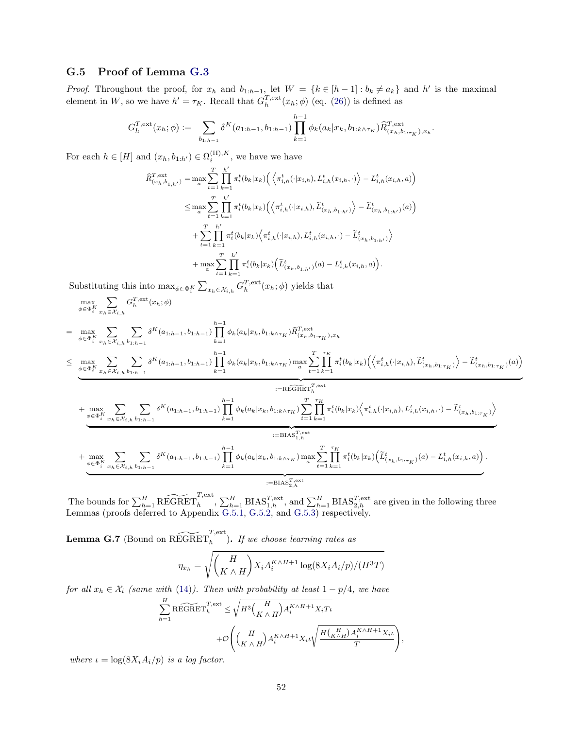### G.5 Proof of Lemma G.3

*Proof.* Throughout the proof, for $x_h$ and $b_{1:h-1}$, let $W = \{k \in [h-1] : b_k \neq a_k\}$ and $h'$ is the maximal element in $W$, so we have $h' = \tau_K$. Recall that $G_h^{T,\mathrm{ext}}(x_h; \phi)$ (eq. (26)) is defined as

$$G_h^{T,\mathrm{ext}}(x_h; \phi) := \sum_{b_{1:h-1}} \delta^K(a_{1:h-1}, b_{1:h-1}) \prod_{k=1}^{h-1} \phi_k(a_k | x_k, b_{1:k\wedge\tau_K}) \widehat{R}^{T,\mathrm{ext}}_{(x_h, b_{1:\tau_K}), x_h}.$$

For each $h \in [H]$ and $(x_h, b_{1:h'}) \in \Omega_i^{(\mathrm{II}),K}$, we have we have

$$\begin{aligned}
\widehat{R}^{T,\mathrm{ext}}_{(x_h, b_{1,h'})} &= \max_a \sum_{t=1}^T \prod_{k=1}^{h'} \pi_i^t(b_k | x_k) \Big( \Big\langle \pi_{i,h}^t(\cdot | x_{i,h}), L_{i,h}^t(x_{i,h}, \cdot) \Big\rangle - L_{i,h}^t(x_{i,h}, a) \Big) \\
&\le \max_a \sum_{t=1}^T \prod_{k=1}^{h'} \pi_i^t(b_k | x_k) \Big( \Big\langle \pi_{i,h}^t(\cdot | x_{i,h}), \widetilde{L}^t_{(x_h, b_{1:h'})} \Big\rangle - \widetilde{L}^t_{(x_h, b_{1:h'})}(a) \Big) \\
&\quad + \sum_{t=1}^T \prod_{k=1}^{h'} \pi_i^t(b_k | x_k) \Big\langle \pi_{i,h}^t(\cdot | x_{i,h}), L_{i,h}^t(x_{i,h}, \cdot) - \widetilde{L}^t_{(x_h, b_{1:h'})} \Big\rangle \\
&\quad + \max_a \sum_{t=1}^T \prod_{k=1}^{h'} \pi_i^t(b_k | x_k) \Big( \widetilde{L}^t_{(x_h, b_{1:h'})}(a) - L_{i,h}^t(x_{i,h}, a) \Big).
\end{aligned}$$

Substituting this into $\max_{\phi \in \Phi_i^K} \sum_{x_h \in \mathcal{X}_{i,h}} G_h^{T,\mathrm{ext}}(x_h; \phi)$ yields that

$$\begin{aligned}
&\max_{\phi \in \Phi_i^K} \sum_{x_h \in \mathcal{X}_{i,h}} G_h^{T,\mathrm{ext}}(x_h; \phi) \\
=\ &\max_{\phi \in \Phi_i^K} \sum_{x_h \in \mathcal{X}_{i,h}} \sum_{b_{1:h-1}} \delta^K(a_{1:h-1}, b_{1:h-1}) \prod_{k=1}^{h-1} \phi_k(a_k | x_k, b_{1:k\wedge\tau_K}) \widehat{R}^{T,\mathrm{ext}}_{(x_h, b_{1:\tau_K}), x_h} \\
\le\ &\underbrace{\max_{\phi \in \Phi_i^K} \sum_{x_h \in \mathcal{X}_{i,h}} \sum_{b_{1:h-1}} \delta^K(a_{1:h-1}, b_{1:h-1}) \prod_{k=1}^{h-1} \phi_k(a_k | x_k, b_{1:k\wedge\tau_K}) \max_a \sum_{t=1}^T \prod_{k=1}^{\tau_K} \pi_i^t(b_k | x_k) \Big( \Big\langle \pi_{i,h}^t(\cdot | x_{i,h}), \widetilde{L}^t_{(x_h, b_{1:\tau_K})} \Big\rangle - \widetilde{L}^t_{(x_h, b_{1:\tau_K})}(a) \Big)}_{:=\widetilde{\mathrm{REGRET}}_h^{T,\mathrm{ext}}} \\
&+ \underbrace{\max_{\phi \in \Phi_i^K} \sum_{x_h \in \mathcal{X}_{i,h}} \sum_{b_{1:h-1}} \delta^K(a_{1:h-1}, b_{1:h-1}) \prod_{k=1}^{h-1} \phi_k(a_k | x_k, b_{1:k\wedge\tau_K}) \sum_{t=1}^T \prod_{k=1}^{\tau_K} \pi_i^t(b_k | x_k) \Big\langle \pi_{i,h}^t(\cdot | x_{i,h}), L_{i,h}^t(x_{i,h}, \cdot) - \widetilde{L}^t_{(x_h, b_{1:\tau_K})} \Big\rangle}_{:=\mathrm{BIAS}_{1,h}^{T,\mathrm{ext}}} \\
&+ \underbrace{\max_{\phi \in \Phi_i^K} \sum_{x_h \in \mathcal{X}_{i,h}} \sum_{b_{1:h-1}} \delta^K(a_{1:h-1}, b_{1:h-1}) \prod_{k=1}^{h-1} \phi_k(a_k | x_k, b_{1:k\wedge\tau_K}) \max_a \sum_{t=1}^T \prod_{k=1}^{\tau_K} \pi_i^t(b_k | x_k) \Big( \widetilde{L}^t_{(x_h, b_{1:\tau_K})}(a) - L_{i,h}^t(x_{i,h}, a) \Big)}_{:=\mathrm{BIAS}_{2,h}^{T,\mathrm{ext}}}.
\end{aligned}$$

The bounds for $\sum_{h=1}^H \widetilde{\mathrm{REGRET}}_h^{T,\mathrm{ext}}$, $\sum_{h=1}^H \mathrm{BIAS}_{1,h}^{T,\mathrm{ext}}$, and $\sum_{h=1}^H \mathrm{BIAS}_{2,h}^{T,\mathrm{ext}}$ are given in the following three Lemmas (proofs deferred to Appendix G.5.1, G.5.2, and G.5.3) respectively.

**Lemma G.7** (Bound on $\widetilde{\mathrm{REGRET}}_h^{T,\mathrm{ext}}$)**.** *If we choose learning rates as*

$$\eta_{x_h} = \sqrt{\binom{H}{K \wedge H} X_i A_i^{K\wedge H+1} \log(8X_iA_i/p)/(H^3T)}$$

*for all $x_h \in \mathcal{X}_i$ (same with (14)). Then with probability at least $1 - p/4$, we have*

$$\sum_{h=1}^H \widetilde{\mathrm{REGRET}}_h^{T,\mathrm{ext}} \le \sqrt{H^3 \binom{H}{K \wedge H} A_i^{K\wedge H+1} X_i T \iota} + \mathcal{O}\left( \binom{H}{K \wedge H} A_i^{K\wedge H+1} X_i \iota \sqrt{\frac{H \binom{H}{K\wedge H} A_i^{K\wedge H+1} X_i \iota}{T}} \right),$$

*where $\iota = \log(8X_iA_i/p)$ is a log factor.*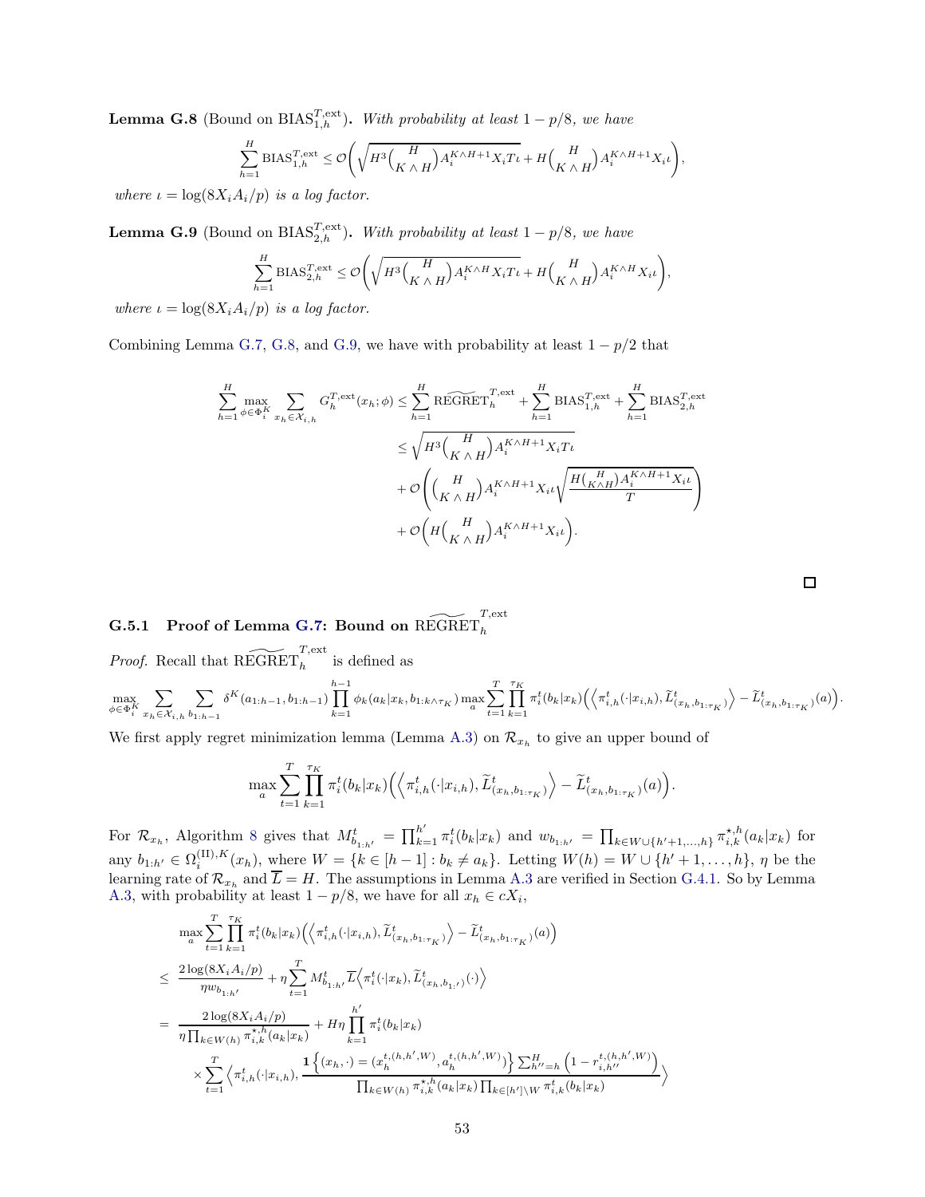**Lemma G.8** (Bound on $\mathrm{BIAS}_{1,h}^{T,\mathrm{ext}}$). *With probability at least $1-p/8$, we have*

$$\sum_{h=1}^{H} \mathrm{BIAS}_{1,h}^{T,\mathrm{ext}} \le \mathcal{O}\bigg(\sqrt{H^3 \binom{H}{K\wedge H} A_i^{K\wedge H+1} X_i T \iota} + H\binom{H}{K\wedge H} A_i^{K\wedge H+1} X_i \iota\bigg),$$

*where $\iota = \log(8X_iA_i/p)$ is a log factor.*

**Lemma G.9** (Bound on $\mathrm{BIAS}_{2,h}^{T,\mathrm{ext}}$). *With probability at least $1-p/8$, we have*

$$\sum_{h=1}^{H} \mathrm{BIAS}_{2,h}^{T,\mathrm{ext}} \le \mathcal{O}\bigg(\sqrt{H^3 \binom{H}{K\wedge H} A_i^{K\wedge H} X_i T \iota} + H\binom{H}{K\wedge H} A_i^{K\wedge H} X_i \iota\bigg),$$

*where $\iota = \log(8X_iA_i/p)$ is a log factor.*

Combining Lemma G.7, G.8, and G.9, we have with probability at least $1-p/2$ that

$$\begin{aligned}
\sum_{h=1}^{H} \max_{\phi\in\Phi_i^K} \sum_{x_h\in\mathcal{X}_{i,h}} G_h^{T,\mathrm{ext}}(x_h;\phi) &\le \sum_{h=1}^{H} \widetilde{\mathrm{REGRET}}_h^{T,\mathrm{ext}} + \sum_{h=1}^{H} \mathrm{BIAS}_{1,h}^{T,\mathrm{ext}} + \sum_{h=1}^{H} \mathrm{BIAS}_{2,h}^{T,\mathrm{ext}} \\
&\le \sqrt{H^3 \binom{H}{K\wedge H} A_i^{K\wedge H+1} X_i T \iota} \\
&\quad + \mathcal{O}\Bigg(\binom{H}{K\wedge H} A_i^{K\wedge H+1} X_i \iota \sqrt{\frac{H\binom{H}{K\wedge H} A_i^{K\wedge H+1} X_i \iota}{T}}\Bigg) \\
&\quad + \mathcal{O}\bigg(H\binom{H}{K\wedge H} A_i^{K\wedge H+1} X_i \iota\bigg).
\end{aligned}$$

□

### G.5.1 Proof of Lemma G.7: Bound on $\widetilde{\mathrm{REGRET}}_h^{T,\mathrm{ext}}$

*Proof.* Recall that $\widetilde{\mathrm{REGRET}}_h^{T,\mathrm{ext}}$ is defined as

$$\max_{\phi\in\Phi_i^K} \sum_{x_h\in\mathcal{X}_{i,h}} \sum_{b_{1:h-1}} \delta^K(a_{1:h-1}, b_{1:h-1}) \prod_{k=1}^{h-1} \phi_k(a_k|x_k, b_{1:k\wedge\tau_K}) \max_a \sum_{t=1}^{T} \prod_{k=1}^{\tau_K} \pi_i^t(b_k|x_k) \Big(\Big\langle \pi_{i,h}^t(\cdot|x_{i,h}), \widetilde{L}_{(x_h,b_{1:\tau_K})}^t \Big\rangle - \widetilde{L}_{(x_h,b_{1:\tau_K})}^t(a)\Big).$$

We first apply regret minimization lemma (Lemma A.3) on $\mathcal{R}_{x_h}$ to give an upper bound of

$$\max_a \sum_{t=1}^{T} \prod_{k=1}^{\tau_K} \pi_i^t(b_k|x_k) \Big(\Big\langle \pi_{i,h}^t(\cdot|x_{i,h}), \widetilde{L}_{(x_h,b_{1:\tau_K})}^t \Big\rangle - \widetilde{L}_{(x_h,b_{1:\tau_K})}^t(a)\Big).$$

For $\mathcal{R}_{x_h}$, Algorithm 8 gives that $M_{b_{1:h'}}^t = \prod_{k=1}^{h'} \pi_i^t(b_k|x_k)$ and $w_{b_{1:h'}} = \prod_{k\in W\cup\{h'+1,\dots,h\}} \pi_{i,k}^{\star,h}(a_k|x_k)$ for any $b_{1:h'} \in \Omega_i^{(\mathrm{II}),K}(x_h)$, where $W = \{k\in[h-1] : b_k \ne a_k\}$. Letting $W(h) = W\cup\{h'+1,\dots,h\}$, $\eta$ be the learning rate of $\mathcal{R}_{x_h}$ and $\overline{L} = H$. The assumptions in Lemma A.3 are verified in Section G.4.1. So by Lemma A.3, with probability at least $1-p/8$, we have for all $x_h \in cX_i$,

$$\begin{aligned}
&\max_a \sum_{t=1}^{T} \prod_{k=1}^{\tau_K} \pi_i^t(b_k|x_k) \Big(\Big\langle \pi_{i,h}^t(\cdot|x_{i,h}), \widetilde{L}_{(x_h,b_{1:\tau_K})}^t \Big\rangle - \widetilde{L}_{(x_h,b_{1:\tau_K})}^t(a)\Big) \\
\le\ & \frac{2\log(8X_iA_i/p)}{\eta w_{b_{1:h'}}} + \eta \sum_{t=1}^{T} M_{b_{1:h'}}^t \overline{L} \Big\langle \pi_i^t(\cdot|x_k), \widetilde{L}_{(x_h,b_{1:'})}^t(\cdot) \Big\rangle \\
=\ & \frac{2\log(8X_iA_i/p)}{\eta \prod_{k\in W(h)} \pi_{i,k}^{\star,h}(a_k|x_k)} + H\eta \prod_{k=1}^{h'} \pi_i^t(b_k|x_k) \\
&\times \sum_{t=1}^{T} \Big\langle \pi_{i,h}^t(\cdot|x_{i,h}), \frac{\mathbf{1}\Big\{(x_h,\cdot) = (x_h^{t,(h,h',W)}, a_h^{t,(h,h',W)})\Big\} \sum_{h''=h}^{H} \Big(1 - r_{i,h''}^{t,(h,h',W)}\Big)}{\prod_{k\in W(h)} \pi_{i,k}^{\star,h}(a_k|x_k) \prod_{k\in[h']\setminus W} \pi_{i,k}^t(b_k|x_k)} \Big\rangle
\end{aligned}$$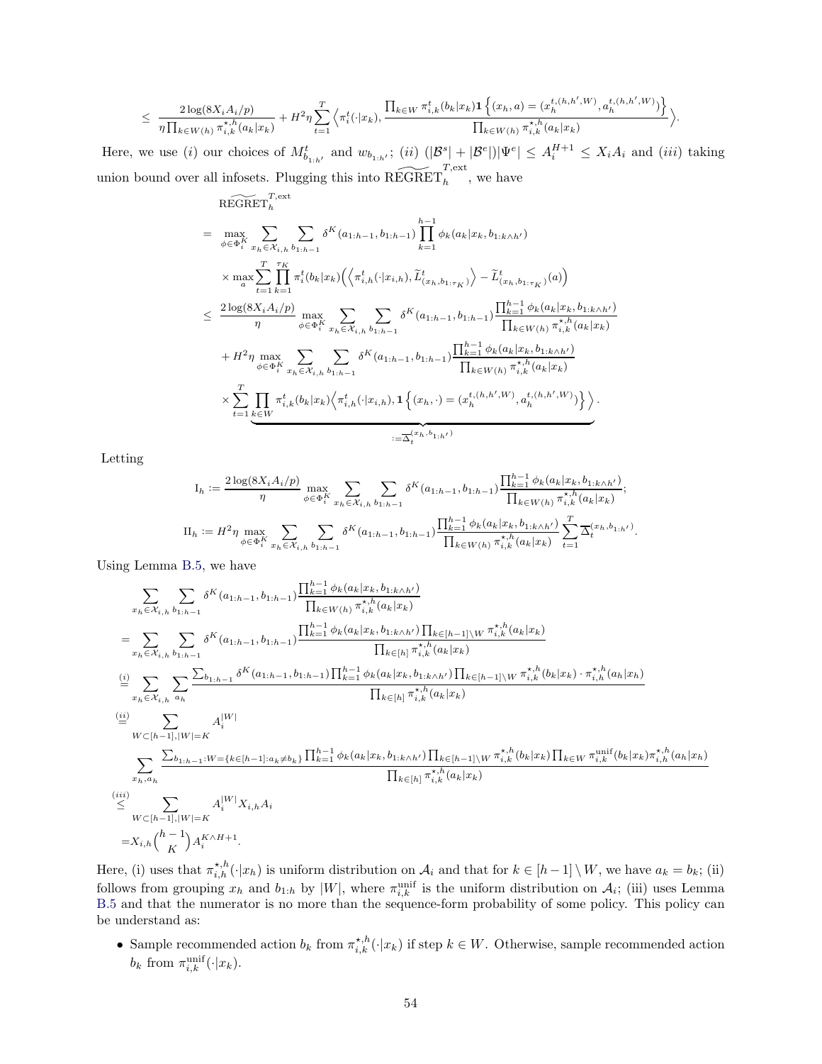$$\le \frac{2\log(8X_iA_i/p)}{\eta\prod_{k\in W(h)}\pi^{\star,h}_{i,k}(a_k|x_k)} + H^2\eta\sum_{t=1}^{T}\Big\langle \pi^t_i(\cdot|x_h), \frac{\prod_{k\in W}\pi^t_{i,k}(b_k|x_k)\mathbf{1}\left\{(x_h,a)=(x_h^{t,(h,h',W)},a_h^{t,(h,h',W)})\right\}}{\prod_{k\in W(h)}\pi^{\star,h}_{i,k}(a_k|x_k)}\Big\rangle.$$

Here, we use $(i)$ our choices of $M^t_{b_{1:h'}}$ and $w_{b_{1:h'}}$; $(ii)$ $(|\mathcal{B}^s|+|\mathcal{B}^e|)|\Psi^e|\le A_i^{H+1}\le X_iA_i$ and $(iii)$ taking union bound over all infosets. Plugging this into $\widetilde{\mathrm{REGRET}}_h^{T,\mathrm{ext}}$, we have

$$\begin{aligned}
&\widetilde{\mathrm{REGRET}}_h^{T,\mathrm{ext}} \\
&= \max_{\phi\in\Phi_i^K}\sum_{x_h\in\mathcal{X}_{i,h}}\sum_{b_{1:h-1}}\delta^K(a_{1:h-1},b_{1:h-1})\prod_{k=1}^{h-1}\phi_k(a_k|x_k,b_{1:k\wedge h'}) \\
&\quad\times\max_a\sum_{t=1}^{T}\prod_{k=1}^{\tau_K}\pi_i^t(b_k|x_k)\Big(\Big\langle\pi^t_{i,h}(\cdot|x_{i,h}),\widetilde{L}^t_{(x_h,b_{1:\tau_K})}\Big\rangle-\widetilde{L}^t_{(x_h,b_{1:\tau_K})}(a)\Big) \\
&\le \frac{2\log(8X_iA_i/p)}{\eta}\max_{\phi\in\Phi_i^K}\sum_{x_h\in\mathcal{X}_{i,h}}\sum_{b_{1:h-1}}\delta^K(a_{1:h-1},b_{1:h-1})\frac{\prod_{k=1}^{h-1}\phi_k(a_k|x_k,b_{1:k\wedge h'})}{\prod_{k\in W(h)}\pi^{\star,h}_{i,k}(a_k|x_k)} \\
&\quad+H^2\eta\max_{\phi\in\Phi_i^K}\sum_{x_h\in\mathcal{X}_{i,h}}\sum_{b_{1:h-1}}\delta^K(a_{1:h-1},b_{1:h-1})\frac{\prod_{k=1}^{h-1}\phi_k(a_k|x_k,b_{1:k\wedge h'})}{\prod_{k\in W(h)}\pi^{\star,h}_{i,k}(a_k|x_k)} \\
&\quad\times\underbrace{\sum_{t=1}^{T}\prod_{k\in W}\pi^t_{i,k}(b_k|x_k)\Big\langle\pi^t_{i,h}(\cdot|x_{i,h}),\mathbf{1}\left\{(x_h,\cdot)=(x_h^{t,(h,h',W)},a_h^{t,(h,h',W)})\right\}\Big\rangle}_{:=\overline{\Delta}_t^{(x_h,b_{1:h'})}}.
\end{aligned}$$

Letting

$$\mathrm{I}_h := \frac{2\log(8X_iA_i/p)}{\eta}\max_{\phi\in\Phi_i^K}\sum_{x_h\in\mathcal{X}_{i,h}}\sum_{b_{1:h-1}}\delta^K(a_{1:h-1},b_{1:h-1})\frac{\prod_{k=1}^{h-1}\phi_k(a_k|x_k,b_{1:k\wedge h'})}{\prod_{k\in W(h)}\pi^{\star,h}_{i,k}(a_k|x_k)};$$

$$\mathrm{II}_h := H^2\eta\max_{\phi\in\Phi_i^K}\sum_{x_h\in\mathcal{X}_{i,h}}\sum_{b_{1:h-1}}\delta^K(a_{1:h-1},b_{1:h-1})\frac{\prod_{k=1}^{h-1}\phi_k(a_k|x_k,b_{1:k\wedge h'})}{\prod_{k\in W(h)}\pi^{\star,h}_{i,k}(a_k|x_k)}\sum_{t=1}^{T}\overline{\Delta}_t^{(x_h,b_{1:h'})}.$$

Using Lemma B.5, we have

$$\begin{aligned}
&\sum_{x_h\in\mathcal{X}_{i,h}}\sum_{b_{1:h-1}}\delta^K(a_{1:h-1},b_{1:h-1})\frac{\prod_{k=1}^{h-1}\phi_k(a_k|x_k,b_{1:k\wedge h'})}{\prod_{k\in W(h)}\pi^{\star,h}_{i,k}(a_k|x_k)} \\
&=\sum_{x_h\in\mathcal{X}_{i,h}}\sum_{b_{1:h-1}}\delta^K(a_{1:h-1},b_{1:h-1})\frac{\prod_{k=1}^{h-1}\phi_k(a_k|x_k,b_{1:k\wedge h'})\prod_{k\in[h-1]\setminus W}\pi^{\star,h}_{i,k}(a_k|x_k)}{\prod_{k\in[h]}\pi^{\star,h}_{i,k}(a_k|x_k)} \\
&\overset{(i)}{=}\sum_{x_h\in\mathcal{X}_{i,h}}\sum_{a_h}\frac{\sum_{b_{1:h-1}}\delta^K(a_{1:h-1},b_{1:h-1})\prod_{k=1}^{h-1}\phi_k(a_k|x_k,b_{1:k\wedge h'})\prod_{k\in[h-1]\setminus W}\pi^{\star,h}_{i,k}(b_k|x_k)\cdot\pi^{\star,h}_{i,h}(a_h|x_h)}{\prod_{k\in[h]}\pi^{\star,h}_{i,k}(a_k|x_k)} \\
&\overset{(ii)}{=}\sum_{W\subset[h-1],|W|=K}A_i^{|W|} \\
&\quad\sum_{x_h,a_h}\frac{\sum_{b_{1:h-1}:W=\{k\in[h-1]:a_k\neq b_k\}}\prod_{k=1}^{h-1}\phi_k(a_k|x_k,b_{1:k\wedge h'})\prod_{k\in[h-1]\setminus W}\pi^{\star,h}_{i,k}(b_k|x_k)\prod_{k\in W}\pi^{\mathrm{unif}}_{i,k}(b_k|x_k)\pi^{\star,h}_{i,h}(a_h|x_h)}{\prod_{k\in[h]}\pi^{\star,h}_{i,k}(a_k|x_k)} \\
&\overset{(iii)}{\le}\sum_{W\subset[h-1],|W|=K}A_i^{|W|}X_{i,h}A_i \\
&=X_{i,h}\binom{h-1}{K}A_i^{K\wedge H+1}.
\end{aligned}$$

Here, (i) uses that $\pi^{\star,h}_{i,h}(\cdot|x_h)$ is uniform distribution on $\mathcal{A}_i$ and that for $k\in[h-1]\setminus W$, we have $a_k=b_k$; (ii) follows from grouping $x_h$ and $b_{1:h}$ by $|W|$, where $\pi^{\mathrm{unif}}_{i,k}$ is the uniform distribution on $\mathcal{A}_i$; (iii) uses Lemma B.5 and that the numerator is no more than the sequence-form probability of some policy. This policy can be understand as:

- Sample recommended action $b_k$ from $\pi^{\star,h}_{i,k}(\cdot|x_k)$ if step $k\in W$. Otherwise, sample recommended action $b_k$ from $\pi^{\mathrm{unif}}_{i,k}(\cdot|x_k)$.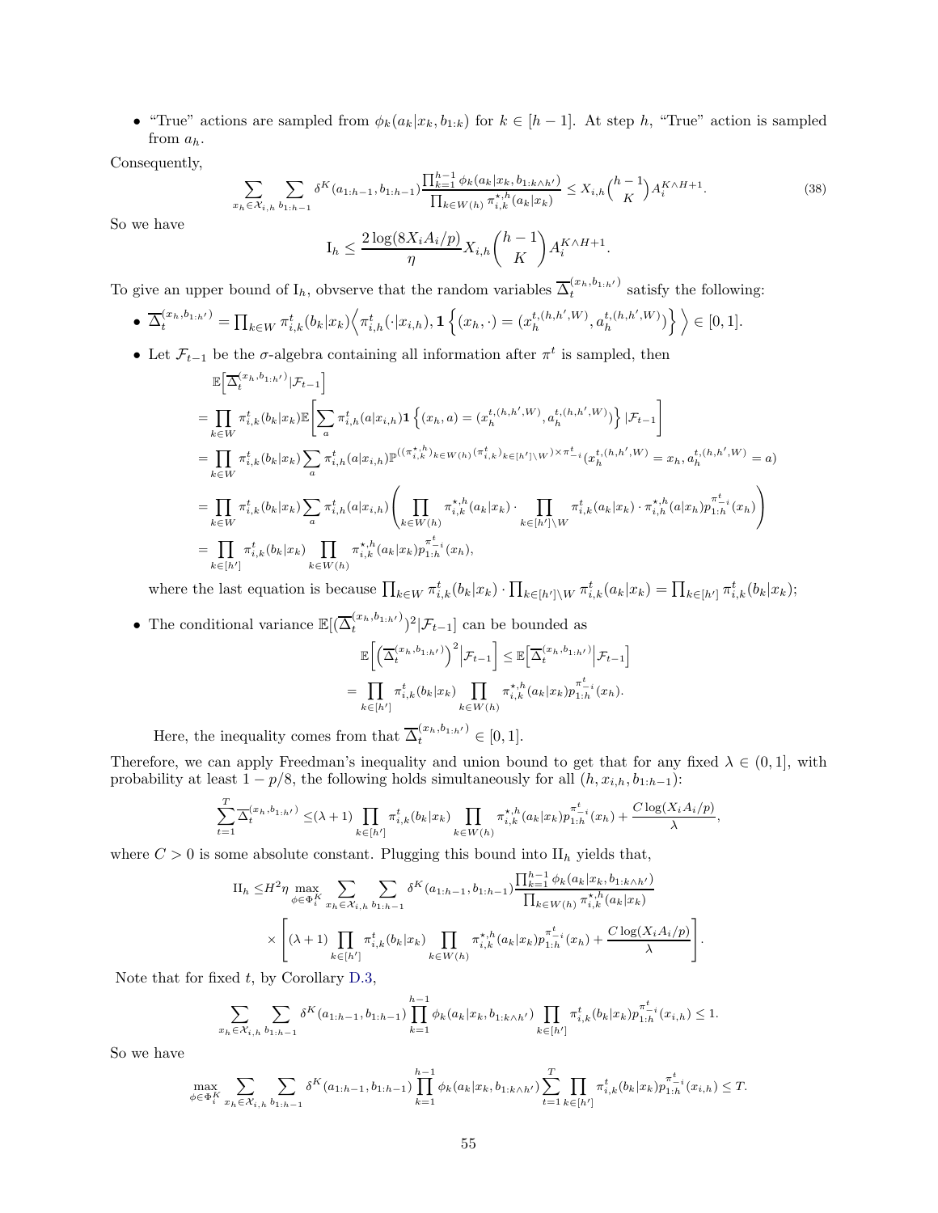- "True" actions are sampled from $\phi_k(a_k|x_k, b_{1:k})$ for $k \in [h-1]$. At step $h$, "True" action is sampled from $a_h$.

Consequently,

$$\sum_{x_h \in \mathcal{X}_{i,h}} \sum_{b_{1:h-1}} \delta^K(a_{1:h-1}, b_{1:h-1}) \frac{\prod_{k=1}^{h-1} \phi_k(a_k|x_k, b_{1:k\wedge h'})}{\prod_{k \in W(h)} \pi^{\star,h}_{i,k}(a_k|x_k)} \leq X_{i,h} \binom{h-1}{K} A_i^{K \wedge H+1}. \tag{38}$$

So we have

$$\mathrm{I}_h \leq \frac{2\log(8X_iA_i/p)}{\eta} X_{i,h} \binom{h-1}{K} A_i^{K\wedge H+1}.$$

To give an upper bound of $\mathrm{I}_h$, obvserve that the random variables $\overline{\Delta}_t^{(x_h, b_{1:h'})}$ satisfy the following:

- $\overline{\Delta}_t^{(x_h,b_{1:h'})} = \prod_{k\in W} \pi^t_{i,k}(b_k|x_k) \Big\langle \pi^t_{i,h}(\cdot|x_{i,h}), \mathbf{1}\left\{(x_h, \cdot) = (x_h^{t,(h,h',W)}, a_h^{t,(h,h',W)})\right\} \Big\rangle \in [0,1]$.
- Let $\mathcal{F}_{t-1}$ be the $\sigma$-algebra containing all information after $\pi^t$ is sampled, then

$$\begin{aligned}
&\mathbb{E}\Big[\overline{\Delta}_t^{(x_h,b_{1:h'})}|\mathcal{F}_{t-1}\Big] \\
&= \prod_{k\in W} \pi^t_{i,k}(b_k|x_k) \mathbb{E}\Bigg[\sum_a \pi^t_{i,h}(a|x_{i,h}) \mathbf{1}\left\{(x_h, a) = (x_h^{t,(h,h',W)}, a_h^{t,(h,h',W)})\right\} |\mathcal{F}_{t-1}\Bigg] \\
&= \prod_{k\in W} \pi^t_{i,k}(b_k|x_k) \sum_a \pi^t_{i,h}(a|x_{i,h}) \mathbb{P}^{((\pi^{\star,h}_{i,k})_{k\in W(h)}(\pi^t_{i,k})_{k\in[h']\setminus W})\times \pi^t_{-i}}(x_h^{t,(h,h',W)} = x_h, a_h^{t,(h,h',W)} = a) \\
&= \prod_{k\in W} \pi^t_{i,k}(b_k|x_k) \sum_a \pi^t_{i,h}(a|x_{i,h}) \Bigg( \prod_{k\in W(h)} \pi^{\star,h}_{i,k}(a_k|x_k) \cdot \prod_{k\in[h']\setminus W} \pi^t_{i,k}(a_k|x_k) \cdot \pi^{\star,h}_{i,h}(a|x_h) p_{1:h}^{\pi^t_{-i}}(x_h) \Bigg) \\
&= \prod_{k\in[h']} \pi^t_{i,k}(b_k|x_k) \prod_{k\in W(h)} \pi^{\star,h}_{i,k}(a_k|x_k) p_{1:h}^{\pi^t_{-i}}(x_h),
\end{aligned}$$

  where the last equation is because $\prod_{k\in W} \pi^t_{i,k}(b_k|x_k) \cdot \prod_{k\in[h']\setminus W} \pi^t_{i,k}(a_k|x_k) = \prod_{k\in[h']} \pi^t_{i,k}(b_k|x_k)$;

- The conditional variance $\mathbb{E}[(\overline{\Delta}_t^{(x_h,b_{1:h'})})^2|\mathcal{F}_{t-1}]$ can be bounded as

$$\begin{aligned}
&\mathbb{E}\bigg[\Big(\overline{\Delta}_t^{(x_h,b_{1:h'})}\Big)^2\Big|\mathcal{F}_{t-1}\bigg] \leq \mathbb{E}\Big[\overline{\Delta}_t^{(x_h,b_{1:h'})}\Big|\mathcal{F}_{t-1}\Big] \\
&= \prod_{k\in[h']} \pi^t_{i,k}(b_k|x_k) \prod_{k\in W(h)} \pi^{\star,h}_{i,k}(a_k|x_k) p_{1:h}^{\pi^t_{-i}}(x_h).
\end{aligned}$$

  Here, the inequality comes from that $\overline{\Delta}_t^{(x_h,b_{1:h'})} \in [0,1]$.

Therefore, we can apply Freedman's inequality and union bound to get that for any fixed $\lambda \in (0,1]$, with probability at least $1-p/8$, the following holds simultaneously for all $(h, x_{i,h}, b_{1:h-1})$:

$$\sum_{t=1}^T \overline{\Delta}_t^{(x_h,b_{1:h'})} \leq (\lambda+1) \prod_{k\in[h']} \pi^t_{i,k}(b_k|x_k) \prod_{k\in W(h)} \pi^{\star,h}_{i,k}(a_k|x_k) p_{1:h}^{\pi^t_{-i}}(x_h) + \frac{C\log(X_iA_i/p)}{\lambda},$$

where $C>0$ is some absolute constant. Plugging this bound into $\mathrm{II}_h$ yields that,

$$\begin{aligned}
\mathrm{II}_h \leq & H^2\eta \max_{\phi\in\Phi_i^K} \sum_{x_h\in\mathcal{X}_{i,h}} \sum_{b_{1:h-1}} \delta^K(a_{1:h-1}, b_{1:h-1}) \frac{\prod_{k=1}^{h-1} \phi_k(a_k|x_k, b_{1:k\wedge h'})}{\prod_{k\in W(h)} \pi^{\star,h}_{i,k}(a_k|x_k)} \\
&\times \Bigg[(\lambda+1) \prod_{k\in[h']} \pi^t_{i,k}(b_k|x_k) \prod_{k\in W(h)} \pi^{\star,h}_{i,k}(a_k|x_k) p_{1:h}^{\pi^t_{-i}}(x_h) + \frac{C\log(X_iA_i/p)}{\lambda}\Bigg].
\end{aligned}$$

Note that for fixed $t$, by Corollary D.3,

$$\sum_{x_h\in\mathcal{X}_{i,h}} \sum_{b_{1:h-1}} \delta^K(a_{1:h-1}, b_{1:h-1}) \prod_{k=1}^{h-1} \phi_k(a_k|x_k, b_{1:k\wedge h'}) \prod_{k\in[h']} \pi^t_{i,k}(b_k|x_k) p_{1:h}^{\pi^t_{-i}}(x_{i,h}) \leq 1.$$

So we have

$$\max_{\phi\in\Phi_i^K} \sum_{x_h\in\mathcal{X}_{i,h}} \sum_{b_{1:h-1}} \delta^K(a_{1:h-1}, b_{1:h-1}) \prod_{k=1}^{h-1} \phi_k(a_k|x_k, b_{1:k\wedge h'}) \sum_{t=1}^T \prod_{k\in[h']} \pi^t_{i,k}(b_k|x_k) p_{1:h}^{\pi^t_{-i}}(x_{i,h}) \leq T.$$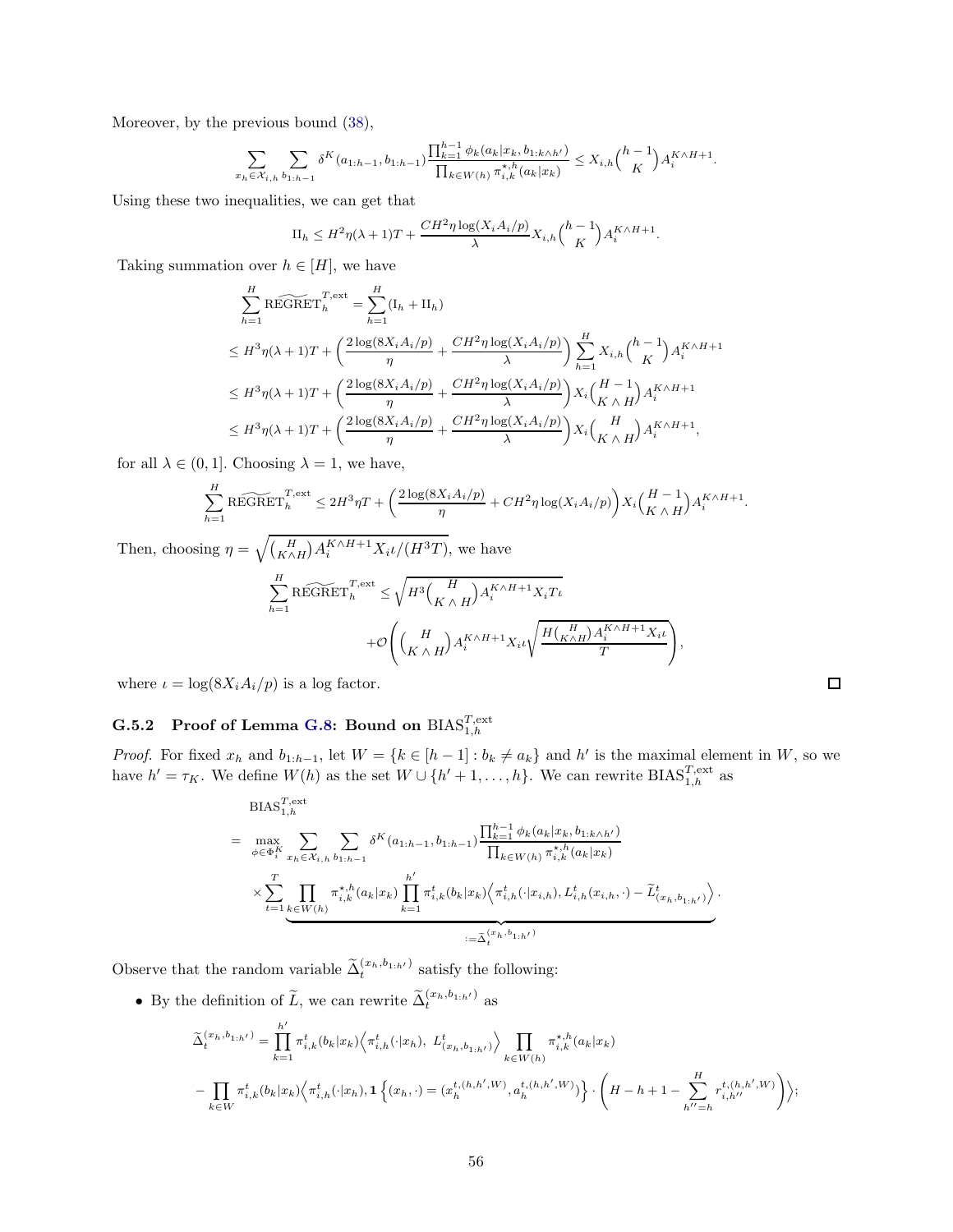Moreover, by the previous bound (38),

$$\sum_{x_h \in \mathcal{X}_{i,h}} \sum_{b_{1:h-1}} \delta^K(a_{1:h-1}, b_{1:h-1}) \frac{\prod_{k=1}^{h-1} \phi_k(a_k|x_k, b_{1:k\wedge h'})}{\prod_{k \in W(h)} \pi_{i,k}^{\star,h}(a_k|x_k)} \le X_{i,h}\binom{h-1}{K} A_i^{K\wedge H+1}.$$

Using these two inequalities, we can get that

$$\mathrm{II}_h \le H^2\eta(\lambda+1)T + \frac{CH^2\eta\log(X_iA_i/p)}{\lambda} X_{i,h}\binom{h-1}{K} A_i^{K\wedge H+1}.$$

Taking summation over $h \in [H]$, we have

$$\begin{aligned}
&\sum_{h=1}^{H} \widetilde{\mathrm{REGRET}}_h^{T,\mathrm{ext}} = \sum_{h=1}^{H} (\mathrm{I}_h + \mathrm{II}_h) \\
&\le H^3\eta(\lambda+1)T + \left(\frac{2\log(8X_iA_i/p)}{\eta} + \frac{CH^2\eta\log(X_iA_i/p)}{\lambda}\right) \sum_{h=1}^{H} X_{i,h}\binom{h-1}{K} A_i^{K\wedge H+1} \\
&\le H^3\eta(\lambda+1)T + \left(\frac{2\log(8X_iA_i/p)}{\eta} + \frac{CH^2\eta\log(X_iA_i/p)}{\lambda}\right) X_i\binom{H-1}{K\wedge H} A_i^{K\wedge H+1} \\
&\le H^3\eta(\lambda+1)T + \left(\frac{2\log(8X_iA_i/p)}{\eta} + \frac{CH^2\eta\log(X_iA_i/p)}{\lambda}\right) X_i\binom{H}{K\wedge H} A_i^{K\wedge H+1},
\end{aligned}$$

for all $\lambda \in (0,1]$. Choosing $\lambda = 1$, we have,

$$\sum_{h=1}^{H} \widetilde{\mathrm{REGRET}}_h^{T,\mathrm{ext}} \le 2H^3\eta T + \left(\frac{2\log(8X_iA_i/p)}{\eta} + CH^2\eta\log(X_iA_i/p)\right) X_i\binom{H-1}{K\wedge H} A_i^{K\wedge H+1}.$$

Then, choosing $\eta = \sqrt{\binom{H}{K\wedge H} A_i^{K\wedge H+1} X_i\iota/(H^3T)}$, we have

$$\sum_{h=1}^{H} \widetilde{\mathrm{REGRET}}_h^{T,\mathrm{ext}} \le \sqrt{H^3\binom{H}{K\wedge H} A_i^{K\wedge H+1} X_i T\iota} + \mathcal{O}\left(\binom{H}{K\wedge H} A_i^{K\wedge H+1} X_i\iota\sqrt{\frac{H\binom{H}{K\wedge H}A_i^{K\wedge H+1}X_i\iota}{T}}\right),$$

where $\iota = \log(8X_iA_i/p)$ is a log factor. □

### G.5.2 Proof of Lemma G.8: Bound on $\mathrm{BIAS}_{1,h}^{T,\mathrm{ext}}$

*Proof.* For fixed $x_h$ and $b_{1:h-1}$, let $W = \{k \in [h-1] : b_k \neq a_k\}$ and $h'$ is the maximal element in $W$, so we have $h' = \tau_K$. We define $W(h)$ as the set $W \cup \{h'+1, \ldots, h\}$. We can rewrite $\mathrm{BIAS}_{1,h}^{T,\mathrm{ext}}$ as

$$\begin{aligned}
&\mathrm{BIAS}_{1,h}^{T,\mathrm{ext}} \\
&= \max_{\phi \in \Phi_i^K} \sum_{x_h \in \mathcal{X}_{i,h}} \sum_{b_{1:h-1}} \delta^K(a_{1:h-1}, b_{1:h-1}) \frac{\prod_{k=1}^{h-1} \phi_k(a_k|x_k, b_{1:k\wedge h'})}{\prod_{k \in W(h)} \pi_{i,k}^{\star,h}(a_k|x_k)} \\
&\quad \times \underbrace{\sum_{t=1}^{T} \prod_{k \in W(h)} \pi_{i,k}^{\star,h}(a_k|x_k) \prod_{k=1}^{h'} \pi_{i,k}^t(b_k|x_k) \left\langle \pi_{i,h}^t(\cdot|x_{i,h}), L_{i,h}^t(x_{i,h},\cdot) - \widetilde{L}_{(x_h, b_{1:h'})}^t \right\rangle}_{:= \widetilde{\Delta}_t^{(x_h, b_{1:h'})}}.
\end{aligned}$$

Observe that the random variable $\widetilde{\Delta}_t^{(x_h, b_{1:h'})}$ satisfy the following:

- By the definition of $\widetilde{L}$, we can rewrite $\widetilde{\Delta}_t^{(x_h, b_{1:h'})}$ as

$$\begin{aligned}
\widetilde{\Delta}_t^{(x_h, b_{1:h'})} &= \prod_{k=1}^{h'} \pi_{i,k}^t(b_k|x_k) \left\langle \pi_{i,h}^t(\cdot|x_h),\ L_{(x_h, b_{1:h'})}^t \right\rangle \prod_{k \in W(h)} \pi_{i,k}^{\star,h}(a_k|x_k) \\
&- \prod_{k \in W} \pi_{i,k}^t(b_k|x_k) \left\langle \pi_{i,h}^t(\cdot|x_h), \mathbf{1}\left\{(x_h, \cdot) = (x_h^{t,(h,h',W)}, a_h^{t,(h,h',W)})\right\} \cdot \left(H - h + 1 - \sum_{h''=h}^{H} r_{i,h''}^{t,(h,h',W)}\right) \right\rangle;
\end{aligned}$$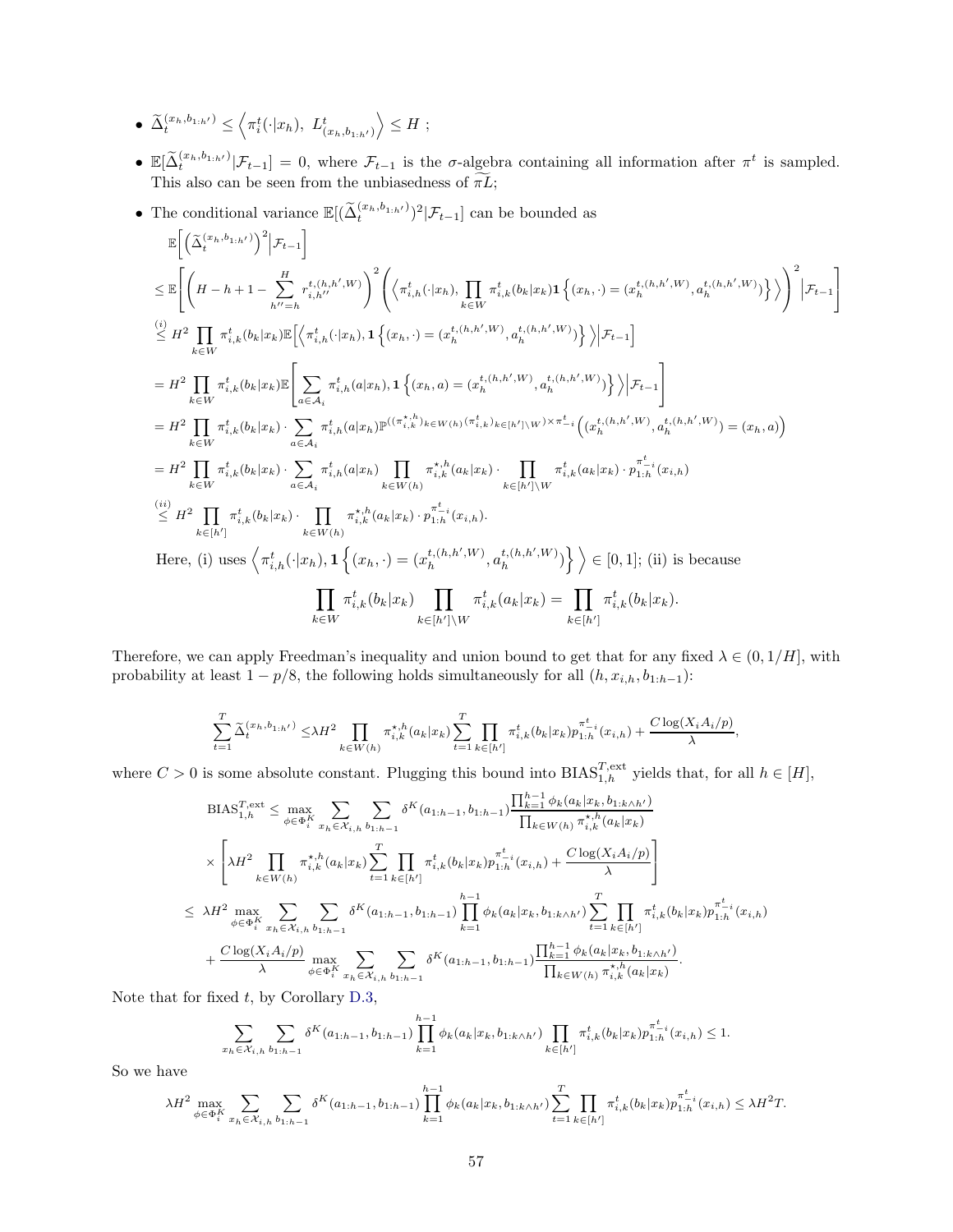- $\widetilde{\Delta}_t^{(x_h,b_{1:h'})} \le \left\langle \pi_i^t(\cdot|x_h),\ L^t_{(x_h,b_{1:h'})} \right\rangle \le H$ ;
- $\mathbb{E}[\widetilde{\Delta}_t^{(x_h,b_{1:h'})}|\mathcal{F}_{t-1}] = 0$, where $\mathcal{F}_{t-1}$ is the $\sigma$-algebra containing all information after $\pi^t$ is sampled. This also can be seen from the unbiasedness of $\widetilde{\pi L}$;
- The conditional variance $\mathbb{E}[(\widetilde{\Delta}_t^{(x_h,b_{1:h'})})^2|\mathcal{F}_{t-1}]$ can be bounded as

$$
\begin{aligned}
&\mathbb{E}\Big[\Big(\widetilde{\Delta}_t^{(x_h,b_{1:h'})}\Big)^2\Big|\mathcal{F}_{t-1}\Big] \\
&\le \mathbb{E}\left[\left(H-h+1-\sum_{h''=h}^{H} r_{i,h''}^{t,(h,h',W)}\right)^2\left(\left\langle \pi_{i,h}^t(\cdot|x_h), \prod_{k\in W}\pi_{i,k}^t(b_k|x_k)\mathbf{1}\left\{(x_h,\cdot)=(x_h^{t,(h,h',W)},a_h^{t,(h,h',W)})\right\}\right\rangle\right)^2\Big|\mathcal{F}_{t-1}\right] \\
&\overset{(i)}{\le} H^2\prod_{k\in W}\pi_{i,k}^t(b_k|x_k)\mathbb{E}\Big[\left\langle \pi_{i,h}^t(\cdot|x_h), \mathbf{1}\left\{(x_h,\cdot)=(x_h^{t,(h,h',W)},a_h^{t,(h,h',W)})\right\}\right\rangle\Big|\mathcal{F}_{t-1}\Big] \\
&= H^2\prod_{k\in W}\pi_{i,k}^t(b_k|x_k)\mathbb{E}\left[\sum_{a\in\mathcal{A}_i}\pi_{i,h}^t(a|x_h), \mathbf{1}\left\{(x_h,a)=(x_h^{t,(h,h',W)},a_h^{t,(h,h',W)})\right\}\Big|\mathcal{F}_{t-1}\right] \\
&= H^2\prod_{k\in W}\pi_{i,k}^t(b_k|x_k)\cdot\sum_{a\in\mathcal{A}_i}\pi_{i,h}^t(a|x_h)\mathbb{P}^{((\pi_{i,k}^{\star,h})_{k\in W(h)}(\pi_{i,k}^t)_{k\in[h']\setminus W})\times\pi_{-i}^t}\Big((x_h^{t,(h,h',W)},a_h^{t,(h,h',W)})=(x_h,a)\Big) \\
&= H^2\prod_{k\in W}\pi_{i,k}^t(b_k|x_k)\cdot\sum_{a\in\mathcal{A}_i}\pi_{i,h}^t(a|x_h)\prod_{k\in W(h)}\pi_{i,k}^{\star,h}(a_k|x_k)\cdot\prod_{k\in[h']\setminus W}\pi_{i,k}^t(a_k|x_k)\cdot p_{1:h}^{\pi_{-i}^t}(x_{i,h}) \\
&\overset{(ii)}{\le} H^2\prod_{k\in[h']}\pi_{i,k}^t(b_k|x_k)\cdot\prod_{k\in W(h)}\pi_{i,k}^{\star,h}(a_k|x_k)\cdot p_{1:h}^{\pi_{-i}^t}(x_{i,h}).
\end{aligned}
$$

Here, (i) uses $\left\langle \pi_{i,h}^t(\cdot|x_h), \mathbf{1}\left\{(x_h,\cdot)=(x_h^{t,(h,h',W)},a_h^{t,(h,h',W)})\right\}\right\rangle\in[0,1]$; (ii) is because

$$
\prod_{k\in W}\pi_{i,k}^t(b_k|x_k)\prod_{k\in[h']\setminus W}\pi_{i,k}^t(a_k|x_k)=\prod_{k\in[h']}\pi_{i,k}^t(b_k|x_k).
$$

Therefore, we can apply Freedman's inequality and union bound to get that for any fixed $\lambda\in(0,1/H]$, with probability at least $1-p/8$, the following holds simultaneously for all $(h,x_{i,h},b_{1:h-1})$:

$$
\sum_{t=1}^T\widetilde{\Delta}_t^{(x_h,b_{1:h'})}\le\lambda H^2\prod_{k\in W(h)}\pi_{i,k}^{\star,h}(a_k|x_k)\sum_{t=1}^T\prod_{k\in[h']}\pi_{i,k}^t(b_k|x_k)p_{1:h}^{\pi_{-i}^t}(x_{i,h})+\frac{C\log(X_iA_i/p)}{\lambda},
$$

where $C>0$ is some absolute constant. Plugging this bound into $\mathrm{BIAS}_{1,h}^{T,\mathrm{ext}}$ yields that, for all $h\in[H]$,

$$
\begin{aligned}
\mathrm{BIAS}_{1,h}^{T,\mathrm{ext}}&\le\max_{\phi\in\Phi_i^K}\sum_{x_h\in\mathcal{X}_{i,h}}\sum_{b_{1:h-1}}\delta^K(a_{1:h-1},b_{1:h-1})\frac{\prod_{k=1}^{h-1}\phi_k(a_k|x_k,b_{1:k\wedge h'})}{\prod_{k\in W(h)}\pi_{i,k}^{\star,h}(a_k|x_k)} \\
&\quad\times\left[\lambda H^2\prod_{k\in W(h)}\pi_{i,k}^{\star,h}(a_k|x_k)\sum_{t=1}^T\prod_{k\in[h']}\pi_{i,k}^t(b_k|x_k)p_{1:h}^{\pi_{-i}^t}(x_{i,h})+\frac{C\log(X_iA_i/p)}{\lambda}\right] \\
&\le\ \lambda H^2\max_{\phi\in\Phi_i^K}\sum_{x_h\in\mathcal{X}_{i,h}}\sum_{b_{1:h-1}}\delta^K(a_{1:h-1},b_{1:h-1})\prod_{k=1}^{h-1}\phi_k(a_k|x_k,b_{1:k\wedge h'})\sum_{t=1}^T\prod_{k\in[h']}\pi_{i,k}^t(b_k|x_k)p_{1:h}^{\pi_{-i}^t}(x_{i,h}) \\
&\quad+\frac{C\log(X_iA_i/p)}{\lambda}\max_{\phi\in\Phi_i^K}\sum_{x_h\in\mathcal{X}_{i,h}}\sum_{b_{1:h-1}}\delta^K(a_{1:h-1},b_{1:h-1})\frac{\prod_{k=1}^{h-1}\phi_k(a_k|x_k,b_{1:k\wedge h'})}{\prod_{k\in W(h)}\pi_{i,k}^{\star,h}(a_k|x_k)}.
\end{aligned}
$$

Note that for fixed $t$, by Corollary D.3,

$$
\sum_{x_h\in\mathcal{X}_{i,h}}\sum_{b_{1:h-1}}\delta^K(a_{1:h-1},b_{1:h-1})\prod_{k=1}^{h-1}\phi_k(a_k|x_k,b_{1:k\wedge h'})\prod_{k\in[h']}\pi_{i,k}^t(b_k|x_k)p_{1:h}^{\pi_{-i}^t}(x_{i,h})\le 1.
$$

So we have

$$
\lambda H^2\max_{\phi\in\Phi_i^K}\sum_{x_h\in\mathcal{X}_{i,h}}\sum_{b_{1:h-1}}\delta^K(a_{1:h-1},b_{1:h-1})\prod_{k=1}^{h-1}\phi_k(a_k|x_k,b_{1:k\wedge h'})\sum_{t=1}^T\prod_{k\in[h']}\pi_{i,k}^t(b_k|x_k)p_{1:h}^{\pi_{-i}^t}(x_{i,h})\le\lambda H^2T.
$$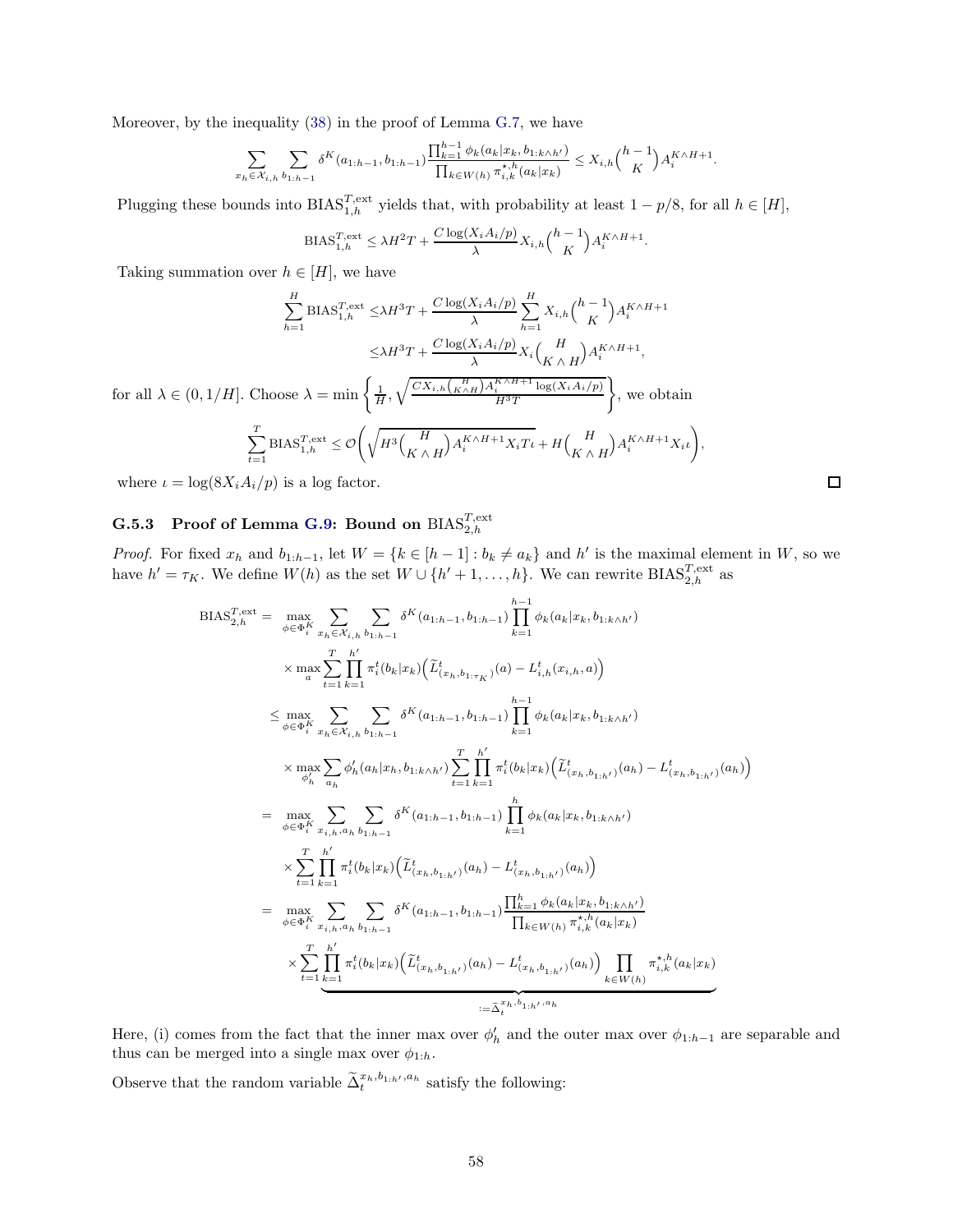Moreover, by the inequality (38) in the proof of Lemma G.7, we have

$$\sum_{x_h \in \mathcal{X}_{i,h}} \sum_{b_{1:h-1}} \delta^K(a_{1:h-1}, b_{1:h-1}) \frac{\prod_{k=1}^{h-1} \phi_k(a_k|x_k, b_{1:k\wedge h'})}{\prod_{k\in W(h)} \pi^{\star,h}_{i,k}(a_k|x_k)} \le X_{i,h}\binom{h-1}{K} A_i^{K\wedge H+1}.$$

Plugging these bounds into $\mathrm{BIAS}^{T,\mathrm{ext}}_{1,h}$ yields that, with probability at least $1-p/8$, for all $h \in [H]$,

$$\mathrm{BIAS}^{T,\mathrm{ext}}_{1,h} \le \lambda H^2 T + \frac{C\log(X_iA_i/p)}{\lambda} X_{i,h}\binom{h-1}{K} A_i^{K\wedge H+1}.$$

Taking summation over $h \in [H]$, we have

$$\begin{aligned}
\sum_{h=1}^H \mathrm{BIAS}^{T,\mathrm{ext}}_{1,h} \le& \lambda H^3 T + \frac{C\log(X_iA_i/p)}{\lambda} \sum_{h=1}^H X_{i,h}\binom{h-1}{K} A_i^{K\wedge H+1} \\
\le& \lambda H^3 T + \frac{C\log(X_iA_i/p)}{\lambda} X_i\binom{H}{K\wedge H} A_i^{K\wedge H+1},
\end{aligned}$$

for all $\lambda \in (0, 1/H]$. Choose $\lambda = \min\left\{\frac{1}{H}, \sqrt{\frac{CX_{i,h}\binom{H}{K\wedge H}A_i^{K\wedge H+1}\log(X_iA_i/p)}{H^3T}}\right\}$, we obtain

$$\sum_{t=1}^T \mathrm{BIAS}^{T,\mathrm{ext}}_{1,h} \le \mathcal{O}\left(\sqrt{H^3\binom{H}{K\wedge H}A_i^{K\wedge H+1}X_iT\iota} + H\binom{H}{K\wedge H}A_i^{K\wedge H+1}X_i\iota\right),$$

where $\iota = \log(8X_iA_i/p)$ is a log factor. ◻

### G.5.3 Proof of Lemma G.9: Bound on $\mathrm{BIAS}^{T,\mathrm{ext}}_{2,h}$

*Proof.* For fixed $x_h$ and $b_{1:h-1}$, let $W = \{k \in [h-1] : b_k \ne a_k\}$ and $h'$ is the maximal element in $W$, so we have $h' = \tau_K$. We define $W(h)$ as the set $W \cup \{h'+1, \dots, h\}$. We can rewrite $\mathrm{BIAS}^{T,\mathrm{ext}}_{2,h}$ as

$$\begin{aligned}
\mathrm{BIAS}^{T,\mathrm{ext}}_{2,h} =& \max_{\phi\in\Phi_i^K} \sum_{x_h\in\mathcal{X}_{i,h}} \sum_{b_{1:h-1}} \delta^K(a_{1:h-1}, b_{1:h-1}) \prod_{k=1}^{h-1}\phi_k(a_k|x_k, b_{1:k\wedge h'}) \\
&\times \max_a \sum_{t=1}^T \prod_{k=1}^{h'} \pi_i^t(b_k|x_k)\Big(\widetilde{L}^t_{(x_h, b_{1:\tau_K})}(a) - L^t_{i,h}(x_{i,h}, a)\Big) \\
\le& \max_{\phi\in\Phi_i^K} \sum_{x_h\in\mathcal{X}_{i,h}} \sum_{b_{1:h-1}} \delta^K(a_{1:h-1}, b_{1:h-1}) \prod_{k=1}^{h-1}\phi_k(a_k|x_k, b_{1:k\wedge h'}) \\
&\times \max_{\phi'_h} \sum_{a_h} \phi'_h(a_h|x_h, b_{1:k\wedge h'}) \sum_{t=1}^T \prod_{k=1}^{h'} \pi_i^t(b_k|x_k)\Big(\widetilde{L}^t_{(x_h, b_{1:h'})}(a_h) - L^t_{(x_h, b_{1:h'})}(a_h)\Big) \\
=& \max_{\phi\in\Phi_i^K} \sum_{x_{i,h}, a_h} \sum_{b_{1:h-1}} \delta^K(a_{1:h-1}, b_{1:h-1}) \prod_{k=1}^{h}\phi_k(a_k|x_k, b_{1:k\wedge h'}) \\
&\times \sum_{t=1}^T \prod_{k=1}^{h'} \pi_i^t(b_k|x_k)\Big(\widetilde{L}^t_{(x_h, b_{1:h'})}(a_h) - L^t_{(x_h, b_{1:h'})}(a_h)\Big) \\
=& \max_{\phi\in\Phi_i^K} \sum_{x_{i,h}, a_h} \sum_{b_{1:h-1}} \delta^K(a_{1:h-1}, b_{1:h-1}) \frac{\prod_{k=1}^{h}\phi_k(a_k|x_k, b_{1:k\wedge h'})}{\prod_{k\in W(h)} \pi^{\star,h}_{i,k}(a_k|x_k)} \\
&\times \underbrace{\sum_{t=1}^T \prod_{k=1}^{h'} \pi_i^t(b_k|x_k)\Big(\widetilde{L}^t_{(x_h, b_{1:h'})}(a_h) - L^t_{(x_h, b_{1:h'})}(a_h)\Big) \prod_{k\in W(h)} \pi^{\star,h}_{i,k}(a_k|x_k)}_{:=\widetilde{\Delta}_t^{x_h, b_{1:h'}, a_h}}
\end{aligned}$$

Here, (i) comes from the fact that the inner max over $\phi'_h$ and the outer max over $\phi_{1:h-1}$ are separable and thus can be merged into a single max over $\phi_{1:h}$.

Observe that the random variable $\widetilde{\Delta}_t^{x_h, b_{1:h'}, a_h}$ satisfy the following: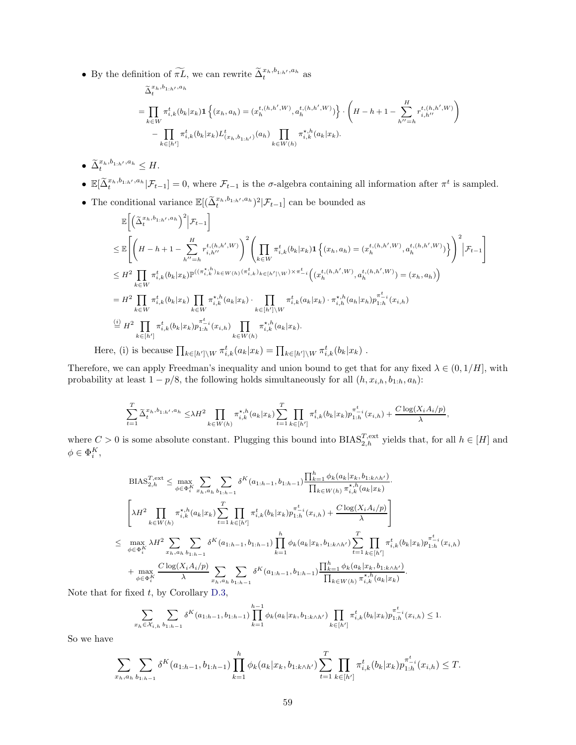- By the definition of $\widetilde{\pi L}$, we can rewrite $\widetilde{\Delta}_t^{x_h, b_{1:h'}, a_h}$ as

$$
\begin{aligned}
&\widetilde{\Delta}_t^{x_h, b_{1:h'}, a_h} \\
&= \prod_{k \in W} \pi_{i,k}^t(b_k|x_k) \mathbf{1}\left\{(x_h, a_h) = (x_h^{t,(h,h',W)}, a_h^{t,(h,h',W)})\right\} \cdot \left(H - h + 1 - \sum_{h''=h}^{H} r_{i,h''}^{t,(h,h',W)}\right) \\
&\quad - \prod_{k \in [h']} \pi_{i,k}^t(b_k|x_k) L_{(x_h, b_{1:h'})}^t(a_h) \prod_{k \in W(h)} \pi_{i,k}^{\star,h}(a_k|x_k).
\end{aligned}
$$

- $\widetilde{\Delta}_t^{x_h, b_{1:h'}, a_h} \le H$.
- $\mathbb{E}[\widetilde{\Delta}_t^{x_h, b_{1:h'}, a_h} | \mathcal{F}_{t-1}] = 0$, where $\mathcal{F}_{t-1}$ is the $\sigma$-algebra containing all information after $\pi^t$ is sampled.
- The conditional variance $\mathbb{E}[(\widetilde{\Delta}_t^{x_h, b_{1:h'}, a_h})^2 | \mathcal{F}_{t-1}]$ can be bounded as

$$
\begin{aligned}
&\mathbb{E}\left[\left(\widetilde{\Delta}_t^{x_h, b_{1:h'}, a_h}\right)^2 \Big| \mathcal{F}_{t-1}\right] \\
&\le \mathbb{E}\left[\left(H - h + 1 - \sum_{h''=h}^{H} r_{i,h''}^{t,(h,h',W)}\right)^2 \left(\prod_{k \in W} \pi_{i,k}^t(b_k|x_k) \mathbf{1}\left\{(x_h, a_h) = (x_h^{t,(h,h',W)}, a_h^{t,(h,h',W)})\right\}\right)^2 \Big| \mathcal{F}_{t-1}\right] \\
&\le H^2 \prod_{k \in W} \pi_{i,k}^t(b_k|x_k) \mathbb{P}^{((\pi_{i,k}^{\star,h})_{k \in W(h)} (\pi_{i,k}^t)_{k \in [h'] \setminus W}) \times \pi_{-i}^t}\left((x_h^{t,(h,h',W)}, a_h^{t,(h,h',W)}) = (x_h, a_h)\right) \\
&= H^2 \prod_{k \in W} \pi_{i,k}^t(b_k|x_k) \prod_{k \in W} \pi_{i,k}^{\star,h}(a_k|x_k) \cdot \prod_{k \in [h'] \setminus W} \pi_{i,k}^t(a_k|x_k) \cdot \pi_{i,h}^{\star,h}(a_h|x_h) p_{1:h}^{\pi_{-i}^t}(x_{i,h}) \\
&\overset{(i)}{=} H^2 \prod_{k \in [h']} \pi_{i,k}^t(b_k|x_k) p_{1:h}^{\pi_{-i}^t}(x_{i,h}) \prod_{k \in W(h)} \pi_{i,k}^{\star,h}(a_k|x_k).
\end{aligned}
$$

  Here, (i) is because $\prod_{k \in [h'] \setminus W} \pi_{i,k}^t(a_k|x_k) = \prod_{k \in [h'] \setminus W} \pi_{i,k}^t(b_k|x_k)$ .

Therefore, we can apply Freedman's inequality and union bound to get that for any fixed $\lambda \in (0, 1/H]$, with probability at least $1 - p/8$, the following holds simultaneously for all $(h, x_{i,h}, b_{1:h}, a_h)$:

$$
\sum_{t=1}^{T} \widetilde{\Delta}_t^{x_h, b_{1:h'}, a_h} \le \lambda H^2 \prod_{k \in W(h)} \pi_{i,k}^{\star,h}(a_k|x_k) \sum_{t=1}^{T} \prod_{k \in [h']} \pi_{i,k}^t(b_k|x_k) p_{1:h}^{\pi_{-i}^t}(x_{i,h}) + \frac{C \log(X_i A_i / p)}{\lambda},
$$

where $C > 0$ is some absolute constant. Plugging this bound into $\mathrm{BIAS}_{2,h}^{T,\mathrm{ext}}$ yields that, for all $h \in [H]$ and $\phi \in \Phi_i^K$,

$$
\begin{aligned}
\mathrm{BIAS}_{2,h}^{T,\mathrm{ext}} &\le \max_{\phi \in \Phi_i^K} \sum_{x_h, a_h} \sum_{b_{1:h-1}} \delta^K(a_{1:h-1}, b_{1:h-1}) \frac{\prod_{k=1}^{h} \phi_k(a_k|x_k, b_{1:k \wedge h'})}{\prod_{k \in W(h)} \pi_{i,k}^{\star,h}(a_k|x_k)} \cdot \\
&\quad \left[\lambda H^2 \prod_{k \in W(h)} \pi_{i,k}^{\star,h}(a_k|x_k) \sum_{t=1}^{T} \prod_{k \in [h']} \pi_{i,k}^t(b_k|x_k) p_{1:h}^{\pi_{-i}^t}(x_{i,h}) + \frac{C \log(X_i A_i / p)}{\lambda}\right] \\
&\le \max_{\phi \in \Phi_i^K} \lambda H^2 \sum_{x_h, a_h} \sum_{b_{1:h-1}} \delta^K(a_{1:h-1}, b_{1:h-1}) \prod_{k=1}^{h} \phi_k(a_k|x_k, b_{1:k \wedge h'}) \sum_{t=1}^{T} \prod_{k \in [h']} \pi_{i,k}^t(b_k|x_k) p_{1:h}^{\pi_{-i}^t}(x_{i,h}) \\
&\quad + \max_{\phi \in \Phi_i^K} \frac{C \log(X_i A_i / p)}{\lambda} \sum_{x_h, a_h} \sum_{b_{1:h-1}} \delta^K(a_{1:h-1}, b_{1:h-1}) \frac{\prod_{k=1}^{h} \phi_k(a_k|x_k, b_{1:k \wedge h'})}{\prod_{k \in W(h)} \pi_{i,k}^{\star,h}(a_k|x_k)}.
\end{aligned}
$$

Note that for fixed $t$, by Corollary D.3,

$$
\sum_{x_h \in \mathcal{X}_{i,h}} \sum_{b_{1:h-1}} \delta^K(a_{1:h-1}, b_{1:h-1}) \prod_{k=1}^{h-1} \phi_k(a_k|x_k, b_{1:k \wedge h'}) \prod_{k \in [h']} \pi_{i,k}^t(b_k|x_k) p_{1:h}^{\pi_{-i}^t}(x_{i,h}) \le 1.
$$

So we have

$$
\sum_{x_h, a_h} \sum_{b_{1:h-1}} \delta^K(a_{1:h-1}, b_{1:h-1}) \prod_{k=1}^{h} \phi_k(a_k|x_k, b_{1:k \wedge h'}) \sum_{t=1}^{T} \prod_{k \in [h']} \pi_{i,k}^t(b_k|x_k) p_{1:h}^{\pi_{-i}^t}(x_{i,h}) \le T.
$$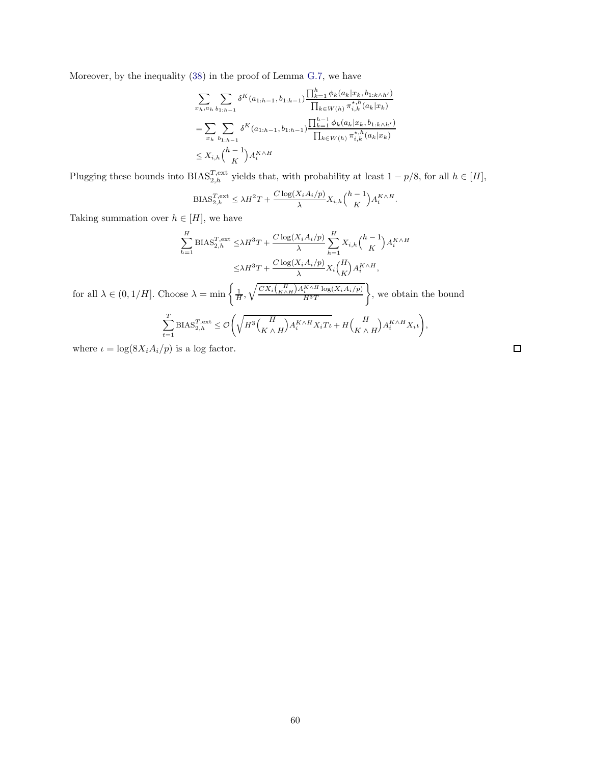Moreover, by the inequality (38) in the proof of Lemma G.7, we have

$$
\begin{aligned}
&\sum_{x_h, a_h} \sum_{b_{1:h-1}} \delta^K(a_{1:h-1}, b_{1:h-1}) \frac{\prod_{k=1}^{h} \phi_k(a_k|x_k, b_{1:k\wedge h'})}{\prod_{k \in W(h)} \pi_{i,k}^{\star,h}(a_k|x_k)} \\
&= \sum_{x_h} \sum_{b_{1:h-1}} \delta^K(a_{1:h-1}, b_{1:h-1}) \frac{\prod_{k=1}^{h-1} \phi_k(a_k|x_k, b_{1:k\wedge h'})}{\prod_{k \in W(h)} \pi_{i,k}^{\star,h}(a_k|x_k)} \\
&\leq X_{i,h} \binom{h-1}{K} A_i^{K\wedge H}
\end{aligned}
$$

Plugging these bounds into $\mathrm{BIAS}_{2,h}^{T,\mathrm{ext}}$ yields that, with probability at least $1-p/8$, for all $h \in [H]$,

$$
\mathrm{BIAS}_{2,h}^{T,\mathrm{ext}} \leq \lambda H^2 T + \frac{C \log(X_i A_i / p)}{\lambda} X_{i,h} \binom{h-1}{K} A_i^{K\wedge H}.
$$

Taking summation over $h \in [H]$, we have

$$
\begin{aligned}
\sum_{h=1}^{H} \mathrm{BIAS}_{2,h}^{T,\mathrm{ext}} \leq& \lambda H^3 T + \frac{C \log(X_i A_i / p)}{\lambda} \sum_{h=1}^{H} X_{i,h} \binom{h-1}{K} A_i^{K\wedge H} \\
\leq& \lambda H^3 T + \frac{C \log(X_i A_i / p)}{\lambda} X_i \binom{H}{K} A_i^{K\wedge H},
\end{aligned}
$$

for all $\lambda \in (0, 1/H]$. Choose $\lambda = \min\left\{ \frac{1}{H}, \sqrt{\frac{C X_i \binom{H}{K\wedge H} A_i^{K\wedge H} \log(X_i A_i/p)}{H^3 T}} \right\}$, we obtain the bound

$$
\sum_{t=1}^{T} \mathrm{BIAS}_{2,h}^{T,\mathrm{ext}} \leq \mathcal{O}\left( \sqrt{H^3 \binom{H}{K\wedge H} A_i^{K\wedge H} X_i T \iota} + H \binom{H}{K\wedge H} A_i^{K\wedge H} X_i \iota \right),
$$

where $\iota = \log(8 X_i A_i / p)$ is a log factor. $\square$